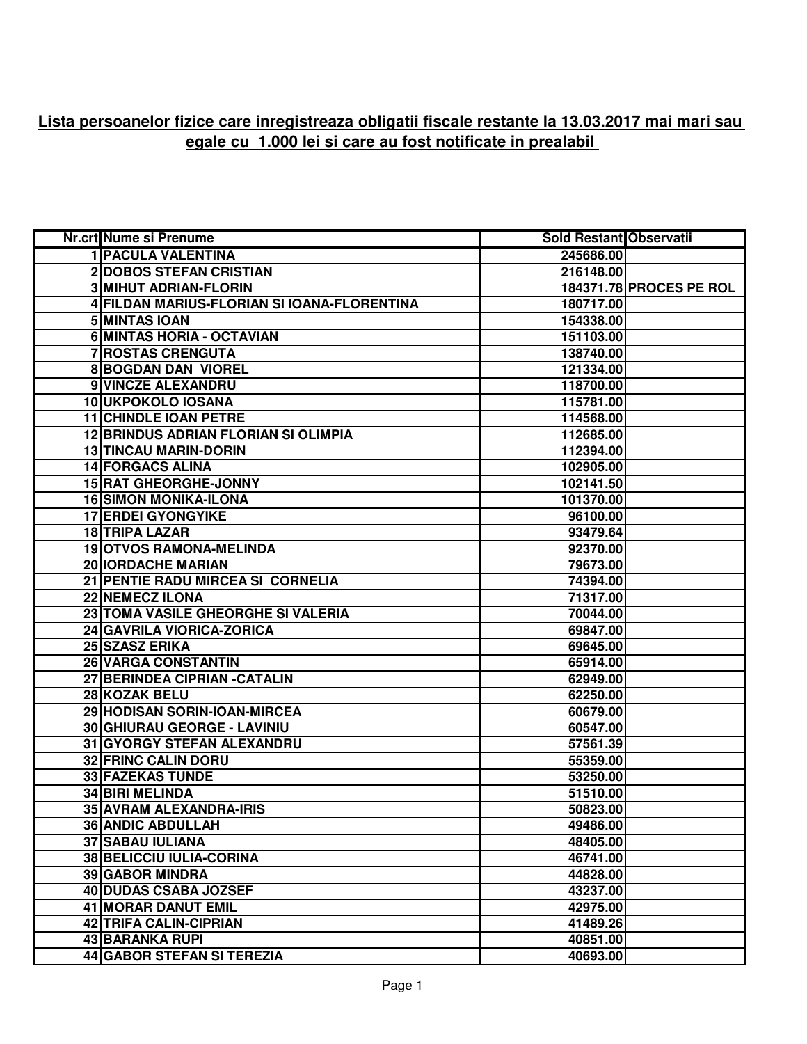**Lista persoanelor fizice care inregistreaza obligatii fiscale restante la 13.03.2017 mai mari sau egale cu 1.000 lei si care au fost notificate in prealabil**

| Nr.crt | Nume si Prenume | Sold Restant | Observatii |
|---|---|---|---|
| 1 | PACULA VALENTINA | 245686.00 | |
| 2 | DOBOS STEFAN CRISTIAN | 216148.00 | |
| 3 | MIHUT ADRIAN-FLORIN | 184371.78 | PROCES PE ROL |
| 4 | FILDAN MARIUS-FLORIAN SI IOANA-FLORENTINA | 180717.00 | |
| 5 | MINTAS IOAN | 154338.00 | |
| 6 | MINTAS HORIA - OCTAVIAN | 151103.00 | |
| 7 | ROSTAS CRENGUTA | 138740.00 | |
| 8 | BOGDAN DAN VIOREL | 121334.00 | |
| 9 | VINCZE ALEXANDRU | 118700.00 | |
| 10 | UKPOKOLO IOSANA | 115781.00 | |
| 11 | CHINDLE IOAN PETRE | 114568.00 | |
| 12 | BRINDUS ADRIAN FLORIAN SI OLIMPIA | 112685.00 | |
| 13 | TINCAU MARIN-DORIN | 112394.00 | |
| 14 | FORGACS ALINA | 102905.00 | |
| 15 | RAT GHEORGHE-JONNY | 102141.50 | |
| 16 | SIMON MONIKA-ILONA | 101370.00 | |
| 17 | ERDEI GYONGYIKE | 96100.00 | |
| 18 | TRIPA LAZAR | 93479.64 | |
| 19 | OTVOS RAMONA-MELINDA | 92370.00 | |
| 20 | IORDACHE MARIAN | 79673.00 | |
| 21 | PENTIE RADU MIRCEA SI CORNELIA | 74394.00 | |
| 22 | NEMECZ ILONA | 71317.00 | |
| 23 | TOMA VASILE GHEORGHE SI VALERIA | 70044.00 | |
| 24 | GAVRILA VIORICA-ZORICA | 69847.00 | |
| 25 | SZASZ ERIKA | 69645.00 | |
| 26 | VARGA CONSTANTIN | 65914.00 | |
| 27 | BERINDEA CIPRIAN -CATALIN | 62949.00 | |
| 28 | KOZAK BELU | 62250.00 | |
| 29 | HODISAN SORIN-IOAN-MIRCEA | 60679.00 | |
| 30 | GHIURAU GEORGE - LAVINIU | 60547.00 | |
| 31 | GYORGY STEFAN ALEXANDRU | 57561.39 | |
| 32 | FRINC CALIN DORU | 55359.00 | |
| 33 | FAZEKAS TUNDE | 53250.00 | |
| 34 | BIRI MELINDA | 51510.00 | |
| 35 | AVRAM ALEXANDRA-IRIS | 50823.00 | |
| 36 | ANDIC ABDULLAH | 49486.00 | |
| 37 | SABAU IULIANA | 48405.00 | |
| 38 | BELICCIU IULIA-CORINA | 46741.00 | |
| 39 | GABOR MINDRA | 44828.00 | |
| 40 | DUDAS CSABA JOZSEF | 43237.00 | |
| 41 | MORAR DANUT EMIL | 42975.00 | |
| 42 | TRIFA CALIN-CIPRIAN | 41489.26 | |
| 43 | BARANKA RUPI | 40851.00 | |
| 44 | GABOR STEFAN SI TEREZIA | 40693.00 | |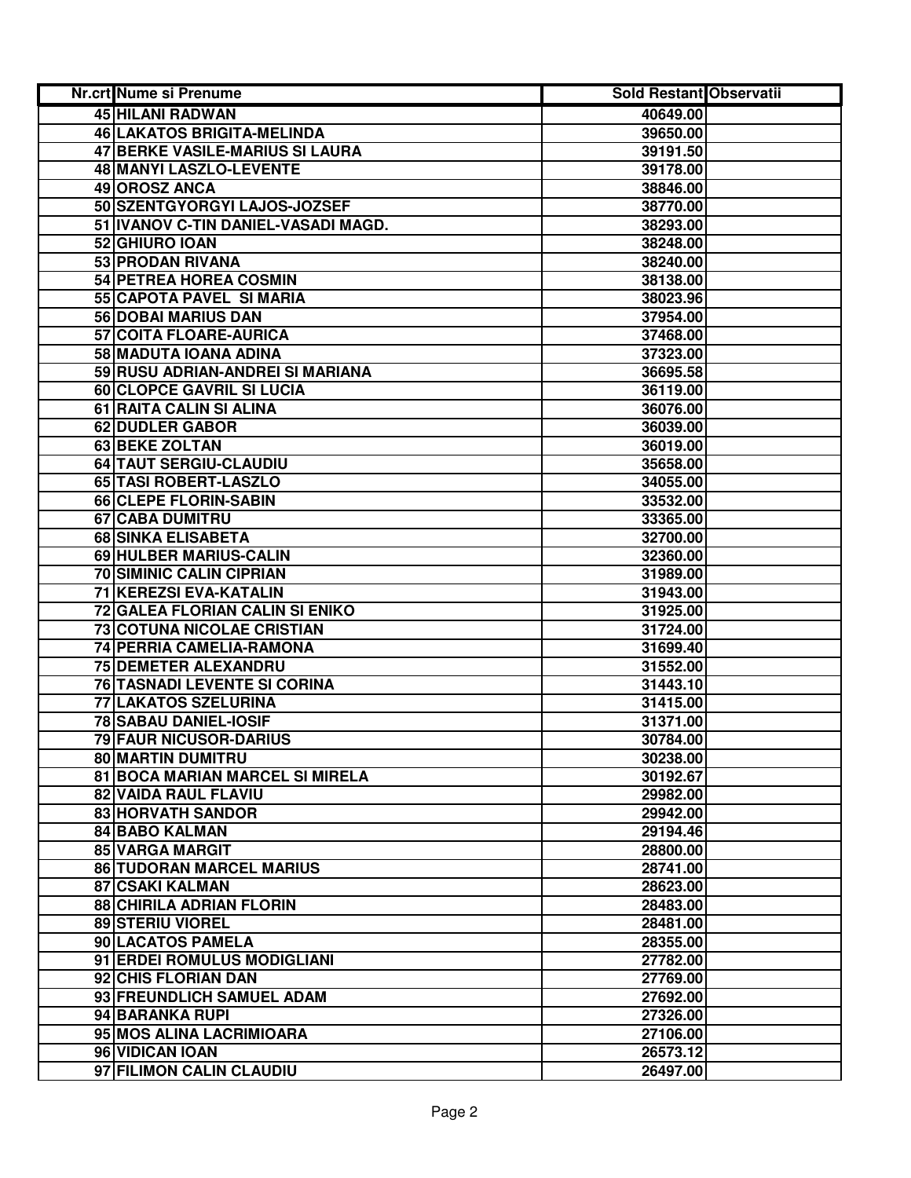| Nr.crt | Nume si Prenume | Sold Restant | Observatii |
|---|---|---|---|
| 45 | HILANI RADWAN | 40649.00 | |
| 46 | LAKATOS BRIGITA-MELINDA | 39650.00 | |
| 47 | BERKE VASILE-MARIUS SI LAURA | 39191.50 | |
| 48 | MANYI LASZLO-LEVENTE | 39178.00 | |
| 49 | OROSZ ANCA | 38846.00 | |
| 50 | SZENTGYORGYI LAJOS-JOZSEF | 38770.00 | |
| 51 | IVANOV C-TIN DANIEL-VASADI MAGD. | 38293.00 | |
| 52 | GHIURO IOAN | 38248.00 | |
| 53 | PRODAN RIVANA | 38240.00 | |
| 54 | PETREA HOREA COSMIN | 38138.00 | |
| 55 | CAPOTA PAVEL SI MARIA | 38023.96 | |
| 56 | DOBAI MARIUS DAN | 37954.00 | |
| 57 | COITA FLOARE-AURICA | 37468.00 | |
| 58 | MADUTA IOANA ADINA | 37323.00 | |
| 59 | RUSU ADRIAN-ANDREI SI MARIANA | 36695.58 | |
| 60 | CLOPCE GAVRIL SI LUCIA | 36119.00 | |
| 61 | RAITA CALIN SI ALINA | 36076.00 | |
| 62 | DUDLER GABOR | 36039.00 | |
| 63 | BEKE ZOLTAN | 36019.00 | |
| 64 | TAUT SERGIU-CLAUDIU | 35658.00 | |
| 65 | TASI ROBERT-LASZLO | 34055.00 | |
| 66 | CLEPE FLORIN-SABIN | 33532.00 | |
| 67 | CABA DUMITRU | 33365.00 | |
| 68 | SINKA ELISABETA | 32700.00 | |
| 69 | HULBER MARIUS-CALIN | 32360.00 | |
| 70 | SIMINIC CALIN CIPRIAN | 31989.00 | |
| 71 | KEREZSI EVA-KATALIN | 31943.00 | |
| 72 | GALEA FLORIAN CALIN SI ENIKO | 31925.00 | |
| 73 | COTUNA NICOLAE CRISTIAN | 31724.00 | |
| 74 | PERRIA CAMELIA-RAMONA | 31699.40 | |
| 75 | DEMETER ALEXANDRU | 31552.00 | |
| 76 | TASNADI LEVENTE SI CORINA | 31443.10 | |
| 77 | LAKATOS SZELURINA | 31415.00 | |
| 78 | SABAU DANIEL-IOSIF | 31371.00 | |
| 79 | FAUR NICUSOR-DARIUS | 30784.00 | |
| 80 | MARTIN DUMITRU | 30238.00 | |
| 81 | BOCA MARIAN MARCEL SI MIRELA | 30192.67 | |
| 82 | VAIDA RAUL FLAVIU | 29982.00 | |
| 83 | HORVATH SANDOR | 29942.00 | |
| 84 | BABO KALMAN | 29194.46 | |
| 85 | VARGA MARGIT | 28800.00 | |
| 86 | TUDORAN MARCEL MARIUS | 28741.00 | |
| 87 | CSAKI KALMAN | 28623.00 | |
| 88 | CHIRILA ADRIAN FLORIN | 28483.00 | |
| 89 | STERIU VIOREL | 28481.00 | |
| 90 | LACATOS PAMELA | 28355.00 | |
| 91 | ERDEI ROMULUS MODIGLIANI | 27782.00 | |
| 92 | CHIS FLORIAN DAN | 27769.00 | |
| 93 | FREUNDLICH SAMUEL ADAM | 27692.00 | |
| 94 | BARANKA RUPI | 27326.00 | |
| 95 | MOS ALINA LACRIMIOARA | 27106.00 | |
| 96 | VIDICAN IOAN | 26573.12 | |
| 97 | FILIMON CALIN CLAUDIU | 26497.00 | |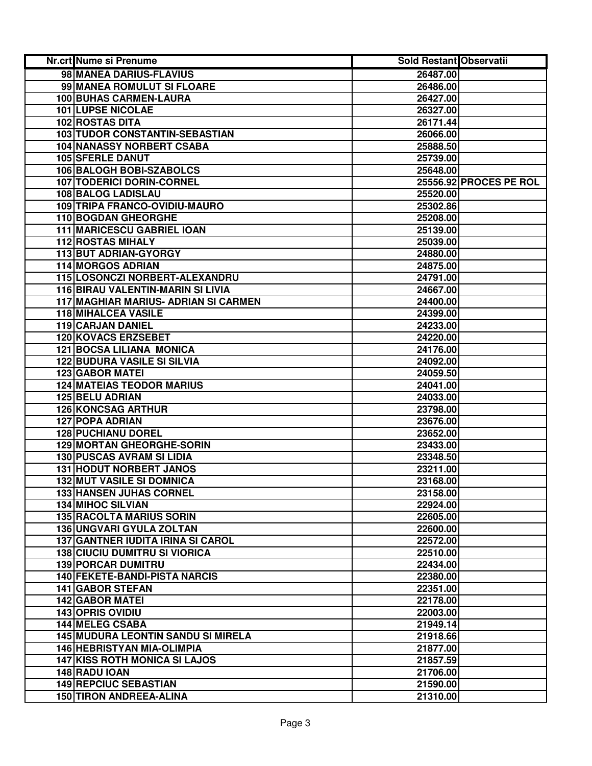| Nr.crt | Nume si Prenume | Sold Restant | Observatii |
|---|---|---|---|
| 98 | MANEA DARIUS-FLAVIUS | 26487.00 | |
| 99 | MANEA ROMULUT SI FLOARE | 26486.00 | |
| 100 | BUHAS CARMEN-LAURA | 26427.00 | |
| 101 | LUPSE NICOLAE | 26327.00 | |
| 102 | ROSTAS DITA | 26171.44 | |
| 103 | TUDOR CONSTANTIN-SEBASTIAN | 26066.00 | |
| 104 | NANASSY NORBERT CSABA | 25888.50 | |
| 105 | SFERLE DANUT | 25739.00 | |
| 106 | BALOGH BOBI-SZABOLCS | 25648.00 | |
| 107 | TODERICI DORIN-CORNEL | 25556.92 | PROCES PE ROL |
| 108 | BALOG LADISLAU | 25520.00 | |
| 109 | TRIPA FRANCO-OVIDIU-MAURO | 25302.86 | |
| 110 | BOGDAN GHEORGHE | 25208.00 | |
| 111 | MARICESCU GABRIEL IOAN | 25139.00 | |
| 112 | ROSTAS MIHALY | 25039.00 | |
| 113 | BUT ADRIAN-GYORGY | 24880.00 | |
| 114 | MORGOS ADRIAN | 24875.00 | |
| 115 | LOSONCZI NORBERT-ALEXANDRU | 24791.00 | |
| 116 | BIRAU VALENTIN-MARIN SI LIVIA | 24667.00 | |
| 117 | MAGHIAR MARIUS- ADRIAN SI CARMEN | 24400.00 | |
| 118 | MIHALCEA VASILE | 24399.00 | |
| 119 | CARJAN DANIEL | 24233.00 | |
| 120 | KOVACS ERZSEBET | 24220.00 | |
| 121 | BOCSA LILIANA MONICA | 24176.00 | |
| 122 | BUDURA VASILE SI SILVIA | 24092.00 | |
| 123 | GABOR MATEI | 24059.50 | |
| 124 | MATEIAS TEODOR MARIUS | 24041.00 | |
| 125 | BELU ADRIAN | 24033.00 | |
| 126 | KONCSAG ARTHUR | 23798.00 | |
| 127 | POPA ADRIAN | 23676.00 | |
| 128 | PUCHIANU DOREL | 23652.00 | |
| 129 | MORTAN GHEORGHE-SORIN | 23433.00 | |
| 130 | PUSCAS AVRAM SI LIDIA | 23348.50 | |
| 131 | HODUT NORBERT JANOS | 23211.00 | |
| 132 | MUT VASILE SI DOMNICA | 23168.00 | |
| 133 | HANSEN JUHAS CORNEL | 23158.00 | |
| 134 | MIHOC SILVIAN | 22924.00 | |
| 135 | RACOLTA MARIUS SORIN | 22605.00 | |
| 136 | UNGVARI GYULA ZOLTAN | 22600.00 | |
| 137 | GANTNER IUDITA IRINA SI CAROL | 22572.00 | |
| 138 | CIUCIU DUMITRU SI VIORICA | 22510.00 | |
| 139 | PORCAR DUMITRU | 22434.00 | |
| 140 | FEKETE-BANDI-PISTA NARCIS | 22380.00 | |
| 141 | GABOR STEFAN | 22351.00 | |
| 142 | GABOR MATEI | 22178.00 | |
| 143 | OPRIS OVIDIU | 22003.00 | |
| 144 | MELEG CSABA | 21949.14 | |
| 145 | MUDURA LEONTIN SANDU SI MIRELA | 21918.66 | |
| 146 | HEBRISTYAN MIA-OLIMPIA | 21877.00 | |
| 147 | KISS ROTH MONICA SI LAJOS | 21857.59 | |
| 148 | RADU IOAN | 21706.00 | |
| 149 | REPCIUC SEBASTIAN | 21590.00 | |
| 150 | TIRON ANDREEA-ALINA | 21310.00 | |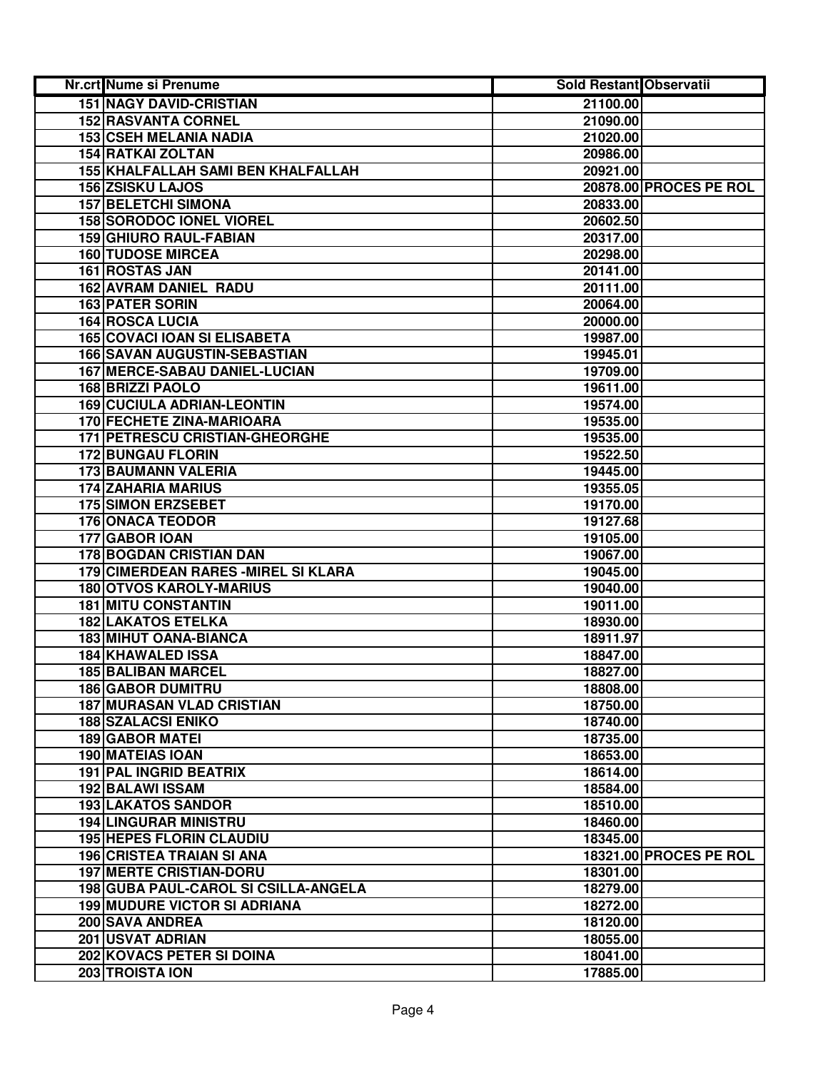| Nr.crt | Nume si Prenume | Sold Restant | Observatii |
|---|---|---|---|
| 151 | NAGY DAVID-CRISTIAN | 21100.00 | |
| 152 | RASVANTA CORNEL | 21090.00 | |
| 153 | CSEH MELANIA NADIA | 21020.00 | |
| 154 | RATKAI ZOLTAN | 20986.00 | |
| 155 | KHALFALLAH SAMI BEN KHALFALLAH | 20921.00 | |
| 156 | ZSISKU LAJOS | 20878.00 | PROCES PE ROL |
| 157 | BELETCHI SIMONA | 20833.00 | |
| 158 | SORODOC IONEL VIOREL | 20602.50 | |
| 159 | GHIURO RAUL-FABIAN | 20317.00 | |
| 160 | TUDOSE MIRCEA | 20298.00 | |
| 161 | ROSTAS JAN | 20141.00 | |
| 162 | AVRAM DANIEL RADU | 20111.00 | |
| 163 | PATER SORIN | 20064.00 | |
| 164 | ROSCA LUCIA | 20000.00 | |
| 165 | COVACI IOAN SI ELISABETA | 19987.00 | |
| 166 | SAVAN AUGUSTIN-SEBASTIAN | 19945.01 | |
| 167 | MERCE-SABAU DANIEL-LUCIAN | 19709.00 | |
| 168 | BRIZZI PAOLO | 19611.00 | |
| 169 | CUCIULA ADRIAN-LEONTIN | 19574.00 | |
| 170 | FECHETE ZINA-MARIOARA | 19535.00 | |
| 171 | PETRESCU CRISTIAN-GHEORGHE | 19535.00 | |
| 172 | BUNGAU FLORIN | 19522.50 | |
| 173 | BAUMANN VALERIA | 19445.00 | |
| 174 | ZAHARIA MARIUS | 19355.05 | |
| 175 | SIMON ERZSEBET | 19170.00 | |
| 176 | ONACA TEODOR | 19127.68 | |
| 177 | GABOR IOAN | 19105.00 | |
| 178 | BOGDAN CRISTIAN DAN | 19067.00 | |
| 179 | CIMERDEAN RARES -MIREL SI KLARA | 19045.00 | |
| 180 | OTVOS KAROLY-MARIUS | 19040.00 | |
| 181 | MITU CONSTANTIN | 19011.00 | |
| 182 | LAKATOS ETELKA | 18930.00 | |
| 183 | MIHUT OANA-BIANCA | 18911.97 | |
| 184 | KHAWALED ISSA | 18847.00 | |
| 185 | BALIBAN MARCEL | 18827.00 | |
| 186 | GABOR DUMITRU | 18808.00 | |
| 187 | MURASAN VLAD CRISTIAN | 18750.00 | |
| 188 | SZALACSI ENIKO | 18740.00 | |
| 189 | GABOR MATEI | 18735.00 | |
| 190 | MATEIAS IOAN | 18653.00 | |
| 191 | PAL INGRID BEATRIX | 18614.00 | |
| 192 | BALAWI ISSAM | 18584.00 | |
| 193 | LAKATOS SANDOR | 18510.00 | |
| 194 | LINGURAR MINISTRU | 18460.00 | |
| 195 | HEPES FLORIN CLAUDIU | 18345.00 | |
| 196 | CRISTEA TRAIAN SI ANA | 18321.00 | PROCES PE ROL |
| 197 | MERTE CRISTIAN-DORU | 18301.00 | |
| 198 | GUBA PAUL-CAROL SI CSILLA-ANGELA | 18279.00 | |
| 199 | MUDURE VICTOR SI ADRIANA | 18272.00 | |
| 200 | SAVA ANDREA | 18120.00 | |
| 201 | USVAT ADRIAN | 18055.00 | |
| 202 | KOVACS PETER SI DOINA | 18041.00 | |
| 203 | TROISTA ION | 17885.00 | |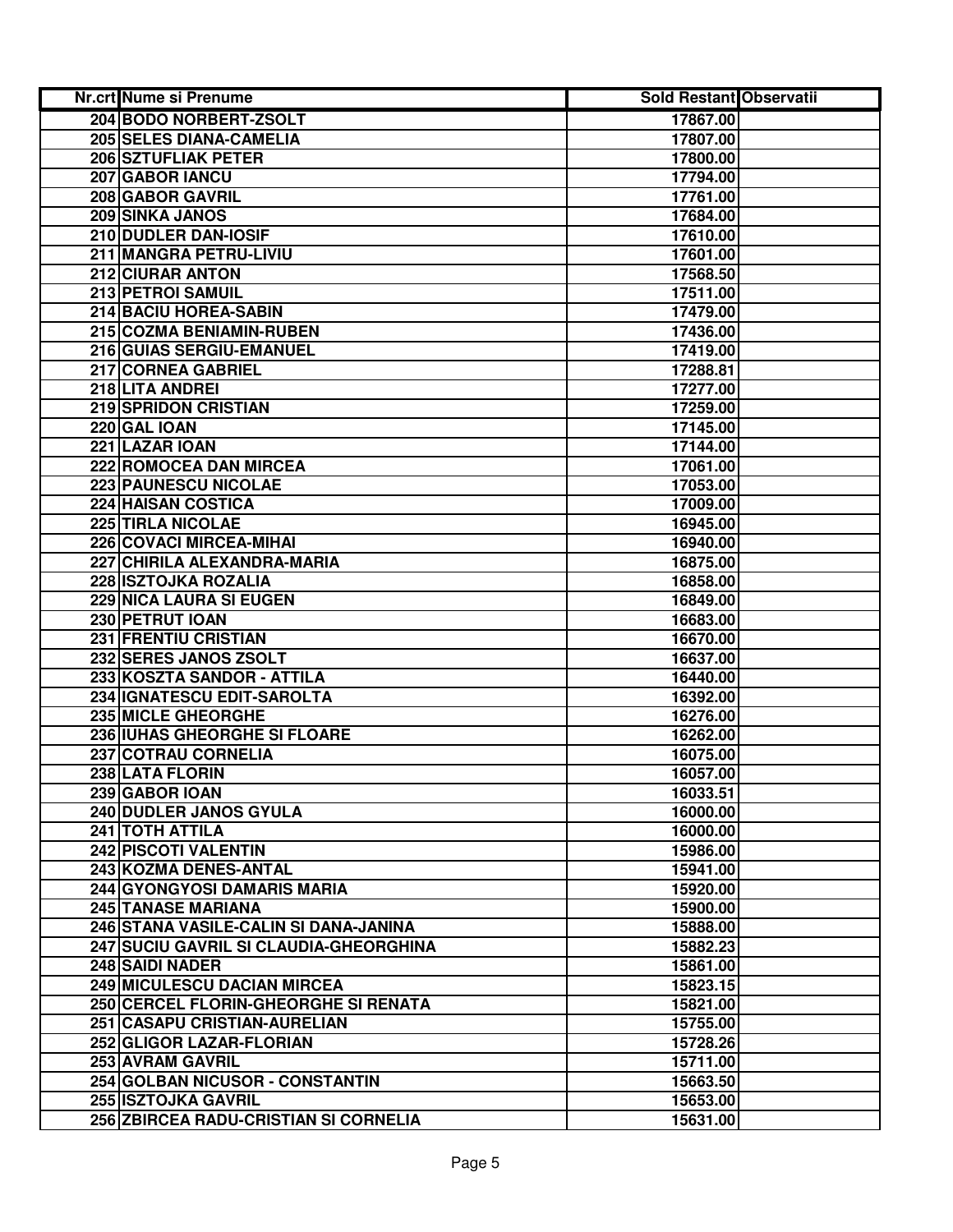| Nr.crt | Nume si Prenume | Sold Restant | Observatii |
|---|---|---|---|
| 204 | BODO NORBERT-ZSOLT | 17867.00 | |
| 205 | SELES DIANA-CAMELIA | 17807.00 | |
| 206 | SZTUFLIAK PETER | 17800.00 | |
| 207 | GABOR IANCU | 17794.00 | |
| 208 | GABOR GAVRIL | 17761.00 | |
| 209 | SINKA JANOS | 17684.00 | |
| 210 | DUDLER DAN-IOSIF | 17610.00 | |
| 211 | MANGRA PETRU-LIVIU | 17601.00 | |
| 212 | CIURAR ANTON | 17568.50 | |
| 213 | PETROI SAMUIL | 17511.00 | |
| 214 | BACIU HOREA-SABIN | 17479.00 | |
| 215 | COZMA BENIAMIN-RUBEN | 17436.00 | |
| 216 | GUIAS SERGIU-EMANUEL | 17419.00 | |
| 217 | CORNEA GABRIEL | 17288.81 | |
| 218 | LITA ANDREI | 17277.00 | |
| 219 | SPRIDON CRISTIAN | 17259.00 | |
| 220 | GAL IOAN | 17145.00 | |
| 221 | LAZAR IOAN | 17144.00 | |
| 222 | ROMOCEA DAN MIRCEA | 17061.00 | |
| 223 | PAUNESCU NICOLAE | 17053.00 | |
| 224 | HAISAN COSTICA | 17009.00 | |
| 225 | TIRLA NICOLAE | 16945.00 | |
| 226 | COVACI MIRCEA-MIHAI | 16940.00 | |
| 227 | CHIRILA ALEXANDRA-MARIA | 16875.00 | |
| 228 | ISZTOJKA ROZALIA | 16858.00 | |
| 229 | NICA LAURA SI EUGEN | 16849.00 | |
| 230 | PETRUT IOAN | 16683.00 | |
| 231 | FRENTIU CRISTIAN | 16670.00 | |
| 232 | SERES JANOS ZSOLT | 16637.00 | |
| 233 | KOSZTA SANDOR - ATTILA | 16440.00 | |
| 234 | IGNATESCU EDIT-SAROLTA | 16392.00 | |
| 235 | MICLE GHEORGHE | 16276.00 | |
| 236 | IUHAS GHEORGHE SI FLOARE | 16262.00 | |
| 237 | COTRAU CORNELIA | 16075.00 | |
| 238 | LATA FLORIN | 16057.00 | |
| 239 | GABOR IOAN | 16033.51 | |
| 240 | DUDLER JANOS GYULA | 16000.00 | |
| 241 | TOTH ATTILA | 16000.00 | |
| 242 | PISCOTI VALENTIN | 15986.00 | |
| 243 | KOZMA DENES-ANTAL | 15941.00 | |
| 244 | GYONGYOSI DAMARIS MARIA | 15920.00 | |
| 245 | TANASE MARIANA | 15900.00 | |
| 246 | STANA VASILE-CALIN SI DANA-JANINA | 15888.00 | |
| 247 | SUCIU GAVRIL SI CLAUDIA-GHEORGHINA | 15882.23 | |
| 248 | SAIDI NADER | 15861.00 | |
| 249 | MICULESCU DACIAN MIRCEA | 15823.15 | |
| 250 | CERCEL FLORIN-GHEORGHE SI RENATA | 15821.00 | |
| 251 | CASAPU CRISTIAN-AURELIAN | 15755.00 | |
| 252 | GLIGOR LAZAR-FLORIAN | 15728.26 | |
| 253 | AVRAM GAVRIL | 15711.00 | |
| 254 | GOLBAN NICUSOR - CONSTANTIN | 15663.50 | |
| 255 | ISZTOJKA GAVRIL | 15653.00 | |
| 256 | ZBIRCEA RADU-CRISTIAN SI CORNELIA | 15631.00 | |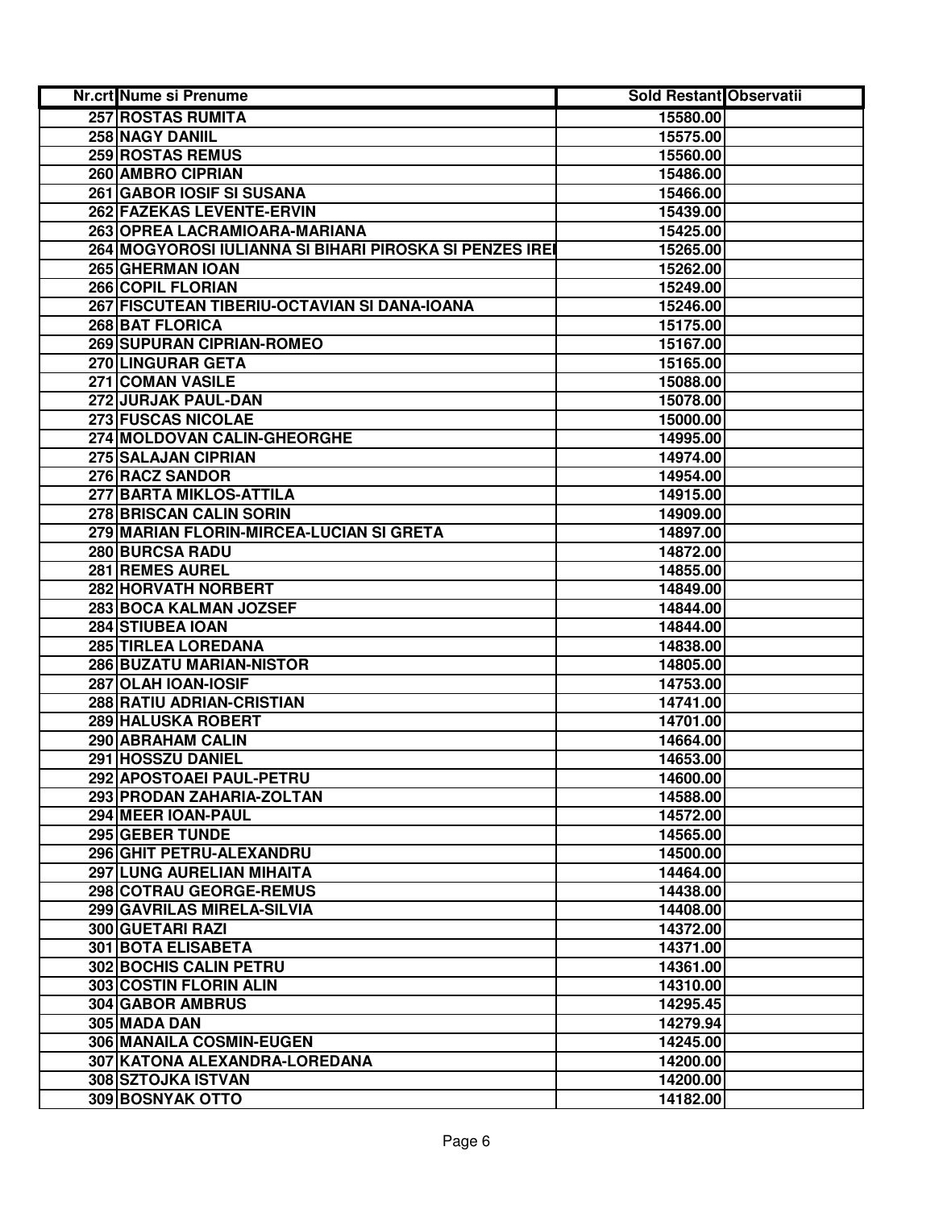| Nr.crt | Nume si Prenume | Sold Restant | Observatii |
|---|---|---|---|
| 257 | ROSTAS RUMITA | 15580.00 | |
| 258 | NAGY DANIIL | 15575.00 | |
| 259 | ROSTAS REMUS | 15560.00 | |
| 260 | AMBRO CIPRIAN | 15486.00 | |
| 261 | GABOR IOSIF SI SUSANA | 15466.00 | |
| 262 | FAZEKAS LEVENTE-ERVIN | 15439.00 | |
| 263 | OPREA LACRAMIOARA-MARIANA | 15425.00 | |
| 264 | MOGYOROSI IULIANNA SI BIHARI PIROSKA SI PENZES IREI | 15265.00 | |
| 265 | GHERMAN IOAN | 15262.00 | |
| 266 | COPIL FLORIAN | 15249.00 | |
| 267 | FISCUTEAN TIBERIU-OCTAVIAN SI DANA-IOANA | 15246.00 | |
| 268 | BAT FLORICA | 15175.00 | |
| 269 | SUPURAN CIPRIAN-ROMEO | 15167.00 | |
| 270 | LINGURAR GETA | 15165.00 | |
| 271 | COMAN VASILE | 15088.00 | |
| 272 | JURJAK PAUL-DAN | 15078.00 | |
| 273 | FUSCAS NICOLAE | 15000.00 | |
| 274 | MOLDOVAN CALIN-GHEORGHE | 14995.00 | |
| 275 | SALAJAN CIPRIAN | 14974.00 | |
| 276 | RACZ SANDOR | 14954.00 | |
| 277 | BARTA MIKLOS-ATTILA | 14915.00 | |
| 278 | BRISCAN CALIN SORIN | 14909.00 | |
| 279 | MARIAN FLORIN-MIRCEA-LUCIAN SI GRETA | 14897.00 | |
| 280 | BURCSA RADU | 14872.00 | |
| 281 | REMES AUREL | 14855.00 | |
| 282 | HORVATH NORBERT | 14849.00 | |
| 283 | BOCA KALMAN JOZSEF | 14844.00 | |
| 284 | STIUBEA IOAN | 14844.00 | |
| 285 | TIRLEA LOREDANA | 14838.00 | |
| 286 | BUZATU MARIAN-NISTOR | 14805.00 | |
| 287 | OLAH IOAN-IOSIF | 14753.00 | |
| 288 | RATIU ADRIAN-CRISTIAN | 14741.00 | |
| 289 | HALUSKA ROBERT | 14701.00 | |
| 290 | ABRAHAM CALIN | 14664.00 | |
| 291 | HOSSZU DANIEL | 14653.00 | |
| 292 | APOSTOAEI PAUL-PETRU | 14600.00 | |
| 293 | PRODAN ZAHARIA-ZOLTAN | 14588.00 | |
| 294 | MEER IOAN-PAUL | 14572.00 | |
| 295 | GEBER TUNDE | 14565.00 | |
| 296 | GHIT PETRU-ALEXANDRU | 14500.00 | |
| 297 | LUNG AURELIAN MIHAITA | 14464.00 | |
| 298 | COTRAU GEORGE-REMUS | 14438.00 | |
| 299 | GAVRILAS MIRELA-SILVIA | 14408.00 | |
| 300 | GUETARI RAZI | 14372.00 | |
| 301 | BOTA ELISABETA | 14371.00 | |
| 302 | BOCHIS CALIN PETRU | 14361.00 | |
| 303 | COSTIN FLORIN ALIN | 14310.00 | |
| 304 | GABOR AMBRUS | 14295.45 | |
| 305 | MADA DAN | 14279.94 | |
| 306 | MANAILA COSMIN-EUGEN | 14245.00 | |
| 307 | KATONA ALEXANDRA-LOREDANA | 14200.00 | |
| 308 | SZTOJKA ISTVAN | 14200.00 | |
| 309 | BOSNYAK OTTO | 14182.00 | |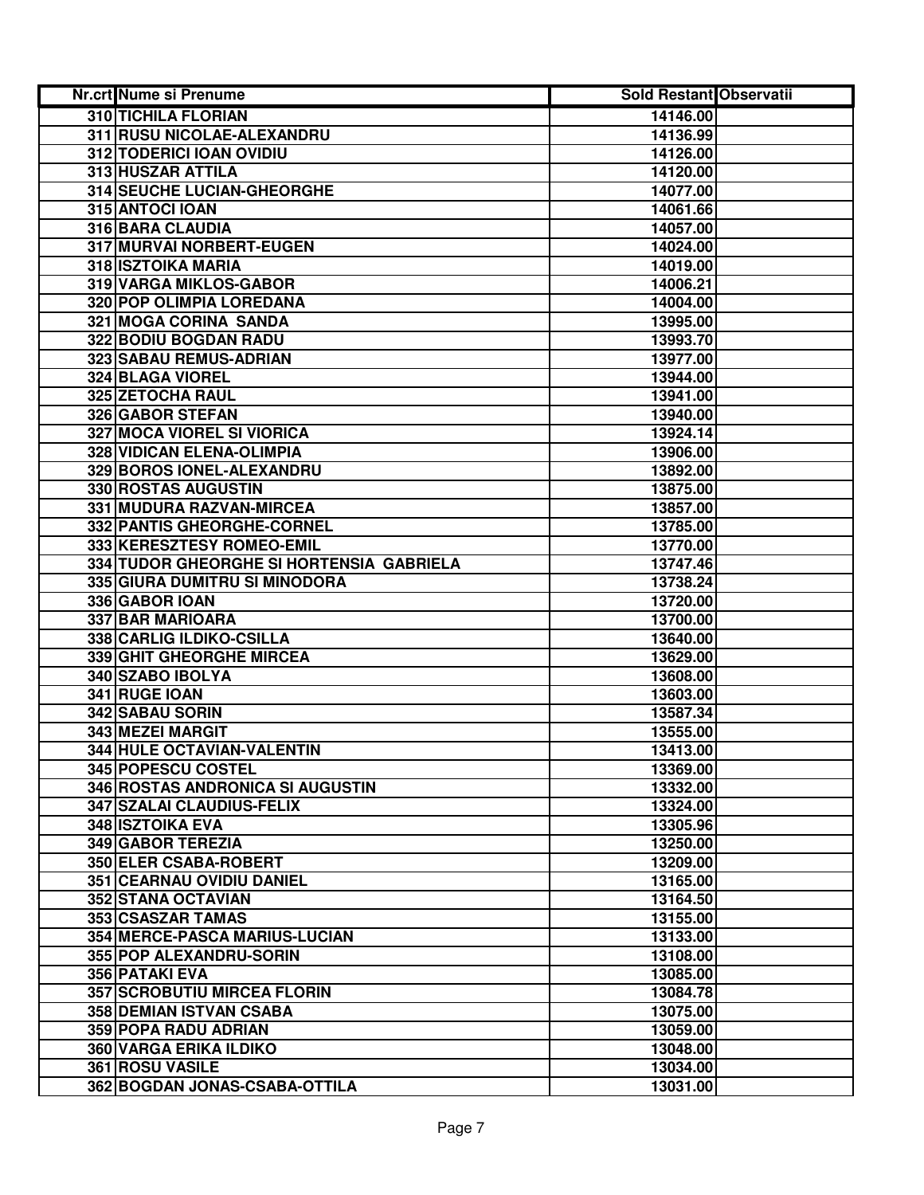| Nr.crt | Nume si Prenume | Sold Restant | Observatii |
|---|---|---|---|
| 310 | TICHILA FLORIAN | 14146.00 | |
| 311 | RUSU NICOLAE-ALEXANDRU | 14136.99 | |
| 312 | TODERICI IOAN OVIDIU | 14126.00 | |
| 313 | HUSZAR ATTILA | 14120.00 | |
| 314 | SEUCHE LUCIAN-GHEORGHE | 14077.00 | |
| 315 | ANTOCI IOAN | 14061.66 | |
| 316 | BARA CLAUDIA | 14057.00 | |
| 317 | MURVAI NORBERT-EUGEN | 14024.00 | |
| 318 | ISZTOIKA MARIA | 14019.00 | |
| 319 | VARGA MIKLOS-GABOR | 14006.21 | |
| 320 | POP OLIMPIA LOREDANA | 14004.00 | |
| 321 | MOGA CORINA SANDA | 13995.00 | |
| 322 | BODIU BOGDAN RADU | 13993.70 | |
| 323 | SABAU REMUS-ADRIAN | 13977.00 | |
| 324 | BLAGA VIOREL | 13944.00 | |
| 325 | ZETOCHA RAUL | 13941.00 | |
| 326 | GABOR STEFAN | 13940.00 | |
| 327 | MOCA VIOREL SI VIORICA | 13924.14 | |
| 328 | VIDICAN ELENA-OLIMPIA | 13906.00 | |
| 329 | BOROS IONEL-ALEXANDRU | 13892.00 | |
| 330 | ROSTAS AUGUSTIN | 13875.00 | |
| 331 | MUDURA RAZVAN-MIRCEA | 13857.00 | |
| 332 | PANTIS GHEORGHE-CORNEL | 13785.00 | |
| 333 | KERESZTESY ROMEO-EMIL | 13770.00 | |
| 334 | TUDOR GHEORGHE SI HORTENSIA GABRIELA | 13747.46 | |
| 335 | GIURA DUMITRU SI MINODORA | 13738.24 | |
| 336 | GABOR IOAN | 13720.00 | |
| 337 | BAR MARIOARA | 13700.00 | |
| 338 | CARLIG ILDIKO-CSILLA | 13640.00 | |
| 339 | GHIT GHEORGHE MIRCEA | 13629.00 | |
| 340 | SZABO IBOLYA | 13608.00 | |
| 341 | RUGE IOAN | 13603.00 | |
| 342 | SABAU SORIN | 13587.34 | |
| 343 | MEZEI MARGIT | 13555.00 | |
| 344 | HULE OCTAVIAN-VALENTIN | 13413.00 | |
| 345 | POPESCU COSTEL | 13369.00 | |
| 346 | ROSTAS ANDRONICA SI AUGUSTIN | 13332.00 | |
| 347 | SZALAI CLAUDIUS-FELIX | 13324.00 | |
| 348 | ISZTOIKA EVA | 13305.96 | |
| 349 | GABOR TEREZIA | 13250.00 | |
| 350 | ELER CSABA-ROBERT | 13209.00 | |
| 351 | CEARNAU OVIDIU DANIEL | 13165.00 | |
| 352 | STANA OCTAVIAN | 13164.50 | |
| 353 | CSASZAR TAMAS | 13155.00 | |
| 354 | MERCE-PASCA MARIUS-LUCIAN | 13133.00 | |
| 355 | POP ALEXANDRU-SORIN | 13108.00 | |
| 356 | PATAKI EVA | 13085.00 | |
| 357 | SCROBUTIU MIRCEA FLORIN | 13084.78 | |
| 358 | DEMIAN ISTVAN CSABA | 13075.00 | |
| 359 | POPA RADU ADRIAN | 13059.00 | |
| 360 | VARGA ERIKA ILDIKO | 13048.00 | |
| 361 | ROSU VASILE | 13034.00 | |
| 362 | BOGDAN JONAS-CSABA-OTTILA | 13031.00 | |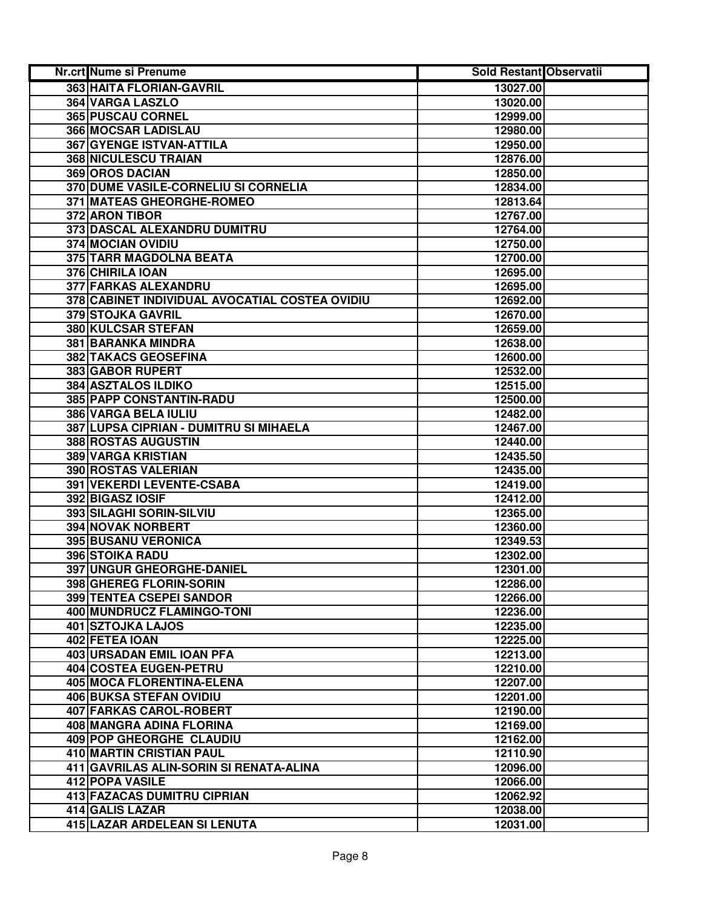| Nr.crt | Nume si Prenume | Sold Restant | Observatii |
| --- | --- | --- | --- |
| 363 | HAITA FLORIAN-GAVRIL | 13027.00 | |
| 364 | VARGA LASZLO | 13020.00 | |
| 365 | PUSCAU CORNEL | 12999.00 | |
| 366 | MOCSAR LADISLAU | 12980.00 | |
| 367 | GYENGE ISTVAN-ATTILA | 12950.00 | |
| 368 | NICULESCU TRAIAN | 12876.00 | |
| 369 | OROS DACIAN | 12850.00 | |
| 370 | DUME VASILE-CORNELIU SI CORNELIA | 12834.00 | |
| 371 | MATEAS GHEORGHE-ROMEO | 12813.64 | |
| 372 | ARON TIBOR | 12767.00 | |
| 373 | DASCAL ALEXANDRU DUMITRU | 12764.00 | |
| 374 | MOCIAN OVIDIU | 12750.00 | |
| 375 | TARR MAGDOLNA BEATA | 12700.00 | |
| 376 | CHIRILA IOAN | 12695.00 | |
| 377 | FARKAS ALEXANDRU | 12695.00 | |
| 378 | CABINET INDIVIDUAL AVOCATIAL COSTEA OVIDIU | 12692.00 | |
| 379 | STOJKA GAVRIL | 12670.00 | |
| 380 | KULCSAR STEFAN | 12659.00 | |
| 381 | BARANKA MINDRA | 12638.00 | |
| 382 | TAKACS GEOSEFINA | 12600.00 | |
| 383 | GABOR RUPERT | 12532.00 | |
| 384 | ASZTALOS ILDIKO | 12515.00 | |
| 385 | PAPP CONSTANTIN-RADU | 12500.00 | |
| 386 | VARGA BELA IULIU | 12482.00 | |
| 387 | LUPSA CIPRIAN - DUMITRU SI MIHAELA | 12467.00 | |
| 388 | ROSTAS AUGUSTIN | 12440.00 | |
| 389 | VARGA KRISTIAN | 12435.50 | |
| 390 | ROSTAS VALERIAN | 12435.00 | |
| 391 | VEKERDI LEVENTE-CSABA | 12419.00 | |
| 392 | BIGASZ IOSIF | 12412.00 | |
| 393 | SILAGHI SORIN-SILVIU | 12365.00 | |
| 394 | NOVAK NORBERT | 12360.00 | |
| 395 | BUSANU VERONICA | 12349.53 | |
| 396 | STOIKA RADU | 12302.00 | |
| 397 | UNGUR GHEORGHE-DANIEL | 12301.00 | |
| 398 | GHEREG FLORIN-SORIN | 12286.00 | |
| 399 | TENTEA CSEPEI SANDOR | 12266.00 | |
| 400 | MUNDRUCZ FLAMINGO-TONI | 12236.00 | |
| 401 | SZTOJKA LAJOS | 12235.00 | |
| 402 | FETEA IOAN | 12225.00 | |
| 403 | URSADAN EMIL IOAN PFA | 12213.00 | |
| 404 | COSTEA EUGEN-PETRU | 12210.00 | |
| 405 | MOCA FLORENTINA-ELENA | 12207.00 | |
| 406 | BUKSA STEFAN OVIDIU | 12201.00 | |
| 407 | FARKAS CAROL-ROBERT | 12190.00 | |
| 408 | MANGRA ADINA FLORINA | 12169.00 | |
| 409 | POP GHEORGHE CLAUDIU | 12162.00 | |
| 410 | MARTIN CRISTIAN PAUL | 12110.90 | |
| 411 | GAVRILAS ALIN-SORIN SI RENATA-ALINA | 12096.00 | |
| 412 | POPA VASILE | 12066.00 | |
| 413 | FAZACAS DUMITRU CIPRIAN | 12062.92 | |
| 414 | GALIS LAZAR | 12038.00 | |
| 415 | LAZAR ARDELEAN SI LENUTA | 12031.00 | |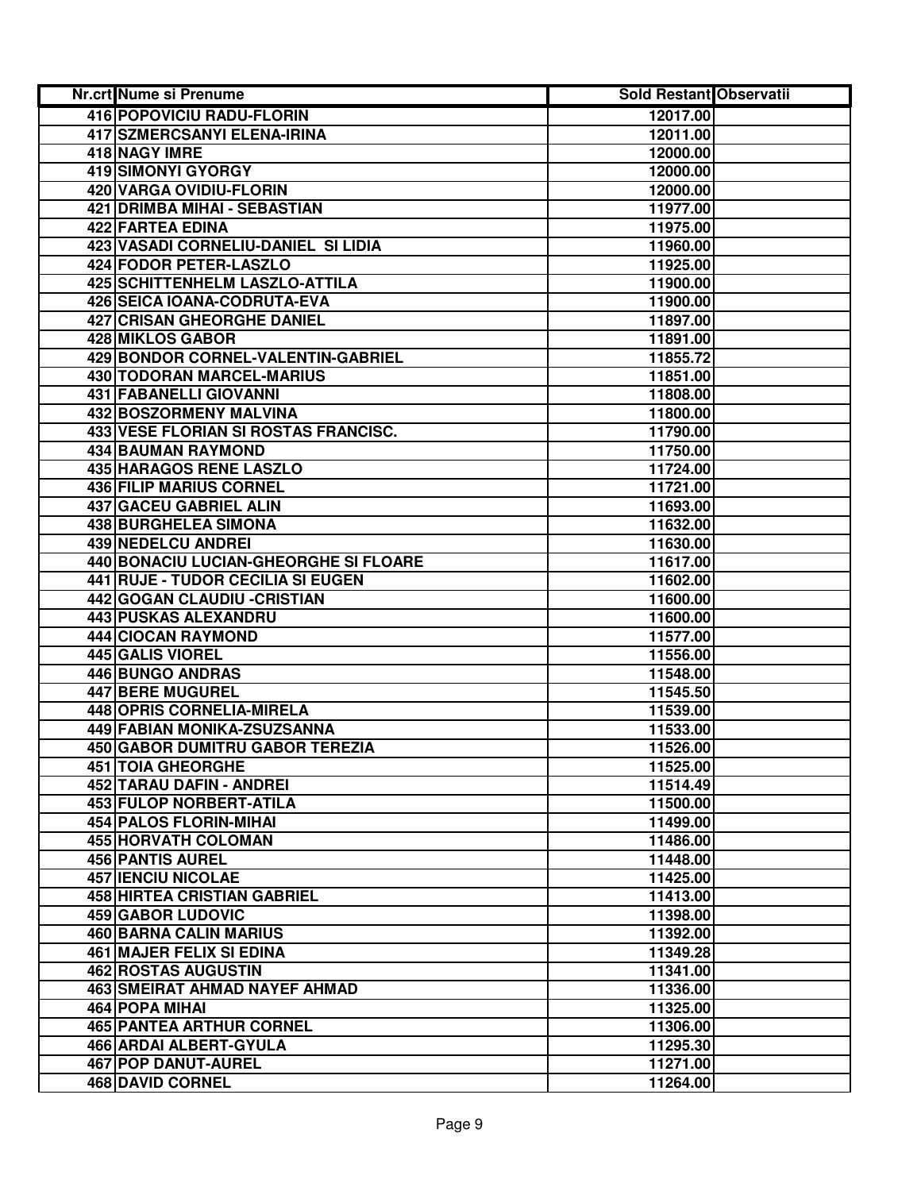| Nr.crt | Nume si Prenume | Sold Restant | Observatii |
|---|---|---|---|
| 416 | POPOVICIU RADU-FLORIN | 12017.00 | |
| 417 | SZMERCSANYI ELENA-IRINA | 12011.00 | |
| 418 | NAGY IMRE | 12000.00 | |
| 419 | SIMONYI GYORGY | 12000.00 | |
| 420 | VARGA OVIDIU-FLORIN | 12000.00 | |
| 421 | DRIMBA MIHAI - SEBASTIAN | 11977.00 | |
| 422 | FARTEA EDINA | 11975.00 | |
| 423 | VASADI CORNELIU-DANIEL SI LIDIA | 11960.00 | |
| 424 | FODOR PETER-LASZLO | 11925.00 | |
| 425 | SCHITTENHELM LASZLO-ATTILA | 11900.00 | |
| 426 | SEICA IOANA-CODRUTA-EVA | 11900.00 | |
| 427 | CRISAN GHEORGHE DANIEL | 11897.00 | |
| 428 | MIKLOS GABOR | 11891.00 | |
| 429 | BONDOR CORNEL-VALENTIN-GABRIEL | 11855.72 | |
| 430 | TODORAN MARCEL-MARIUS | 11851.00 | |
| 431 | FABANELLI GIOVANNI | 11808.00 | |
| 432 | BOSZORMENY MALVINA | 11800.00 | |
| 433 | VESE FLORIAN SI ROSTAS FRANCISC. | 11790.00 | |
| 434 | BAUMAN RAYMOND | 11750.00 | |
| 435 | HARAGOS RENE LASZLO | 11724.00 | |
| 436 | FILIP MARIUS CORNEL | 11721.00 | |
| 437 | GACEU GABRIEL ALIN | 11693.00 | |
| 438 | BURGHELEA SIMONA | 11632.00 | |
| 439 | NEDELCU ANDREI | 11630.00 | |
| 440 | BONACIU LUCIAN-GHEORGHE SI FLOARE | 11617.00 | |
| 441 | RUJE - TUDOR CECILIA SI EUGEN | 11602.00 | |
| 442 | GOGAN CLAUDIU -CRISTIAN | 11600.00 | |
| 443 | PUSKAS ALEXANDRU | 11600.00 | |
| 444 | CIOCAN RAYMOND | 11577.00 | |
| 445 | GALIS VIOREL | 11556.00 | |
| 446 | BUNGO ANDRAS | 11548.00 | |
| 447 | BERE MUGUREL | 11545.50 | |
| 448 | OPRIS CORNELIA-MIRELA | 11539.00 | |
| 449 | FABIAN MONIKA-ZSUZSANNA | 11533.00 | |
| 450 | GABOR DUMITRU GABOR TEREZIA | 11526.00 | |
| 451 | TOIA GHEORGHE | 11525.00 | |
| 452 | TARAU DAFIN - ANDREI | 11514.49 | |
| 453 | FULOP NORBERT-ATILA | 11500.00 | |
| 454 | PALOS FLORIN-MIHAI | 11499.00 | |
| 455 | HORVATH COLOMAN | 11486.00 | |
| 456 | PANTIS AUREL | 11448.00 | |
| 457 | IENCIU NICOLAE | 11425.00 | |
| 458 | HIRTEA CRISTIAN GABRIEL | 11413.00 | |
| 459 | GABOR LUDOVIC | 11398.00 | |
| 460 | BARNA CALIN MARIUS | 11392.00 | |
| 461 | MAJER FELIX SI EDINA | 11349.28 | |
| 462 | ROSTAS AUGUSTIN | 11341.00 | |
| 463 | SMEIRAT AHMAD NAYEF AHMAD | 11336.00 | |
| 464 | POPA MIHAI | 11325.00 | |
| 465 | PANTEA ARTHUR CORNEL | 11306.00 | |
| 466 | ARDAI ALBERT-GYULA | 11295.30 | |
| 467 | POP DANUT-AUREL | 11271.00 | |
| 468 | DAVID CORNEL | 11264.00 | |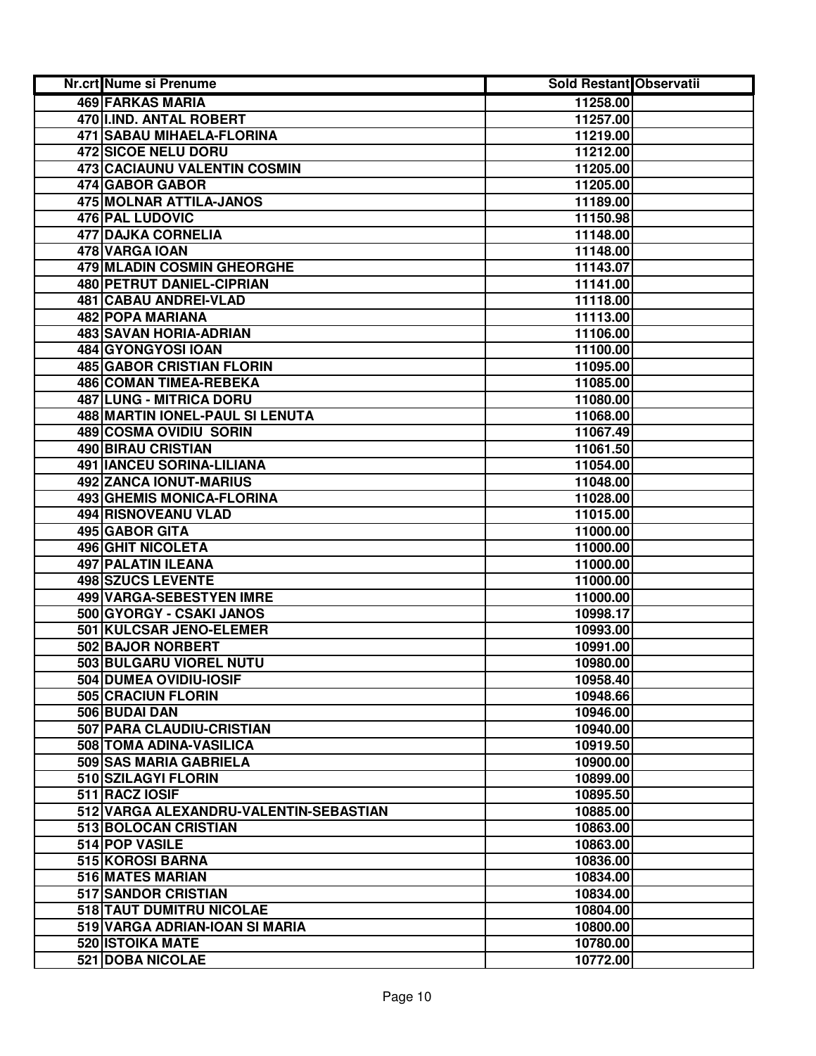| Nr.crt | Nume si Prenume | Sold Restant | Observatii |
|---|---|---|---|
| 469 | FARKAS MARIA | 11258.00 | |
| 470 | I.IND. ANTAL ROBERT | 11257.00 | |
| 471 | SABAU MIHAELA-FLORINA | 11219.00 | |
| 472 | SICOE NELU DORU | 11212.00 | |
| 473 | CACIAUNU VALENTIN COSMIN | 11205.00 | |
| 474 | GABOR GABOR | 11205.00 | |
| 475 | MOLNAR ATTILA-JANOS | 11189.00 | |
| 476 | PAL LUDOVIC | 11150.98 | |
| 477 | DAJKA CORNELIA | 11148.00 | |
| 478 | VARGA IOAN | 11148.00 | |
| 479 | MLADIN COSMIN GHEORGHE | 11143.07 | |
| 480 | PETRUT DANIEL-CIPRIAN | 11141.00 | |
| 481 | CABAU ANDREI-VLAD | 11118.00 | |
| 482 | POPA MARIANA | 11113.00 | |
| 483 | SAVAN HORIA-ADRIAN | 11106.00 | |
| 484 | GYONGYOSI IOAN | 11100.00 | |
| 485 | GABOR CRISTIAN FLORIN | 11095.00 | |
| 486 | COMAN TIMEA-REBEKA | 11085.00 | |
| 487 | LUNG - MITRICA DORU | 11080.00 | |
| 488 | MARTIN IONEL-PAUL SI LENUTA | 11068.00 | |
| 489 | COSMA OVIDIU SORIN | 11067.49 | |
| 490 | BIRAU CRISTIAN | 11061.50 | |
| 491 | IANCEU SORINA-LILIANA | 11054.00 | |
| 492 | ZANCA IONUT-MARIUS | 11048.00 | |
| 493 | GHEMIS MONICA-FLORINA | 11028.00 | |
| 494 | RISNOVEANU VLAD | 11015.00 | |
| 495 | GABOR GITA | 11000.00 | |
| 496 | GHIT NICOLETA | 11000.00 | |
| 497 | PALATIN ILEANA | 11000.00 | |
| 498 | SZUCS LEVENTE | 11000.00 | |
| 499 | VARGA-SEBESTYEN IMRE | 11000.00 | |
| 500 | GYORGY - CSAKI JANOS | 10998.17 | |
| 501 | KULCSAR JENO-ELEMER | 10993.00 | |
| 502 | BAJOR NORBERT | 10991.00 | |
| 503 | BULGARU VIOREL NUTU | 10980.00 | |
| 504 | DUMEA OVIDIU-IOSIF | 10958.40 | |
| 505 | CRACIUN FLORIN | 10948.66 | |
| 506 | BUDAI DAN | 10946.00 | |
| 507 | PARA CLAUDIU-CRISTIAN | 10940.00 | |
| 508 | TOMA ADINA-VASILICA | 10919.50 | |
| 509 | SAS MARIA GABRIELA | 10900.00 | |
| 510 | SZILAGYI FLORIN | 10899.00 | |
| 511 | RACZ IOSIF | 10895.50 | |
| 512 | VARGA ALEXANDRU-VALENTIN-SEBASTIAN | 10885.00 | |
| 513 | BOLOCAN CRISTIAN | 10863.00 | |
| 514 | POP VASILE | 10863.00 | |
| 515 | KOROSI BARNA | 10836.00 | |
| 516 | MATES MARIAN | 10834.00 | |
| 517 | SANDOR CRISTIAN | 10834.00 | |
| 518 | TAUT DUMITRU NICOLAE | 10804.00 | |
| 519 | VARGA ADRIAN-IOAN SI MARIA | 10800.00 | |
| 520 | ISTOIKA MATE | 10780.00 | |
| 521 | DOBA NICOLAE | 10772.00 | |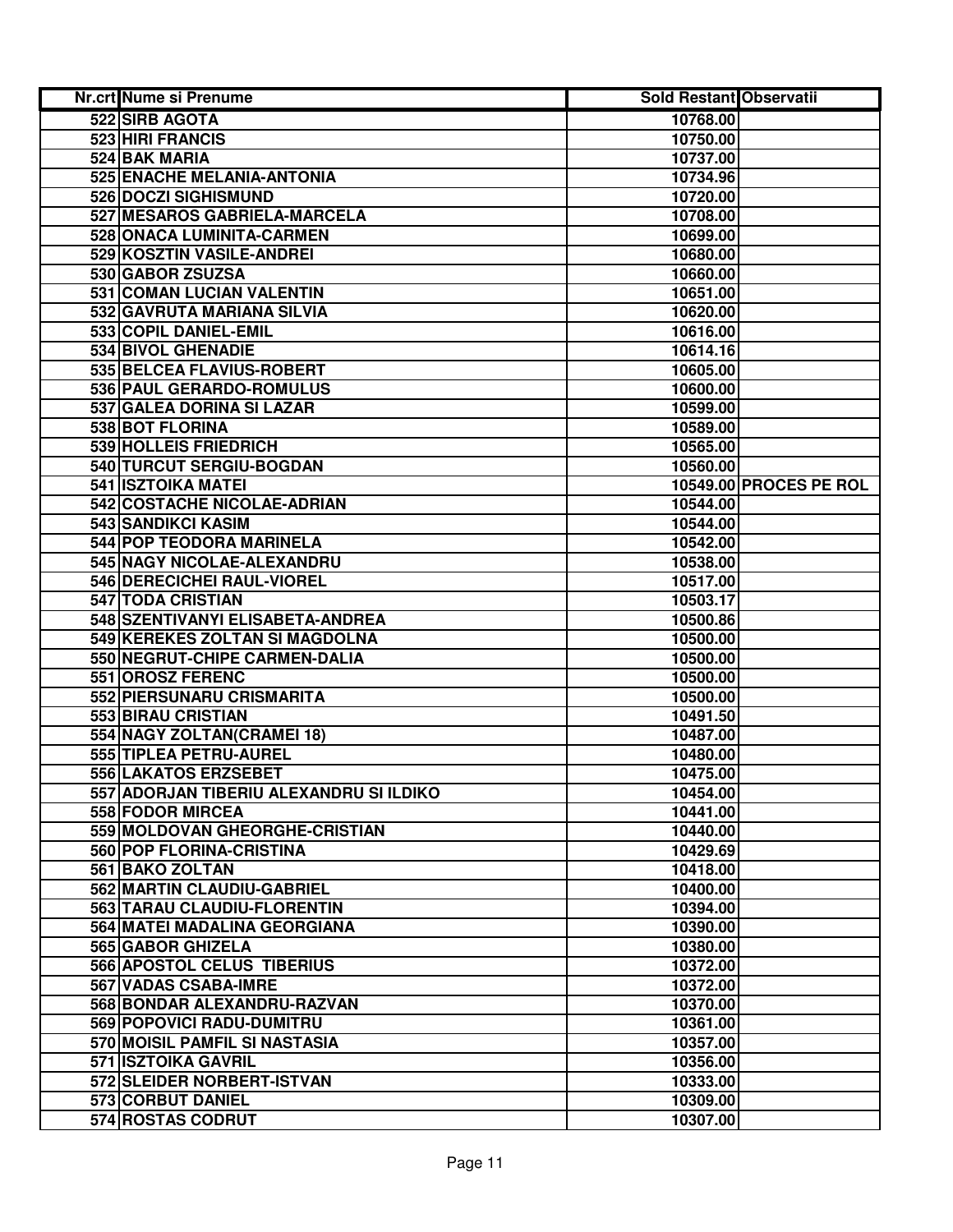| Nr.crt | Nume si Prenume | Sold Restant | Observatii |
|---|---|---|---|
| 522 | SIRB AGOTA | 10768.00 | |
| 523 | HIRI FRANCIS | 10750.00 | |
| 524 | BAK MARIA | 10737.00 | |
| 525 | ENACHE MELANIA-ANTONIA | 10734.96 | |
| 526 | DOCZI SIGHISMUND | 10720.00 | |
| 527 | MESAROS GABRIELA-MARCELA | 10708.00 | |
| 528 | ONACA LUMINITA-CARMEN | 10699.00 | |
| 529 | KOSZTIN VASILE-ANDREI | 10680.00 | |
| 530 | GABOR ZSUZSA | 10660.00 | |
| 531 | COMAN LUCIAN VALENTIN | 10651.00 | |
| 532 | GAVRUTA MARIANA SILVIA | 10620.00 | |
| 533 | COPIL DANIEL-EMIL | 10616.00 | |
| 534 | BIVOL GHENADIE | 10614.16 | |
| 535 | BELCEA FLAVIUS-ROBERT | 10605.00 | |
| 536 | PAUL GERARDO-ROMULUS | 10600.00 | |
| 537 | GALEA DORINA SI LAZAR | 10599.00 | |
| 538 | BOT FLORINA | 10589.00 | |
| 539 | HOLLEIS FRIEDRICH | 10565.00 | |
| 540 | TURCUT SERGIU-BOGDAN | 10560.00 | |
| 541 | ISZTOIKA MATEI | 10549.00 | PROCES PE ROL |
| 542 | COSTACHE NICOLAE-ADRIAN | 10544.00 | |
| 543 | SANDIKCI KASIM | 10544.00 | |
| 544 | POP TEODORA MARINELA | 10542.00 | |
| 545 | NAGY NICOLAE-ALEXANDRU | 10538.00 | |
| 546 | DERECICHEI RAUL-VIOREL | 10517.00 | |
| 547 | TODA CRISTIAN | 10503.17 | |
| 548 | SZENTIVANYI ELISABETA-ANDREA | 10500.86 | |
| 549 | KEREKES ZOLTAN SI MAGDOLNA | 10500.00 | |
| 550 | NEGRUT-CHIPE CARMEN-DALIA | 10500.00 | |
| 551 | OROSZ FERENC | 10500.00 | |
| 552 | PIERSUNARU CRISMARITA | 10500.00 | |
| 553 | BIRAU CRISTIAN | 10491.50 | |
| 554 | NAGY ZOLTAN(CRAMEI 18) | 10487.00 | |
| 555 | TIPLEA PETRU-AUREL | 10480.00 | |
| 556 | LAKATOS ERZSEBET | 10475.00 | |
| 557 | ADORJAN TIBERIU ALEXANDRU SI ILDIKO | 10454.00 | |
| 558 | FODOR MIRCEA | 10441.00 | |
| 559 | MOLDOVAN GHEORGHE-CRISTIAN | 10440.00 | |
| 560 | POP FLORINA-CRISTINA | 10429.69 | |
| 561 | BAKO ZOLTAN | 10418.00 | |
| 562 | MARTIN CLAUDIU-GABRIEL | 10400.00 | |
| 563 | TARAU CLAUDIU-FLORENTIN | 10394.00 | |
| 564 | MATEI MADALINA GEORGIANA | 10390.00 | |
| 565 | GABOR GHIZELA | 10380.00 | |
| 566 | APOSTOL CELUS TIBERIUS | 10372.00 | |
| 567 | VADAS CSABA-IMRE | 10372.00 | |
| 568 | BONDAR ALEXANDRU-RAZVAN | 10370.00 | |
| 569 | POPOVICI RADU-DUMITRU | 10361.00 | |
| 570 | MOISIL PAMFIL SI NASTASIA | 10357.00 | |
| 571 | ISZTOIKA GAVRIL | 10356.00 | |
| 572 | SLEIDER NORBERT-ISTVAN | 10333.00 | |
| 573 | CORBUT DANIEL | 10309.00 | |
| 574 | ROSTAS CODRUT | 10307.00 | |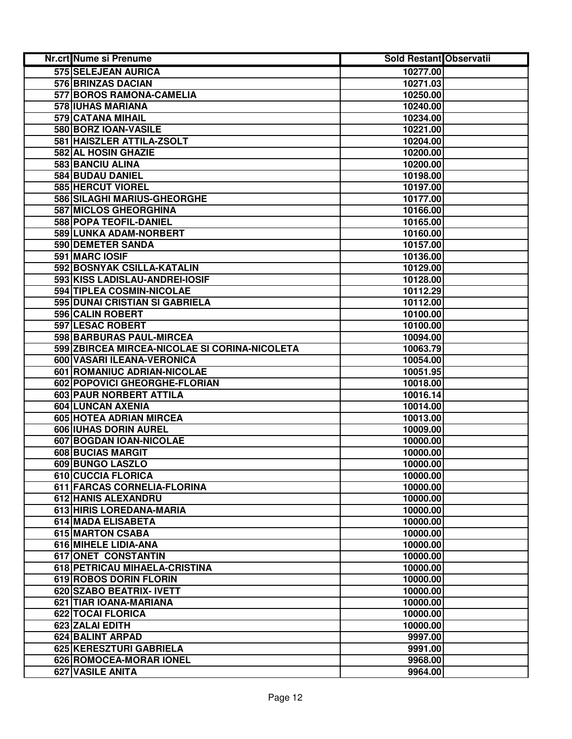| Nr.crt | Nume si Prenume | Sold Restant | Observatii |
|---|---|---|---|
| 575 | SELEJEAN AURICA | 10277.00 | |
| 576 | BRINZAS DACIAN | 10271.03 | |
| 577 | BOROS RAMONA-CAMELIA | 10250.00 | |
| 578 | IUHAS MARIANA | 10240.00 | |
| 579 | CATANA MIHAIL | 10234.00 | |
| 580 | BORZ IOAN-VASILE | 10221.00 | |
| 581 | HAISZLER ATTILA-ZSOLT | 10204.00 | |
| 582 | AL HOSIN GHAZIE | 10200.00 | |
| 583 | BANCIU ALINA | 10200.00 | |
| 584 | BUDAU DANIEL | 10198.00 | |
| 585 | HERCUT VIOREL | 10197.00 | |
| 586 | SILAGHI MARIUS-GHEORGHE | 10177.00 | |
| 587 | MICLOS GHEORGHINA | 10166.00 | |
| 588 | POPA TEOFIL-DANIEL | 10165.00 | |
| 589 | LUNKA ADAM-NORBERT | 10160.00 | |
| 590 | DEMETER SANDA | 10157.00 | |
| 591 | MARC IOSIF | 10136.00 | |
| 592 | BOSNYAK CSILLA-KATALIN | 10129.00 | |
| 593 | KISS LADISLAU-ANDREI-IOSIF | 10128.00 | |
| 594 | TIPLEA COSMIN-NICOLAE | 10112.29 | |
| 595 | DUNAI CRISTIAN SI GABRIELA | 10112.00 | |
| 596 | CALIN ROBERT | 10100.00 | |
| 597 | LESAC ROBERT | 10100.00 | |
| 598 | BARBURAS PAUL-MIRCEA | 10094.00 | |
| 599 | ZBIRCEA MIRCEA-NICOLAE SI CORINA-NICOLETA | 10063.79 | |
| 600 | VASARI ILEANA-VERONICA | 10054.00 | |
| 601 | ROMANIUC ADRIAN-NICOLAE | 10051.95 | |
| 602 | POPOVICI GHEORGHE-FLORIAN | 10018.00 | |
| 603 | PAUR NORBERT ATTILA | 10016.14 | |
| 604 | LUNCAN AXENIA | 10014.00 | |
| 605 | HOTEA ADRIAN MIRCEA | 10013.00 | |
| 606 | IUHAS DORIN AUREL | 10009.00 | |
| 607 | BOGDAN IOAN-NICOLAE | 10000.00 | |
| 608 | BUCIAS MARGIT | 10000.00 | |
| 609 | BUNGO LASZLO | 10000.00 | |
| 610 | CUCCIA FLORICA | 10000.00 | |
| 611 | FARCAS CORNELIA-FLORINA | 10000.00 | |
| 612 | HANIS ALEXANDRU | 10000.00 | |
| 613 | HIRIS LOREDANA-MARIA | 10000.00 | |
| 614 | MADA ELISABETA | 10000.00 | |
| 615 | MARTON CSABA | 10000.00 | |
| 616 | MIHELE LIDIA-ANA | 10000.00 | |
| 617 | ONET CONSTANTIN | 10000.00 | |
| 618 | PETRICAU MIHAELA-CRISTINA | 10000.00 | |
| 619 | ROBOS DORIN FLORIN | 10000.00 | |
| 620 | SZABO BEATRIX- IVETT | 10000.00 | |
| 621 | TIAR IOANA-MARIANA | 10000.00 | |
| 622 | TOCAI FLORICA | 10000.00 | |
| 623 | ZALAI EDITH | 10000.00 | |
| 624 | BALINT ARPAD | 9997.00 | |
| 625 | KERESZTURI GABRIELA | 9991.00 | |
| 626 | ROMOCEA-MORAR IONEL | 9968.00 | |
| 627 | VASILE ANITA | 9964.00 | |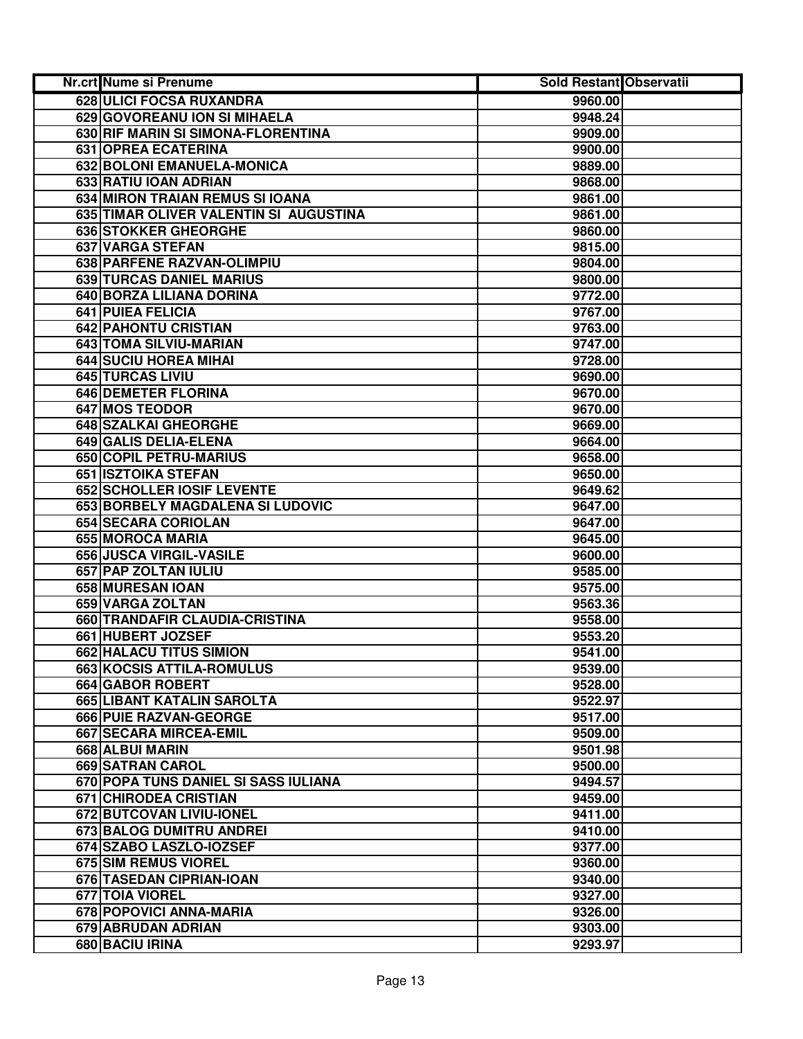| Nr.crt | Nume si Prenume | Sold Restant | Observatii |
|---|---|---|---|
| 628 | ULICI FOCSA RUXANDRA | 9960.00 | |
| 629 | GOVOREANU ION SI MIHAELA | 9948.24 | |
| 630 | RIF MARIN SI SIMONA-FLORENTINA | 9909.00 | |
| 631 | OPREA ECATERINA | 9900.00 | |
| 632 | BOLONI EMANUELA-MONICA | 9889.00 | |
| 633 | RATIU IOAN ADRIAN | 9868.00 | |
| 634 | MIRON TRAIAN REMUS SI IOANA | 9861.00 | |
| 635 | TIMAR OLIVER VALENTIN SI AUGUSTINA | 9861.00 | |
| 636 | STOKKER GHEORGHE | 9860.00 | |
| 637 | VARGA STEFAN | 9815.00 | |
| 638 | PARFENE RAZVAN-OLIMPIU | 9804.00 | |
| 639 | TURCAS DANIEL MARIUS | 9800.00 | |
| 640 | BORZA LILIANA DORINA | 9772.00 | |
| 641 | PUIEA FELICIA | 9767.00 | |
| 642 | PAHONTU CRISTIAN | 9763.00 | |
| 643 | TOMA SILVIU-MARIAN | 9747.00 | |
| 644 | SUCIU HOREA MIHAI | 9728.00 | |
| 645 | TURCAS LIVIU | 9690.00 | |
| 646 | DEMETER FLORINA | 9670.00 | |
| 647 | MOS TEODOR | 9670.00 | |
| 648 | SZALKAI GHEORGHE | 9669.00 | |
| 649 | GALIS DELIA-ELENA | 9664.00 | |
| 650 | COPIL PETRU-MARIUS | 9658.00 | |
| 651 | ISZTOIKA STEFAN | 9650.00 | |
| 652 | SCHOLLER IOSIF LEVENTE | 9649.62 | |
| 653 | BORBELY MAGDALENA SI LUDOVIC | 9647.00 | |
| 654 | SECARA CORIOLAN | 9647.00 | |
| 655 | MOROCA MARIA | 9645.00 | |
| 656 | JUSCA VIRGIL-VASILE | 9600.00 | |
| 657 | PAP ZOLTAN IULIU | 9585.00 | |
| 658 | MURESAN IOAN | 9575.00 | |
| 659 | VARGA ZOLTAN | 9563.36 | |
| 660 | TRANDAFIR CLAUDIA-CRISTINA | 9558.00 | |
| 661 | HUBERT JOZSEF | 9553.20 | |
| 662 | HALACU TITUS SIMION | 9541.00 | |
| 663 | KOCSIS ATTILA-ROMULUS | 9539.00 | |
| 664 | GABOR ROBERT | 9528.00 | |
| 665 | LIBANT KATALIN SAROLTA | 9522.97 | |
| 666 | PUIE RAZVAN-GEORGE | 9517.00 | |
| 667 | SECARA MIRCEA-EMIL | 9509.00 | |
| 668 | ALBUI MARIN | 9501.98 | |
| 669 | SATRAN CAROL | 9500.00 | |
| 670 | POPA TUNS DANIEL SI SASS IULIANA | 9494.57 | |
| 671 | CHIRODEA CRISTIAN | 9459.00 | |
| 672 | BUTCOVAN LIVIU-IONEL | 9411.00 | |
| 673 | BALOG DUMITRU ANDREI | 9410.00 | |
| 674 | SZABO LASZLO-IOZSEF | 9377.00 | |
| 675 | SIM REMUS VIOREL | 9360.00 | |
| 676 | TASEDAN CIPRIAN-IOAN | 9340.00 | |
| 677 | TOIA VIOREL | 9327.00 | |
| 678 | POPOVICI ANNA-MARIA | 9326.00 | |
| 679 | ABRUDAN ADRIAN | 9303.00 | |
| 680 | BACIU IRINA | 9293.97 | |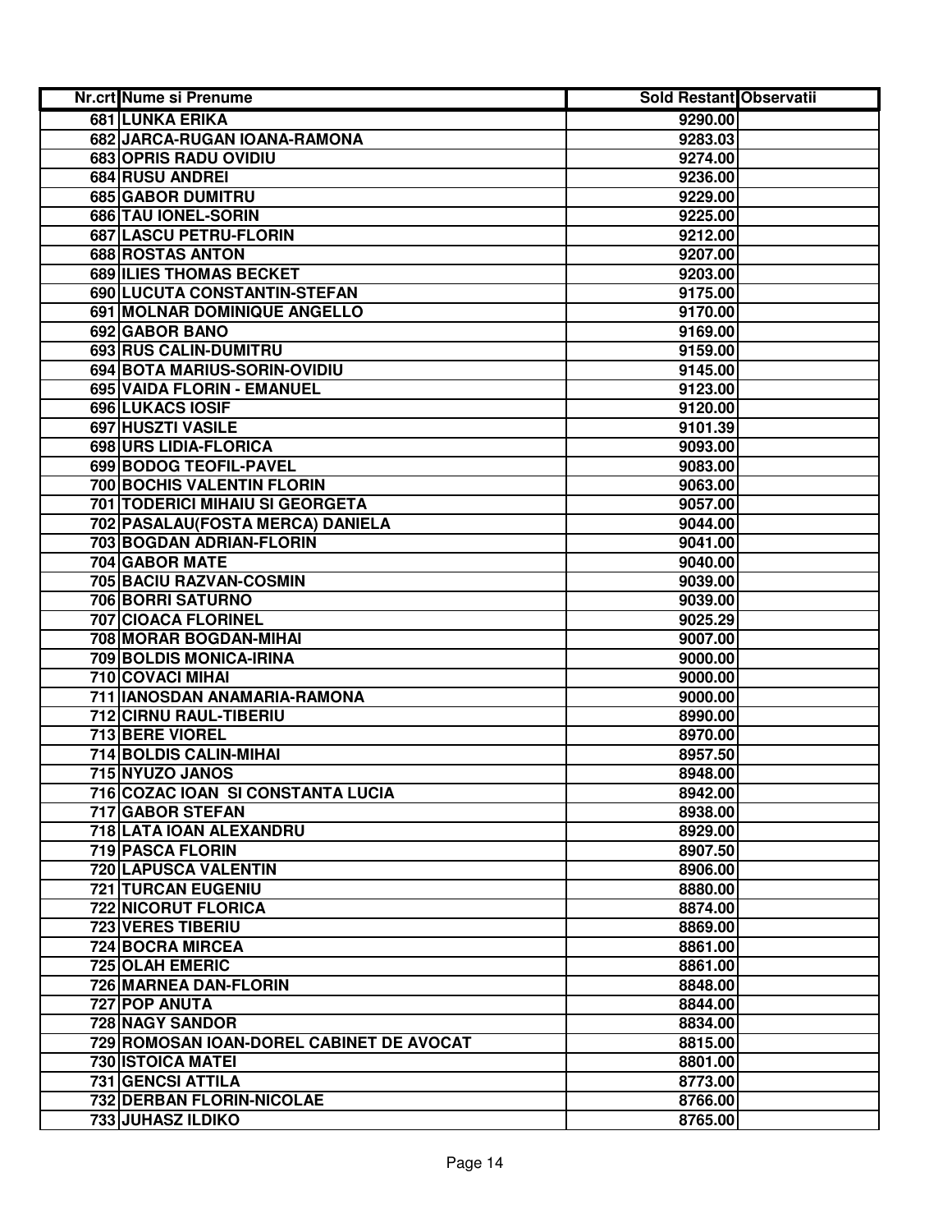| Nr.crt | Nume si Prenume | Sold Restant | Observatii |
|---|---|---|---|
| 681 | LUNKA ERIKA | 9290.00 | |
| 682 | JARCA-RUGAN IOANA-RAMONA | 9283.03 | |
| 683 | OPRIS RADU OVIDIU | 9274.00 | |
| 684 | RUSU ANDREI | 9236.00 | |
| 685 | GABOR DUMITRU | 9229.00 | |
| 686 | TAU IONEL-SORIN | 9225.00 | |
| 687 | LASCU PETRU-FLORIN | 9212.00 | |
| 688 | ROSTAS ANTON | 9207.00 | |
| 689 | ILIES THOMAS BECKET | 9203.00 | |
| 690 | LUCUTA CONSTANTIN-STEFAN | 9175.00 | |
| 691 | MOLNAR DOMINIQUE ANGELLO | 9170.00 | |
| 692 | GABOR BANO | 9169.00 | |
| 693 | RUS CALIN-DUMITRU | 9159.00 | |
| 694 | BOTA MARIUS-SORIN-OVIDIU | 9145.00 | |
| 695 | VAIDA FLORIN - EMANUEL | 9123.00 | |
| 696 | LUKACS IOSIF | 9120.00 | |
| 697 | HUSZTI VASILE | 9101.39 | |
| 698 | URS LIDIA-FLORICA | 9093.00 | |
| 699 | BODOG TEOFIL-PAVEL | 9083.00 | |
| 700 | BOCHIS VALENTIN FLORIN | 9063.00 | |
| 701 | TODERICI MIHAIU SI GEORGETA | 9057.00 | |
| 702 | PASALAU(FOSTA MERCA) DANIELA | 9044.00 | |
| 703 | BOGDAN ADRIAN-FLORIN | 9041.00 | |
| 704 | GABOR MATE | 9040.00 | |
| 705 | BACIU RAZVAN-COSMIN | 9039.00 | |
| 706 | BORRI SATURNO | 9039.00 | |
| 707 | CIOACA FLORINEL | 9025.29 | |
| 708 | MORAR BOGDAN-MIHAI | 9007.00 | |
| 709 | BOLDIS MONICA-IRINA | 9000.00 | |
| 710 | COVACI MIHAI | 9000.00 | |
| 711 | IANOSDAN ANAMARIA-RAMONA | 9000.00 | |
| 712 | CIRNU RAUL-TIBERIU | 8990.00 | |
| 713 | BERE VIOREL | 8970.00 | |
| 714 | BOLDIS CALIN-MIHAI | 8957.50 | |
| 715 | NYUZO JANOS | 8948.00 | |
| 716 | COZAC IOAN SI CONSTANTA LUCIA | 8942.00 | |
| 717 | GABOR STEFAN | 8938.00 | |
| 718 | LATA IOAN ALEXANDRU | 8929.00 | |
| 719 | PASCA FLORIN | 8907.50 | |
| 720 | LAPUSCA VALENTIN | 8906.00 | |
| 721 | TURCAN EUGENIU | 8880.00 | |
| 722 | NICORUT FLORICA | 8874.00 | |
| 723 | VERES TIBERIU | 8869.00 | |
| 724 | BOCRA MIRCEA | 8861.00 | |
| 725 | OLAH EMERIC | 8861.00 | |
| 726 | MARNEA DAN-FLORIN | 8848.00 | |
| 727 | POP ANUTA | 8844.00 | |
| 728 | NAGY SANDOR | 8834.00 | |
| 729 | ROMOSAN IOAN-DOREL CABINET DE AVOCAT | 8815.00 | |
| 730 | ISTOICA MATEI | 8801.00 | |
| 731 | GENCSI ATTILA | 8773.00 | |
| 732 | DERBAN FLORIN-NICOLAE | 8766.00 | |
| 733 | JUHASZ ILDIKO | 8765.00 | |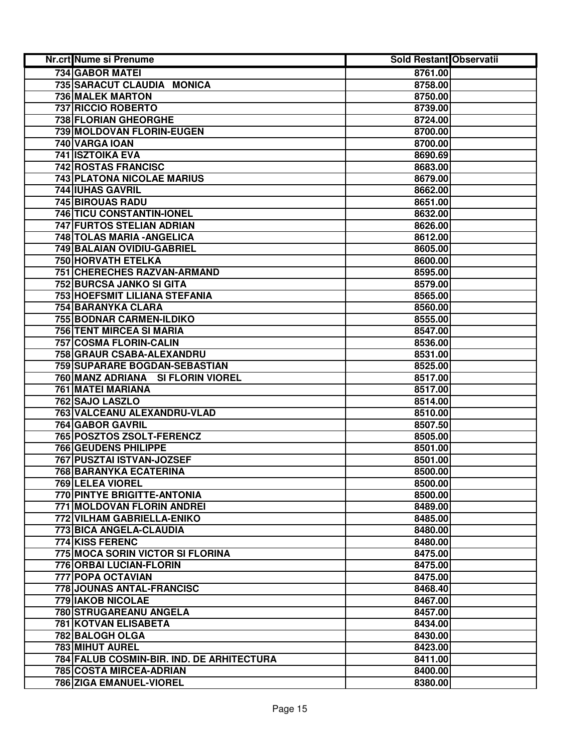| Nr.crt | Nume si Prenume | Sold Restant | Observatii |
|---|---|---|---|
| 734 | GABOR MATEI | 8761.00 | |
| 735 | SARACUT CLAUDIA MONICA | 8758.00 | |
| 736 | MALEK MARTON | 8750.00 | |
| 737 | RICCIO ROBERTO | 8739.00 | |
| 738 | FLORIAN GHEORGHE | 8724.00 | |
| 739 | MOLDOVAN FLORIN-EUGEN | 8700.00 | |
| 740 | VARGA IOAN | 8700.00 | |
| 741 | ISZTOIKA EVA | 8690.69 | |
| 742 | ROSTAS FRANCISC | 8683.00 | |
| 743 | PLATONA NICOLAE MARIUS | 8679.00 | |
| 744 | IUHAS GAVRIL | 8662.00 | |
| 745 | BIROUAS RADU | 8651.00 | |
| 746 | TICU CONSTANTIN-IONEL | 8632.00 | |
| 747 | FURTOS STELIAN ADRIAN | 8626.00 | |
| 748 | TOLAS MARIA -ANGELICA | 8612.00 | |
| 749 | BALAIAN OVIDIU-GABRIEL | 8605.00 | |
| 750 | HORVATH ETELKA | 8600.00 | |
| 751 | CHERECHES RAZVAN-ARMAND | 8595.00 | |
| 752 | BURCSA JANKO SI GITA | 8579.00 | |
| 753 | HOEFSMIT LILIANA STEFANIA | 8565.00 | |
| 754 | BARANYKA CLARA | 8560.00 | |
| 755 | BODNAR CARMEN-ILDIKO | 8555.00 | |
| 756 | TENT MIRCEA SI MARIA | 8547.00 | |
| 757 | COSMA FLORIN-CALIN | 8536.00 | |
| 758 | GRAUR CSABA-ALEXANDRU | 8531.00 | |
| 759 | SUPARARE BOGDAN-SEBASTIAN | 8525.00 | |
| 760 | MANZ ADRIANA SI FLORIN VIOREL | 8517.00 | |
| 761 | MATEI MARIANA | 8517.00 | |
| 762 | SAJO LASZLO | 8514.00 | |
| 763 | VALCEANU ALEXANDRU-VLAD | 8510.00 | |
| 764 | GABOR GAVRIL | 8507.50 | |
| 765 | POSZTOS ZSOLT-FERENCZ | 8505.00 | |
| 766 | GEUDENS PHILIPPE | 8501.00 | |
| 767 | PUSZTAI ISTVAN-JOZSEF | 8501.00 | |
| 768 | BARANYKA ECATERINA | 8500.00 | |
| 769 | LELEA VIOREL | 8500.00 | |
| 770 | PINTYE BRIGITTE-ANTONIA | 8500.00 | |
| 771 | MOLDOVAN FLORIN ANDREI | 8489.00 | |
| 772 | VILHAM GABRIELLA-ENIKO | 8485.00 | |
| 773 | BICA ANGELA-CLAUDIA | 8480.00 | |
| 774 | KISS FERENC | 8480.00 | |
| 775 | MOCA SORIN VICTOR SI FLORINA | 8475.00 | |
| 776 | ORBAI LUCIAN-FLORIN | 8475.00 | |
| 777 | POPA OCTAVIAN | 8475.00 | |
| 778 | JOUNAS ANTAL-FRANCISC | 8468.40 | |
| 779 | IAKOB NICOLAE | 8467.00 | |
| 780 | STRUGAREANU ANGELA | 8457.00 | |
| 781 | KOTVAN ELISABETA | 8434.00 | |
| 782 | BALOGH OLGA | 8430.00 | |
| 783 | MIHUT AUREL | 8423.00 | |
| 784 | FALUB COSMIN-BIR. IND. DE ARHITECTURA | 8411.00 | |
| 785 | COSTA MIRCEA-ADRIAN | 8400.00 | |
| 786 | ZIGA EMANUEL-VIOREL | 8380.00 | |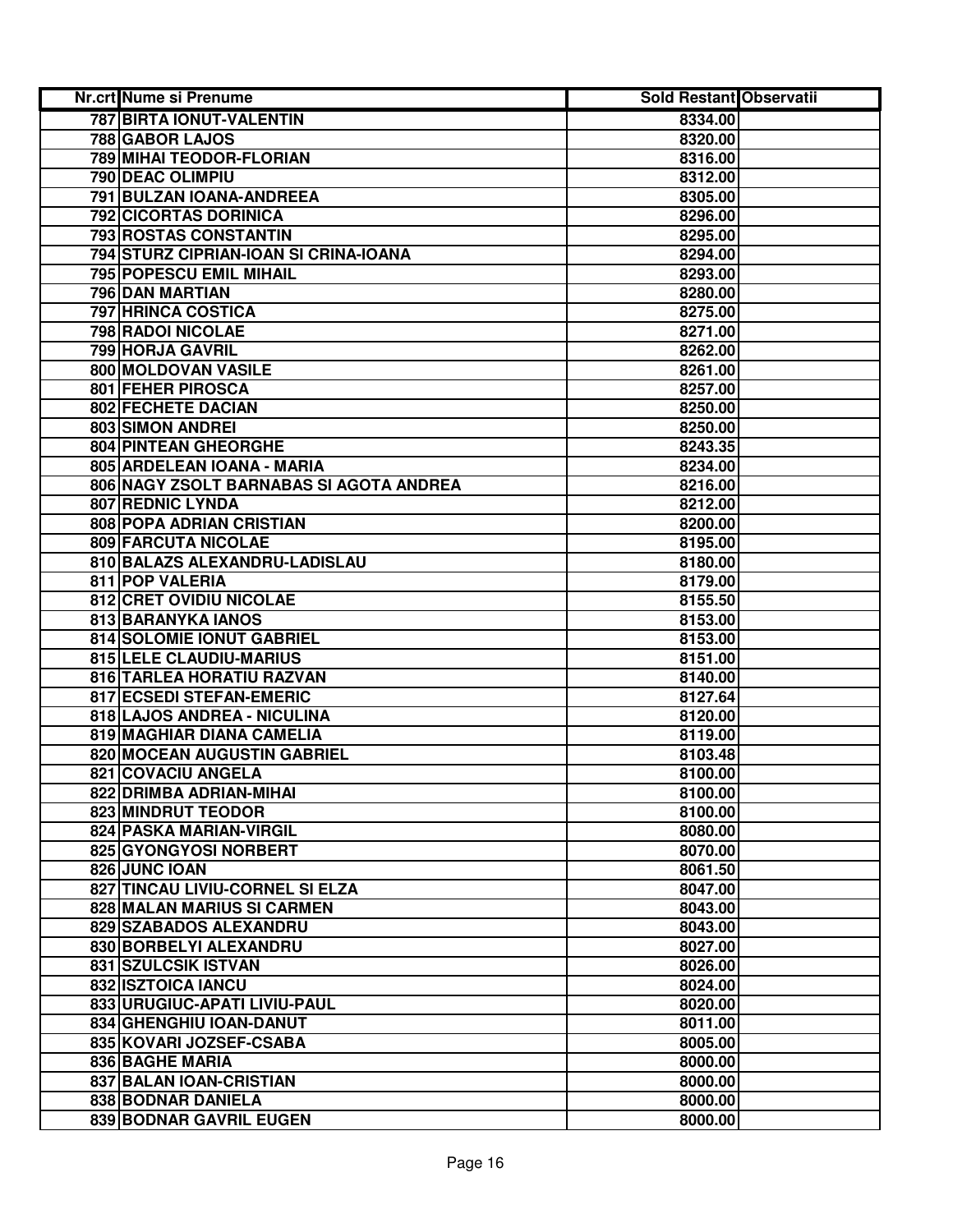| Nr.crt | Nume si Prenume | Sold Restant | Observatii |
|---|---|---|---|
| 787 | BIRTA IONUT-VALENTIN | 8334.00 | |
| 788 | GABOR LAJOS | 8320.00 | |
| 789 | MIHAI TEODOR-FLORIAN | 8316.00 | |
| 790 | DEAC OLIMPIU | 8312.00 | |
| 791 | BULZAN IOANA-ANDREEA | 8305.00 | |
| 792 | CICORTAS DORINICA | 8296.00 | |
| 793 | ROSTAS CONSTANTIN | 8295.00 | |
| 794 | STURZ CIPRIAN-IOAN SI CRINA-IOANA | 8294.00 | |
| 795 | POPESCU EMIL MIHAIL | 8293.00 | |
| 796 | DAN MARTIAN | 8280.00 | |
| 797 | HRINCA COSTICA | 8275.00 | |
| 798 | RADOI NICOLAE | 8271.00 | |
| 799 | HORJA GAVRIL | 8262.00 | |
| 800 | MOLDOVAN VASILE | 8261.00 | |
| 801 | FEHER PIROSCA | 8257.00 | |
| 802 | FECHETE DACIAN | 8250.00 | |
| 803 | SIMON ANDREI | 8250.00 | |
| 804 | PINTEAN GHEORGHE | 8243.35 | |
| 805 | ARDELEAN IOANA - MARIA | 8234.00 | |
| 806 | NAGY ZSOLT BARNABAS SI AGOTA ANDREA | 8216.00 | |
| 807 | REDNIC LYNDA | 8212.00 | |
| 808 | POPA ADRIAN CRISTIAN | 8200.00 | |
| 809 | FARCUTA NICOLAE | 8195.00 | |
| 810 | BALAZS ALEXANDRU-LADISLAU | 8180.00 | |
| 811 | POP VALERIA | 8179.00 | |
| 812 | CRET OVIDIU NICOLAE | 8155.50 | |
| 813 | BARANYKA IANOS | 8153.00 | |
| 814 | SOLOMIE IONUT GABRIEL | 8153.00 | |
| 815 | LELE CLAUDIU-MARIUS | 8151.00 | |
| 816 | TARLEA HORATIU RAZVAN | 8140.00 | |
| 817 | ECSEDI STEFAN-EMERIC | 8127.64 | |
| 818 | LAJOS ANDREA - NICULINA | 8120.00 | |
| 819 | MAGHIAR DIANA CAMELIA | 8119.00 | |
| 820 | MOCEAN AUGUSTIN GABRIEL | 8103.48 | |
| 821 | COVACIU ANGELA | 8100.00 | |
| 822 | DRIMBA ADRIAN-MIHAI | 8100.00 | |
| 823 | MINDRUT TEODOR | 8100.00 | |
| 824 | PASKA MARIAN-VIRGIL | 8080.00 | |
| 825 | GYONGYOSI NORBERT | 8070.00 | |
| 826 | JUNC IOAN | 8061.50 | |
| 827 | TINCAU LIVIU-CORNEL SI ELZA | 8047.00 | |
| 828 | MALAN MARIUS SI CARMEN | 8043.00 | |
| 829 | SZABADOS ALEXANDRU | 8043.00 | |
| 830 | BORBELYI ALEXANDRU | 8027.00 | |
| 831 | SZULCSIK ISTVAN | 8026.00 | |
| 832 | ISZTOICA IANCU | 8024.00 | |
| 833 | URUGIUC-APATI LIVIU-PAUL | 8020.00 | |
| 834 | GHENGHIU IOAN-DANUT | 8011.00 | |
| 835 | KOVARI JOZSEF-CSABA | 8005.00 | |
| 836 | BAGHE MARIA | 8000.00 | |
| 837 | BALAN IOAN-CRISTIAN | 8000.00 | |
| 838 | BODNAR DANIELA | 8000.00 | |
| 839 | BODNAR GAVRIL EUGEN | 8000.00 | |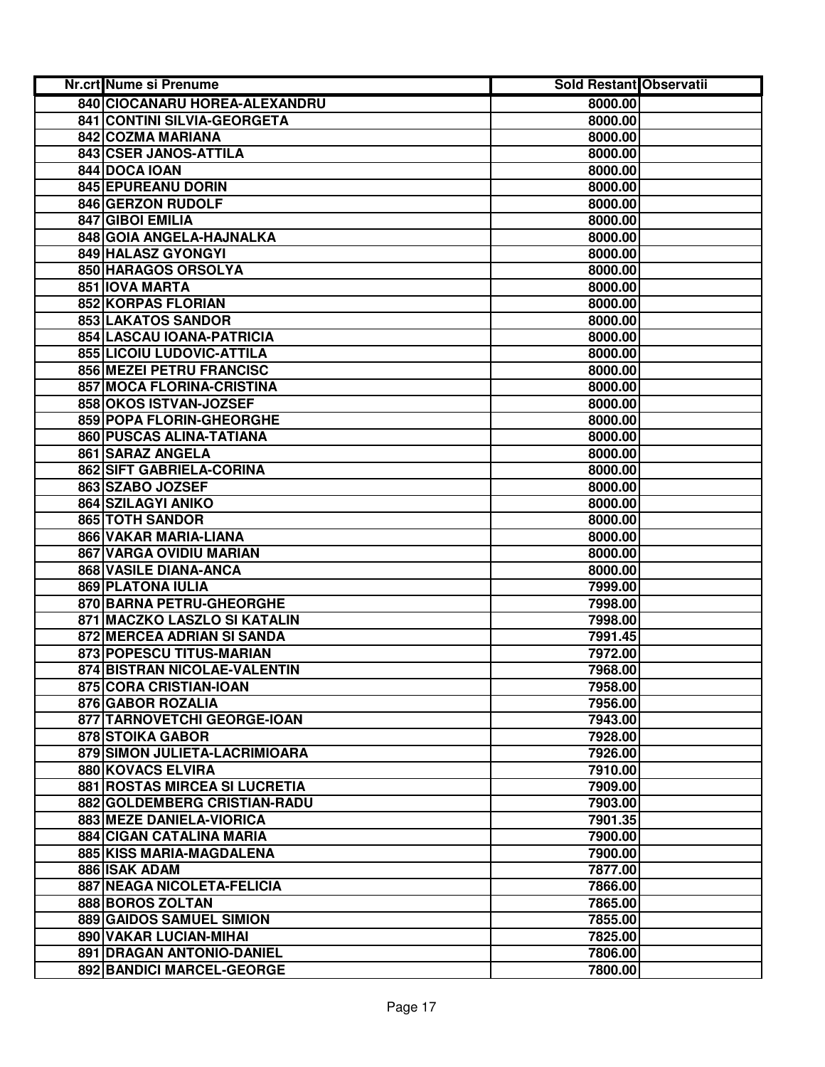| Nr.crt | Nume si Prenume | Sold Restant | Observatii |
|---|---|---|---|
| 840 | CIOCANARU HOREA-ALEXANDRU | 8000.00 | |
| 841 | CONTINI SILVIA-GEORGETA | 8000.00 | |
| 842 | COZMA MARIANA | 8000.00 | |
| 843 | CSER JANOS-ATTILA | 8000.00 | |
| 844 | DOCA IOAN | 8000.00 | |
| 845 | EPUREANU DORIN | 8000.00 | |
| 846 | GERZON RUDOLF | 8000.00 | |
| 847 | GIBOI EMILIA | 8000.00 | |
| 848 | GOIA ANGELA-HAJNALKA | 8000.00 | |
| 849 | HALASZ GYONGYI | 8000.00 | |
| 850 | HARAGOS ORSOLYA | 8000.00 | |
| 851 | IOVA MARTA | 8000.00 | |
| 852 | KORPAS FLORIAN | 8000.00 | |
| 853 | LAKATOS SANDOR | 8000.00 | |
| 854 | LASCAU IOANA-PATRICIA | 8000.00 | |
| 855 | LICOIU LUDOVIC-ATTILA | 8000.00 | |
| 856 | MEZEI PETRU FRANCISC | 8000.00 | |
| 857 | MOCA FLORINA-CRISTINA | 8000.00 | |
| 858 | OKOS ISTVAN-JOZSEF | 8000.00 | |
| 859 | POPA FLORIN-GHEORGHE | 8000.00 | |
| 860 | PUSCAS ALINA-TATIANA | 8000.00 | |
| 861 | SARAZ ANGELA | 8000.00 | |
| 862 | SIFT GABRIELA-CORINA | 8000.00 | |
| 863 | SZABO JOZSEF | 8000.00 | |
| 864 | SZILAGYI ANIKO | 8000.00 | |
| 865 | TOTH SANDOR | 8000.00 | |
| 866 | VAKAR MARIA-LIANA | 8000.00 | |
| 867 | VARGA OVIDIU MARIAN | 8000.00 | |
| 868 | VASILE DIANA-ANCA | 8000.00 | |
| 869 | PLATONA IULIA | 7999.00 | |
| 870 | BARNA PETRU-GHEORGHE | 7998.00 | |
| 871 | MACZKO LASZLO SI KATALIN | 7998.00 | |
| 872 | MERCEA ADRIAN SI SANDA | 7991.45 | |
| 873 | POPESCU TITUS-MARIAN | 7972.00 | |
| 874 | BISTRAN NICOLAE-VALENTIN | 7968.00 | |
| 875 | CORA CRISTIAN-IOAN | 7958.00 | |
| 876 | GABOR ROZALIA | 7956.00 | |
| 877 | TARNOVETCHI GEORGE-IOAN | 7943.00 | |
| 878 | STOIKA GABOR | 7928.00 | |
| 879 | SIMON JULIETA-LACRIMIOARA | 7926.00 | |
| 880 | KOVACS ELVIRA | 7910.00 | |
| 881 | ROSTAS MIRCEA SI LUCRETIA | 7909.00 | |
| 882 | GOLDEMBERG CRISTIAN-RADU | 7903.00 | |
| 883 | MEZE DANIELA-VIORICA | 7901.35 | |
| 884 | CIGAN CATALINA MARIA | 7900.00 | |
| 885 | KISS MARIA-MAGDALENA | 7900.00 | |
| 886 | ISAK ADAM | 7877.00 | |
| 887 | NEAGA NICOLETA-FELICIA | 7866.00 | |
| 888 | BOROS ZOLTAN | 7865.00 | |
| 889 | GAIDOS SAMUEL SIMION | 7855.00 | |
| 890 | VAKAR LUCIAN-MIHAI | 7825.00 | |
| 891 | DRAGAN ANTONIO-DANIEL | 7806.00 | |
| 892 | BANDICI MARCEL-GEORGE | 7800.00 | |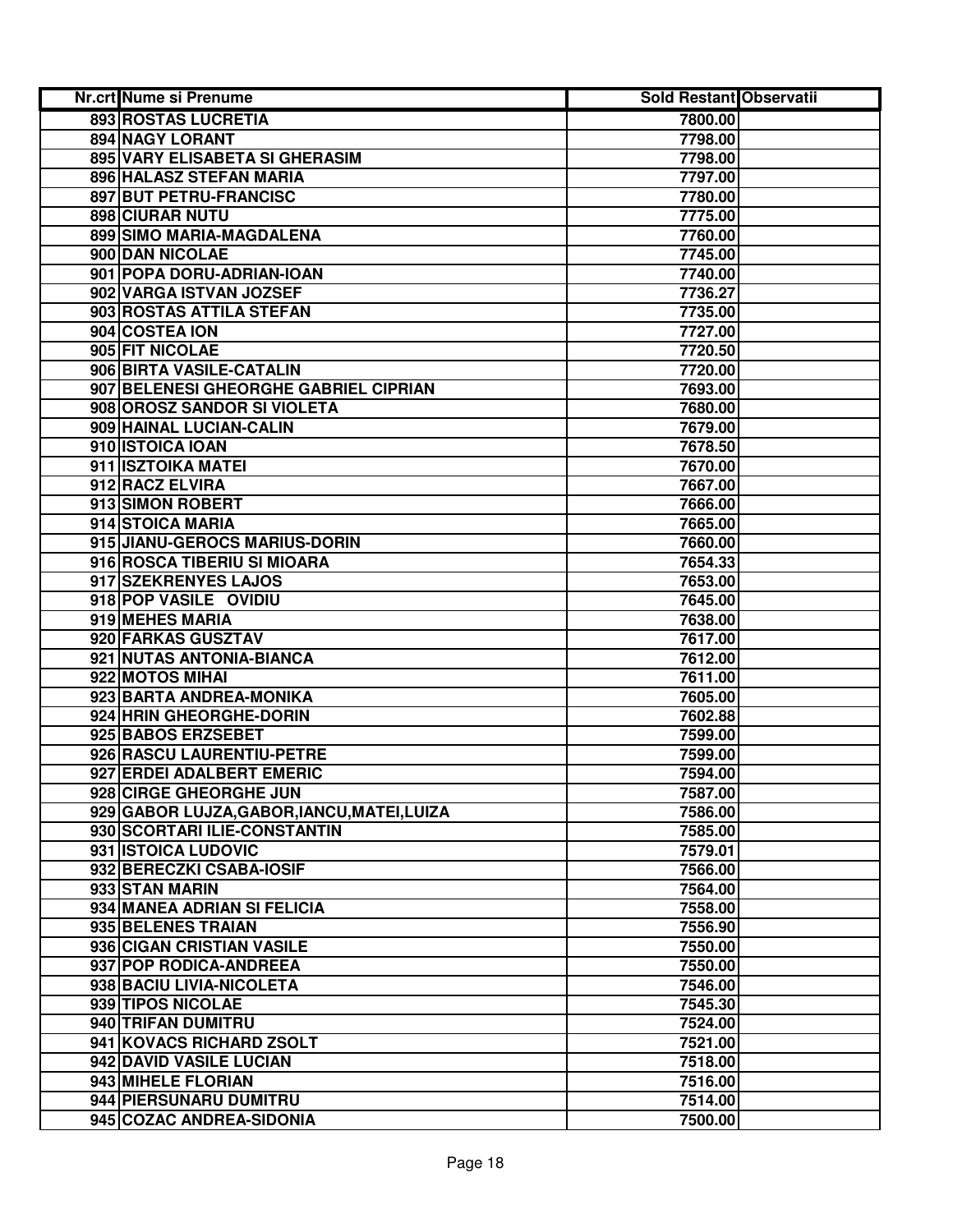| Nr.crt | Nume si Prenume | Sold Restant | Observatii |
|---|---|---|---|
| 893 | ROSTAS LUCRETIA | 7800.00 | |
| 894 | NAGY LORANT | 7798.00 | |
| 895 | VARY ELISABETA SI GHERASIM | 7798.00 | |
| 896 | HALASZ STEFAN MARIA | 7797.00 | |
| 897 | BUT PETRU-FRANCISC | 7780.00 | |
| 898 | CIURAR NUTU | 7775.00 | |
| 899 | SIMO MARIA-MAGDALENA | 7760.00 | |
| 900 | DAN NICOLAE | 7745.00 | |
| 901 | POPA DORU-ADRIAN-IOAN | 7740.00 | |
| 902 | VARGA ISTVAN JOZSEF | 7736.27 | |
| 903 | ROSTAS ATTILA STEFAN | 7735.00 | |
| 904 | COSTEA ION | 7727.00 | |
| 905 | FIT NICOLAE | 7720.50 | |
| 906 | BIRTA VASILE-CATALIN | 7720.00 | |
| 907 | BELENESI GHEORGHE GABRIEL CIPRIAN | 7693.00 | |
| 908 | OROSZ SANDOR SI VIOLETA | 7680.00 | |
| 909 | HAINAL LUCIAN-CALIN | 7679.00 | |
| 910 | ISTOICA IOAN | 7678.50 | |
| 911 | ISZTOIKA MATEI | 7670.00 | |
| 912 | RACZ ELVIRA | 7667.00 | |
| 913 | SIMON ROBERT | 7666.00 | |
| 914 | STOICA MARIA | 7665.00 | |
| 915 | JIANU-GEROCS MARIUS-DORIN | 7660.00 | |
| 916 | ROSCA TIBERIU SI MIOARA | 7654.33 | |
| 917 | SZEKRENYES LAJOS | 7653.00 | |
| 918 | POP VASILE OVIDIU | 7645.00 | |
| 919 | MEHES MARIA | 7638.00 | |
| 920 | FARKAS GUSZTAV | 7617.00 | |
| 921 | NUTAS ANTONIA-BIANCA | 7612.00 | |
| 922 | MOTOS MIHAI | 7611.00 | |
| 923 | BARTA ANDREA-MONIKA | 7605.00 | |
| 924 | HRIN GHEORGHE-DORIN | 7602.88 | |
| 925 | BABOS ERZSEBET | 7599.00 | |
| 926 | RASCU LAURENTIU-PETRE | 7599.00 | |
| 927 | ERDEI ADALBERT EMERIC | 7594.00 | |
| 928 | CIRGE GHEORGHE JUN | 7587.00 | |
| 929 | GABOR LUJZA,GABOR,IANCU,MATEI,LUIZA | 7586.00 | |
| 930 | SCORTARI ILIE-CONSTANTIN | 7585.00 | |
| 931 | ISTOICA LUDOVIC | 7579.01 | |
| 932 | BERECZKI CSABA-IOSIF | 7566.00 | |
| 933 | STAN MARIN | 7564.00 | |
| 934 | MANEA ADRIAN SI FELICIA | 7558.00 | |
| 935 | BELENES TRAIAN | 7556.90 | |
| 936 | CIGAN CRISTIAN VASILE | 7550.00 | |
| 937 | POP RODICA-ANDREEA | 7550.00 | |
| 938 | BACIU LIVIA-NICOLETA | 7546.00 | |
| 939 | TIPOS NICOLAE | 7545.30 | |
| 940 | TRIFAN DUMITRU | 7524.00 | |
| 941 | KOVACS RICHARD ZSOLT | 7521.00 | |
| 942 | DAVID VASILE LUCIAN | 7518.00 | |
| 943 | MIHELE FLORIAN | 7516.00 | |
| 944 | PIERSUNARU DUMITRU | 7514.00 | |
| 945 | COZAC ANDREA-SIDONIA | 7500.00 | |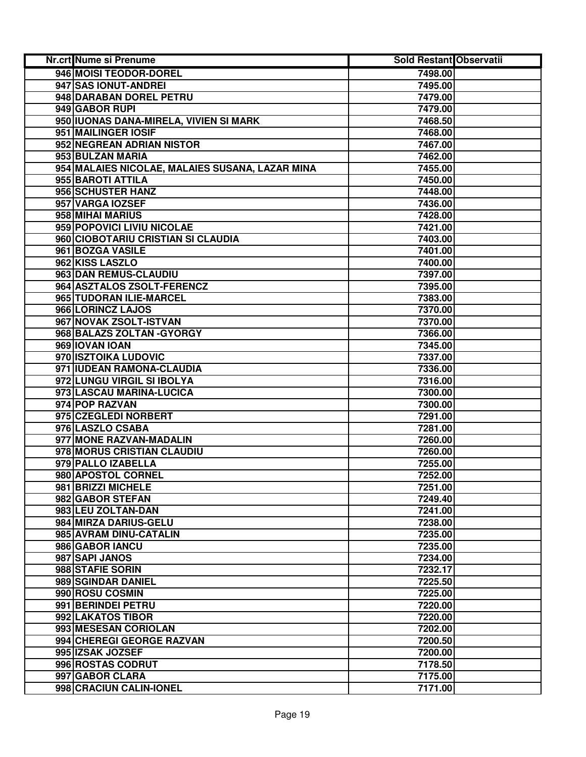| Nr.crt | Nume si Prenume | Sold Restant | Observatii |
|---|---|---|---|
| 946 | MOISI TEODOR-DOREL | 7498.00 | |
| 947 | SAS IONUT-ANDREI | 7495.00 | |
| 948 | DARABAN DOREL PETRU | 7479.00 | |
| 949 | GABOR RUPI | 7479.00 | |
| 950 | IUONAS DANA-MIRELA, VIVIEN SI MARK | 7468.50 | |
| 951 | MAILINGER IOSIF | 7468.00 | |
| 952 | NEGREAN ADRIAN NISTOR | 7467.00 | |
| 953 | BULZAN MARIA | 7462.00 | |
| 954 | MALAIES NICOLAE, MALAIES SUSANA, LAZAR MINA | 7455.00 | |
| 955 | BAROTI ATTILA | 7450.00 | |
| 956 | SCHUSTER HANZ | 7448.00 | |
| 957 | VARGA IOZSEF | 7436.00 | |
| 958 | MIHAI MARIUS | 7428.00 | |
| 959 | POPOVICI LIVIU NICOLAE | 7421.00 | |
| 960 | CIOBOTARIU CRISTIAN SI CLAUDIA | 7403.00 | |
| 961 | BOZGA VASILE | 7401.00 | |
| 962 | KISS LASZLO | 7400.00 | |
| 963 | DAN REMUS-CLAUDIU | 7397.00 | |
| 964 | ASZTALOS ZSOLT-FERENCZ | 7395.00 | |
| 965 | TUDORAN ILIE-MARCEL | 7383.00 | |
| 966 | LORINCZ LAJOS | 7370.00 | |
| 967 | NOVAK ZSOLT-ISTVAN | 7370.00 | |
| 968 | BALAZS ZOLTAN -GYORGY | 7366.00 | |
| 969 | IOVAN IOAN | 7345.00 | |
| 970 | ISZTOIKA LUDOVIC | 7337.00 | |
| 971 | IUDEAN RAMONA-CLAUDIA | 7336.00 | |
| 972 | LUNGU VIRGIL SI IBOLYA | 7316.00 | |
| 973 | LASCAU MARINA-LUCICA | 7300.00 | |
| 974 | POP RAZVAN | 7300.00 | |
| 975 | CZEGLEDI NORBERT | 7291.00 | |
| 976 | LASZLO CSABA | 7281.00 | |
| 977 | MONE RAZVAN-MADALIN | 7260.00 | |
| 978 | MORUS CRISTIAN CLAUDIU | 7260.00 | |
| 979 | PALLO IZABELLA | 7255.00 | |
| 980 | APOSTOL CORNEL | 7252.00 | |
| 981 | BRIZZI MICHELE | 7251.00 | |
| 982 | GABOR STEFAN | 7249.40 | |
| 983 | LEU ZOLTAN-DAN | 7241.00 | |
| 984 | MIRZA DARIUS-GELU | 7238.00 | |
| 985 | AVRAM DINU-CATALIN | 7235.00 | |
| 986 | GABOR IANCU | 7235.00 | |
| 987 | SAPI JANOS | 7234.00 | |
| 988 | STAFIE SORIN | 7232.17 | |
| 989 | SGINDAR DANIEL | 7225.50 | |
| 990 | ROSU COSMIN | 7225.00 | |
| 991 | BERINDEI PETRU | 7220.00 | |
| 992 | LAKATOS TIBOR | 7220.00 | |
| 993 | MESESAN CORIOLAN | 7202.00 | |
| 994 | CHEREGI GEORGE RAZVAN | 7200.50 | |
| 995 | IZSAK JOZSEF | 7200.00 | |
| 996 | ROSTAS CODRUT | 7178.50 | |
| 997 | GABOR CLARA | 7175.00 | |
| 998 | CRACIUN CALIN-IONEL | 7171.00 | |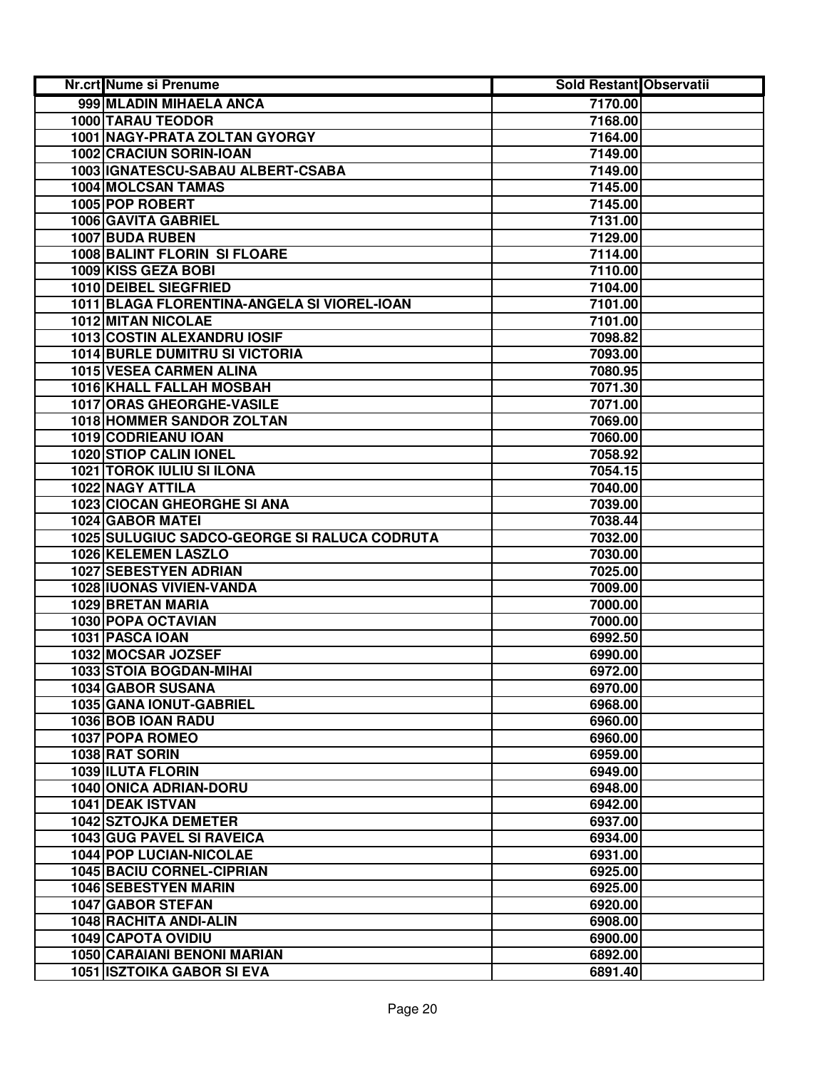| Nr.crt | Nume si Prenume | Sold Restant | Observatii |
|---|---|---|---|
| 999 | MLADIN MIHAELA ANCA | 7170.00 | |
| 1000 | TARAU TEODOR | 7168.00 | |
| 1001 | NAGY-PRATA ZOLTAN GYORGY | 7164.00 | |
| 1002 | CRACIUN SORIN-IOAN | 7149.00 | |
| 1003 | IGNATESCU-SABAU ALBERT-CSABA | 7149.00 | |
| 1004 | MOLCSAN TAMAS | 7145.00 | |
| 1005 | POP ROBERT | 7145.00 | |
| 1006 | GAVITA GABRIEL | 7131.00 | |
| 1007 | BUDA RUBEN | 7129.00 | |
| 1008 | BALINT FLORIN SI FLOARE | 7114.00 | |
| 1009 | KISS GEZA BOBI | 7110.00 | |
| 1010 | DEIBEL SIEGFRIED | 7104.00 | |
| 1011 | BLAGA FLORENTINA-ANGELA SI VIOREL-IOAN | 7101.00 | |
| 1012 | MITAN NICOLAE | 7101.00 | |
| 1013 | COSTIN ALEXANDRU IOSIF | 7098.82 | |
| 1014 | BURLE DUMITRU SI VICTORIA | 7093.00 | |
| 1015 | VESEA CARMEN ALINA | 7080.95 | |
| 1016 | KHALL FALLAH MOSBAH | 7071.30 | |
| 1017 | ORAS GHEORGHE-VASILE | 7071.00 | |
| 1018 | HOMMER SANDOR ZOLTAN | 7069.00 | |
| 1019 | CODRIEANU IOAN | 7060.00 | |
| 1020 | STIOP CALIN IONEL | 7058.92 | |
| 1021 | TOROK IULIU SI ILONA | 7054.15 | |
| 1022 | NAGY ATTILA | 7040.00 | |
| 1023 | CIOCAN GHEORGHE SI ANA | 7039.00 | |
| 1024 | GABOR MATEI | 7038.44 | |
| 1025 | SULUGIUC SADCO-GEORGE SI RALUCA CODRUTA | 7032.00 | |
| 1026 | KELEMEN LASZLO | 7030.00 | |
| 1027 | SEBESTYEN ADRIAN | 7025.00 | |
| 1028 | IUONAS VIVIEN-VANDA | 7009.00 | |
| 1029 | BRETAN MARIA | 7000.00 | |
| 1030 | POPA OCTAVIAN | 7000.00 | |
| 1031 | PASCA IOAN | 6992.50 | |
| 1032 | MOCSAR JOZSEF | 6990.00 | |
| 1033 | STOIA BOGDAN-MIHAI | 6972.00 | |
| 1034 | GABOR SUSANA | 6970.00 | |
| 1035 | GANA IONUT-GABRIEL | 6968.00 | |
| 1036 | BOB IOAN RADU | 6960.00 | |
| 1037 | POPA ROMEO | 6960.00 | |
| 1038 | RAT SORIN | 6959.00 | |
| 1039 | ILUTA FLORIN | 6949.00 | |
| 1040 | ONICA ADRIAN-DORU | 6948.00 | |
| 1041 | DEAK ISTVAN | 6942.00 | |
| 1042 | SZTOJKA DEMETER | 6937.00 | |
| 1043 | GUG PAVEL SI RAVEICA | 6934.00 | |
| 1044 | POP LUCIAN-NICOLAE | 6931.00 | |
| 1045 | BACIU CORNEL-CIPRIAN | 6925.00 | |
| 1046 | SEBESTYEN MARIN | 6925.00 | |
| 1047 | GABOR STEFAN | 6920.00 | |
| 1048 | RACHITA ANDI-ALIN | 6908.00 | |
| 1049 | CAPOTA OVIDIU | 6900.00 | |
| 1050 | CARAIANI BENONI MARIAN | 6892.00 | |
| 1051 | ISZTOIKA GABOR SI EVA | 6891.40 | |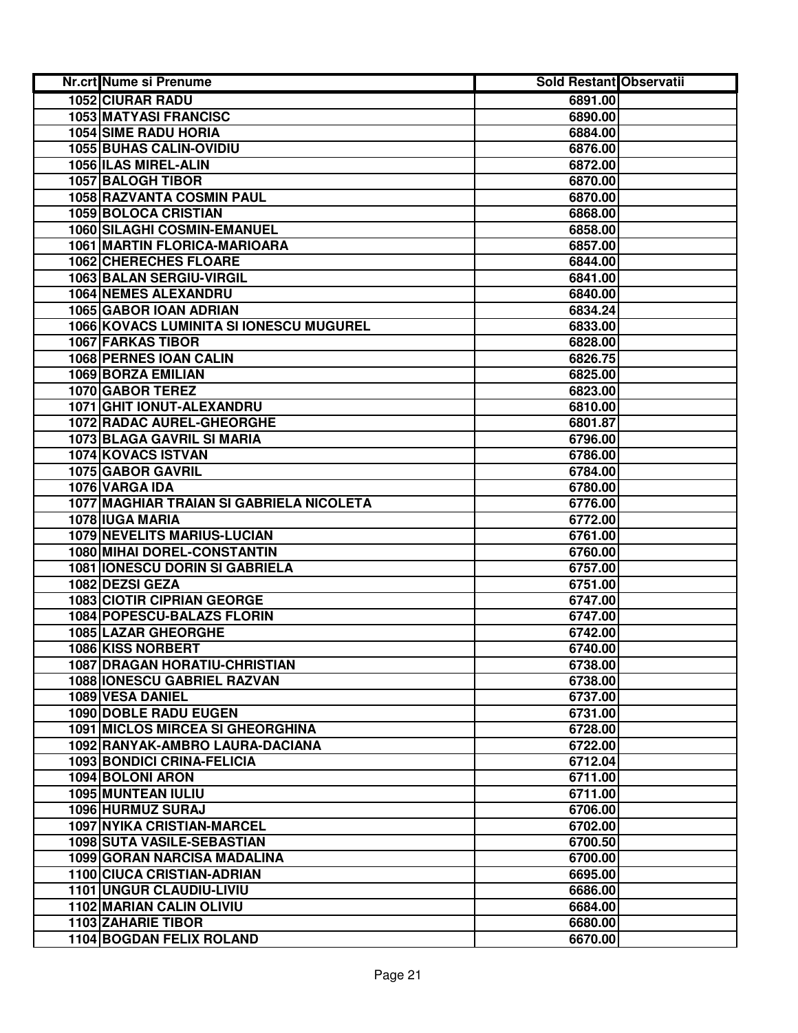| Nr.crt | Nume si Prenume | Sold Restant | Observatii |
|---|---|---|---|
| 1052 | CIURAR RADU | 6891.00 | |
| 1053 | MATYASI FRANCISC | 6890.00 | |
| 1054 | SIME RADU HORIA | 6884.00 | |
| 1055 | BUHAS CALIN-OVIDIU | 6876.00 | |
| 1056 | ILAS MIREL-ALIN | 6872.00 | |
| 1057 | BALOGH TIBOR | 6870.00 | |
| 1058 | RAZVANTA COSMIN PAUL | 6870.00 | |
| 1059 | BOLOCA CRISTIAN | 6868.00 | |
| 1060 | SILAGHI COSMIN-EMANUEL | 6858.00 | |
| 1061 | MARTIN FLORICA-MARIOARA | 6857.00 | |
| 1062 | CHERECHES FLOARE | 6844.00 | |
| 1063 | BALAN SERGIU-VIRGIL | 6841.00 | |
| 1064 | NEMES ALEXANDRU | 6840.00 | |
| 1065 | GABOR IOAN ADRIAN | 6834.24 | |
| 1066 | KOVACS LUMINITA SI IONESCU MUGUREL | 6833.00 | |
| 1067 | FARKAS TIBOR | 6828.00 | |
| 1068 | PERNES IOAN CALIN | 6826.75 | |
| 1069 | BORZA EMILIAN | 6825.00 | |
| 1070 | GABOR TEREZ | 6823.00 | |
| 1071 | GHIT IONUT-ALEXANDRU | 6810.00 | |
| 1072 | RADAC AUREL-GHEORGHE | 6801.87 | |
| 1073 | BLAGA GAVRIL SI MARIA | 6796.00 | |
| 1074 | KOVACS ISTVAN | 6786.00 | |
| 1075 | GABOR GAVRIL | 6784.00 | |
| 1076 | VARGA IDA | 6780.00 | |
| 1077 | MAGHIAR TRAIAN SI GABRIELA NICOLETA | 6776.00 | |
| 1078 | IUGA MARIA | 6772.00 | |
| 1079 | NEVELITS MARIUS-LUCIAN | 6761.00 | |
| 1080 | MIHAI DOREL-CONSTANTIN | 6760.00 | |
| 1081 | IONESCU DORIN SI GABRIELA | 6757.00 | |
| 1082 | DEZSI GEZA | 6751.00 | |
| 1083 | CIOTIR CIPRIAN GEORGE | 6747.00 | |
| 1084 | POPESCU-BALAZS FLORIN | 6747.00 | |
| 1085 | LAZAR GHEORGHE | 6742.00 | |
| 1086 | KISS NORBERT | 6740.00 | |
| 1087 | DRAGAN HORATIU-CHRISTIAN | 6738.00 | |
| 1088 | IONESCU GABRIEL RAZVAN | 6738.00 | |
| 1089 | VESA DANIEL | 6737.00 | |
| 1090 | DOBLE RADU EUGEN | 6731.00 | |
| 1091 | MICLOS MIRCEA SI GHEORGHINA | 6728.00 | |
| 1092 | RANYAK-AMBRO LAURA-DACIANA | 6722.00 | |
| 1093 | BONDICI CRINA-FELICIA | 6712.04 | |
| 1094 | BOLONI ARON | 6711.00 | |
| 1095 | MUNTEAN IULIU | 6711.00 | |
| 1096 | HURMUZ SURAJ | 6706.00 | |
| 1097 | NYIKA CRISTIAN-MARCEL | 6702.00 | |
| 1098 | SUTA VASILE-SEBASTIAN | 6700.50 | |
| 1099 | GORAN NARCISA MADALINA | 6700.00 | |
| 1100 | CIUCA CRISTIAN-ADRIAN | 6695.00 | |
| 1101 | UNGUR CLAUDIU-LIVIU | 6686.00 | |
| 1102 | MARIAN CALIN OLIVIU | 6684.00 | |
| 1103 | ZAHARIE TIBOR | 6680.00 | |
| 1104 | BOGDAN FELIX ROLAND | 6670.00 | |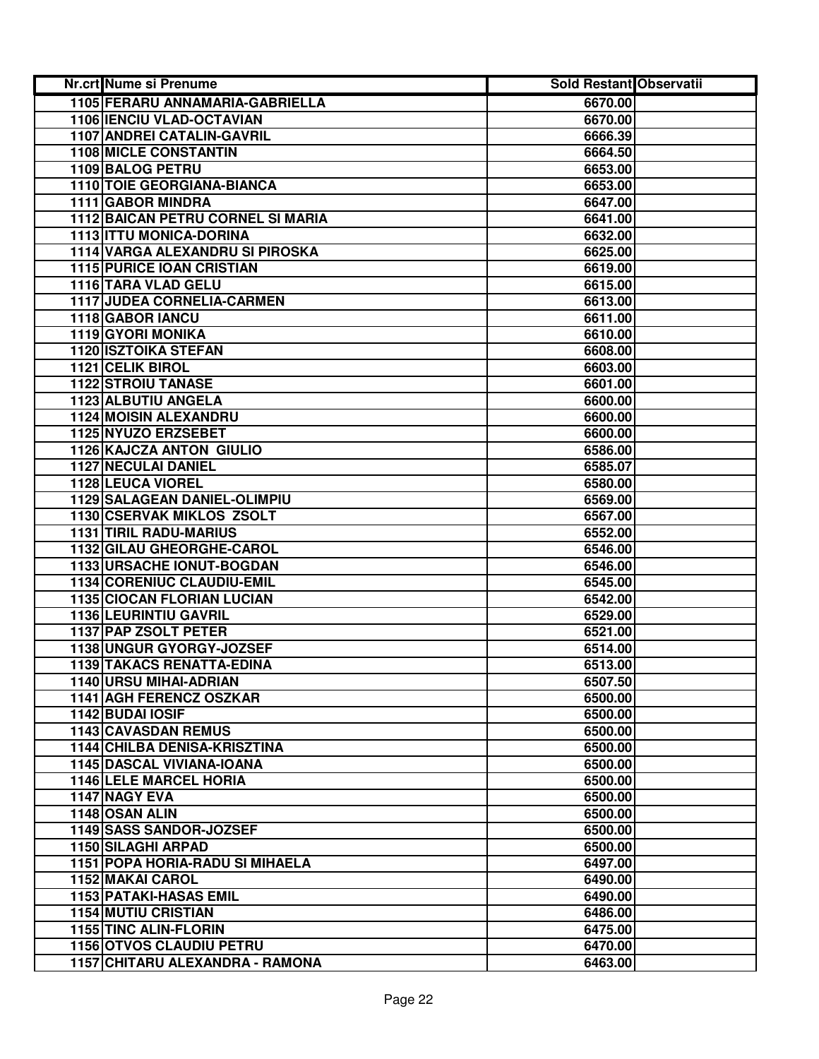| Nr.crt | Nume si Prenume | Sold Restant | Observatii |
|---|---|---|---|
| 1105 | FERARU ANNAMARIA-GABRIELLA | 6670.00 | |
| 1106 | IENCIU VLAD-OCTAVIAN | 6670.00 | |
| 1107 | ANDREI CATALIN-GAVRIL | 6666.39 | |
| 1108 | MICLE CONSTANTIN | 6664.50 | |
| 1109 | BALOG PETRU | 6653.00 | |
| 1110 | TOIE GEORGIANA-BIANCA | 6653.00 | |
| 1111 | GABOR MINDRA | 6647.00 | |
| 1112 | BAICAN PETRU CORNEL SI MARIA | 6641.00 | |
| 1113 | ITTU MONICA-DORINA | 6632.00 | |
| 1114 | VARGA ALEXANDRU SI PIROSKA | 6625.00 | |
| 1115 | PURICE IOAN CRISTIAN | 6619.00 | |
| 1116 | TARA VLAD GELU | 6615.00 | |
| 1117 | JUDEA CORNELIA-CARMEN | 6613.00 | |
| 1118 | GABOR IANCU | 6611.00 | |
| 1119 | GYORI MONIKA | 6610.00 | |
| 1120 | ISZTOIKA STEFAN | 6608.00 | |
| 1121 | CELIK BIROL | 6603.00 | |
| 1122 | STROIU TANASE | 6601.00 | |
| 1123 | ALBUTIU ANGELA | 6600.00 | |
| 1124 | MOISIN ALEXANDRU | 6600.00 | |
| 1125 | NYUZO ERZSEBET | 6600.00 | |
| 1126 | KAJCZA ANTON GIULIO | 6586.00 | |
| 1127 | NECULAI DANIEL | 6585.07 | |
| 1128 | LEUCA VIOREL | 6580.00 | |
| 1129 | SALAGEAN DANIEL-OLIMPIU | 6569.00 | |
| 1130 | CSERVAK MIKLOS ZSOLT | 6567.00 | |
| 1131 | TIRIL RADU-MARIUS | 6552.00 | |
| 1132 | GILAU GHEORGHE-CAROL | 6546.00 | |
| 1133 | URSACHE IONUT-BOGDAN | 6546.00 | |
| 1134 | CORENIUC CLAUDIU-EMIL | 6545.00 | |
| 1135 | CIOCAN FLORIAN LUCIAN | 6542.00 | |
| 1136 | LEURINTIU GAVRIL | 6529.00 | |
| 1137 | PAP ZSOLT PETER | 6521.00 | |
| 1138 | UNGUR GYORGY-JOZSEF | 6514.00 | |
| 1139 | TAKACS RENATTA-EDINA | 6513.00 | |
| 1140 | URSU MIHAI-ADRIAN | 6507.50 | |
| 1141 | AGH FERENCZ OSZKAR | 6500.00 | |
| 1142 | BUDAI IOSIF | 6500.00 | |
| 1143 | CAVASDAN REMUS | 6500.00 | |
| 1144 | CHILBA DENISA-KRISZTINA | 6500.00 | |
| 1145 | DASCAL VIVIANA-IOANA | 6500.00 | |
| 1146 | LELE MARCEL HORIA | 6500.00 | |
| 1147 | NAGY EVA | 6500.00 | |
| 1148 | OSAN ALIN | 6500.00 | |
| 1149 | SASS SANDOR-JOZSEF | 6500.00 | |
| 1150 | SILAGHI ARPAD | 6500.00 | |
| 1151 | POPA HORIA-RADU SI MIHAELA | 6497.00 | |
| 1152 | MAKAI CAROL | 6490.00 | |
| 1153 | PATAKI-HASAS EMIL | 6490.00 | |
| 1154 | MUTIU CRISTIAN | 6486.00 | |
| 1155 | TINC ALIN-FLORIN | 6475.00 | |
| 1156 | OTVOS CLAUDIU PETRU | 6470.00 | |
| 1157 | CHITARU ALEXANDRA - RAMONA | 6463.00 | |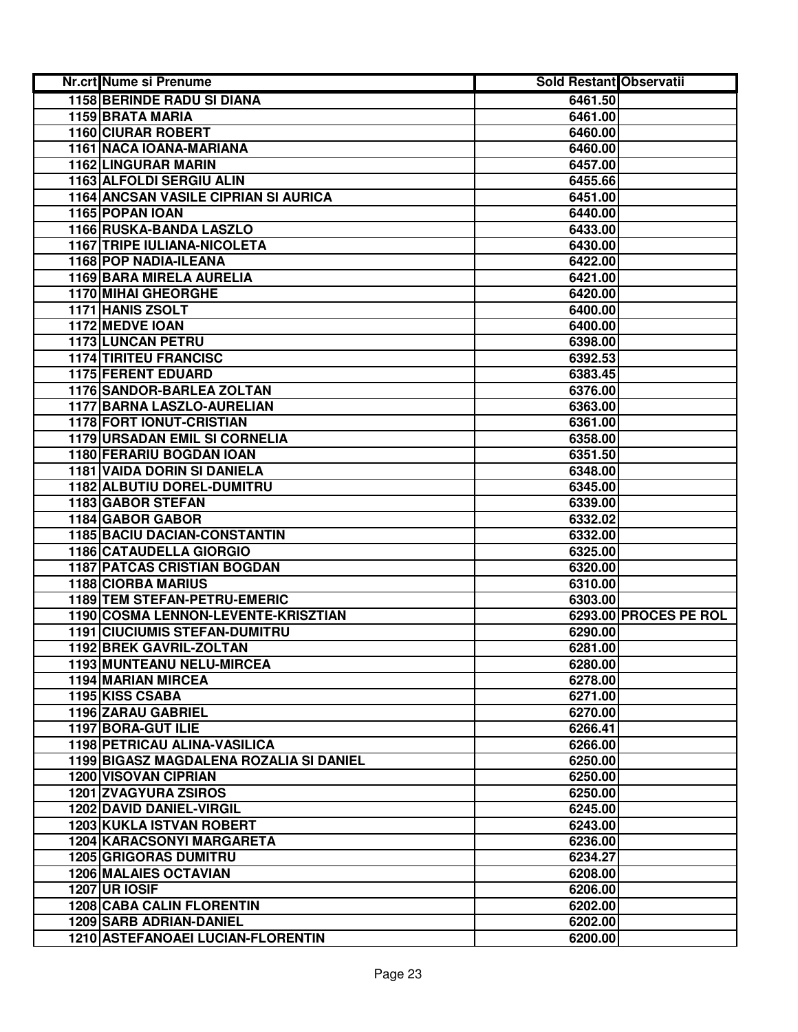| Nr.crt | Nume si Prenume | Sold Restant | Observatii |
|---|---|---|---|
| 1158 | BERINDE RADU SI DIANA | 6461.50 | |
| 1159 | BRATA MARIA | 6461.00 | |
| 1160 | CIURAR ROBERT | 6460.00 | |
| 1161 | NACA IOANA-MARIANA | 6460.00 | |
| 1162 | LINGURAR MARIN | 6457.00 | |
| 1163 | ALFOLDI SERGIU ALIN | 6455.66 | |
| 1164 | ANCSAN VASILE CIPRIAN SI AURICA | 6451.00 | |
| 1165 | POPAN IOAN | 6440.00 | |
| 1166 | RUSKA-BANDA LASZLO | 6433.00 | |
| 1167 | TRIPE IULIANA-NICOLETA | 6430.00 | |
| 1168 | POP NADIA-ILEANA | 6422.00 | |
| 1169 | BARA MIRELA AURELIA | 6421.00 | |
| 1170 | MIHAI GHEORGHE | 6420.00 | |
| 1171 | HANIS ZSOLT | 6400.00 | |
| 1172 | MEDVE IOAN | 6400.00 | |
| 1173 | LUNCAN PETRU | 6398.00 | |
| 1174 | TIRITEU FRANCISC | 6392.53 | |
| 1175 | FERENT EDUARD | 6383.45 | |
| 1176 | SANDOR-BARLEA ZOLTAN | 6376.00 | |
| 1177 | BARNA LASZLO-AURELIAN | 6363.00 | |
| 1178 | FORT IONUT-CRISTIAN | 6361.00 | |
| 1179 | URSADAN EMIL SI CORNELIA | 6358.00 | |
| 1180 | FERARIU BOGDAN IOAN | 6351.50 | |
| 1181 | VAIDA DORIN SI DANIELA | 6348.00 | |
| 1182 | ALBUTIU DOREL-DUMITRU | 6345.00 | |
| 1183 | GABOR STEFAN | 6339.00 | |
| 1184 | GABOR GABOR | 6332.02 | |
| 1185 | BACIU DACIAN-CONSTANTIN | 6332.00 | |
| 1186 | CATAUDELLA GIORGIO | 6325.00 | |
| 1187 | PATCAS CRISTIAN BOGDAN | 6320.00 | |
| 1188 | CIORBA MARIUS | 6310.00 | |
| 1189 | TEM STEFAN-PETRU-EMERIC | 6303.00 | |
| 1190 | COSMA LENNON-LEVENTE-KRISZTIAN | 6293.00 | PROCES PE ROL |
| 1191 | CIUCIUMIS STEFAN-DUMITRU | 6290.00 | |
| 1192 | BREK GAVRIL-ZOLTAN | 6281.00 | |
| 1193 | MUNTEANU NELU-MIRCEA | 6280.00 | |
| 1194 | MARIAN MIRCEA | 6278.00 | |
| 1195 | KISS CSABA | 6271.00 | |
| 1196 | ZARAU GABRIEL | 6270.00 | |
| 1197 | BORA-GUT ILIE | 6266.41 | |
| 1198 | PETRICAU ALINA-VASILICA | 6266.00 | |
| 1199 | BIGASZ MAGDALENA ROZALIA SI DANIEL | 6250.00 | |
| 1200 | VISOVAN CIPRIAN | 6250.00 | |
| 1201 | ZVAGYURA ZSIROS | 6250.00 | |
| 1202 | DAVID DANIEL-VIRGIL | 6245.00 | |
| 1203 | KUKLA ISTVAN ROBERT | 6243.00 | |
| 1204 | KARACSONYI MARGARETA | 6236.00 | |
| 1205 | GRIGORAS DUMITRU | 6234.27 | |
| 1206 | MALAIES OCTAVIAN | 6208.00 | |
| 1207 | UR IOSIF | 6206.00 | |
| 1208 | CABA CALIN FLORENTIN | 6202.00 | |
| 1209 | SARB ADRIAN-DANIEL | 6202.00 | |
| 1210 | ASTEFANOAEI LUCIAN-FLORENTIN | 6200.00 | |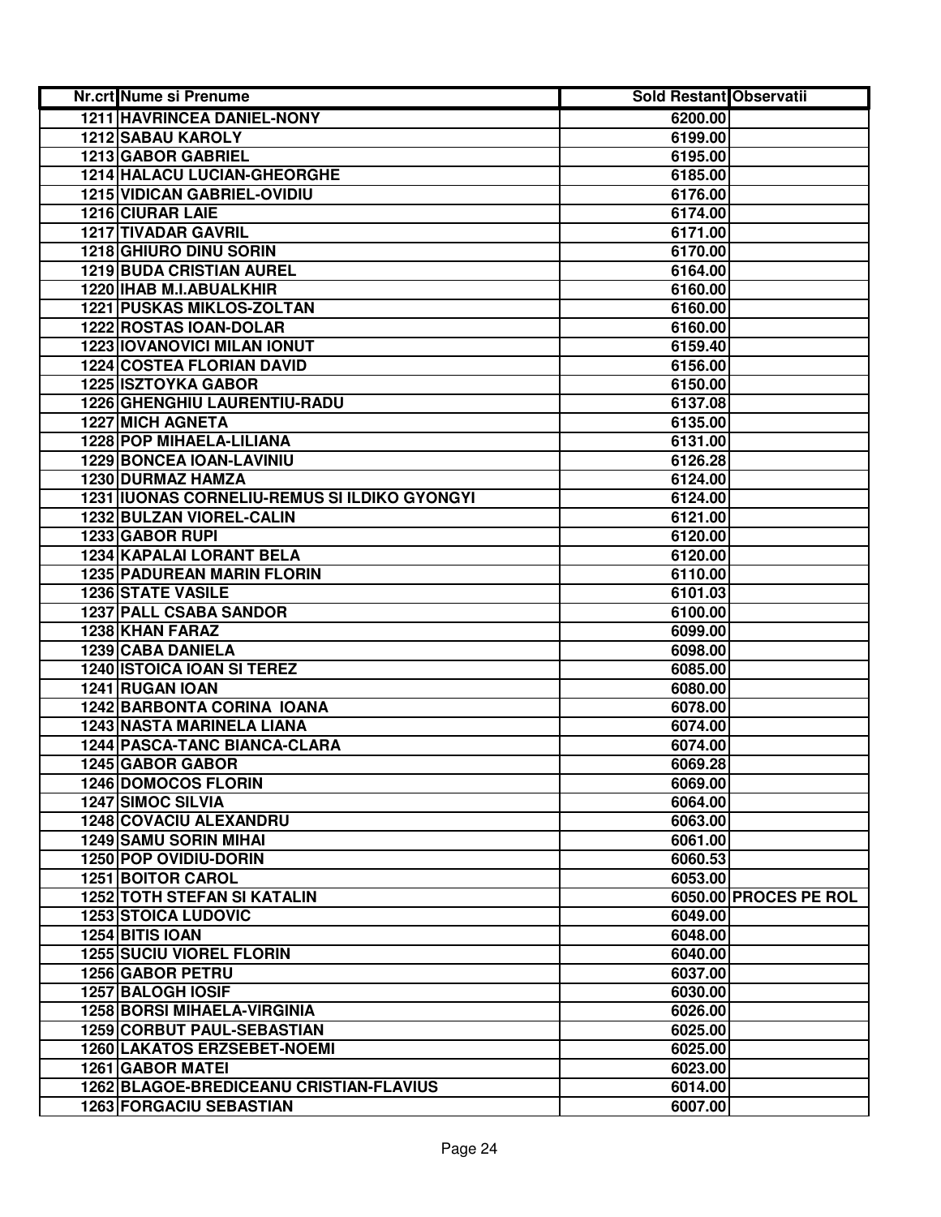| Nr.crt | Nume si Prenume | Sold Restant | Observatii |
|---|---|---|---|
| 1211 | HAVRINCEA DANIEL-NONY | 6200.00 | |
| 1212 | SABAU KAROLY | 6199.00 | |
| 1213 | GABOR GABRIEL | 6195.00 | |
| 1214 | HALACU LUCIAN-GHEORGHE | 6185.00 | |
| 1215 | VIDICAN GABRIEL-OVIDIU | 6176.00 | |
| 1216 | CIURAR LAIE | 6174.00 | |
| 1217 | TIVADAR GAVRIL | 6171.00 | |
| 1218 | GHIURO DINU SORIN | 6170.00 | |
| 1219 | BUDA CRISTIAN AUREL | 6164.00 | |
| 1220 | IHAB M.I.ABUALKHIR | 6160.00 | |
| 1221 | PUSKAS MIKLOS-ZOLTAN | 6160.00 | |
| 1222 | ROSTAS IOAN-DOLAR | 6160.00 | |
| 1223 | IOVANOVICI MILAN IONUT | 6159.40 | |
| 1224 | COSTEA FLORIAN DAVID | 6156.00 | |
| 1225 | ISZTOYKA GABOR | 6150.00 | |
| 1226 | GHENGHIU LAURENTIU-RADU | 6137.08 | |
| 1227 | MICH AGNETA | 6135.00 | |
| 1228 | POP MIHAELA-LILIANA | 6131.00 | |
| 1229 | BONCEA IOAN-LAVINIU | 6126.28 | |
| 1230 | DURMAZ HAMZA | 6124.00 | |
| 1231 | IUONAS CORNELIU-REMUS SI ILDIKO GYONGYI | 6124.00 | |
| 1232 | BULZAN VIOREL-CALIN | 6121.00 | |
| 1233 | GABOR RUPI | 6120.00 | |
| 1234 | KAPALAI LORANT BELA | 6120.00 | |
| 1235 | PADUREAN MARIN FLORIN | 6110.00 | |
| 1236 | STATE VASILE | 6101.03 | |
| 1237 | PALL CSABA SANDOR | 6100.00 | |
| 1238 | KHAN FARAZ | 6099.00 | |
| 1239 | CABA DANIELA | 6098.00 | |
| 1240 | ISTOICA IOAN SI TEREZ | 6085.00 | |
| 1241 | RUGAN IOAN | 6080.00 | |
| 1242 | BARBONTA CORINA IOANA | 6078.00 | |
| 1243 | NASTA MARINELA LIANA | 6074.00 | |
| 1244 | PASCA-TANC BIANCA-CLARA | 6074.00 | |
| 1245 | GABOR GABOR | 6069.28 | |
| 1246 | DOMOCOS FLORIN | 6069.00 | |
| 1247 | SIMOC SILVIA | 6064.00 | |
| 1248 | COVACIU ALEXANDRU | 6063.00 | |
| 1249 | SAMU SORIN MIHAI | 6061.00 | |
| 1250 | POP OVIDIU-DORIN | 6060.53 | |
| 1251 | BOITOR CAROL | 6053.00 | |
| 1252 | TOTH STEFAN SI KATALIN | 6050.00 | PROCES PE ROL |
| 1253 | STOICA LUDOVIC | 6049.00 | |
| 1254 | BITIS IOAN | 6048.00 | |
| 1255 | SUCIU VIOREL FLORIN | 6040.00 | |
| 1256 | GABOR PETRU | 6037.00 | |
| 1257 | BALOGH IOSIF | 6030.00 | |
| 1258 | BORSI MIHAELA-VIRGINIA | 6026.00 | |
| 1259 | CORBUT PAUL-SEBASTIAN | 6025.00 | |
| 1260 | LAKATOS ERZSEBET-NOEMI | 6025.00 | |
| 1261 | GABOR MATEI | 6023.00 | |
| 1262 | BLAGOE-BREDICEANU CRISTIAN-FLAVIUS | 6014.00 | |
| 1263 | FORGACIU SEBASTIAN | 6007.00 | |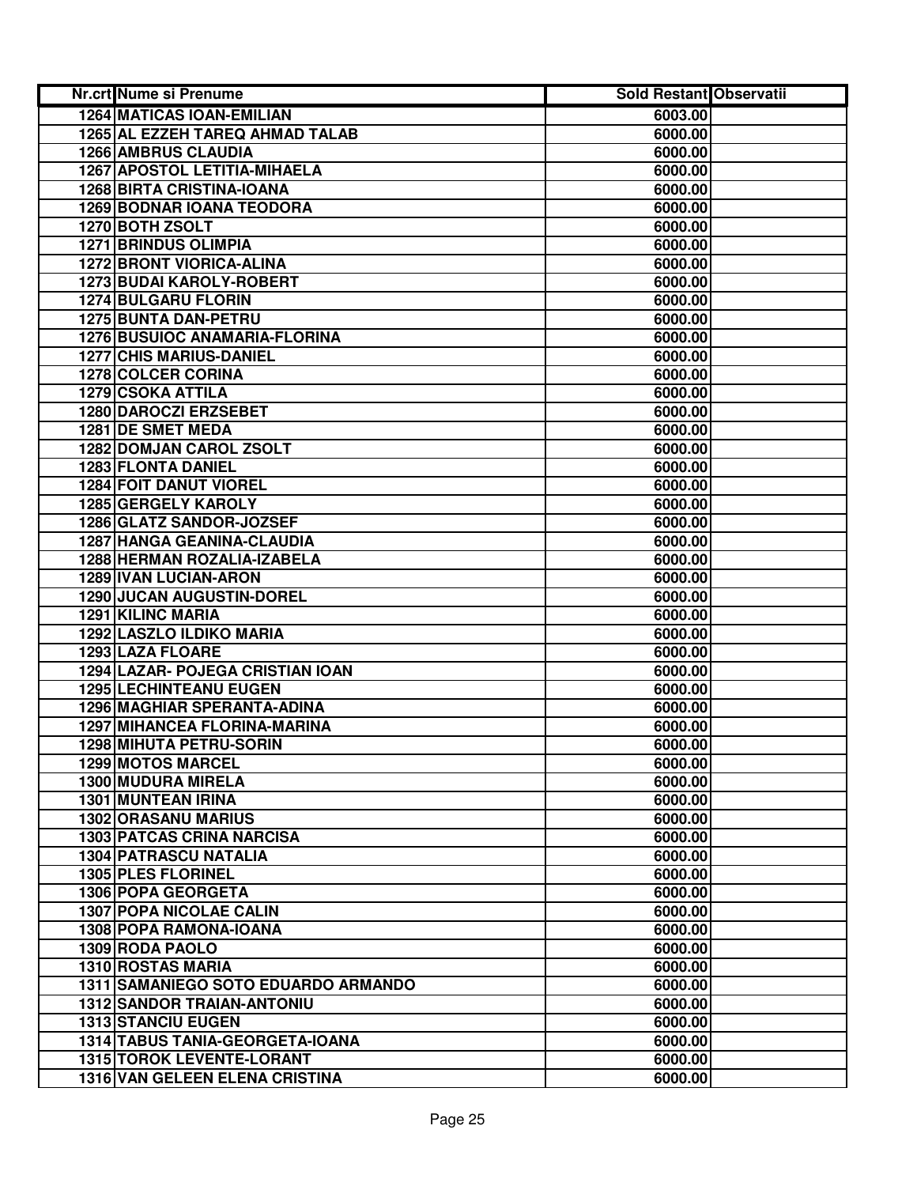| Nr.crt | Nume si Prenume | Sold Restant | Observatii |
|---|---|---|---|
| 1264 | MATICAS IOAN-EMILIAN | 6003.00 | |
| 1265 | AL EZZEH TAREQ AHMAD TALAB | 6000.00 | |
| 1266 | AMBRUS CLAUDIA | 6000.00 | |
| 1267 | APOSTOL LETITIA-MIHAELA | 6000.00 | |
| 1268 | BIRTA CRISTINA-IOANA | 6000.00 | |
| 1269 | BODNAR IOANA TEODORA | 6000.00 | |
| 1270 | BOTH ZSOLT | 6000.00 | |
| 1271 | BRINDUS OLIMPIA | 6000.00 | |
| 1272 | BRONT VIORICA-ALINA | 6000.00 | |
| 1273 | BUDAI KAROLY-ROBERT | 6000.00 | |
| 1274 | BULGARU FLORIN | 6000.00 | |
| 1275 | BUNTA DAN-PETRU | 6000.00 | |
| 1276 | BUSUIOC ANAMARIA-FLORINA | 6000.00 | |
| 1277 | CHIS MARIUS-DANIEL | 6000.00 | |
| 1278 | COLCER CORINA | 6000.00 | |
| 1279 | CSOKA ATTILA | 6000.00 | |
| 1280 | DAROCZI ERZSEBET | 6000.00 | |
| 1281 | DE SMET MEDA | 6000.00 | |
| 1282 | DOMJAN CAROL ZSOLT | 6000.00 | |
| 1283 | FLONTA DANIEL | 6000.00 | |
| 1284 | FOIT DANUT VIOREL | 6000.00 | |
| 1285 | GERGELY KAROLY | 6000.00 | |
| 1286 | GLATZ SANDOR-JOZSEF | 6000.00 | |
| 1287 | HANGA GEANINA-CLAUDIA | 6000.00 | |
| 1288 | HERMAN ROZALIA-IZABELA | 6000.00 | |
| 1289 | IVAN LUCIAN-ARON | 6000.00 | |
| 1290 | JUCAN AUGUSTIN-DOREL | 6000.00 | |
| 1291 | KILINC MARIA | 6000.00 | |
| 1292 | LASZLO ILDIKO MARIA | 6000.00 | |
| 1293 | LAZA FLOARE | 6000.00 | |
| 1294 | LAZAR- POJEGA CRISTIAN IOAN | 6000.00 | |
| 1295 | LECHINTEANU EUGEN | 6000.00 | |
| 1296 | MAGHIAR SPERANTA-ADINA | 6000.00 | |
| 1297 | MIHANCEA FLORINA-MARINA | 6000.00 | |
| 1298 | MIHUTA PETRU-SORIN | 6000.00 | |
| 1299 | MOTOS MARCEL | 6000.00 | |
| 1300 | MUDURA MIRELA | 6000.00 | |
| 1301 | MUNTEAN IRINA | 6000.00 | |
| 1302 | ORASANU MARIUS | 6000.00 | |
| 1303 | PATCAS CRINA NARCISA | 6000.00 | |
| 1304 | PATRASCU NATALIA | 6000.00 | |
| 1305 | PLES FLORINEL | 6000.00 | |
| 1306 | POPA GEORGETA | 6000.00 | |
| 1307 | POPA NICOLAE CALIN | 6000.00 | |
| 1308 | POPA RAMONA-IOANA | 6000.00 | |
| 1309 | RODA PAOLO | 6000.00 | |
| 1310 | ROSTAS MARIA | 6000.00 | |
| 1311 | SAMANIEGO SOTO EDUARDO ARMANDO | 6000.00 | |
| 1312 | SANDOR TRAIAN-ANTONIU | 6000.00 | |
| 1313 | STANCIU EUGEN | 6000.00 | |
| 1314 | TABUS TANIA-GEORGETA-IOANA | 6000.00 | |
| 1315 | TOROK LEVENTE-LORANT | 6000.00 | |
| 1316 | VAN GELEEN ELENA CRISTINA | 6000.00 | |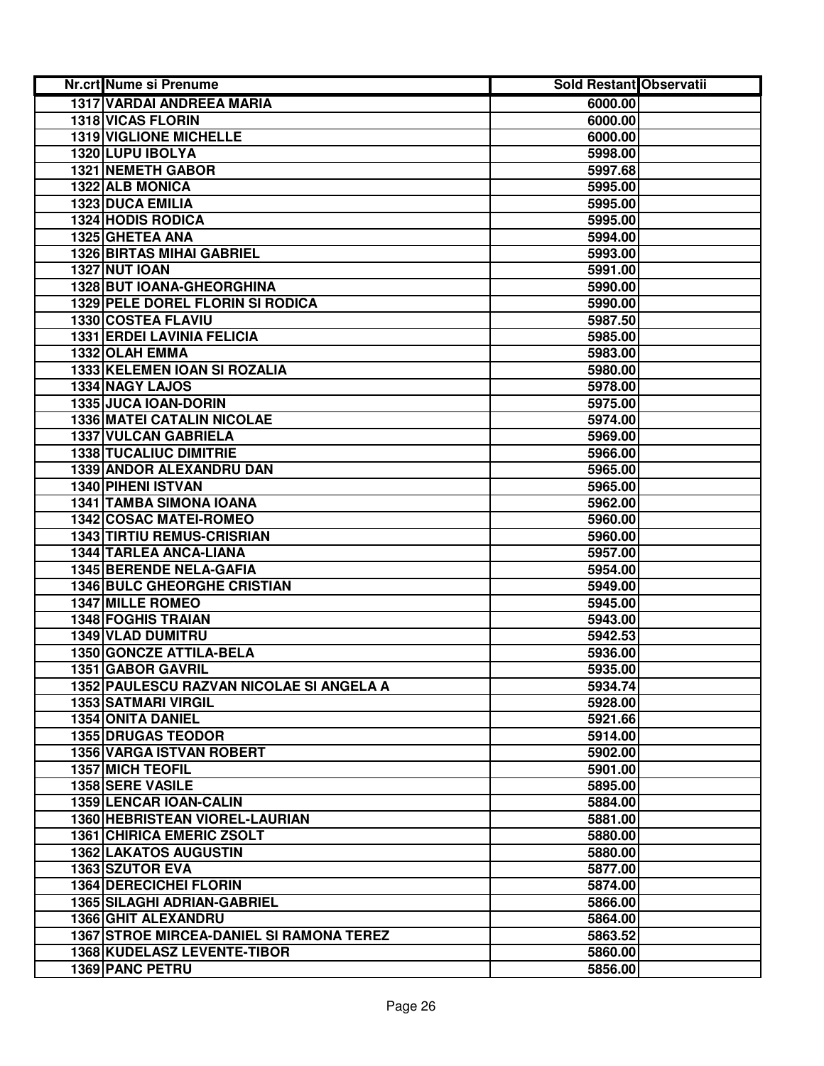| Nr.crt | Nume si Prenume | Sold Restant | Observatii |
|---|---|---|---|
| 1317 | VARDAI ANDREEA MARIA | 6000.00 | |
| 1318 | VICAS FLORIN | 6000.00 | |
| 1319 | VIGLIONE MICHELLE | 6000.00 | |
| 1320 | LUPU IBOLYA | 5998.00 | |
| 1321 | NEMETH GABOR | 5997.68 | |
| 1322 | ALB MONICA | 5995.00 | |
| 1323 | DUCA EMILIA | 5995.00 | |
| 1324 | HODIS RODICA | 5995.00 | |
| 1325 | GHETEA ANA | 5994.00 | |
| 1326 | BIRTAS MIHAI GABRIEL | 5993.00 | |
| 1327 | NUT IOAN | 5991.00 | |
| 1328 | BUT IOANA-GHEORGHINA | 5990.00 | |
| 1329 | PELE DOREL FLORIN SI RODICA | 5990.00 | |
| 1330 | COSTEA FLAVIU | 5987.50 | |
| 1331 | ERDEI LAVINIA FELICIA | 5985.00 | |
| 1332 | OLAH EMMA | 5983.00 | |
| 1333 | KELEMEN IOAN SI ROZALIA | 5980.00 | |
| 1334 | NAGY LAJOS | 5978.00 | |
| 1335 | JUCA IOAN-DORIN | 5975.00 | |
| 1336 | MATEI CATALIN NICOLAE | 5974.00 | |
| 1337 | VULCAN GABRIELA | 5969.00 | |
| 1338 | TUCALIUC DIMITRIE | 5966.00 | |
| 1339 | ANDOR ALEXANDRU DAN | 5965.00 | |
| 1340 | PIHENI ISTVAN | 5965.00 | |
| 1341 | TAMBA SIMONA IOANA | 5962.00 | |
| 1342 | COSAC MATEI-ROMEO | 5960.00 | |
| 1343 | TIRTIU REMUS-CRISRIAN | 5960.00 | |
| 1344 | TARLEA ANCA-LIANA | 5957.00 | |
| 1345 | BERENDE NELA-GAFIA | 5954.00 | |
| 1346 | BULC GHEORGHE CRISTIAN | 5949.00 | |
| 1347 | MILLE ROMEO | 5945.00 | |
| 1348 | FOGHIS TRAIAN | 5943.00 | |
| 1349 | VLAD DUMITRU | 5942.53 | |
| 1350 | GONCZE ATTILA-BELA | 5936.00 | |
| 1351 | GABOR GAVRIL | 5935.00 | |
| 1352 | PAULESCU RAZVAN NICOLAE SI ANGELA A | 5934.74 | |
| 1353 | SATMARI VIRGIL | 5928.00 | |
| 1354 | ONITA DANIEL | 5921.66 | |
| 1355 | DRUGAS TEODOR | 5914.00 | |
| 1356 | VARGA ISTVAN ROBERT | 5902.00 | |
| 1357 | MICH TEOFIL | 5901.00 | |
| 1358 | SERE VASILE | 5895.00 | |
| 1359 | LENCAR IOAN-CALIN | 5884.00 | |
| 1360 | HEBRISTEAN VIOREL-LAURIAN | 5881.00 | |
| 1361 | CHIRICA EMERIC ZSOLT | 5880.00 | |
| 1362 | LAKATOS AUGUSTIN | 5880.00 | |
| 1363 | SZUTOR EVA | 5877.00 | |
| 1364 | DERECICHEI FLORIN | 5874.00 | |
| 1365 | SILAGHI ADRIAN-GABRIEL | 5866.00 | |
| 1366 | GHIT ALEXANDRU | 5864.00 | |
| 1367 | STROE MIRCEA-DANIEL SI RAMONA TEREZ | 5863.52 | |
| 1368 | KUDELASZ LEVENTE-TIBOR | 5860.00 | |
| 1369 | PANC PETRU | 5856.00 | |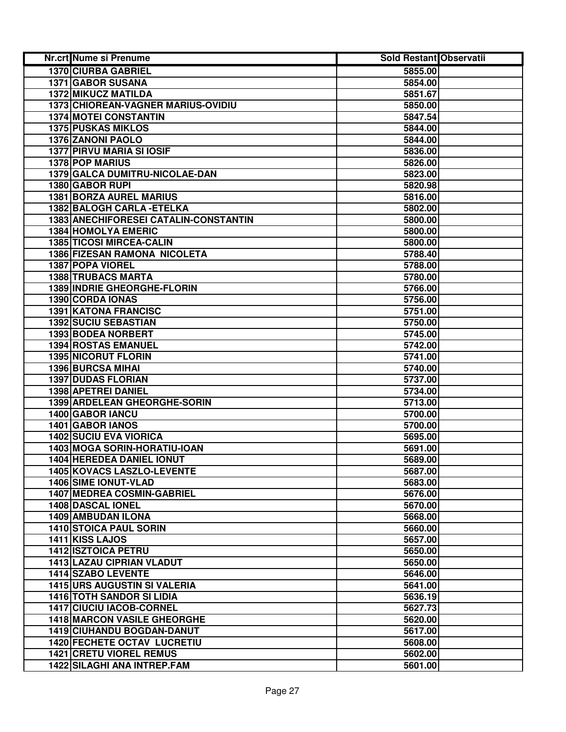| Nr.crt | Nume si Prenume | Sold Restant | Observatii |
|---|---|---|---|
| 1370 | CIURBA GABRIEL | 5855.00 | |
| 1371 | GABOR SUSANA | 5854.00 | |
| 1372 | MIKUCZ MATILDA | 5851.67 | |
| 1373 | CHIOREAN-VAGNER MARIUS-OVIDIU | 5850.00 | |
| 1374 | MOTEI CONSTANTIN | 5847.54 | |
| 1375 | PUSKAS MIKLOS | 5844.00 | |
| 1376 | ZANONI PAOLO | 5844.00 | |
| 1377 | PIRVU MARIA SI IOSIF | 5836.00 | |
| 1378 | POP MARIUS | 5826.00 | |
| 1379 | GALCA DUMITRU-NICOLAE-DAN | 5823.00 | |
| 1380 | GABOR RUPI | 5820.98 | |
| 1381 | BORZA AUREL MARIUS | 5816.00 | |
| 1382 | BALOGH CARLA -ETELKA | 5802.00 | |
| 1383 | ANECHIFORESEI CATALIN-CONSTANTIN | 5800.00 | |
| 1384 | HOMOLYA EMERIC | 5800.00 | |
| 1385 | TICOSI MIRCEA-CALIN | 5800.00 | |
| 1386 | FIZESAN RAMONA NICOLETA | 5788.40 | |
| 1387 | POPA VIOREL | 5788.00 | |
| 1388 | TRUBACS MARTA | 5780.00 | |
| 1389 | INDRIE GHEORGHE-FLORIN | 5766.00 | |
| 1390 | CORDA IONAS | 5756.00 | |
| 1391 | KATONA FRANCISC | 5751.00 | |
| 1392 | SUCIU SEBASTIAN | 5750.00 | |
| 1393 | BODEA NORBERT | 5745.00 | |
| 1394 | ROSTAS EMANUEL | 5742.00 | |
| 1395 | NICORUT FLORIN | 5741.00 | |
| 1396 | BURCSA MIHAI | 5740.00 | |
| 1397 | DUDAS FLORIAN | 5737.00 | |
| 1398 | APETREI DANIEL | 5734.00 | |
| 1399 | ARDELEAN GHEORGHE-SORIN | 5713.00 | |
| 1400 | GABOR IANCU | 5700.00 | |
| 1401 | GABOR IANOS | 5700.00 | |
| 1402 | SUCIU EVA VIORICA | 5695.00 | |
| 1403 | MOGA SORIN-HORATIU-IOAN | 5691.00 | |
| 1404 | HEREDEA DANIEL IONUT | 5689.00 | |
| 1405 | KOVACS LASZLO-LEVENTE | 5687.00 | |
| 1406 | SIME IONUT-VLAD | 5683.00 | |
| 1407 | MEDREA COSMIN-GABRIEL | 5676.00 | |
| 1408 | DASCAL IONEL | 5670.00 | |
| 1409 | AMBUDAN ILONA | 5668.00 | |
| 1410 | STOICA PAUL SORIN | 5660.00 | |
| 1411 | KISS LAJOS | 5657.00 | |
| 1412 | ISZTOICA PETRU | 5650.00 | |
| 1413 | LAZAU CIPRIAN VLADUT | 5650.00 | |
| 1414 | SZABO LEVENTE | 5646.00 | |
| 1415 | URS AUGUSTIN SI VALERIA | 5641.00 | |
| 1416 | TOTH SANDOR SI LIDIA | 5636.19 | |
| 1417 | CIUCIU IACOB-CORNEL | 5627.73 | |
| 1418 | MARCON VASILE GHEORGHE | 5620.00 | |
| 1419 | CIUHANDU BOGDAN-DANUT | 5617.00 | |
| 1420 | FECHETE OCTAV LUCRETIU | 5608.00 | |
| 1421 | CRETU VIOREL REMUS | 5602.00 | |
| 1422 | SILAGHI ANA INTREP.FAM | 5601.00 | |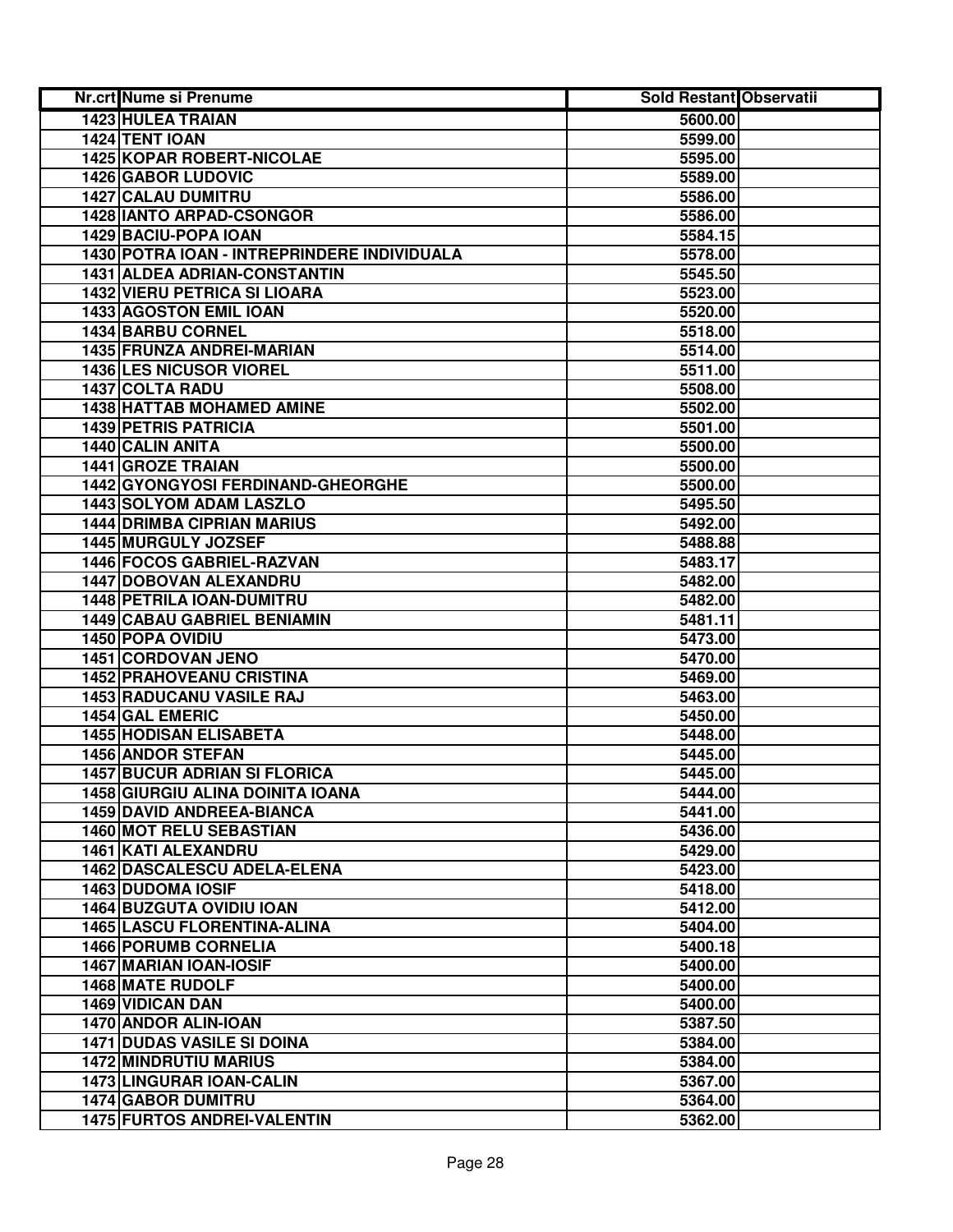| Nr.crt | Nume si Prenume | Sold Restant | Observatii |
|---|---|---|---|
| 1423 | HULEA TRAIAN | 5600.00 | |
| 1424 | TENT IOAN | 5599.00 | |
| 1425 | KOPAR ROBERT-NICOLAE | 5595.00 | |
| 1426 | GABOR LUDOVIC | 5589.00 | |
| 1427 | CALAU DUMITRU | 5586.00 | |
| 1428 | IANTO ARPAD-CSONGOR | 5586.00 | |
| 1429 | BACIU-POPA IOAN | 5584.15 | |
| 1430 | POTRA IOAN - INTREPRINDERE INDIVIDUALA | 5578.00 | |
| 1431 | ALDEA ADRIAN-CONSTANTIN | 5545.50 | |
| 1432 | VIERU PETRICA SI LIOARA | 5523.00 | |
| 1433 | AGOSTON EMIL IOAN | 5520.00 | |
| 1434 | BARBU CORNEL | 5518.00 | |
| 1435 | FRUNZA ANDREI-MARIAN | 5514.00 | |
| 1436 | LES NICUSOR VIOREL | 5511.00 | |
| 1437 | COLTA RADU | 5508.00 | |
| 1438 | HATTAB MOHAMED AMINE | 5502.00 | |
| 1439 | PETRIS PATRICIA | 5501.00 | |
| 1440 | CALIN ANITA | 5500.00 | |
| 1441 | GROZE TRAIAN | 5500.00 | |
| 1442 | GYONGYOSI FERDINAND-GHEORGHE | 5500.00 | |
| 1443 | SOLYOM ADAM LASZLO | 5495.50 | |
| 1444 | DRIMBA CIPRIAN MARIUS | 5492.00 | |
| 1445 | MURGULY JOZSEF | 5488.88 | |
| 1446 | FOCOS GABRIEL-RAZVAN | 5483.17 | |
| 1447 | DOBOVAN ALEXANDRU | 5482.00 | |
| 1448 | PETRILA IOAN-DUMITRU | 5482.00 | |
| 1449 | CABAU GABRIEL BENIAMIN | 5481.11 | |
| 1450 | POPA OVIDIU | 5473.00 | |
| 1451 | CORDOVAN JENO | 5470.00 | |
| 1452 | PRAHOVEANU CRISTINA | 5469.00 | |
| 1453 | RADUCANU VASILE RAJ | 5463.00 | |
| 1454 | GAL EMERIC | 5450.00 | |
| 1455 | HODISAN ELISABETA | 5448.00 | |
| 1456 | ANDOR STEFAN | 5445.00 | |
| 1457 | BUCUR ADRIAN SI FLORICA | 5445.00 | |
| 1458 | GIURGIU ALINA DOINITA IOANA | 5444.00 | |
| 1459 | DAVID ANDREEA-BIANCA | 5441.00 | |
| 1460 | MOT RELU SEBASTIAN | 5436.00 | |
| 1461 | KATI ALEXANDRU | 5429.00 | |
| 1462 | DASCALESCU ADELA-ELENA | 5423.00 | |
| 1463 | DUDOMA IOSIF | 5418.00 | |
| 1464 | BUZGUTA OVIDIU IOAN | 5412.00 | |
| 1465 | LASCU FLORENTINA-ALINA | 5404.00 | |
| 1466 | PORUMB CORNELIA | 5400.18 | |
| 1467 | MARIAN IOAN-IOSIF | 5400.00 | |
| 1468 | MATE RUDOLF | 5400.00 | |
| 1469 | VIDICAN DAN | 5400.00 | |
| 1470 | ANDOR ALIN-IOAN | 5387.50 | |
| 1471 | DUDAS VASILE SI DOINA | 5384.00 | |
| 1472 | MINDRUTIU MARIUS | 5384.00 | |
| 1473 | LINGURAR IOAN-CALIN | 5367.00 | |
| 1474 | GABOR DUMITRU | 5364.00 | |
| 1475 | FURTOS ANDREI-VALENTIN | 5362.00 | |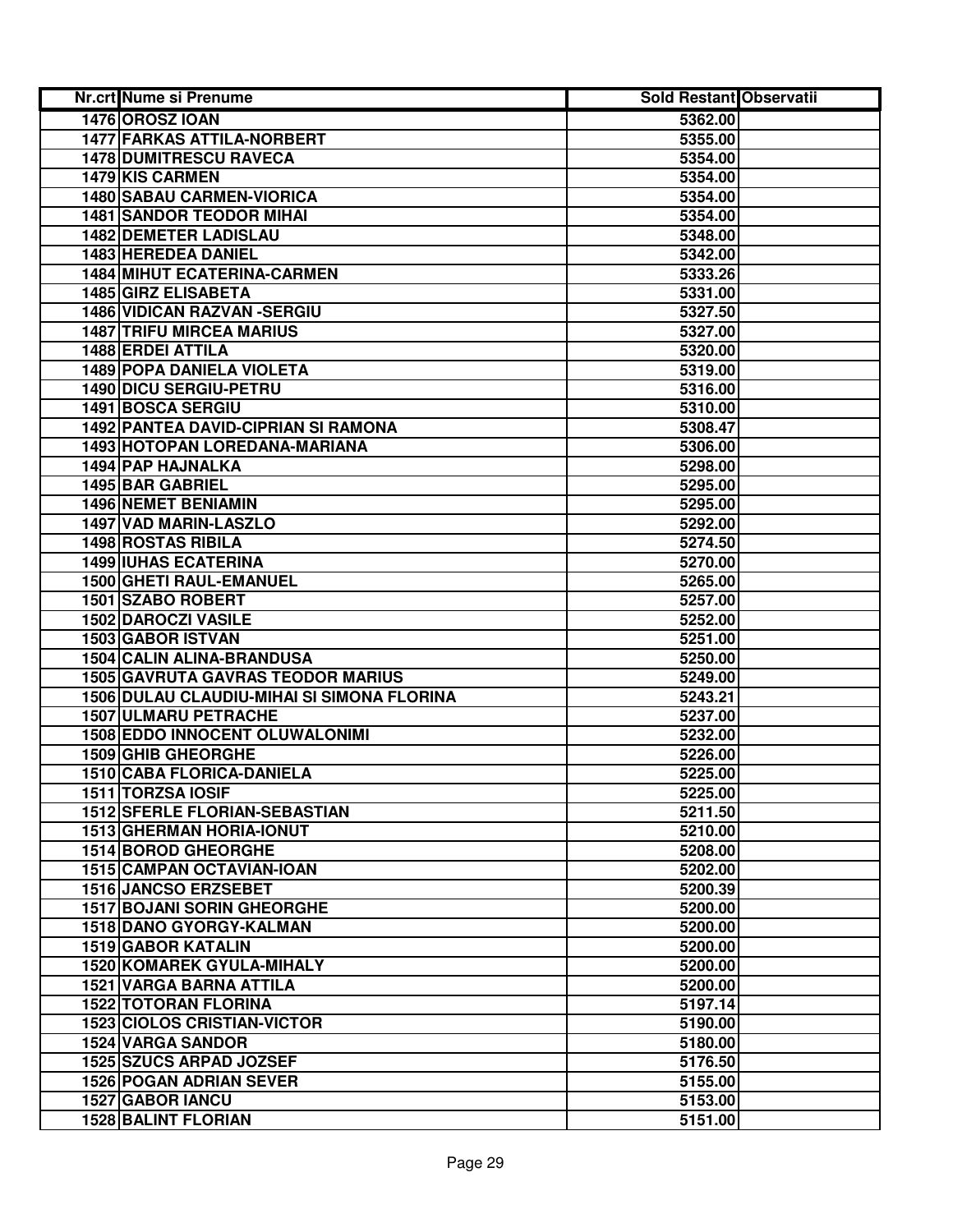| Nr.crt | Nume si Prenume | Sold Restant | Observatii |
|---|---|---|---|
| 1476 | OROSZ IOAN | 5362.00 | |
| 1477 | FARKAS ATTILA-NORBERT | 5355.00 | |
| 1478 | DUMITRESCU RAVECA | 5354.00 | |
| 1479 | KIS CARMEN | 5354.00 | |
| 1480 | SABAU CARMEN-VIORICA | 5354.00 | |
| 1481 | SANDOR TEODOR MIHAI | 5354.00 | |
| 1482 | DEMETER LADISLAU | 5348.00 | |
| 1483 | HEREDEA DANIEL | 5342.00 | |
| 1484 | MIHUT ECATERINA-CARMEN | 5333.26 | |
| 1485 | GIRZ ELISABETA | 5331.00 | |
| 1486 | VIDICAN RAZVAN -SERGIU | 5327.50 | |
| 1487 | TRIFU MIRCEA MARIUS | 5327.00 | |
| 1488 | ERDEI ATTILA | 5320.00 | |
| 1489 | POPA DANIELA VIOLETA | 5319.00 | |
| 1490 | DICU SERGIU-PETRU | 5316.00 | |
| 1491 | BOSCA SERGIU | 5310.00 | |
| 1492 | PANTEA DAVID-CIPRIAN SI RAMONA | 5308.47 | |
| 1493 | HOTOPAN LOREDANA-MARIANA | 5306.00 | |
| 1494 | PAP HAJNALKA | 5298.00 | |
| 1495 | BAR GABRIEL | 5295.00 | |
| 1496 | NEMET BENIAMIN | 5295.00 | |
| 1497 | VAD MARIN-LASZLO | 5292.00 | |
| 1498 | ROSTAS RIBILA | 5274.50 | |
| 1499 | IUHAS ECATERINA | 5270.00 | |
| 1500 | GHETI RAUL-EMANUEL | 5265.00 | |
| 1501 | SZABO ROBERT | 5257.00 | |
| 1502 | DAROCZI VASILE | 5252.00 | |
| 1503 | GABOR ISTVAN | 5251.00 | |
| 1504 | CALIN ALINA-BRANDUSA | 5250.00 | |
| 1505 | GAVRUTA GAVRAS TEODOR MARIUS | 5249.00 | |
| 1506 | DULAU CLAUDIU-MIHAI SI SIMONA FLORINA | 5243.21 | |
| 1507 | ULMARU PETRACHE | 5237.00 | |
| 1508 | EDDO INNOCENT OLUWALONIMI | 5232.00 | |
| 1509 | GHIB GHEORGHE | 5226.00 | |
| 1510 | CABA FLORICA-DANIELA | 5225.00 | |
| 1511 | TORZSA IOSIF | 5225.00 | |
| 1512 | SFERLE FLORIAN-SEBASTIAN | 5211.50 | |
| 1513 | GHERMAN HORIA-IONUT | 5210.00 | |
| 1514 | BOROD GHEORGHE | 5208.00 | |
| 1515 | CAMPAN OCTAVIAN-IOAN | 5202.00 | |
| 1516 | JANCSO ERZSEBET | 5200.39 | |
| 1517 | BOJANI SORIN GHEORGHE | 5200.00 | |
| 1518 | DANO GYORGY-KALMAN | 5200.00 | |
| 1519 | GABOR KATALIN | 5200.00 | |
| 1520 | KOMAREK GYULA-MIHALY | 5200.00 | |
| 1521 | VARGA BARNA ATTILA | 5200.00 | |
| 1522 | TOTORAN FLORINA | 5197.14 | |
| 1523 | CIOLOS CRISTIAN-VICTOR | 5190.00 | |
| 1524 | VARGA SANDOR | 5180.00 | |
| 1525 | SZUCS ARPAD JOZSEF | 5176.50 | |
| 1526 | POGAN ADRIAN SEVER | 5155.00 | |
| 1527 | GABOR IANCU | 5153.00 | |
| 1528 | BALINT FLORIAN | 5151.00 | |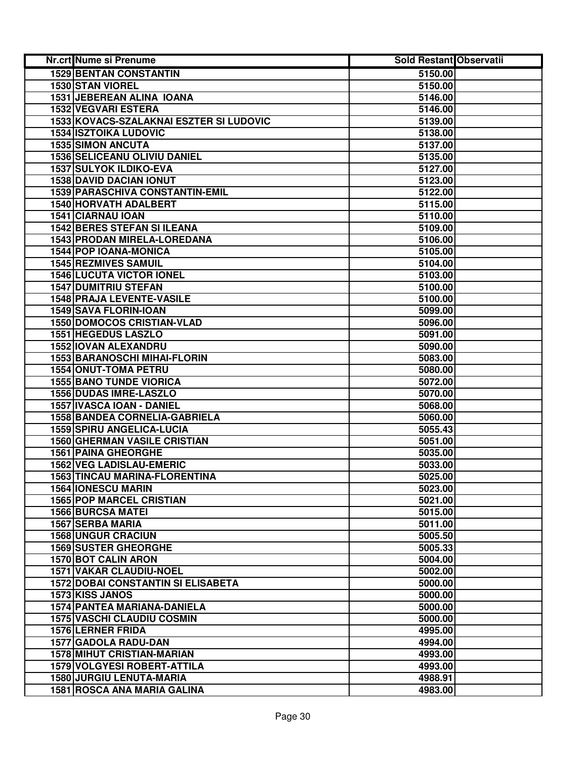| Nr.crt | Nume si Prenume | Sold Restant | Observatii |
|---|---|---|---|
| 1529 | BENTAN CONSTANTIN | 5150.00 | |
| 1530 | STAN VIOREL | 5150.00 | |
| 1531 | JEBEREAN ALINA IOANA | 5146.00 | |
| 1532 | VEGVARI ESTERA | 5146.00 | |
| 1533 | KOVACS-SZALAKNAI ESZTER SI LUDOVIC | 5139.00 | |
| 1534 | ISZTOIKA LUDOVIC | 5138.00 | |
| 1535 | SIMON ANCUTA | 5137.00 | |
| 1536 | SELICEANU OLIVIU DANIEL | 5135.00 | |
| 1537 | SULYOK ILDIKO-EVA | 5127.00 | |
| 1538 | DAVID DACIAN IONUT | 5123.00 | |
| 1539 | PARASCHIVA CONSTANTIN-EMIL | 5122.00 | |
| 1540 | HORVATH ADALBERT | 5115.00 | |
| 1541 | CIARNAU IOAN | 5110.00 | |
| 1542 | BERES STEFAN SI ILEANA | 5109.00 | |
| 1543 | PRODAN MIRELA-LOREDANA | 5106.00 | |
| 1544 | POP IOANA-MONICA | 5105.00 | |
| 1545 | REZMIVES SAMUIL | 5104.00 | |
| 1546 | LUCUTA VICTOR IONEL | 5103.00 | |
| 1547 | DUMITRIU STEFAN | 5100.00 | |
| 1548 | PRAJA LEVENTE-VASILE | 5100.00 | |
| 1549 | SAVA FLORIN-IOAN | 5099.00 | |
| 1550 | DOMOCOS CRISTIAN-VLAD | 5096.00 | |
| 1551 | HEGEDUS LASZLO | 5091.00 | |
| 1552 | IOVAN ALEXANDRU | 5090.00 | |
| 1553 | BARANOSCHI MIHAI-FLORIN | 5083.00 | |
| 1554 | ONUT-TOMA PETRU | 5080.00 | |
| 1555 | BANO TUNDE VIORICA | 5072.00 | |
| 1556 | DUDAS IMRE-LASZLO | 5070.00 | |
| 1557 | IVASCA IOAN - DANIEL | 5068.00 | |
| 1558 | BANDEA CORNELIA-GABRIELA | 5060.00 | |
| 1559 | SPIRU ANGELICA-LUCIA | 5055.43 | |
| 1560 | GHERMAN VASILE CRISTIAN | 5051.00 | |
| 1561 | PAINA GHEORGHE | 5035.00 | |
| 1562 | VEG LADISLAU-EMERIC | 5033.00 | |
| 1563 | TINCAU MARINA-FLORENTINA | 5025.00 | |
| 1564 | IONESCU MARIN | 5023.00 | |
| 1565 | POP MARCEL CRISTIAN | 5021.00 | |
| 1566 | BURCSA MATEI | 5015.00 | |
| 1567 | SERBA MARIA | 5011.00 | |
| 1568 | UNGUR CRACIUN | 5005.50 | |
| 1569 | SUSTER GHEORGHE | 5005.33 | |
| 1570 | BOT CALIN ARON | 5004.00 | |
| 1571 | VAKAR CLAUDIU-NOEL | 5002.00 | |
| 1572 | DOBAI CONSTANTIN SI ELISABETA | 5000.00 | |
| 1573 | KISS JANOS | 5000.00 | |
| 1574 | PANTEA MARIANA-DANIELA | 5000.00 | |
| 1575 | VASCHI CLAUDIU COSMIN | 5000.00 | |
| 1576 | LERNER FRIDA | 4995.00 | |
| 1577 | GADOLA RADU-DAN | 4994.00 | |
| 1578 | MIHUT CRISTIAN-MARIAN | 4993.00 | |
| 1579 | VOLGYESI ROBERT-ATTILA | 4993.00 | |
| 1580 | JURGIU LENUTA-MARIA | 4988.91 | |
| 1581 | ROSCA ANA MARIA GALINA | 4983.00 | |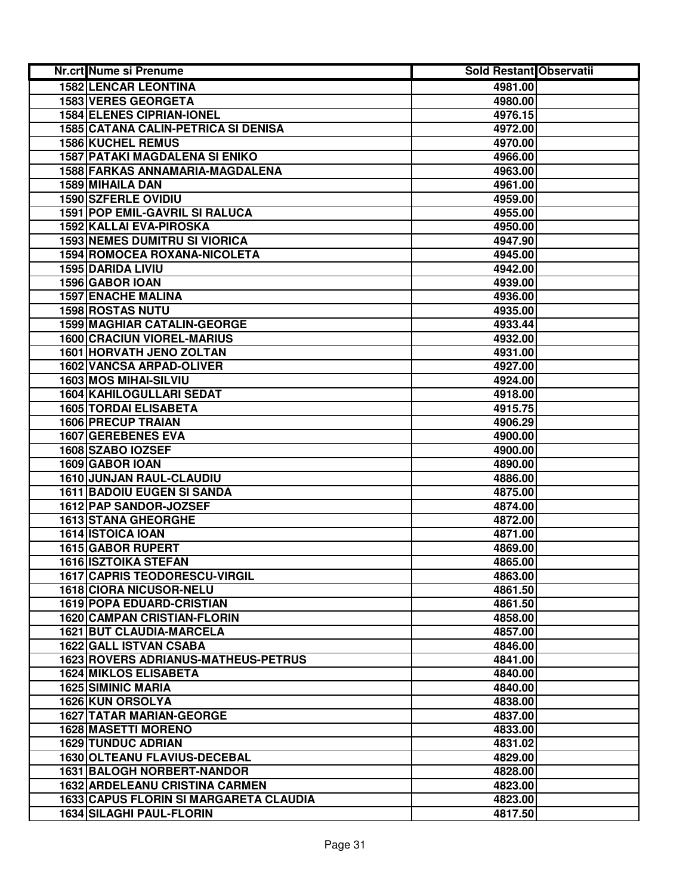| Nr.crt | Nume si Prenume | Sold Restant | Observatii |
|---|---|---|---|
| 1582 | LENCAR LEONTINA | 4981.00 | |
| 1583 | VERES GEORGETA | 4980.00 | |
| 1584 | ELENES CIPRIAN-IONEL | 4976.15 | |
| 1585 | CATANA CALIN-PETRICA SI DENISA | 4972.00 | |
| 1586 | KUCHEL REMUS | 4970.00 | |
| 1587 | PATAKI MAGDALENA SI ENIKO | 4966.00 | |
| 1588 | FARKAS ANNAMARIA-MAGDALENA | 4963.00 | |
| 1589 | MIHAILA DAN | 4961.00 | |
| 1590 | SZFERLE OVIDIU | 4959.00 | |
| 1591 | POP EMIL-GAVRIL SI RALUCA | 4955.00 | |
| 1592 | KALLAI EVA-PIROSKA | 4950.00 | |
| 1593 | NEMES DUMITRU SI VIORICA | 4947.90 | |
| 1594 | ROMOCEA ROXANA-NICOLETA | 4945.00 | |
| 1595 | DARIDA LIVIU | 4942.00 | |
| 1596 | GABOR IOAN | 4939.00 | |
| 1597 | ENACHE MALINA | 4936.00 | |
| 1598 | ROSTAS NUTU | 4935.00 | |
| 1599 | MAGHIAR CATALIN-GEORGE | 4933.44 | |
| 1600 | CRACIUN VIOREL-MARIUS | 4932.00 | |
| 1601 | HORVATH JENO ZOLTAN | 4931.00 | |
| 1602 | VANCSA ARPAD-OLIVER | 4927.00 | |
| 1603 | MOS MIHAI-SILVIU | 4924.00 | |
| 1604 | KAHILOGULLARI SEDAT | 4918.00 | |
| 1605 | TORDAI ELISABETA | 4915.75 | |
| 1606 | PRECUP TRAIAN | 4906.29 | |
| 1607 | GEREBENES EVA | 4900.00 | |
| 1608 | SZABO IOZSEF | 4900.00 | |
| 1609 | GABOR IOAN | 4890.00 | |
| 1610 | JUNJAN RAUL-CLAUDIU | 4886.00 | |
| 1611 | BADOIU EUGEN SI SANDA | 4875.00 | |
| 1612 | PAP SANDOR-JOZSEF | 4874.00 | |
| 1613 | STANA GHEORGHE | 4872.00 | |
| 1614 | ISTOICA IOAN | 4871.00 | |
| 1615 | GABOR RUPERT | 4869.00 | |
| 1616 | ISZTOIKA STEFAN | 4865.00 | |
| 1617 | CAPRIS TEODORESCU-VIRGIL | 4863.00 | |
| 1618 | CIORA NICUSOR-NELU | 4861.50 | |
| 1619 | POPA EDUARD-CRISTIAN | 4861.50 | |
| 1620 | CAMPAN CRISTIAN-FLORIN | 4858.00 | |
| 1621 | BUT CLAUDIA-MARCELA | 4857.00 | |
| 1622 | GALL ISTVAN CSABA | 4846.00 | |
| 1623 | ROVERS ADRIANUS-MATHEUS-PETRUS | 4841.00 | |
| 1624 | MIKLOS ELISABETA | 4840.00 | |
| 1625 | SIMINIC MARIA | 4840.00 | |
| 1626 | KUN ORSOLYA | 4838.00 | |
| 1627 | TATAR MARIAN-GEORGE | 4837.00 | |
| 1628 | MASETTI MORENO | 4833.00 | |
| 1629 | TUNDUC ADRIAN | 4831.02 | |
| 1630 | OLTEANU FLAVIUS-DECEBAL | 4829.00 | |
| 1631 | BALOGH NORBERT-NANDOR | 4828.00 | |
| 1632 | ARDELEANU CRISTINA CARMEN | 4823.00 | |
| 1633 | CAPUS FLORIN SI MARGARETA CLAUDIA | 4823.00 | |
| 1634 | SILAGHI PAUL-FLORIN | 4817.50 | |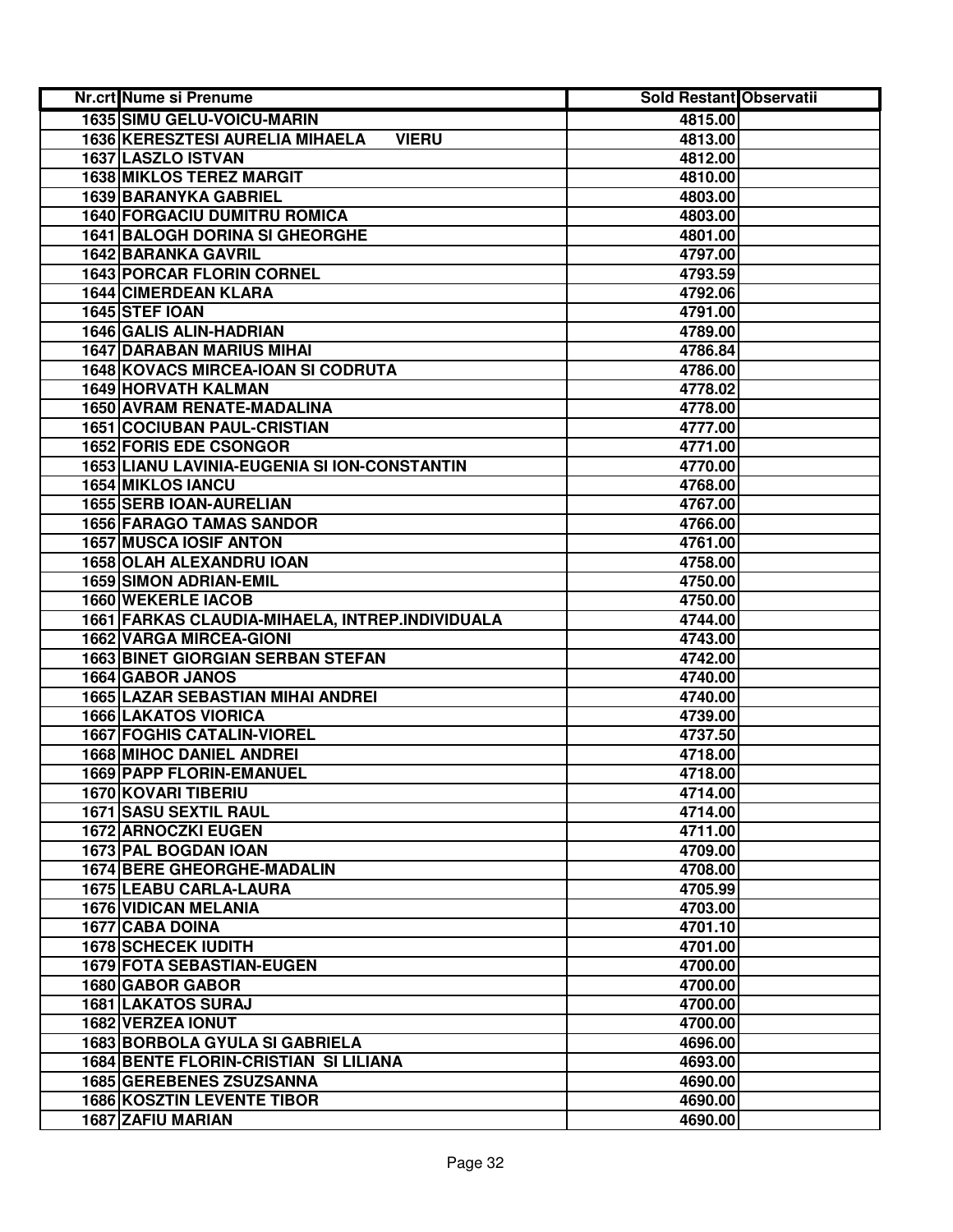| Nr.crt | Nume si Prenume | Sold Restant | Observatii |
|---|---|---|---|
| 1635 | SIMU GELU-VOICU-MARIN | 4815.00 | |
| 1636 | KERESZTESI AURELIA MIHAELA VIERU | 4813.00 | |
| 1637 | LASZLO ISTVAN | 4812.00 | |
| 1638 | MIKLOS TEREZ MARGIT | 4810.00 | |
| 1639 | BARANYKA GABRIEL | 4803.00 | |
| 1640 | FORGACIU DUMITRU ROMICA | 4803.00 | |
| 1641 | BALOGH DORINA SI GHEORGHE | 4801.00 | |
| 1642 | BARANKA GAVRIL | 4797.00 | |
| 1643 | PORCAR FLORIN CORNEL | 4793.59 | |
| 1644 | CIMERDEAN KLARA | 4792.06 | |
| 1645 | STEF IOAN | 4791.00 | |
| 1646 | GALIS ALIN-HADRIAN | 4789.00 | |
| 1647 | DARABAN MARIUS MIHAI | 4786.84 | |
| 1648 | KOVACS MIRCEA-IOAN SI CODRUTA | 4786.00 | |
| 1649 | HORVATH KALMAN | 4778.02 | |
| 1650 | AVRAM RENATE-MADALINA | 4778.00 | |
| 1651 | COCIUBAN PAUL-CRISTIAN | 4777.00 | |
| 1652 | FORIS EDE CSONGOR | 4771.00 | |
| 1653 | LIANU LAVINIA-EUGENIA SI ION-CONSTANTIN | 4770.00 | |
| 1654 | MIKLOS IANCU | 4768.00 | |
| 1655 | SERB IOAN-AURELIAN | 4767.00 | |
| 1656 | FARAGO TAMAS SANDOR | 4766.00 | |
| 1657 | MUSCA IOSIF ANTON | 4761.00 | |
| 1658 | OLAH ALEXANDRU IOAN | 4758.00 | |
| 1659 | SIMON ADRIAN-EMIL | 4750.00 | |
| 1660 | WEKERLE IACOB | 4750.00 | |
| 1661 | FARKAS CLAUDIA-MIHAELA, INTREP.INDIVIDUALA | 4744.00 | |
| 1662 | VARGA MIRCEA-GIONI | 4743.00 | |
| 1663 | BINET GIORGIAN SERBAN STEFAN | 4742.00 | |
| 1664 | GABOR JANOS | 4740.00 | |
| 1665 | LAZAR SEBASTIAN MIHAI ANDREI | 4740.00 | |
| 1666 | LAKATOS VIORICA | 4739.00 | |
| 1667 | FOGHIS CATALIN-VIOREL | 4737.50 | |
| 1668 | MIHOC DANIEL ANDREI | 4718.00 | |
| 1669 | PAPP FLORIN-EMANUEL | 4718.00 | |
| 1670 | KOVARI TIBERIU | 4714.00 | |
| 1671 | SASU SEXTIL RAUL | 4714.00 | |
| 1672 | ARNOCZKI EUGEN | 4711.00 | |
| 1673 | PAL BOGDAN IOAN | 4709.00 | |
| 1674 | BERE GHEORGHE-MADALIN | 4708.00 | |
| 1675 | LEABU CARLA-LAURA | 4705.99 | |
| 1676 | VIDICAN MELANIA | 4703.00 | |
| 1677 | CABA DOINA | 4701.10 | |
| 1678 | SCHECEK IUDITH | 4701.00 | |
| 1679 | FOTA SEBASTIAN-EUGEN | 4700.00 | |
| 1680 | GABOR GABOR | 4700.00 | |
| 1681 | LAKATOS SURAJ | 4700.00 | |
| 1682 | VERZEA IONUT | 4700.00 | |
| 1683 | BORBOLA GYULA SI GABRIELA | 4696.00 | |
| 1684 | BENTE FLORIN-CRISTIAN SI LILIANA | 4693.00 | |
| 1685 | GEREBENES ZSUZSANNA | 4690.00 | |
| 1686 | KOSZTIN LEVENTE TIBOR | 4690.00 | |
| 1687 | ZAFIU MARIAN | 4690.00 | |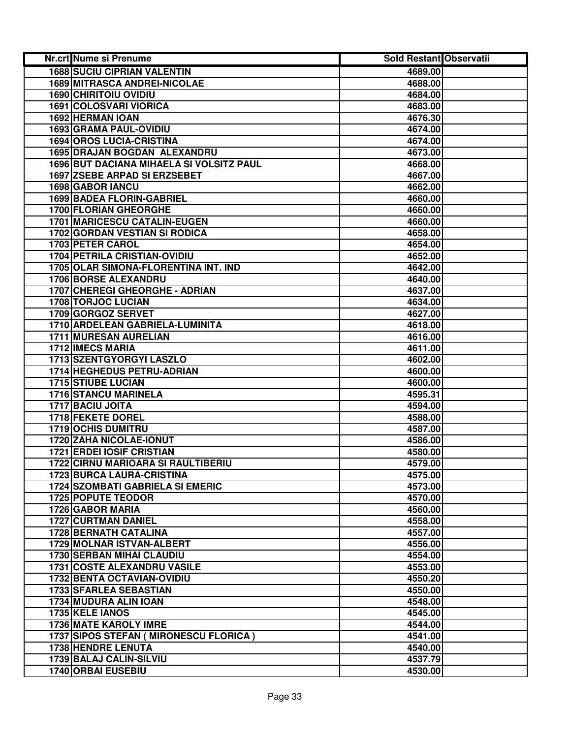| Nr.crt | Nume si Prenume | Sold Restant | Observatii |
|---|---|---|---|
| 1688 | SUCIU CIPRIAN VALENTIN | 4689.00 | |
| 1689 | MITRASCA ANDREI-NICOLAE | 4688.00 | |
| 1690 | CHIRITOIU OVIDIU | 4684.00 | |
| 1691 | COLOSVARI VIORICA | 4683.00 | |
| 1692 | HERMAN IOAN | 4676.30 | |
| 1693 | GRAMA PAUL-OVIDIU | 4674.00 | |
| 1694 | OROS LUCIA-CRISTINA | 4674.00 | |
| 1695 | DRAJAN BOGDAN ALEXANDRU | 4673.00 | |
| 1696 | BUT DACIANA MIHAELA SI VOLSITZ PAUL | 4668.00 | |
| 1697 | ZSEBE ARPAD SI ERZSEBET | 4667.00 | |
| 1698 | GABOR IANCU | 4662.00 | |
| 1699 | BADEA FLORIN-GABRIEL | 4660.00 | |
| 1700 | FLORIAN GHEORGHE | 4660.00 | |
| 1701 | MARICESCU CATALIN-EUGEN | 4660.00 | |
| 1702 | GORDAN VESTIAN SI RODICA | 4658.00 | |
| 1703 | PETER CAROL | 4654.00 | |
| 1704 | PETRILA CRISTIAN-OVIDIU | 4652.00 | |
| 1705 | OLAR SIMONA-FLORENTINA INT. IND | 4642.00 | |
| 1706 | BORSE ALEXANDRU | 4640.00 | |
| 1707 | CHEREGI GHEORGHE - ADRIAN | 4637.00 | |
| 1708 | TORJOC LUCIAN | 4634.00 | |
| 1709 | GORGOZ SERVET | 4627.00 | |
| 1710 | ARDELEAN GABRIELA-LUMINITA | 4618.00 | |
| 1711 | MURESAN AURELIAN | 4616.00 | |
| 1712 | IMECS MARIA | 4611.00 | |
| 1713 | SZENTGYORGYI LASZLO | 4602.00 | |
| 1714 | HEGHEDUS PETRU-ADRIAN | 4600.00 | |
| 1715 | STIUBE LUCIAN | 4600.00 | |
| 1716 | STANCU MARINELA | 4595.31 | |
| 1717 | BACIU JOITA | 4594.00 | |
| 1718 | FEKETE DOREL | 4588.00 | |
| 1719 | OCHIS DUMITRU | 4587.00 | |
| 1720 | ZAHA NICOLAE-IONUT | 4586.00 | |
| 1721 | ERDEI IOSIF CRISTIAN | 4580.00 | |
| 1722 | CIRNU MARIOARA SI RAULTIBERIU | 4579.00 | |
| 1723 | BURCA LAURA-CRISTINA | 4575.00 | |
| 1724 | SZOMBATI GABRIELA SI EMERIC | 4573.00 | |
| 1725 | POPUTE TEODOR | 4570.00 | |
| 1726 | GABOR MARIA | 4560.00 | |
| 1727 | CURTMAN DANIEL | 4558.00 | |
| 1728 | BERNATH CATALINA | 4557.00 | |
| 1729 | MOLNAR ISTVAN-ALBERT | 4556.00 | |
| 1730 | SERBAN MIHAI CLAUDIU | 4554.00 | |
| 1731 | COSTE ALEXANDRU VASILE | 4553.00 | |
| 1732 | BENTA OCTAVIAN-OVIDIU | 4550.20 | |
| 1733 | SFARLEA SEBASTIAN | 4550.00 | |
| 1734 | MUDURA ALIN IOAN | 4548.00 | |
| 1735 | KELE IANOS | 4545.00 | |
| 1736 | MATE KAROLY IMRE | 4544.00 | |
| 1737 | SIPOS STEFAN ( MIRONESCU FLORICA ) | 4541.00 | |
| 1738 | HENDRE LENUTA | 4540.00 | |
| 1739 | BALAJ CALIN-SILVIU | 4537.79 | |
| 1740 | ORBAI EUSEBIU | 4530.00 | |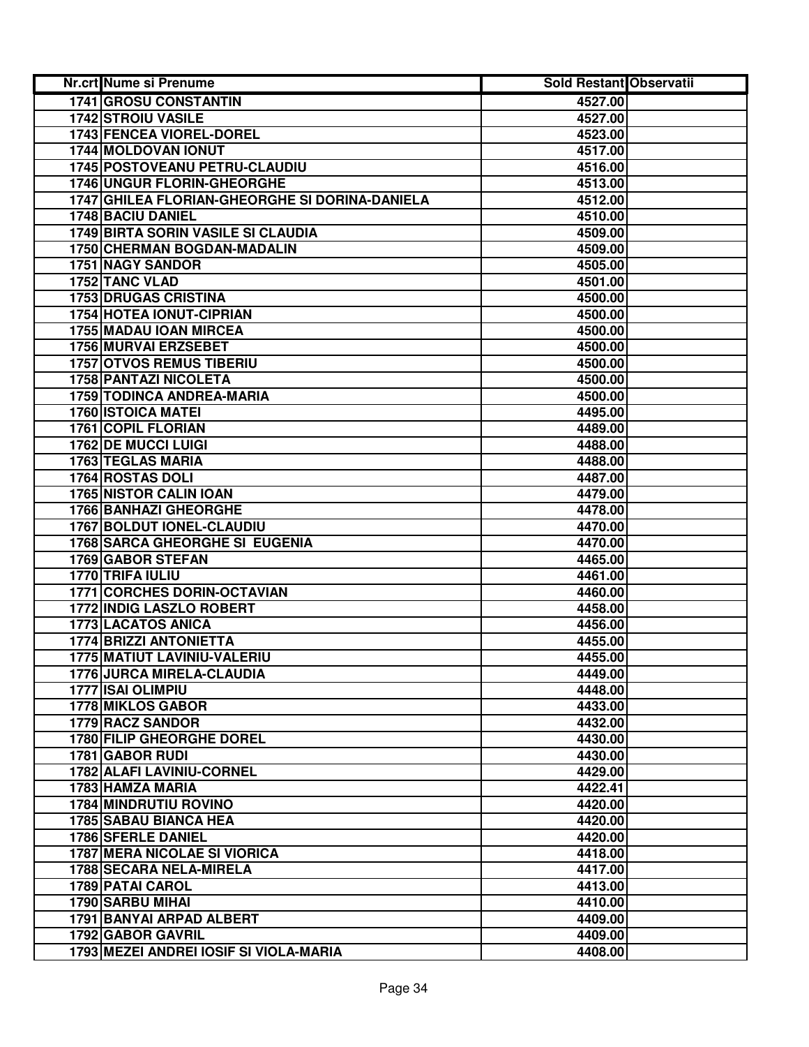| Nr.crt | Nume si Prenume | Sold Restant | Observatii |
|---|---|---|---|
| 1741 | GROSU CONSTANTIN | 4527.00 | |
| 1742 | STROIU VASILE | 4527.00 | |
| 1743 | FENCEA VIOREL-DOREL | 4523.00 | |
| 1744 | MOLDOVAN IONUT | 4517.00 | |
| 1745 | POSTOVEANU PETRU-CLAUDIU | 4516.00 | |
| 1746 | UNGUR FLORIN-GHEORGHE | 4513.00 | |
| 1747 | GHILEA FLORIAN-GHEORGHE SI DORINA-DANIELA | 4512.00 | |
| 1748 | BACIU DANIEL | 4510.00 | |
| 1749 | BIRTA SORIN VASILE SI CLAUDIA | 4509.00 | |
| 1750 | CHERMAN BOGDAN-MADALIN | 4509.00 | |
| 1751 | NAGY SANDOR | 4505.00 | |
| 1752 | TANC VLAD | 4501.00 | |
| 1753 | DRUGAS CRISTINA | 4500.00 | |
| 1754 | HOTEA IONUT-CIPRIAN | 4500.00 | |
| 1755 | MADAU IOAN MIRCEA | 4500.00 | |
| 1756 | MURVAI ERZSEBET | 4500.00 | |
| 1757 | OTVOS REMUS TIBERIU | 4500.00 | |
| 1758 | PANTAZI NICOLETA | 4500.00 | |
| 1759 | TODINCA ANDREA-MARIA | 4500.00 | |
| 1760 | ISTOICA MATEI | 4495.00 | |
| 1761 | COPIL FLORIAN | 4489.00 | |
| 1762 | DE MUCCI LUIGI | 4488.00 | |
| 1763 | TEGLAS MARIA | 4488.00 | |
| 1764 | ROSTAS DOLI | 4487.00 | |
| 1765 | NISTOR CALIN IOAN | 4479.00 | |
| 1766 | BANHAZI GHEORGHE | 4478.00 | |
| 1767 | BOLDUT IONEL-CLAUDIU | 4470.00 | |
| 1768 | SARCA GHEORGHE SI EUGENIA | 4470.00 | |
| 1769 | GABOR STEFAN | 4465.00 | |
| 1770 | TRIFA IULIU | 4461.00 | |
| 1771 | CORCHES DORIN-OCTAVIAN | 4460.00 | |
| 1772 | INDIG LASZLO ROBERT | 4458.00 | |
| 1773 | LACATOS ANICA | 4456.00 | |
| 1774 | BRIZZI ANTONIETTA | 4455.00 | |
| 1775 | MATIUT LAVINIU-VALERIU | 4455.00 | |
| 1776 | JURCA MIRELA-CLAUDIA | 4449.00 | |
| 1777 | ISAI OLIMPIU | 4448.00 | |
| 1778 | MIKLOS GABOR | 4433.00 | |
| 1779 | RACZ SANDOR | 4432.00 | |
| 1780 | FILIP GHEORGHE DOREL | 4430.00 | |
| 1781 | GABOR RUDI | 4430.00 | |
| 1782 | ALAFI LAVINIU-CORNEL | 4429.00 | |
| 1783 | HAMZA MARIA | 4422.41 | |
| 1784 | MINDRUTIU ROVINO | 4420.00 | |
| 1785 | SABAU BIANCA HEA | 4420.00 | |
| 1786 | SFERLE DANIEL | 4420.00 | |
| 1787 | MERA NICOLAE SI VIORICA | 4418.00 | |
| 1788 | SECARA NELA-MIRELA | 4417.00 | |
| 1789 | PATAI CAROL | 4413.00 | |
| 1790 | SARBU MIHAI | 4410.00 | |
| 1791 | BANYAI ARPAD ALBERT | 4409.00 | |
| 1792 | GABOR GAVRIL | 4409.00 | |
| 1793 | MEZEI ANDREI IOSIF SI VIOLA-MARIA | 4408.00 | |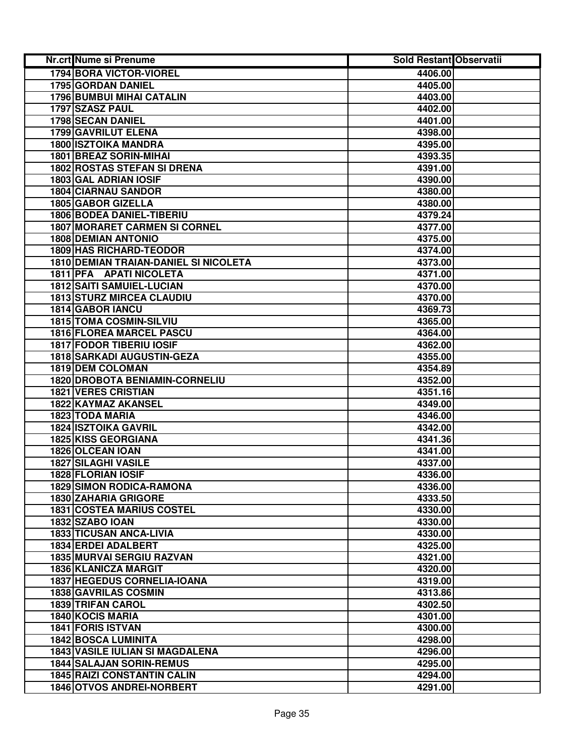| Nr.crt | Nume si Prenume | Sold Restant | Observatii |
|---|---|---|---|
| 1794 | BORA VICTOR-VIOREL | 4406.00 | |
| 1795 | GORDAN DANIEL | 4405.00 | |
| 1796 | BUMBUI MIHAI CATALIN | 4403.00 | |
| 1797 | SZASZ PAUL | 4402.00 | |
| 1798 | SECAN DANIEL | 4401.00 | |
| 1799 | GAVRILUT ELENA | 4398.00 | |
| 1800 | ISZTOIKA MANDRA | 4395.00 | |
| 1801 | BREAZ SORIN-MIHAI | 4393.35 | |
| 1802 | ROSTAS STEFAN SI DRENA | 4391.00 | |
| 1803 | GAL ADRIAN IOSIF | 4390.00 | |
| 1804 | CIARNAU SANDOR | 4380.00 | |
| 1805 | GABOR GIZELLA | 4380.00 | |
| 1806 | BODEA DANIEL-TIBERIU | 4379.24 | |
| 1807 | MORARET CARMEN SI CORNEL | 4377.00 | |
| 1808 | DEMIAN ANTONIO | 4375.00 | |
| 1809 | HAS RICHARD-TEODOR | 4374.00 | |
| 1810 | DEMIAN TRAIAN-DANIEL SI NICOLETA | 4373.00 | |
| 1811 | PFA APATI NICOLETA | 4371.00 | |
| 1812 | SAITI SAMUIEL-LUCIAN | 4370.00 | |
| 1813 | STURZ MIRCEA CLAUDIU | 4370.00 | |
| 1814 | GABOR IANCU | 4369.73 | |
| 1815 | TOMA COSMIN-SILVIU | 4365.00 | |
| 1816 | FLOREA MARCEL PASCU | 4364.00 | |
| 1817 | FODOR TIBERIU IOSIF | 4362.00 | |
| 1818 | SARKADI AUGUSTIN-GEZA | 4355.00 | |
| 1819 | DEM COLOMAN | 4354.89 | |
| 1820 | DROBOTA BENIAMIN-CORNELIU | 4352.00 | |
| 1821 | VERES CRISTIAN | 4351.16 | |
| 1822 | KAYMAZ AKANSEL | 4349.00 | |
| 1823 | TODA MARIA | 4346.00 | |
| 1824 | ISZTOIKA GAVRIL | 4342.00 | |
| 1825 | KISS GEORGIANA | 4341.36 | |
| 1826 | OLCEAN IOAN | 4341.00 | |
| 1827 | SILAGHI VASILE | 4337.00 | |
| 1828 | FLORIAN IOSIF | 4336.00 | |
| 1829 | SIMON RODICA-RAMONA | 4336.00 | |
| 1830 | ZAHARIA GRIGORE | 4333.50 | |
| 1831 | COSTEA MARIUS COSTEL | 4330.00 | |
| 1832 | SZABO IOAN | 4330.00 | |
| 1833 | TICUSAN ANCA-LIVIA | 4330.00 | |
| 1834 | ERDEI ADALBERT | 4325.00 | |
| 1835 | MURVAI SERGIU RAZVAN | 4321.00 | |
| 1836 | KLANICZA MARGIT | 4320.00 | |
| 1837 | HEGEDUS CORNELIA-IOANA | 4319.00 | |
| 1838 | GAVRILAS COSMIN | 4313.86 | |
| 1839 | TRIFAN CAROL | 4302.50 | |
| 1840 | KOCIS MARIA | 4301.00 | |
| 1841 | FORIS ISTVAN | 4300.00 | |
| 1842 | BOSCA LUMINITA | 4298.00 | |
| 1843 | VASILE IULIAN SI MAGDALENA | 4296.00 | |
| 1844 | SALAJAN SORIN-REMUS | 4295.00 | |
| 1845 | RAIZI CONSTANTIN CALIN | 4294.00 | |
| 1846 | OTVOS ANDREI-NORBERT | 4291.00 | |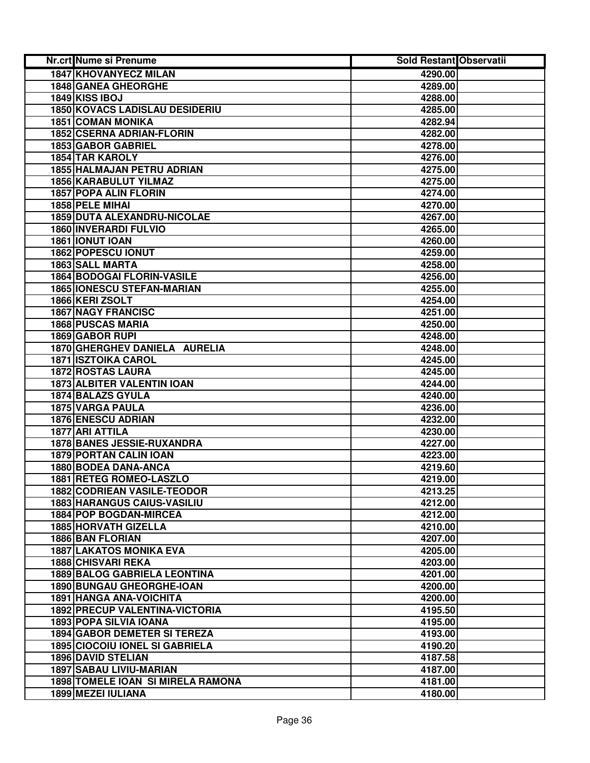| Nr.crt | Nume si Prenume | Sold Restant | Observatii |
|---|---|---|---|
| 1847 | KHOVANYECZ MILAN | 4290.00 | |
| 1848 | GANEA GHEORGHE | 4289.00 | |
| 1849 | KISS IBOJ | 4288.00 | |
| 1850 | KOVACS LADISLAU DESIDERIU | 4285.00 | |
| 1851 | COMAN MONIKA | 4282.94 | |
| 1852 | CSERNA ADRIAN-FLORIN | 4282.00 | |
| 1853 | GABOR GABRIEL | 4278.00 | |
| 1854 | TAR KAROLY | 4276.00 | |
| 1855 | HALMAJAN PETRU ADRIAN | 4275.00 | |
| 1856 | KARABULUT YILMAZ | 4275.00 | |
| 1857 | POPA ALIN FLORIN | 4274.00 | |
| 1858 | PELE MIHAI | 4270.00 | |
| 1859 | DUTA ALEXANDRU-NICOLAE | 4267.00 | |
| 1860 | INVERARDI FULVIO | 4265.00 | |
| 1861 | IONUT IOAN | 4260.00 | |
| 1862 | POPESCU IONUT | 4259.00 | |
| 1863 | SALL MARTA | 4258.00 | |
| 1864 | BODOGAI FLORIN-VASILE | 4256.00 | |
| 1865 | IONESCU STEFAN-MARIAN | 4255.00 | |
| 1866 | KERI ZSOLT | 4254.00 | |
| 1867 | NAGY FRANCISC | 4251.00 | |
| 1868 | PUSCAS MARIA | 4250.00 | |
| 1869 | GABOR RUPI | 4248.00 | |
| 1870 | GHERGHEV DANIELA AURELIA | 4248.00 | |
| 1871 | ISZTOIKA CAROL | 4245.00 | |
| 1872 | ROSTAS LAURA | 4245.00 | |
| 1873 | ALBITER VALENTIN IOAN | 4244.00 | |
| 1874 | BALAZS GYULA | 4240.00 | |
| 1875 | VARGA PAULA | 4236.00 | |
| 1876 | ENESCU ADRIAN | 4232.00 | |
| 1877 | ARI ATTILA | 4230.00 | |
| 1878 | BANES JESSIE-RUXANDRA | 4227.00 | |
| 1879 | PORTAN CALIN IOAN | 4223.00 | |
| 1880 | BODEA DANA-ANCA | 4219.60 | |
| 1881 | RETEG ROMEO-LASZLO | 4219.00 | |
| 1882 | CODRIEAN VASILE-TEODOR | 4213.25 | |
| 1883 | HARANGUS CAIUS-VASILIU | 4212.00 | |
| 1884 | POP BOGDAN-MIRCEA | 4212.00 | |
| 1885 | HORVATH GIZELLA | 4210.00 | |
| 1886 | BAN FLORIAN | 4207.00 | |
| 1887 | LAKATOS MONIKA EVA | 4205.00 | |
| 1888 | CHISVARI REKA | 4203.00 | |
| 1889 | BALOG GABRIELA LEONTINA | 4201.00 | |
| 1890 | BUNGAU GHEORGHE-IOAN | 4200.00 | |
| 1891 | HANGA ANA-VOICHITA | 4200.00 | |
| 1892 | PRECUP VALENTINA-VICTORIA | 4195.50 | |
| 1893 | POPA SILVIA IOANA | 4195.00 | |
| 1894 | GABOR DEMETER SI TEREZA | 4193.00 | |
| 1895 | CIOCOIU IONEL SI GABRIELA | 4190.20 | |
| 1896 | DAVID STELIAN | 4187.58 | |
| 1897 | SABAU LIVIU-MARIAN | 4187.00 | |
| 1898 | TOMELE IOAN SI MIRELA RAMONA | 4181.00 | |
| 1899 | MEZEI IULIANA | 4180.00 | |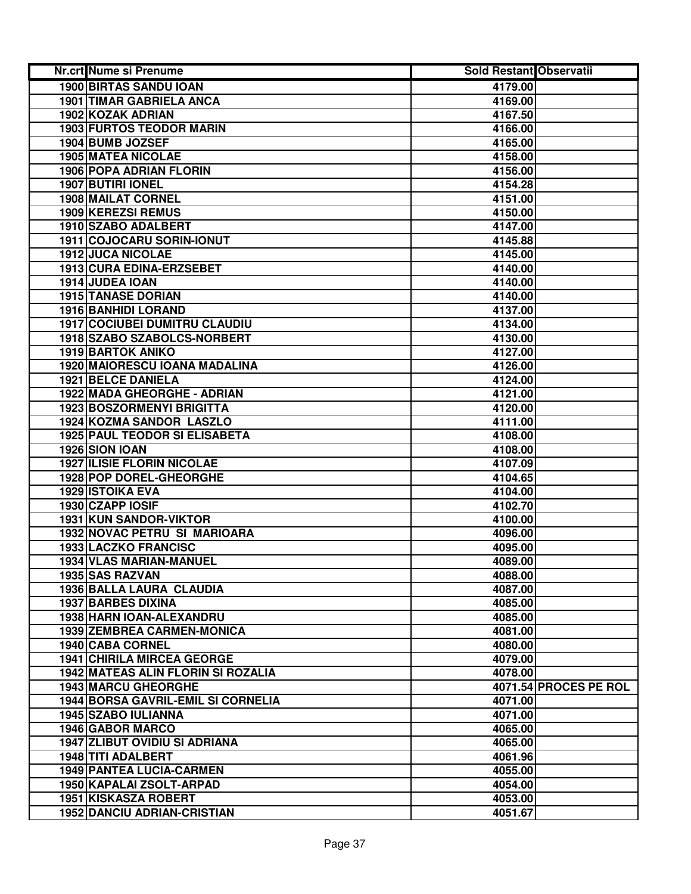| Nr.crt | Nume si Prenume | Sold Restant | Observatii |
|---|---|---|---|
| 1900 | BIRTAS SANDU IOAN | 4179.00 | |
| 1901 | TIMAR GABRIELA ANCA | 4169.00 | |
| 1902 | KOZAK ADRIAN | 4167.50 | |
| 1903 | FURTOS TEODOR MARIN | 4166.00 | |
| 1904 | BUMB JOZSEF | 4165.00 | |
| 1905 | MATEA NICOLAE | 4158.00 | |
| 1906 | POPA ADRIAN FLORIN | 4156.00 | |
| 1907 | BUTIRI IONEL | 4154.28 | |
| 1908 | MAILAT CORNEL | 4151.00 | |
| 1909 | KEREZSI REMUS | 4150.00 | |
| 1910 | SZABO ADALBERT | 4147.00 | |
| 1911 | COJOCARU SORIN-IONUT | 4145.88 | |
| 1912 | JUCA NICOLAE | 4145.00 | |
| 1913 | CURA EDINA-ERZSEBET | 4140.00 | |
| 1914 | JUDEA IOAN | 4140.00 | |
| 1915 | TANASE DORIAN | 4140.00 | |
| 1916 | BANHIDI LORAND | 4137.00 | |
| 1917 | COCIUBEI DUMITRU CLAUDIU | 4134.00 | |
| 1918 | SZABO SZABOLCS-NORBERT | 4130.00 | |
| 1919 | BARTOK ANIKO | 4127.00 | |
| 1920 | MAIORESCU IOANA MADALINA | 4126.00 | |
| 1921 | BELCE DANIELA | 4124.00 | |
| 1922 | MADA GHEORGHE - ADRIAN | 4121.00 | |
| 1923 | BOSZORMENYI BRIGITTA | 4120.00 | |
| 1924 | KOZMA SANDOR LASZLO | 4111.00 | |
| 1925 | PAUL TEODOR SI ELISABETA | 4108.00 | |
| 1926 | SION IOAN | 4108.00 | |
| 1927 | ILISIE FLORIN NICOLAE | 4107.09 | |
| 1928 | POP DOREL-GHEORGHE | 4104.65 | |
| 1929 | ISTOIKA EVA | 4104.00 | |
| 1930 | CZAPP IOSIF | 4102.70 | |
| 1931 | KUN SANDOR-VIKTOR | 4100.00 | |
| 1932 | NOVAC PETRU SI MARIOARA | 4096.00 | |
| 1933 | LACZKO FRANCISC | 4095.00 | |
| 1934 | VLAS MARIAN-MANUEL | 4089.00 | |
| 1935 | SAS RAZVAN | 4088.00 | |
| 1936 | BALLA LAURA CLAUDIA | 4087.00 | |
| 1937 | BARBES DIXINA | 4085.00 | |
| 1938 | HARN IOAN-ALEXANDRU | 4085.00 | |
| 1939 | ZEMBREA CARMEN-MONICA | 4081.00 | |
| 1940 | CABA CORNEL | 4080.00 | |
| 1941 | CHIRILA MIRCEA GEORGE | 4079.00 | |
| 1942 | MATEAS ALIN FLORIN SI ROZALIA | 4078.00 | |
| 1943 | MARCU GHEORGHE | 4071.54 | PROCES PE ROL |
| 1944 | BORSA GAVRIL-EMIL SI CORNELIA | 4071.00 | |
| 1945 | SZABO IULIANNA | 4071.00 | |
| 1946 | GABOR MARCO | 4065.00 | |
| 1947 | ZLIBUT OVIDIU SI ADRIANA | 4065.00 | |
| 1948 | TITI ADALBERT | 4061.96 | |
| 1949 | PANTEA LUCIA-CARMEN | 4055.00 | |
| 1950 | KAPALAI ZSOLT-ARPAD | 4054.00 | |
| 1951 | KISKASZA ROBERT | 4053.00 | |
| 1952 | DANCIU ADRIAN-CRISTIAN | 4051.67 | |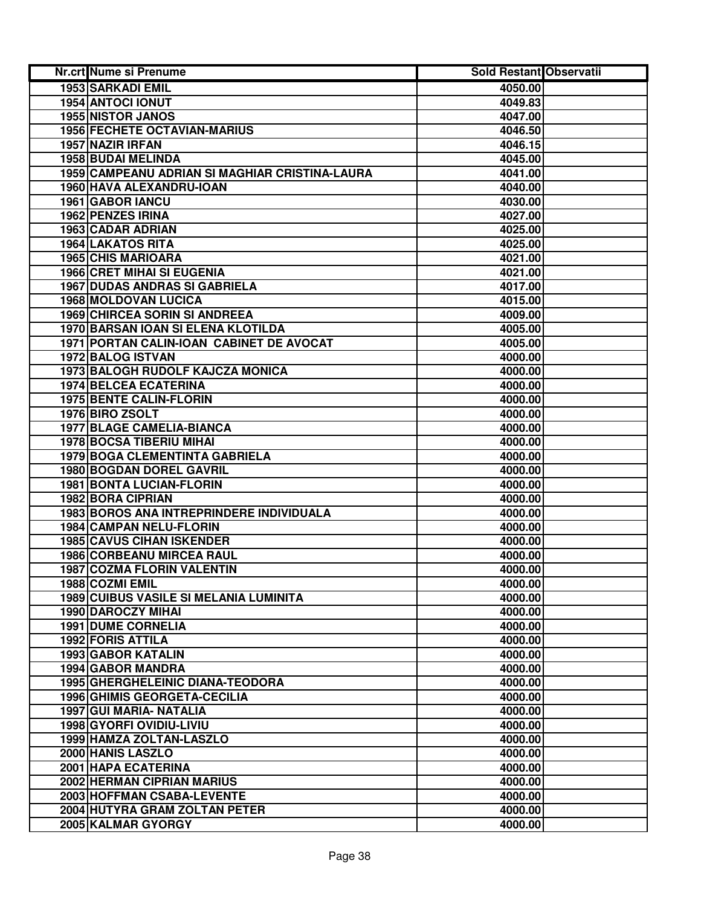| Nr.crt | Nume si Prenume | Sold Restant | Observatii |
|---|---|---|---|
| 1953 | SARKADI EMIL | 4050.00 | |
| 1954 | ANTOCI IONUT | 4049.83 | |
| 1955 | NISTOR JANOS | 4047.00 | |
| 1956 | FECHETE OCTAVIAN-MARIUS | 4046.50 | |
| 1957 | NAZIR IRFAN | 4046.15 | |
| 1958 | BUDAI MELINDA | 4045.00 | |
| 1959 | CAMPEANU ADRIAN SI MAGHIAR CRISTINA-LAURA | 4041.00 | |
| 1960 | HAVA ALEXANDRU-IOAN | 4040.00 | |
| 1961 | GABOR IANCU | 4030.00 | |
| 1962 | PENZES IRINA | 4027.00 | |
| 1963 | CADAR ADRIAN | 4025.00 | |
| 1964 | LAKATOS RITA | 4025.00 | |
| 1965 | CHIS MARIOARA | 4021.00 | |
| 1966 | CRET MIHAI SI EUGENIA | 4021.00 | |
| 1967 | DUDAS ANDRAS SI GABRIELA | 4017.00 | |
| 1968 | MOLDOVAN LUCICA | 4015.00 | |
| 1969 | CHIRCEA SORIN SI ANDREEA | 4009.00 | |
| 1970 | BARSAN IOAN SI ELENA KLOTILDA | 4005.00 | |
| 1971 | PORTAN CALIN-IOAN CABINET DE AVOCAT | 4005.00 | |
| 1972 | BALOG ISTVAN | 4000.00 | |
| 1973 | BALOGH RUDOLF KAJCZA MONICA | 4000.00 | |
| 1974 | BELCEA ECATERINA | 4000.00 | |
| 1975 | BENTE CALIN-FLORIN | 4000.00 | |
| 1976 | BIRO ZSOLT | 4000.00 | |
| 1977 | BLAGE CAMELIA-BIANCA | 4000.00 | |
| 1978 | BOCSA TIBERIU MIHAI | 4000.00 | |
| 1979 | BOGA CLEMENTINTA GABRIELA | 4000.00 | |
| 1980 | BOGDAN DOREL GAVRIL | 4000.00 | |
| 1981 | BONTA LUCIAN-FLORIN | 4000.00 | |
| 1982 | BORA CIPRIAN | 4000.00 | |
| 1983 | BOROS ANA INTREPRINDERE INDIVIDUALA | 4000.00 | |
| 1984 | CAMPAN NELU-FLORIN | 4000.00 | |
| 1985 | CAVUS CIHAN ISKENDER | 4000.00 | |
| 1986 | CORBEANU MIRCEA RAUL | 4000.00 | |
| 1987 | COZMA FLORIN VALENTIN | 4000.00 | |
| 1988 | COZMI EMIL | 4000.00 | |
| 1989 | CUIBUS VASILE SI MELANIA LUMINITA | 4000.00 | |
| 1990 | DAROCZY MIHAI | 4000.00 | |
| 1991 | DUME CORNELIA | 4000.00 | |
| 1992 | FORIS ATTILA | 4000.00 | |
| 1993 | GABOR KATALIN | 4000.00 | |
| 1994 | GABOR MANDRA | 4000.00 | |
| 1995 | GHERGHELEINIC DIANA-TEODORA | 4000.00 | |
| 1996 | GHIMIS GEORGETA-CECILIA | 4000.00 | |
| 1997 | GUI MARIA- NATALIA | 4000.00 | |
| 1998 | GYORFI OVIDIU-LIVIU | 4000.00 | |
| 1999 | HAMZA ZOLTAN-LASZLO | 4000.00 | |
| 2000 | HANIS LASZLO | 4000.00 | |
| 2001 | HAPA ECATERINA | 4000.00 | |
| 2002 | HERMAN CIPRIAN MARIUS | 4000.00 | |
| 2003 | HOFFMAN CSABA-LEVENTE | 4000.00 | |
| 2004 | HUTYRA GRAM ZOLTAN PETER | 4000.00 | |
| 2005 | KALMAR GYORGY | 4000.00 | |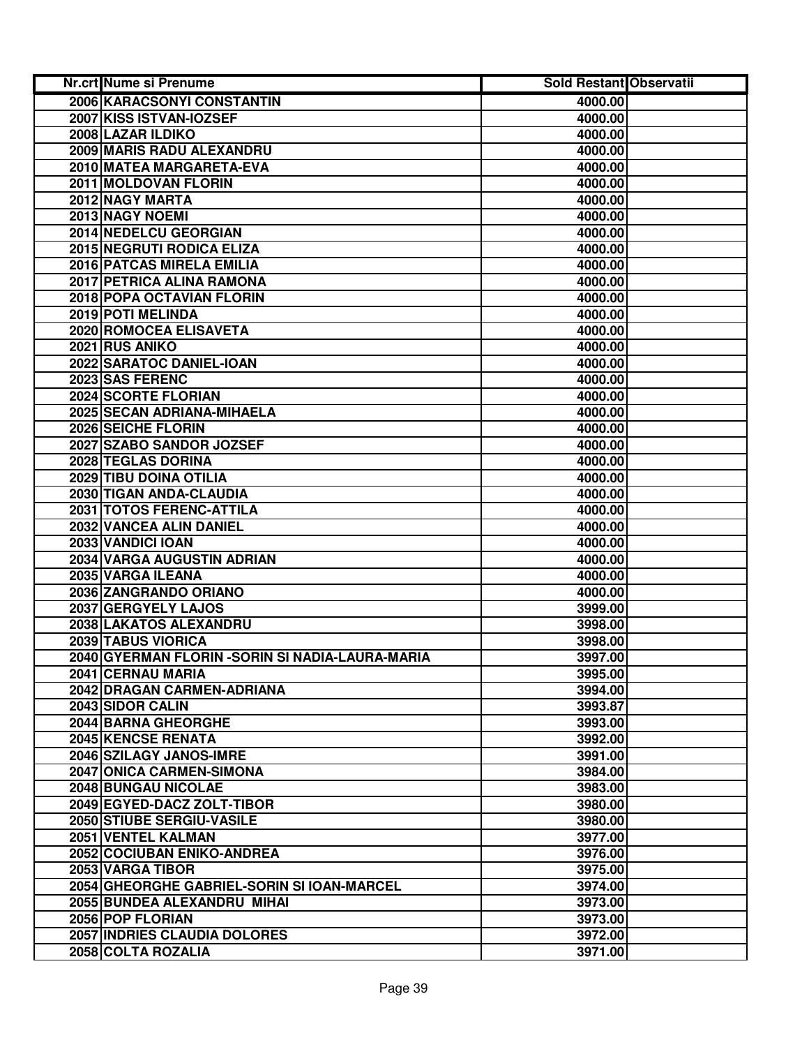| Nr.crt | Nume si Prenume | Sold Restant | Observatii |
|---|---|---|---|
| 2006 | KARACSONYI CONSTANTIN | 4000.00 | |
| 2007 | KISS ISTVAN-IOZSEF | 4000.00 | |
| 2008 | LAZAR ILDIKO | 4000.00 | |
| 2009 | MARIS RADU ALEXANDRU | 4000.00 | |
| 2010 | MATEA MARGARETA-EVA | 4000.00 | |
| 2011 | MOLDOVAN FLORIN | 4000.00 | |
| 2012 | NAGY MARTA | 4000.00 | |
| 2013 | NAGY NOEMI | 4000.00 | |
| 2014 | NEDELCU GEORGIAN | 4000.00 | |
| 2015 | NEGRUTI RODICA ELIZA | 4000.00 | |
| 2016 | PATCAS MIRELA EMILIA | 4000.00 | |
| 2017 | PETRICA ALINA RAMONA | 4000.00 | |
| 2018 | POPA OCTAVIAN FLORIN | 4000.00 | |
| 2019 | POTI MELINDA | 4000.00 | |
| 2020 | ROMOCEA ELISAVETA | 4000.00 | |
| 2021 | RUS ANIKO | 4000.00 | |
| 2022 | SARATOC DANIEL-IOAN | 4000.00 | |
| 2023 | SAS FERENC | 4000.00 | |
| 2024 | SCORTE FLORIAN | 4000.00 | |
| 2025 | SECAN ADRIANA-MIHAELA | 4000.00 | |
| 2026 | SEICHE FLORIN | 4000.00 | |
| 2027 | SZABO SANDOR JOZSEF | 4000.00 | |
| 2028 | TEGLAS DORINA | 4000.00 | |
| 2029 | TIBU DOINA OTILIA | 4000.00 | |
| 2030 | TIGAN ANDA-CLAUDIA | 4000.00 | |
| 2031 | TOTOS FERENC-ATTILA | 4000.00 | |
| 2032 | VANCEA ALIN DANIEL | 4000.00 | |
| 2033 | VANDICI IOAN | 4000.00 | |
| 2034 | VARGA AUGUSTIN ADRIAN | 4000.00 | |
| 2035 | VARGA ILEANA | 4000.00 | |
| 2036 | ZANGRANDO ORIANO | 4000.00 | |
| 2037 | GERGYELY LAJOS | 3999.00 | |
| 2038 | LAKATOS ALEXANDRU | 3998.00 | |
| 2039 | TABUS VIORICA | 3998.00 | |
| 2040 | GYERMAN FLORIN -SORIN SI NADIA-LAURA-MARIA | 3997.00 | |
| 2041 | CERNAU MARIA | 3995.00 | |
| 2042 | DRAGAN CARMEN-ADRIANA | 3994.00 | |
| 2043 | SIDOR CALIN | 3993.87 | |
| 2044 | BARNA GHEORGHE | 3993.00 | |
| 2045 | KENCSE RENATA | 3992.00 | |
| 2046 | SZILAGY JANOS-IMRE | 3991.00 | |
| 2047 | ONICA CARMEN-SIMONA | 3984.00 | |
| 2048 | BUNGAU NICOLAE | 3983.00 | |
| 2049 | EGYED-DACZ ZOLT-TIBOR | 3980.00 | |
| 2050 | STIUBE SERGIU-VASILE | 3980.00 | |
| 2051 | VENTEL KALMAN | 3977.00 | |
| 2052 | COCIUBAN ENIKO-ANDREA | 3976.00 | |
| 2053 | VARGA TIBOR | 3975.00 | |
| 2054 | GHEORGHE GABRIEL-SORIN SI IOAN-MARCEL | 3974.00 | |
| 2055 | BUNDEA ALEXANDRU  MIHAI | 3973.00 | |
| 2056 | POP FLORIAN | 3973.00 | |
| 2057 | INDRIES CLAUDIA DOLORES | 3972.00 | |
| 2058 | COLTA ROZALIA | 3971.00 | |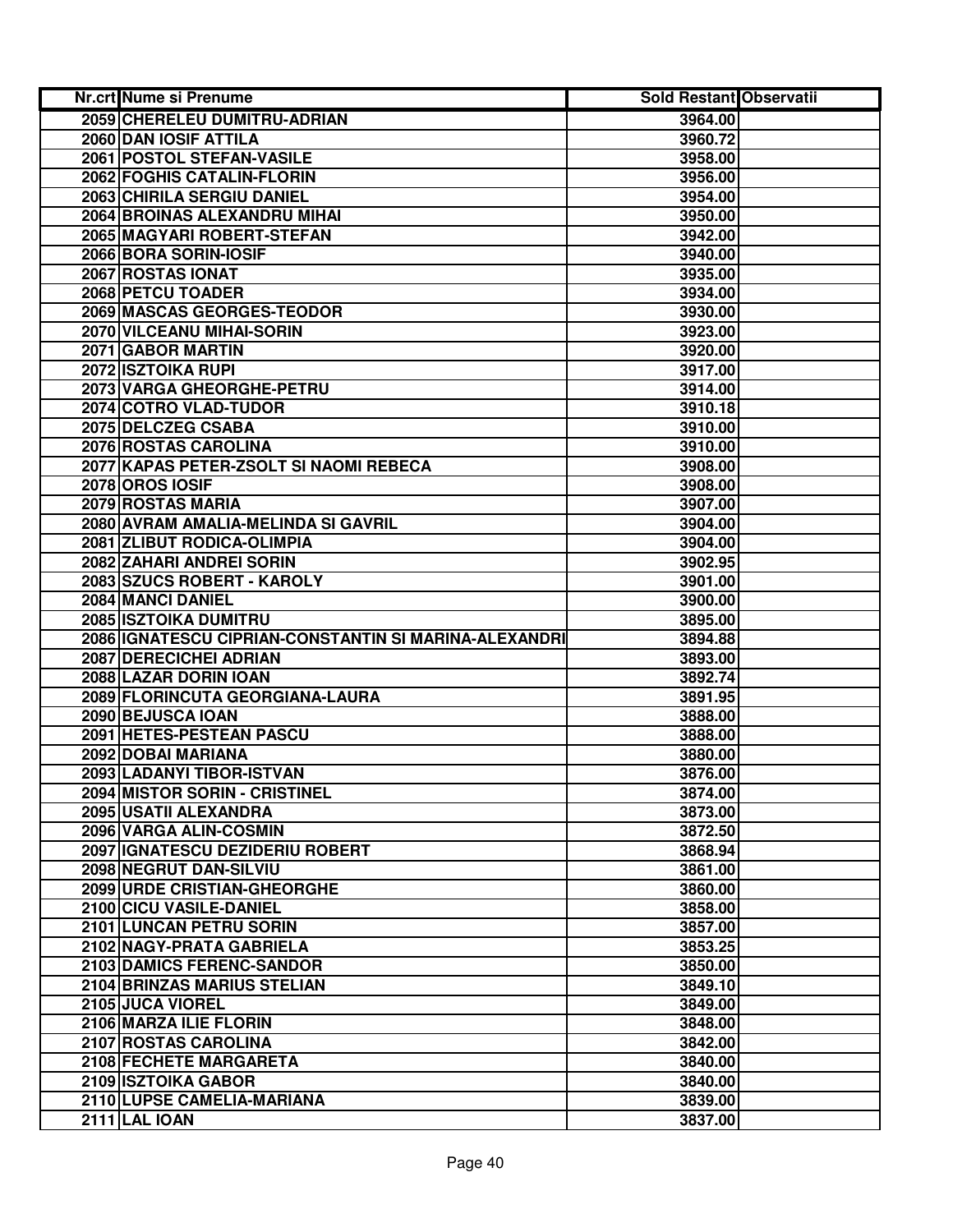| Nr.crt | Nume si Prenume | Sold Restant | Observatii |
|---|---|---|---|
| 2059 | CHERELEU DUMITRU-ADRIAN | 3964.00 | |
| 2060 | DAN IOSIF ATTILA | 3960.72 | |
| 2061 | POSTOL STEFAN-VASILE | 3958.00 | |
| 2062 | FOGHIS CATALIN-FLORIN | 3956.00 | |
| 2063 | CHIRILA SERGIU DANIEL | 3954.00 | |
| 2064 | BROINAS ALEXANDRU MIHAI | 3950.00 | |
| 2065 | MAGYARI ROBERT-STEFAN | 3942.00 | |
| 2066 | BORA SORIN-IOSIF | 3940.00 | |
| 2067 | ROSTAS IONAT | 3935.00 | |
| 2068 | PETCU TOADER | 3934.00 | |
| 2069 | MASCAS GEORGES-TEODOR | 3930.00 | |
| 2070 | VILCEANU MIHAI-SORIN | 3923.00 | |
| 2071 | GABOR MARTIN | 3920.00 | |
| 2072 | ISZTOIKA RUPI | 3917.00 | |
| 2073 | VARGA GHEORGHE-PETRU | 3914.00 | |
| 2074 | COTRO VLAD-TUDOR | 3910.18 | |
| 2075 | DELCZEG CSABA | 3910.00 | |
| 2076 | ROSTAS CAROLINA | 3910.00 | |
| 2077 | KAPAS PETER-ZSOLT SI NAOMI REBECA | 3908.00 | |
| 2078 | OROS IOSIF | 3908.00 | |
| 2079 | ROSTAS MARIA | 3907.00 | |
| 2080 | AVRAM AMALIA-MELINDA SI GAVRIL | 3904.00 | |
| 2081 | ZLIBUT RODICA-OLIMPIA | 3904.00 | |
| 2082 | ZAHARI ANDREI SORIN | 3902.95 | |
| 2083 | SZUCS ROBERT - KAROLY | 3901.00 | |
| 2084 | MANCI DANIEL | 3900.00 | |
| 2085 | ISZTOIKA DUMITRU | 3895.00 | |
| 2086 | IGNATESCU CIPRIAN-CONSTANTIN SI MARINA-ALEXANDRI | 3894.88 | |
| 2087 | DERECICHEI ADRIAN | 3893.00 | |
| 2088 | LAZAR DORIN IOAN | 3892.74 | |
| 2089 | FLORINCUTA GEORGIANA-LAURA | 3891.95 | |
| 2090 | BEJUSCA IOAN | 3888.00 | |
| 2091 | HETES-PESTEAN PASCU | 3888.00 | |
| 2092 | DOBAI MARIANA | 3880.00 | |
| 2093 | LADANYI TIBOR-ISTVAN | 3876.00 | |
| 2094 | MISTOR SORIN - CRISTINEL | 3874.00 | |
| 2095 | USATII ALEXANDRA | 3873.00 | |
| 2096 | VARGA ALIN-COSMIN | 3872.50 | |
| 2097 | IGNATESCU DEZIDERIU ROBERT | 3868.94 | |
| 2098 | NEGRUT DAN-SILVIU | 3861.00 | |
| 2099 | URDE CRISTIAN-GHEORGHE | 3860.00 | |
| 2100 | CICU VASILE-DANIEL | 3858.00 | |
| 2101 | LUNCAN PETRU SORIN | 3857.00 | |
| 2102 | NAGY-PRATA GABRIELA | 3853.25 | |
| 2103 | DAMICS FERENC-SANDOR | 3850.00 | |
| 2104 | BRINZAS MARIUS STELIAN | 3849.10 | |
| 2105 | JUCA VIOREL | 3849.00 | |
| 2106 | MARZA ILIE FLORIN | 3848.00 | |
| 2107 | ROSTAS CAROLINA | 3842.00 | |
| 2108 | FECHETE MARGARETA | 3840.00 | |
| 2109 | ISZTOIKA GABOR | 3840.00 | |
| 2110 | LUPSE CAMELIA-MARIANA | 3839.00 | |
| 2111 | LAL IOAN | 3837.00 | |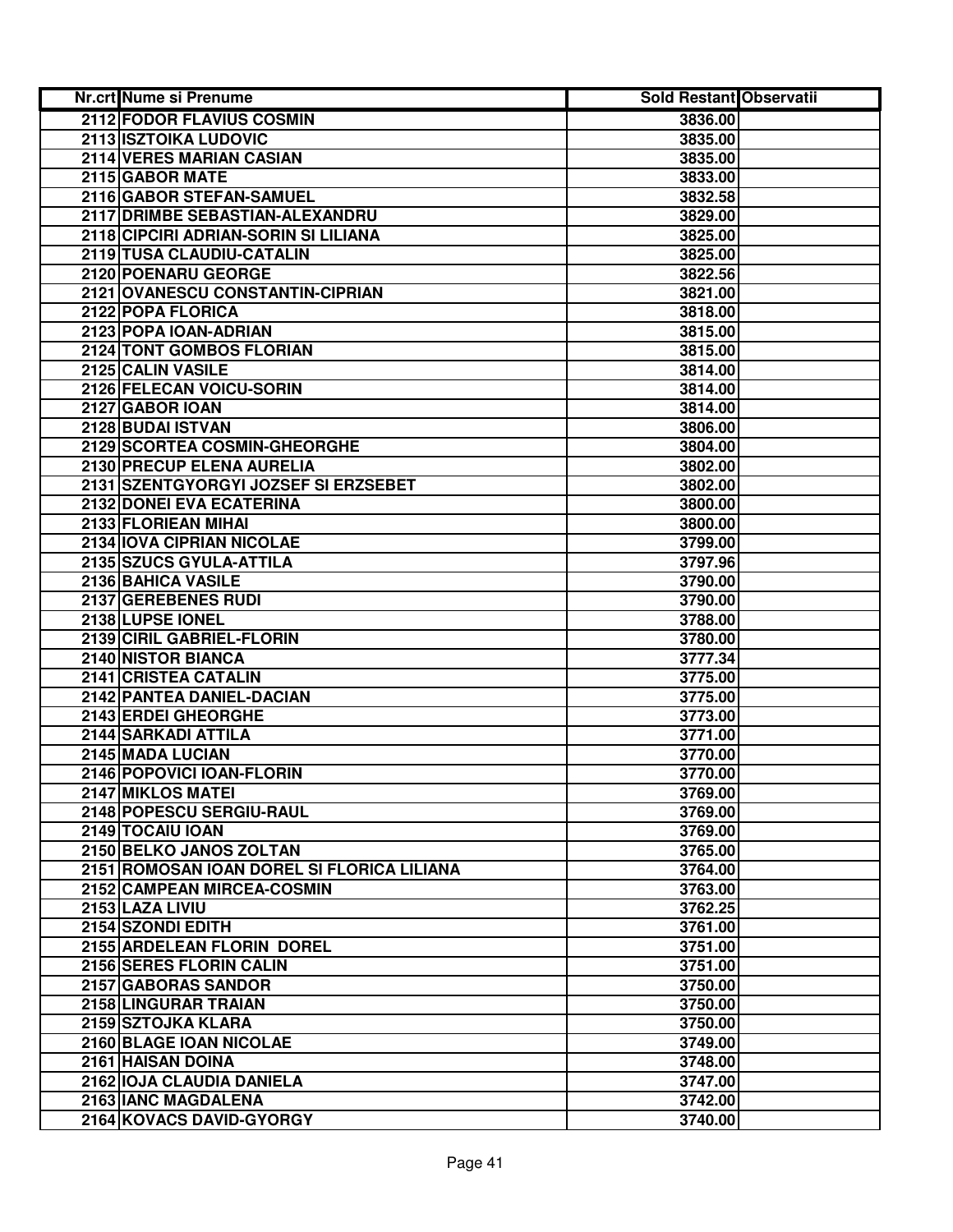| Nr.crt | Nume si Prenume | Sold Restant | Observatii |
|---|---|---|---|
| 2112 | FODOR FLAVIUS COSMIN | 3836.00 | |
| 2113 | ISZTOIKA LUDOVIC | 3835.00 | |
| 2114 | VERES MARIAN CASIAN | 3835.00 | |
| 2115 | GABOR MATE | 3833.00 | |
| 2116 | GABOR STEFAN-SAMUEL | 3832.58 | |
| 2117 | DRIMBE SEBASTIAN-ALEXANDRU | 3829.00 | |
| 2118 | CIPCIRI ADRIAN-SORIN SI LILIANA | 3825.00 | |
| 2119 | TUSA CLAUDIU-CATALIN | 3825.00 | |
| 2120 | POENARU GEORGE | 3822.56 | |
| 2121 | OVANESCU CONSTANTIN-CIPRIAN | 3821.00 | |
| 2122 | POPA FLORICA | 3818.00 | |
| 2123 | POPA IOAN-ADRIAN | 3815.00 | |
| 2124 | TONT GOMBOS FLORIAN | 3815.00 | |
| 2125 | CALIN VASILE | 3814.00 | |
| 2126 | FELECAN VOICU-SORIN | 3814.00 | |
| 2127 | GABOR IOAN | 3814.00 | |
| 2128 | BUDAI ISTVAN | 3806.00 | |
| 2129 | SCORTEA COSMIN-GHEORGHE | 3804.00 | |
| 2130 | PRECUP ELENA AURELIA | 3802.00 | |
| 2131 | SZENTGYORGYI JOZSEF SI ERZSEBET | 3802.00 | |
| 2132 | DONEI EVA ECATERINA | 3800.00 | |
| 2133 | FLORIEAN MIHAI | 3800.00 | |
| 2134 | IOVA CIPRIAN NICOLAE | 3799.00 | |
| 2135 | SZUCS GYULA-ATTILA | 3797.96 | |
| 2136 | BAHICA VASILE | 3790.00 | |
| 2137 | GEREBENES RUDI | 3790.00 | |
| 2138 | LUPSE IONEL | 3788.00 | |
| 2139 | CIRIL GABRIEL-FLORIN | 3780.00 | |
| 2140 | NISTOR BIANCA | 3777.34 | |
| 2141 | CRISTEA CATALIN | 3775.00 | |
| 2142 | PANTEA DANIEL-DACIAN | 3775.00 | |
| 2143 | ERDEI GHEORGHE | 3773.00 | |
| 2144 | SARKADI ATTILA | 3771.00 | |
| 2145 | MADA LUCIAN | 3770.00 | |
| 2146 | POPOVICI IOAN-FLORIN | 3770.00 | |
| 2147 | MIKLOS MATEI | 3769.00 | |
| 2148 | POPESCU SERGIU-RAUL | 3769.00 | |
| 2149 | TOCAIU IOAN | 3769.00 | |
| 2150 | BELKO JANOS ZOLTAN | 3765.00 | |
| 2151 | ROMOSAN IOAN DOREL SI FLORICA LILIANA | 3764.00 | |
| 2152 | CAMPEAN MIRCEA-COSMIN | 3763.00 | |
| 2153 | LAZA LIVIU | 3762.25 | |
| 2154 | SZONDI EDITH | 3761.00 | |
| 2155 | ARDELEAN FLORIN DOREL | 3751.00 | |
| 2156 | SERES FLORIN CALIN | 3751.00 | |
| 2157 | GABORAS SANDOR | 3750.00 | |
| 2158 | LINGURAR TRAIAN | 3750.00 | |
| 2159 | SZTOJKA KLARA | 3750.00 | |
| 2160 | BLAGE IOAN NICOLAE | 3749.00 | |
| 2161 | HAISAN DOINA | 3748.00 | |
| 2162 | IOJA CLAUDIA DANIELA | 3747.00 | |
| 2163 | IANC MAGDALENA | 3742.00 | |
| 2164 | KOVACS DAVID-GYORGY | 3740.00 | |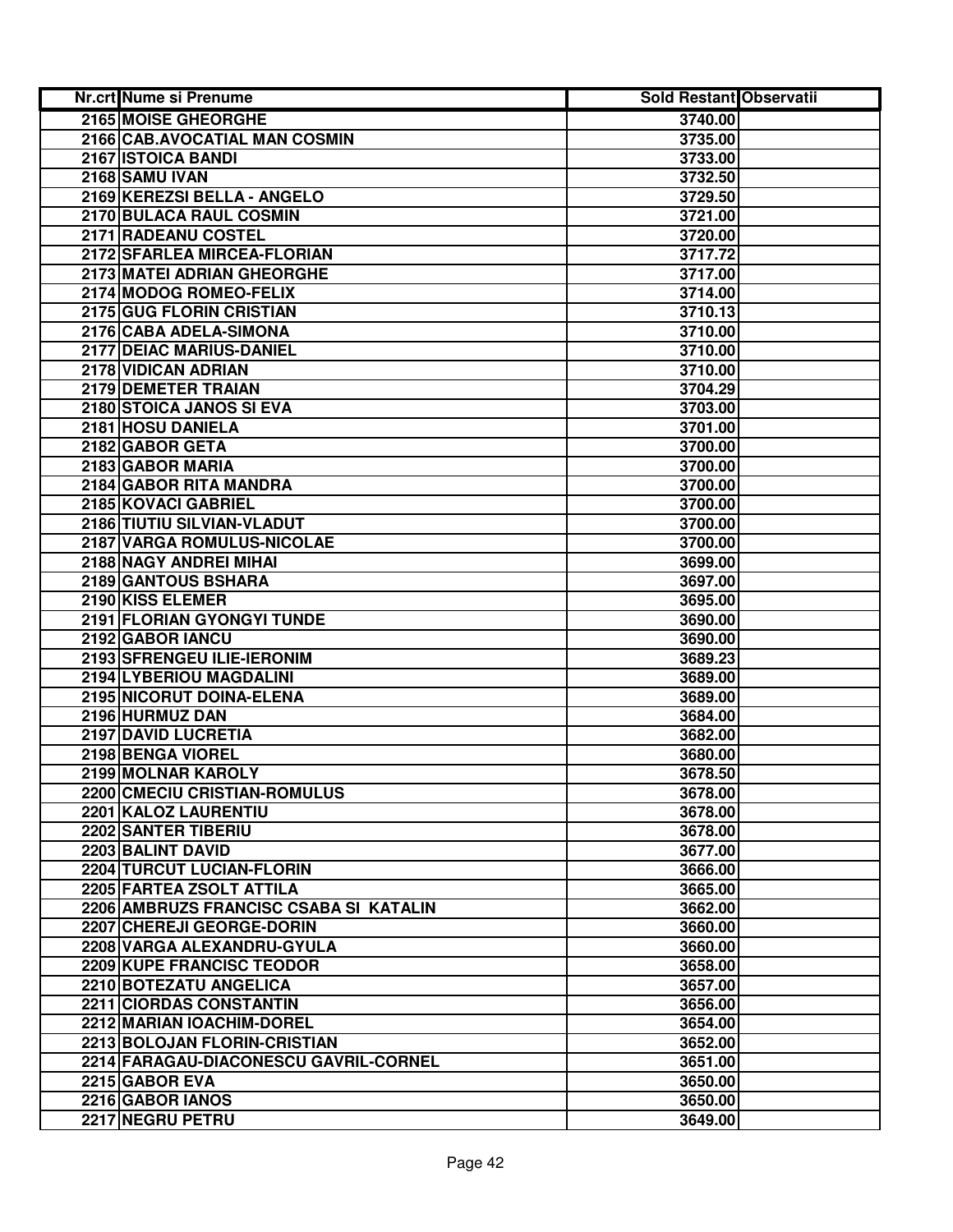| Nr.crt | Nume si Prenume | Sold Restant | Observatii |
|---|---|---|---|
| 2165 | MOISE GHEORGHE | 3740.00 | |
| 2166 | CAB.AVOCATIAL MAN COSMIN | 3735.00 | |
| 2167 | ISTOICA BANDI | 3733.00 | |
| 2168 | SAMU IVAN | 3732.50 | |
| 2169 | KEREZSI BELLA - ANGELO | 3729.50 | |
| 2170 | BULACA RAUL COSMIN | 3721.00 | |
| 2171 | RADEANU COSTEL | 3720.00 | |
| 2172 | SFARLEA MIRCEA-FLORIAN | 3717.72 | |
| 2173 | MATEI ADRIAN GHEORGHE | 3717.00 | |
| 2174 | MODOG ROMEO-FELIX | 3714.00 | |
| 2175 | GUG FLORIN CRISTIAN | 3710.13 | |
| 2176 | CABA ADELA-SIMONA | 3710.00 | |
| 2177 | DEIAC MARIUS-DANIEL | 3710.00 | |
| 2178 | VIDICAN ADRIAN | 3710.00 | |
| 2179 | DEMETER TRAIAN | 3704.29 | |
| 2180 | STOICA JANOS SI EVA | 3703.00 | |
| 2181 | HOSU DANIELA | 3701.00 | |
| 2182 | GABOR GETA | 3700.00 | |
| 2183 | GABOR MARIA | 3700.00 | |
| 2184 | GABOR RITA MANDRA | 3700.00 | |
| 2185 | KOVACI GABRIEL | 3700.00 | |
| 2186 | TIUTIU SILVIAN-VLADUT | 3700.00 | |
| 2187 | VARGA ROMULUS-NICOLAE | 3700.00 | |
| 2188 | NAGY ANDREI MIHAI | 3699.00 | |
| 2189 | GANTOUS BSHARA | 3697.00 | |
| 2190 | KISS ELEMER | 3695.00 | |
| 2191 | FLORIAN GYONGYI TUNDE | 3690.00 | |
| 2192 | GABOR IANCU | 3690.00 | |
| 2193 | SFRENGEU ILIE-IERONIM | 3689.23 | |
| 2194 | LYBERIOU MAGDALINI | 3689.00 | |
| 2195 | NICORUT DOINA-ELENA | 3689.00 | |
| 2196 | HURMUZ DAN | 3684.00 | |
| 2197 | DAVID LUCRETIA | 3682.00 | |
| 2198 | BENGA VIOREL | 3680.00 | |
| 2199 | MOLNAR KAROLY | 3678.50 | |
| 2200 | CMECIU CRISTIAN-ROMULUS | 3678.00 | |
| 2201 | KALOZ LAURENTIU | 3678.00 | |
| 2202 | SANTER TIBERIU | 3678.00 | |
| 2203 | BALINT DAVID | 3677.00 | |
| 2204 | TURCUT LUCIAN-FLORIN | 3666.00 | |
| 2205 | FARTEA ZSOLT ATTILA | 3665.00 | |
| 2206 | AMBRUZS FRANCISC CSABA SI KATALIN | 3662.00 | |
| 2207 | CHEREJI GEORGE-DORIN | 3660.00 | |
| 2208 | VARGA ALEXANDRU-GYULA | 3660.00 | |
| 2209 | KUPE FRANCISC TEODOR | 3658.00 | |
| 2210 | BOTEZATU ANGELICA | 3657.00 | |
| 2211 | CIORDAS CONSTANTIN | 3656.00 | |
| 2212 | MARIAN IOACHIM-DOREL | 3654.00 | |
| 2213 | BOLOJAN FLORIN-CRISTIAN | 3652.00 | |
| 2214 | FARAGAU-DIACONESCU GAVRIL-CORNEL | 3651.00 | |
| 2215 | GABOR EVA | 3650.00 | |
| 2216 | GABOR IANOS | 3650.00 | |
| 2217 | NEGRU PETRU | 3649.00 | |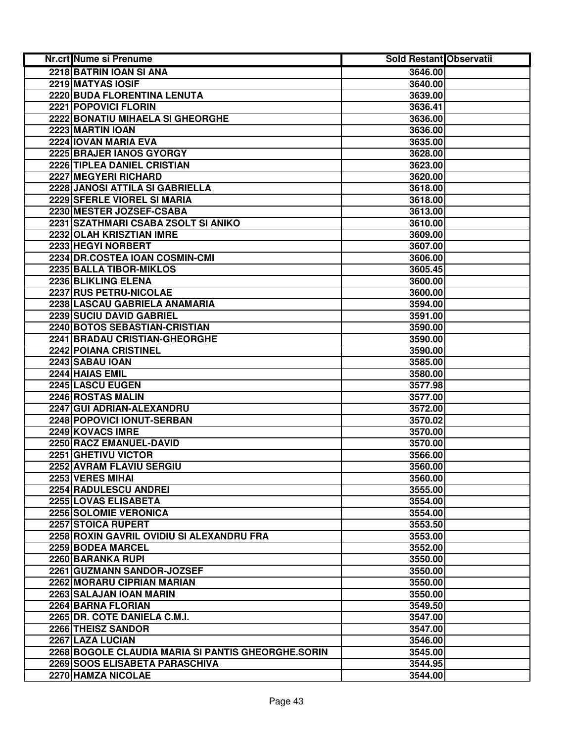| Nr.crt | Nume si Prenume | Sold Restant | Observatii |
|---|---|---|---|
| 2218 | BATRIN IOAN SI ANA | 3646.00 | |
| 2219 | MATYAS IOSIF | 3640.00 | |
| 2220 | BUDA FLORENTINA LENUTA | 3639.00 | |
| 2221 | POPOVICI FLORIN | 3636.41 | |
| 2222 | BONATIU MIHAELA SI GHEORGHE | 3636.00 | |
| 2223 | MARTIN IOAN | 3636.00 | |
| 2224 | IOVAN MARIA EVA | 3635.00 | |
| 2225 | BRAJER IANOS GYORGY | 3628.00 | |
| 2226 | TIPLEA DANIEL CRISTIAN | 3623.00 | |
| 2227 | MEGYERI RICHARD | 3620.00 | |
| 2228 | JANOSI ATTILA SI GABRIELLA | 3618.00 | |
| 2229 | SFERLE VIOREL SI MARIA | 3618.00 | |
| 2230 | MESTER JOZSEF-CSABA | 3613.00 | |
| 2231 | SZATHMARI CSABA ZSOLT SI ANIKO | 3610.00 | |
| 2232 | OLAH KRISZTIAN IMRE | 3609.00 | |
| 2233 | HEGYI NORBERT | 3607.00 | |
| 2234 | DR.COSTEA IOAN COSMIN-CMI | 3606.00 | |
| 2235 | BALLA TIBOR-MIKLOS | 3605.45 | |
| 2236 | BLIKLING ELENA | 3600.00 | |
| 2237 | RUS PETRU-NICOLAE | 3600.00 | |
| 2238 | LASCAU GABRIELA ANAMARIA | 3594.00 | |
| 2239 | SUCIU DAVID GABRIEL | 3591.00 | |
| 2240 | BOTOS SEBASTIAN-CRISTIAN | 3590.00 | |
| 2241 | BRADAU CRISTIAN-GHEORGHE | 3590.00 | |
| 2242 | POIANA CRISTINEL | 3590.00 | |
| 2243 | SABAU IOAN | 3585.00 | |
| 2244 | HAIAS EMIL | 3580.00 | |
| 2245 | LASCU EUGEN | 3577.98 | |
| 2246 | ROSTAS MALIN | 3577.00 | |
| 2247 | GUI ADRIAN-ALEXANDRU | 3572.00 | |
| 2248 | POPOVICI IONUT-SERBAN | 3570.02 | |
| 2249 | KOVACS IMRE | 3570.00 | |
| 2250 | RACZ EMANUEL-DAVID | 3570.00 | |
| 2251 | GHETIVU VICTOR | 3566.00 | |
| 2252 | AVRAM FLAVIU SERGIU | 3560.00 | |
| 2253 | VERES MIHAI | 3560.00 | |
| 2254 | RADULESCU ANDREI | 3555.00 | |
| 2255 | LOVAS ELISABETA | 3554.00 | |
| 2256 | SOLOMIE VERONICA | 3554.00 | |
| 2257 | STOICA RUPERT | 3553.50 | |
| 2258 | ROXIN GAVRIL OVIDIU SI ALEXANDRU FRA | 3553.00 | |
| 2259 | BODEA MARCEL | 3552.00 | |
| 2260 | BARANKA RUPI | 3550.00 | |
| 2261 | GUZMANN SANDOR-JOZSEF | 3550.00 | |
| 2262 | MORARU CIPRIAN MARIAN | 3550.00 | |
| 2263 | SALAJAN IOAN MARIN | 3550.00 | |
| 2264 | BARNA FLORIAN | 3549.50 | |
| 2265 | DR. COTE DANIELA C.M.I. | 3547.00 | |
| 2266 | THEISZ SANDOR | 3547.00 | |
| 2267 | LAZA LUCIAN | 3546.00 | |
| 2268 | BOGOLE CLAUDIA MARIA SI PANTIS GHEORGHE.SORIN | 3545.00 | |
| 2269 | SOOS ELISABETA PARASCHIVA | 3544.95 | |
| 2270 | HAMZA NICOLAE | 3544.00 | |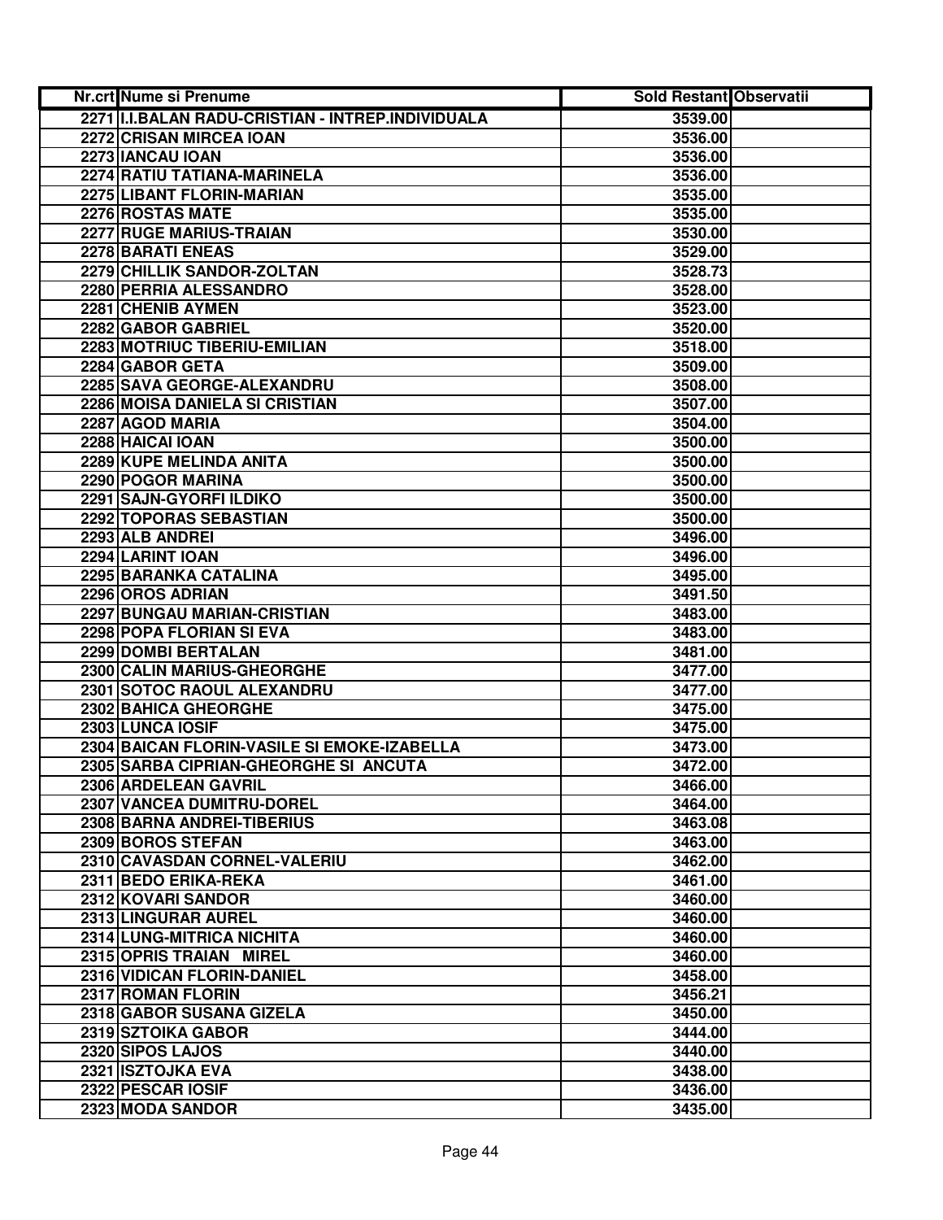| Nr.crt | Nume si Prenume | Sold Restant | Observatii |
|---|---|---|---|
| 2271 | I.I.BALAN RADU-CRISTIAN - INTREP.INDIVIDUALA | 3539.00 | |
| 2272 | CRISAN MIRCEA IOAN | 3536.00 | |
| 2273 | IANCAU IOAN | 3536.00 | |
| 2274 | RATIU TATIANA-MARINELA | 3536.00 | |
| 2275 | LIBANT FLORIN-MARIAN | 3535.00 | |
| 2276 | ROSTAS MATE | 3535.00 | |
| 2277 | RUGE MARIUS-TRAIAN | 3530.00 | |
| 2278 | BARATI ENEAS | 3529.00 | |
| 2279 | CHILLIK SANDOR-ZOLTAN | 3528.73 | |
| 2280 | PERRIA ALESSANDRO | 3528.00 | |
| 2281 | CHENIB AYMEN | 3523.00 | |
| 2282 | GABOR GABRIEL | 3520.00 | |
| 2283 | MOTRIUC TIBERIU-EMILIAN | 3518.00 | |
| 2284 | GABOR GETA | 3509.00 | |
| 2285 | SAVA GEORGE-ALEXANDRU | 3508.00 | |
| 2286 | MOISA DANIELA SI CRISTIAN | 3507.00 | |
| 2287 | AGOD MARIA | 3504.00 | |
| 2288 | HAICAI IOAN | 3500.00 | |
| 2289 | KUPE MELINDA ANITA | 3500.00 | |
| 2290 | POGOR MARINA | 3500.00 | |
| 2291 | SAJN-GYORFI ILDIKO | 3500.00 | |
| 2292 | TOPORAS SEBASTIAN | 3500.00 | |
| 2293 | ALB ANDREI | 3496.00 | |
| 2294 | LARINT IOAN | 3496.00 | |
| 2295 | BARANKA CATALINA | 3495.00 | |
| 2296 | OROS ADRIAN | 3491.50 | |
| 2297 | BUNGAU MARIAN-CRISTIAN | 3483.00 | |
| 2298 | POPA FLORIAN SI EVA | 3483.00 | |
| 2299 | DOMBI BERTALAN | 3481.00 | |
| 2300 | CALIN MARIUS-GHEORGHE | 3477.00 | |
| 2301 | SOTOC RAOUL ALEXANDRU | 3477.00 | |
| 2302 | BAHICA GHEORGHE | 3475.00 | |
| 2303 | LUNCA IOSIF | 3475.00 | |
| 2304 | BAICAN FLORIN-VASILE SI EMOKE-IZABELLA | 3473.00 | |
| 2305 | SARBA CIPRIAN-GHEORGHE SI ANCUTA | 3472.00 | |
| 2306 | ARDELEAN GAVRIL | 3466.00 | |
| 2307 | VANCEA DUMITRU-DOREL | 3464.00 | |
| 2308 | BARNA ANDREI-TIBERIUS | 3463.08 | |
| 2309 | BOROS STEFAN | 3463.00 | |
| 2310 | CAVASDAN CORNEL-VALERIU | 3462.00 | |
| 2311 | BEDO ERIKA-REKA | 3461.00 | |
| 2312 | KOVARI SANDOR | 3460.00 | |
| 2313 | LINGURAR AUREL | 3460.00 | |
| 2314 | LUNG-MITRICA NICHITA | 3460.00 | |
| 2315 | OPRIS TRAIAN MIREL | 3460.00 | |
| 2316 | VIDICAN FLORIN-DANIEL | 3458.00 | |
| 2317 | ROMAN FLORIN | 3456.21 | |
| 2318 | GABOR SUSANA GIZELA | 3450.00 | |
| 2319 | SZTOIKA GABOR | 3444.00 | |
| 2320 | SIPOS LAJOS | 3440.00 | |
| 2321 | ISZTOJKA EVA | 3438.00 | |
| 2322 | PESCAR IOSIF | 3436.00 | |
| 2323 | MODA SANDOR | 3435.00 | |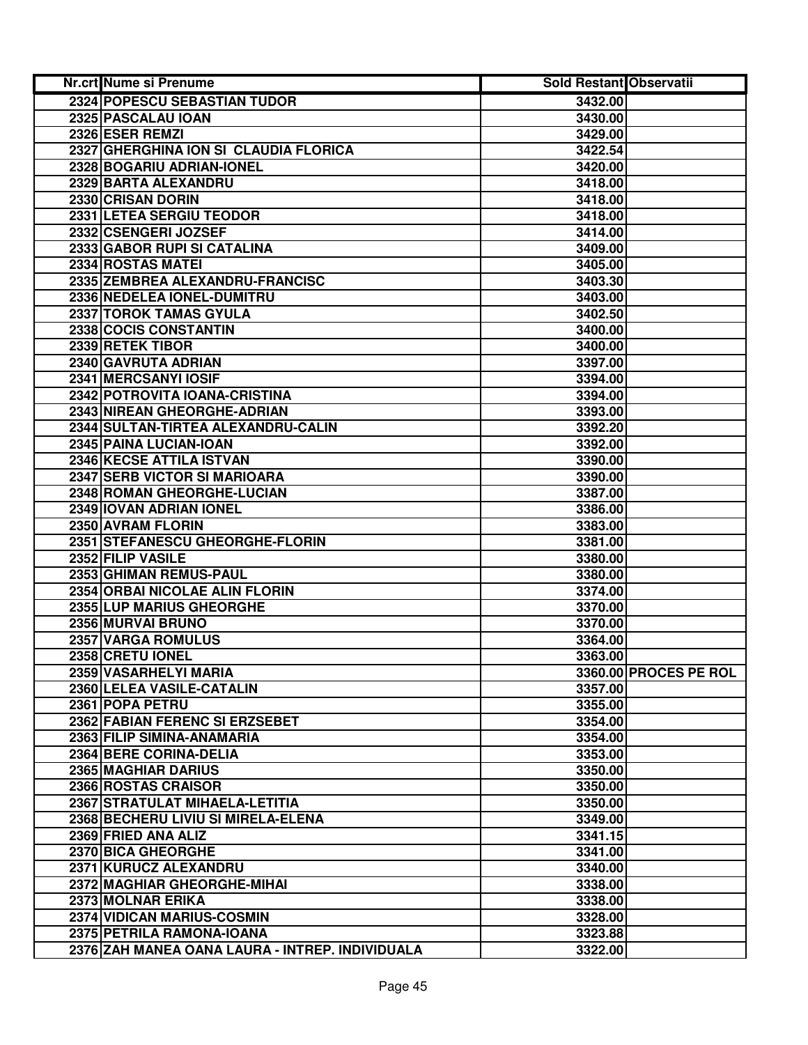| Nr.crt | Nume si Prenume | Sold Restant | Observatii |
|---|---|---|---|
| 2324 | POPESCU SEBASTIAN TUDOR | 3432.00 | |
| 2325 | PASCALAU IOAN | 3430.00 | |
| 2326 | ESER REMZI | 3429.00 | |
| 2327 | GHERGHINA ION SI CLAUDIA FLORICA | 3422.54 | |
| 2328 | BOGARIU ADRIAN-IONEL | 3420.00 | |
| 2329 | BARTA ALEXANDRU | 3418.00 | |
| 2330 | CRISAN DORIN | 3418.00 | |
| 2331 | LETEA SERGIU TEODOR | 3418.00 | |
| 2332 | CSENGERI JOZSEF | 3414.00 | |
| 2333 | GABOR RUPI SI CATALINA | 3409.00 | |
| 2334 | ROSTAS MATEI | 3405.00 | |
| 2335 | ZEMBREA ALEXANDRU-FRANCISC | 3403.30 | |
| 2336 | NEDELEA IONEL-DUMITRU | 3403.00 | |
| 2337 | TOROK TAMAS GYULA | 3402.50 | |
| 2338 | COCIS CONSTANTIN | 3400.00 | |
| 2339 | RETEK TIBOR | 3400.00 | |
| 2340 | GAVRUTA ADRIAN | 3397.00 | |
| 2341 | MERCSANYI IOSIF | 3394.00 | |
| 2342 | POTROVITA IOANA-CRISTINA | 3394.00 | |
| 2343 | NIREAN GHEORGHE-ADRIAN | 3393.00 | |
| 2344 | SULTAN-TIRTEA ALEXANDRU-CALIN | 3392.20 | |
| 2345 | PAINA LUCIAN-IOAN | 3392.00 | |
| 2346 | KECSE ATTILA ISTVAN | 3390.00 | |
| 2347 | SERB VICTOR SI MARIOARA | 3390.00 | |
| 2348 | ROMAN GHEORGHE-LUCIAN | 3387.00 | |
| 2349 | IOVAN ADRIAN IONEL | 3386.00 | |
| 2350 | AVRAM FLORIN | 3383.00 | |
| 2351 | STEFANESCU GHEORGHE-FLORIN | 3381.00 | |
| 2352 | FILIP VASILE | 3380.00 | |
| 2353 | GHIMAN REMUS-PAUL | 3380.00 | |
| 2354 | ORBAI NICOLAE ALIN FLORIN | 3374.00 | |
| 2355 | LUP MARIUS GHEORGHE | 3370.00 | |
| 2356 | MURVAI BRUNO | 3370.00 | |
| 2357 | VARGA ROMULUS | 3364.00 | |
| 2358 | CRETU IONEL | 3363.00 | |
| 2359 | VASARHELYI MARIA | 3360.00 | PROCES PE ROL |
| 2360 | LELEA VASILE-CATALIN | 3357.00 | |
| 2361 | POPA PETRU | 3355.00 | |
| 2362 | FABIAN FERENC SI ERZSEBET | 3354.00 | |
| 2363 | FILIP SIMINA-ANAMARIA | 3354.00 | |
| 2364 | BERE CORINA-DELIA | 3353.00 | |
| 2365 | MAGHIAR DARIUS | 3350.00 | |
| 2366 | ROSTAS CRAISOR | 3350.00 | |
| 2367 | STRATULAT MIHAELA-LETITIA | 3350.00 | |
| 2368 | BECHERU LIVIU SI MIRELA-ELENA | 3349.00 | |
| 2369 | FRIED ANA ALIZ | 3341.15 | |
| 2370 | BICA GHEORGHE | 3341.00 | |
| 2371 | KURUCZ ALEXANDRU | 3340.00 | |
| 2372 | MAGHIAR GHEORGHE-MIHAI | 3338.00 | |
| 2373 | MOLNAR ERIKA | 3338.00 | |
| 2374 | VIDICAN MARIUS-COSMIN | 3328.00 | |
| 2375 | PETRILA RAMONA-IOANA | 3323.88 | |
| 2376 | ZAH MANEA OANA LAURA - INTREP. INDIVIDUALA | 3322.00 | |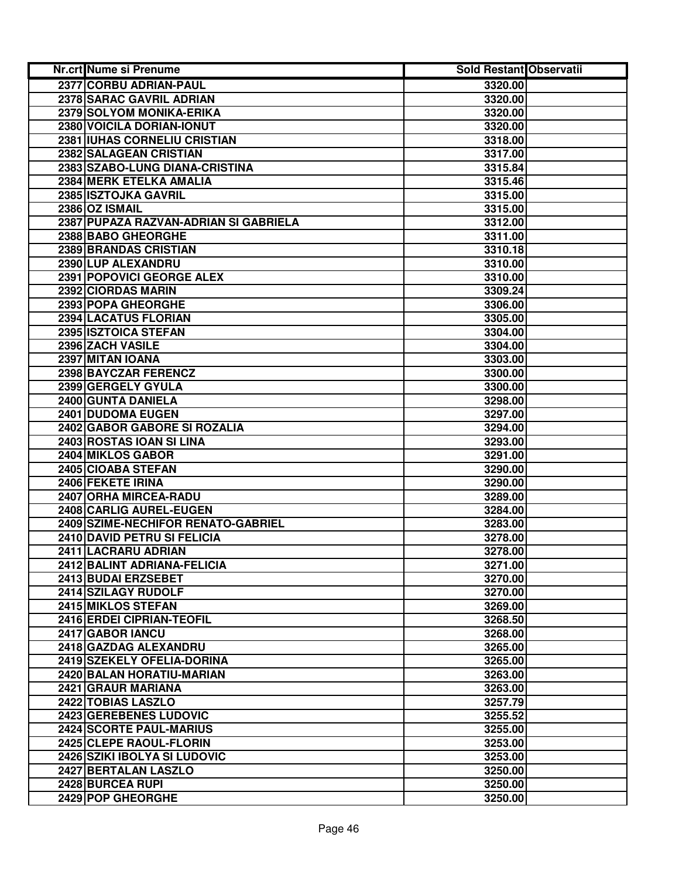| Nr.crt | Nume si Prenume | Sold Restant | Observatii |
|---|---|---|---|
| 2377 | CORBU ADRIAN-PAUL | 3320.00 | |
| 2378 | SARAC GAVRIL ADRIAN | 3320.00 | |
| 2379 | SOLYOM MONIKA-ERIKA | 3320.00 | |
| 2380 | VOICILA DORIAN-IONUT | 3320.00 | |
| 2381 | IUHAS CORNELIU CRISTIAN | 3318.00 | |
| 2382 | SALAGEAN CRISTIAN | 3317.00 | |
| 2383 | SZABO-LUNG DIANA-CRISTINA | 3315.84 | |
| 2384 | MERK ETELKA AMALIA | 3315.46 | |
| 2385 | ISZTOJKA GAVRIL | 3315.00 | |
| 2386 | OZ ISMAIL | 3315.00 | |
| 2387 | PUPAZA RAZVAN-ADRIAN SI GABRIELA | 3312.00 | |
| 2388 | BABO GHEORGHE | 3311.00 | |
| 2389 | BRANDAS CRISTIAN | 3310.18 | |
| 2390 | LUP ALEXANDRU | 3310.00 | |
| 2391 | POPOVICI GEORGE ALEX | 3310.00 | |
| 2392 | CIORDAS MARIN | 3309.24 | |
| 2393 | POPA GHEORGHE | 3306.00 | |
| 2394 | LACATUS FLORIAN | 3305.00 | |
| 2395 | ISZTOICA STEFAN | 3304.00 | |
| 2396 | ZACH VASILE | 3304.00 | |
| 2397 | MITAN IOANA | 3303.00 | |
| 2398 | BAYCZAR FERENCZ | 3300.00 | |
| 2399 | GERGELY GYULA | 3300.00 | |
| 2400 | GUNTA DANIELA | 3298.00 | |
| 2401 | DUDOMA EUGEN | 3297.00 | |
| 2402 | GABOR GABORE SI ROZALIA | 3294.00 | |
| 2403 | ROSTAS IOAN SI LINA | 3293.00 | |
| 2404 | MIKLOS GABOR | 3291.00 | |
| 2405 | CIOABA STEFAN | 3290.00 | |
| 2406 | FEKETE IRINA | 3290.00 | |
| 2407 | ORHA MIRCEA-RADU | 3289.00 | |
| 2408 | CARLIG AUREL-EUGEN | 3284.00 | |
| 2409 | SZIME-NECHIFOR RENATO-GABRIEL | 3283.00 | |
| 2410 | DAVID PETRU SI FELICIA | 3278.00 | |
| 2411 | LACRARU ADRIAN | 3278.00 | |
| 2412 | BALINT ADRIANA-FELICIA | 3271.00 | |
| 2413 | BUDAI ERZSEBET | 3270.00 | |
| 2414 | SZILAGY RUDOLF | 3270.00 | |
| 2415 | MIKLOS STEFAN | 3269.00 | |
| 2416 | ERDEI CIPRIAN-TEOFIL | 3268.50 | |
| 2417 | GABOR IANCU | 3268.00 | |
| 2418 | GAZDAG ALEXANDRU | 3265.00 | |
| 2419 | SZEKELY OFELIA-DORINA | 3265.00 | |
| 2420 | BALAN HORATIU-MARIAN | 3263.00 | |
| 2421 | GRAUR MARIANA | 3263.00 | |
| 2422 | TOBIAS LASZLO | 3257.79 | |
| 2423 | GEREBENES LUDOVIC | 3255.52 | |
| 2424 | SCORTE PAUL-MARIUS | 3255.00 | |
| 2425 | CLEPE RAOUL-FLORIN | 3253.00 | |
| 2426 | SZIKI IBOLYA SI LUDOVIC | 3253.00 | |
| 2427 | BERTALAN LASZLO | 3250.00 | |
| 2428 | BURCEA RUPI | 3250.00 | |
| 2429 | POP GHEORGHE | 3250.00 | |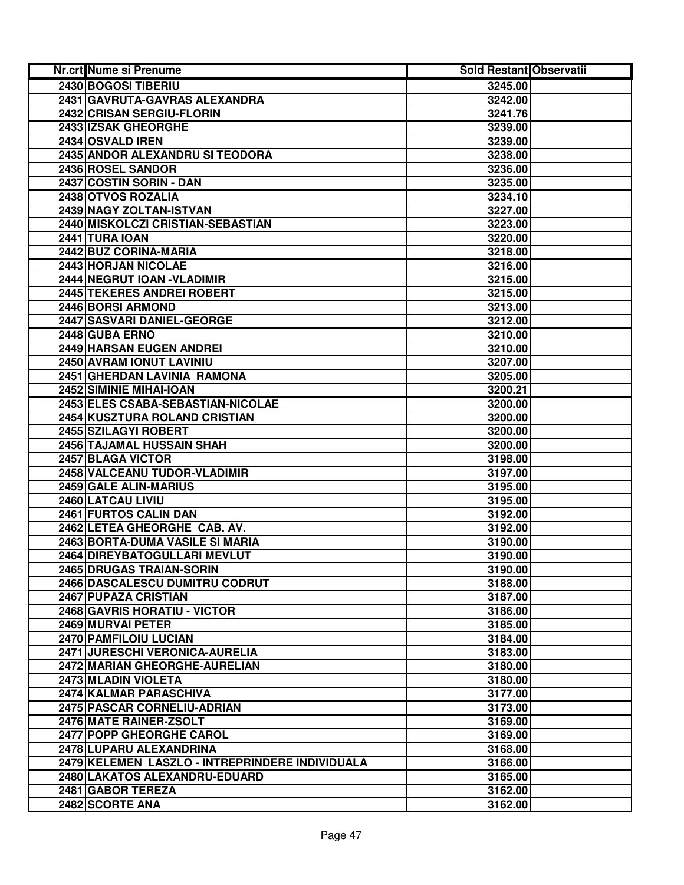| Nr.crt | Nume si Prenume | Sold Restant | Observatii |
|---|---|---|---|
| 2430 | BOGOSI TIBERIU | 3245.00 | |
| 2431 | GAVRUTA-GAVRAS ALEXANDRA | 3242.00 | |
| 2432 | CRISAN SERGIU-FLORIN | 3241.76 | |
| 2433 | IZSAK GHEORGHE | 3239.00 | |
| 2434 | OSVALD IREN | 3239.00 | |
| 2435 | ANDOR ALEXANDRU SI TEODORA | 3238.00 | |
| 2436 | ROSEL SANDOR | 3236.00 | |
| 2437 | COSTIN SORIN - DAN | 3235.00 | |
| 2438 | OTVOS ROZALIA | 3234.10 | |
| 2439 | NAGY ZOLTAN-ISTVAN | 3227.00 | |
| 2440 | MISKOLCZI CRISTIAN-SEBASTIAN | 3223.00 | |
| 2441 | TURA IOAN | 3220.00 | |
| 2442 | BUZ CORINA-MARIA | 3218.00 | |
| 2443 | HORJAN NICOLAE | 3216.00 | |
| 2444 | NEGRUT IOAN -VLADIMIR | 3215.00 | |
| 2445 | TEKERES ANDREI ROBERT | 3215.00 | |
| 2446 | BORSI ARMOND | 3213.00 | |
| 2447 | SASVARI DANIEL-GEORGE | 3212.00 | |
| 2448 | GUBA ERNO | 3210.00 | |
| 2449 | HARSAN EUGEN ANDREI | 3210.00 | |
| 2450 | AVRAM IONUT LAVINIU | 3207.00 | |
| 2451 | GHERDAN LAVINIA RAMONA | 3205.00 | |
| 2452 | SIMINIE MIHAI-IOAN | 3200.21 | |
| 2453 | ELES CSABA-SEBASTIAN-NICOLAE | 3200.00 | |
| 2454 | KUSZTURA ROLAND CRISTIAN | 3200.00 | |
| 2455 | SZILAGYI ROBERT | 3200.00 | |
| 2456 | TAJAMAL HUSSAIN SHAH | 3200.00 | |
| 2457 | BLAGA VICTOR | 3198.00 | |
| 2458 | VALCEANU TUDOR-VLADIMIR | 3197.00 | |
| 2459 | GALE ALIN-MARIUS | 3195.00 | |
| 2460 | LATCAU LIVIU | 3195.00 | |
| 2461 | FURTOS CALIN DAN | 3192.00 | |
| 2462 | LETEA GHEORGHE CAB. AV. | 3192.00 | |
| 2463 | BORTA-DUMA VASILE SI MARIA | 3190.00 | |
| 2464 | DIREYBATOGULLARI MEVLUT | 3190.00 | |
| 2465 | DRUGAS TRAIAN-SORIN | 3190.00 | |
| 2466 | DASCALESCU DUMITRU CODRUT | 3188.00 | |
| 2467 | PUPAZA CRISTIAN | 3187.00 | |
| 2468 | GAVRIS HORATIU - VICTOR | 3186.00 | |
| 2469 | MURVAI PETER | 3185.00 | |
| 2470 | PAMFILOIU LUCIAN | 3184.00 | |
| 2471 | JURESCHI VERONICA-AURELIA | 3183.00 | |
| 2472 | MARIAN GHEORGHE-AURELIAN | 3180.00 | |
| 2473 | MLADIN VIOLETA | 3180.00 | |
| 2474 | KALMAR PARASCHIVA | 3177.00 | |
| 2475 | PASCAR CORNELIU-ADRIAN | 3173.00 | |
| 2476 | MATE RAINER-ZSOLT | 3169.00 | |
| 2477 | POPP GHEORGHE CAROL | 3169.00 | |
| 2478 | LUPARU ALEXANDRINA | 3168.00 | |
| 2479 | KELEMEN LASZLO - INTREPRINDERE INDIVIDUALA | 3166.00 | |
| 2480 | LAKATOS ALEXANDRU-EDUARD | 3165.00 | |
| 2481 | GABOR TEREZA | 3162.00 | |
| 2482 | SCORTE ANA | 3162.00 | |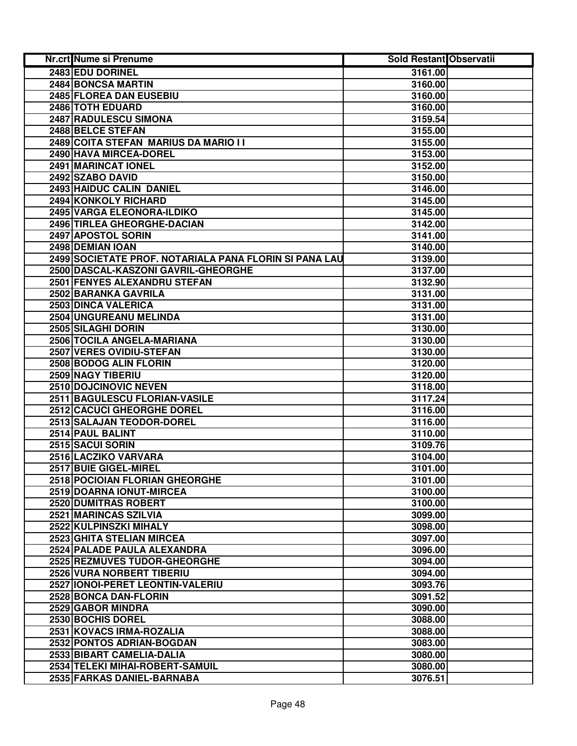| Nr.crt | Nume si Prenume | Sold Restant | Observatii |
|---|---|---|---|
| 2483 | EDU DORINEL | 3161.00 | |
| 2484 | BONCSA MARTIN | 3160.00 | |
| 2485 | FLOREA DAN EUSEBIU | 3160.00 | |
| 2486 | TOTH EDUARD | 3160.00 | |
| 2487 | RADULESCU SIMONA | 3159.54 | |
| 2488 | BELCE STEFAN | 3155.00 | |
| 2489 | COITA STEFAN MARIUS DA MARIO I I | 3155.00 | |
| 2490 | HAVA MIRCEA-DOREL | 3153.00 | |
| 2491 | MARINCAT IONEL | 3152.00 | |
| 2492 | SZABO DAVID | 3150.00 | |
| 2493 | HAIDUC CALIN DANIEL | 3146.00 | |
| 2494 | KONKOLY RICHARD | 3145.00 | |
| 2495 | VARGA ELEONORA-ILDIKO | 3145.00 | |
| 2496 | TIRLEA GHEORGHE-DACIAN | 3142.00 | |
| 2497 | APOSTOL SORIN | 3141.00 | |
| 2498 | DEMIAN IOAN | 3140.00 | |
| 2499 | SOCIETATE PROF. NOTARIALA PANA FLORIN SI PANA LAU | 3139.00 | |
| 2500 | DASCAL-KASZONI GAVRIL-GHEORGHE | 3137.00 | |
| 2501 | FENYES ALEXANDRU STEFAN | 3132.90 | |
| 2502 | BARANKA GAVRILA | 3131.00 | |
| 2503 | DINCA VALERICA | 3131.00 | |
| 2504 | UNGUREANU MELINDA | 3131.00 | |
| 2505 | SILAGHI DORIN | 3130.00 | |
| 2506 | TOCILA ANGELA-MARIANA | 3130.00 | |
| 2507 | VERES OVIDIU-STEFAN | 3130.00 | |
| 2508 | BODOG ALIN FLORIN | 3120.00 | |
| 2509 | NAGY TIBERIU | 3120.00 | |
| 2510 | DOJCINOVIC NEVEN | 3118.00 | |
| 2511 | BAGULESCU FLORIAN-VASILE | 3117.24 | |
| 2512 | CACUCI GHEORGHE DOREL | 3116.00 | |
| 2513 | SALAJAN TEODOR-DOREL | 3116.00 | |
| 2514 | PAUL BALINT | 3110.00 | |
| 2515 | SACUI SORIN | 3109.76 | |
| 2516 | LACZIKO VARVARA | 3104.00 | |
| 2517 | BUIE GIGEL-MIREL | 3101.00 | |
| 2518 | POCIOIAN FLORIAN GHEORGHE | 3101.00 | |
| 2519 | DOARNA IONUT-MIRCEA | 3100.00 | |
| 2520 | DUMITRAS ROBERT | 3100.00 | |
| 2521 | MARINCAS SZILVIA | 3099.00 | |
| 2522 | KULPINSZKI MIHALY | 3098.00 | |
| 2523 | GHITA STELIAN MIRCEA | 3097.00 | |
| 2524 | PALADE PAULA ALEXANDRA | 3096.00 | |
| 2525 | REZMUVES TUDOR-GHEORGHE | 3094.00 | |
| 2526 | VURA NORBERT TIBERIU | 3094.00 | |
| 2527 | IONOI-PERET LEONTIN-VALERIU | 3093.76 | |
| 2528 | BONCA DAN-FLORIN | 3091.52 | |
| 2529 | GABOR MINDRA | 3090.00 | |
| 2530 | BOCHIS DOREL | 3088.00 | |
| 2531 | KOVACS IRMA-ROZALIA | 3088.00 | |
| 2532 | PONTOS ADRIAN-BOGDAN | 3083.00 | |
| 2533 | BIBART CAMELIA-DALIA | 3080.00 | |
| 2534 | TELEKI MIHAI-ROBERT-SAMUIL | 3080.00 | |
| 2535 | FARKAS DANIEL-BARNABA | 3076.51 | |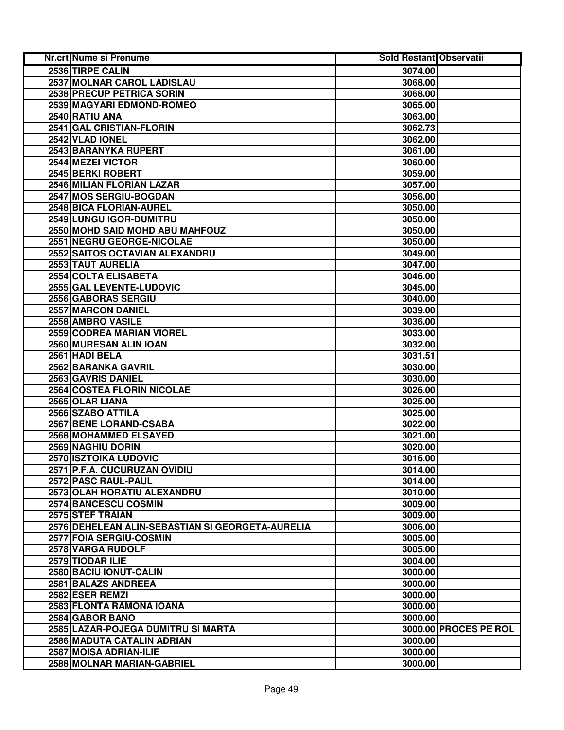| Nr.crt | Nume si Prenume | Sold Restant | Observatii |
|---|---|---|---|
| 2536 | TIRPE CALIN | 3074.00 | |
| 2537 | MOLNAR CAROL LADISLAU | 3068.00 | |
| 2538 | PRECUP PETRICA SORIN | 3068.00 | |
| 2539 | MAGYARI EDMOND-ROMEO | 3065.00 | |
| 2540 | RATIU ANA | 3063.00 | |
| 2541 | GAL CRISTIAN-FLORIN | 3062.73 | |
| 2542 | VLAD IONEL | 3062.00 | |
| 2543 | BARANYKA RUPERT | 3061.00 | |
| 2544 | MEZEI VICTOR | 3060.00 | |
| 2545 | BERKI ROBERT | 3059.00 | |
| 2546 | MILIAN FLORIAN LAZAR | 3057.00 | |
| 2547 | MOS SERGIU-BOGDAN | 3056.00 | |
| 2548 | BICA FLORIAN-AUREL | 3050.00 | |
| 2549 | LUNGU IGOR-DUMITRU | 3050.00 | |
| 2550 | MOHD SAID MOHD ABU MAHFOUZ | 3050.00 | |
| 2551 | NEGRU GEORGE-NICOLAE | 3050.00 | |
| 2552 | SAITOS OCTAVIAN ALEXANDRU | 3049.00 | |
| 2553 | TAUT AURELIA | 3047.00 | |
| 2554 | COLTA ELISABETA | 3046.00 | |
| 2555 | GAL LEVENTE-LUDOVIC | 3045.00 | |
| 2556 | GABORAS SERGIU | 3040.00 | |
| 2557 | MARCON DANIEL | 3039.00 | |
| 2558 | AMBRO VASILE | 3036.00 | |
| 2559 | CODREA MARIAN VIOREL | 3033.00 | |
| 2560 | MURESAN ALIN IOAN | 3032.00 | |
| 2561 | HADI BELA | 3031.51 | |
| 2562 | BARANKA GAVRIL | 3030.00 | |
| 2563 | GAVRIS DANIEL | 3030.00 | |
| 2564 | COSTEA FLORIN NICOLAE | 3026.00 | |
| 2565 | OLAR LIANA | 3025.00 | |
| 2566 | SZABO ATTILA | 3025.00 | |
| 2567 | BENE LORAND-CSABA | 3022.00 | |
| 2568 | MOHAMMED ELSAYED | 3021.00 | |
| 2569 | NAGHIU DORIN | 3020.00 | |
| 2570 | ISZTOIKA LUDOVIC | 3016.00 | |
| 2571 | P.F.A. CUCURUZAN OVIDIU | 3014.00 | |
| 2572 | PASC RAUL-PAUL | 3014.00 | |
| 2573 | OLAH HORATIU ALEXANDRU | 3010.00 | |
| 2574 | BANCESCU COSMIN | 3009.00 | |
| 2575 | STEF TRAIAN | 3009.00 | |
| 2576 | DEHELEAN ALIN-SEBASTIAN SI GEORGETA-AURELIA | 3006.00 | |
| 2577 | FOIA SERGIU-COSMIN | 3005.00 | |
| 2578 | VARGA RUDOLF | 3005.00 | |
| 2579 | TIODAR ILIE | 3004.00 | |
| 2580 | BACIU IONUT-CALIN | 3000.00 | |
| 2581 | BALAZS ANDREEA | 3000.00 | |
| 2582 | ESER REMZI | 3000.00 | |
| 2583 | FLONTA RAMONA IOANA | 3000.00 | |
| 2584 | GABOR BANO | 3000.00 | |
| 2585 | LAZAR-POJEGA DUMITRU SI MARTA | 3000.00 | PROCES PE ROL |
| 2586 | MADUTA CATALIN ADRIAN | 3000.00 | |
| 2587 | MOISA ADRIAN-ILIE | 3000.00 | |
| 2588 | MOLNAR MARIAN-GABRIEL | 3000.00 | |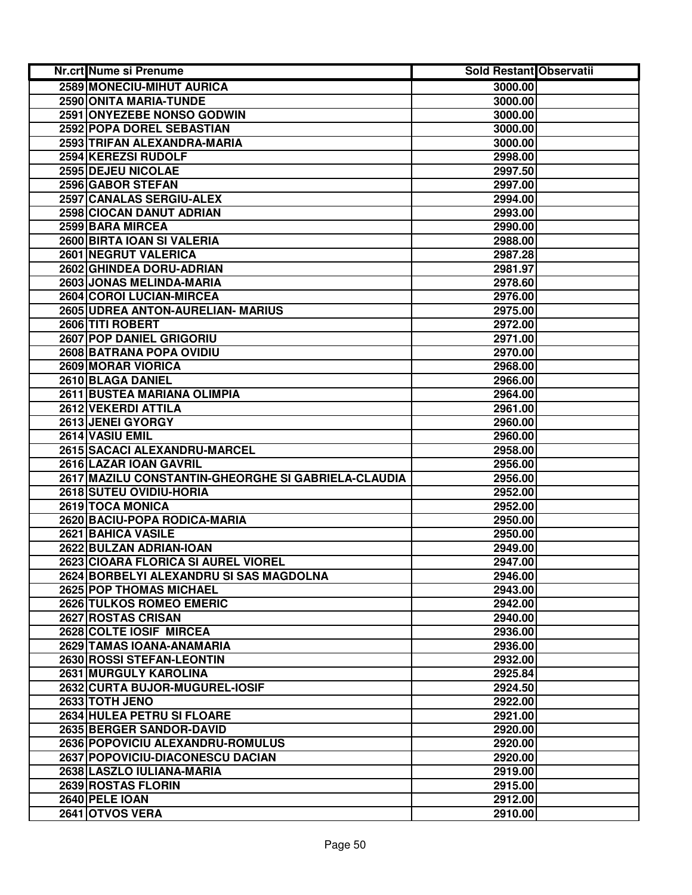| Nr.crt | Nume si Prenume | Sold Restant | Observatii |
|---|---|---|---|
| 2589 | MONECIU-MIHUT AURICA | 3000.00 | |
| 2590 | ONITA MARIA-TUNDE | 3000.00 | |
| 2591 | ONYEZEBE NONSO GODWIN | 3000.00 | |
| 2592 | POPA DOREL SEBASTIAN | 3000.00 | |
| 2593 | TRIFAN ALEXANDRA-MARIA | 3000.00 | |
| 2594 | KEREZSI RUDOLF | 2998.00 | |
| 2595 | DEJEU NICOLAE | 2997.50 | |
| 2596 | GABOR STEFAN | 2997.00 | |
| 2597 | CANALAS SERGIU-ALEX | 2994.00 | |
| 2598 | CIOCAN DANUT ADRIAN | 2993.00 | |
| 2599 | BARA MIRCEA | 2990.00 | |
| 2600 | BIRTA IOAN SI VALERIA | 2988.00 | |
| 2601 | NEGRUT VALERICA | 2987.28 | |
| 2602 | GHINDEA DORU-ADRIAN | 2981.97 | |
| 2603 | JONAS MELINDA-MARIA | 2978.60 | |
| 2604 | COROI LUCIAN-MIRCEA | 2976.00 | |
| 2605 | UDREA ANTON-AURELIAN- MARIUS | 2975.00 | |
| 2606 | TITI ROBERT | 2972.00 | |
| 2607 | POP DANIEL GRIGORIU | 2971.00 | |
| 2608 | BATRANA POPA OVIDIU | 2970.00 | |
| 2609 | MORAR VIORICA | 2968.00 | |
| 2610 | BLAGA DANIEL | 2966.00 | |
| 2611 | BUSTEA MARIANA OLIMPIA | 2964.00 | |
| 2612 | VEKERDI ATTILA | 2961.00 | |
| 2613 | JENEI GYORGY | 2960.00 | |
| 2614 | VASIU EMIL | 2960.00 | |
| 2615 | SACACI ALEXANDRU-MARCEL | 2958.00 | |
| 2616 | LAZAR IOAN GAVRIL | 2956.00 | |
| 2617 | MAZILU CONSTANTIN-GHEORGHE SI GABRIELA-CLAUDIA | 2956.00 | |
| 2618 | SUTEU OVIDIU-HORIA | 2952.00 | |
| 2619 | TOCA MONICA | 2952.00 | |
| 2620 | BACIU-POPA RODICA-MARIA | 2950.00 | |
| 2621 | BAHICA VASILE | 2950.00 | |
| 2622 | BULZAN ADRIAN-IOAN | 2949.00 | |
| 2623 | CIOARA FLORICA SI AUREL VIOREL | 2947.00 | |
| 2624 | BORBELYI ALEXANDRU SI SAS MAGDOLNA | 2946.00 | |
| 2625 | POP THOMAS MICHAEL | 2943.00 | |
| 2626 | TULKOS ROMEO EMERIC | 2942.00 | |
| 2627 | ROSTAS CRISAN | 2940.00 | |
| 2628 | COLTE IOSIF MIRCEA | 2936.00 | |
| 2629 | TAMAS IOANA-ANAMARIA | 2936.00 | |
| 2630 | ROSSI STEFAN-LEONTIN | 2932.00 | |
| 2631 | MURGULY KAROLINA | 2925.84 | |
| 2632 | CURTA BUJOR-MUGUREL-IOSIF | 2924.50 | |
| 2633 | TOTH JENO | 2922.00 | |
| 2634 | HULEA PETRU SI FLOARE | 2921.00 | |
| 2635 | BERGER SANDOR-DAVID | 2920.00 | |
| 2636 | POPOVICIU ALEXANDRU-ROMULUS | 2920.00 | |
| 2637 | POPOVICIU-DIACONESCU DACIAN | 2920.00 | |
| 2638 | LASZLO IULIANA-MARIA | 2919.00 | |
| 2639 | ROSTAS FLORIN | 2915.00 | |
| 2640 | PELE IOAN | 2912.00 | |
| 2641 | OTVOS VERA | 2910.00 | |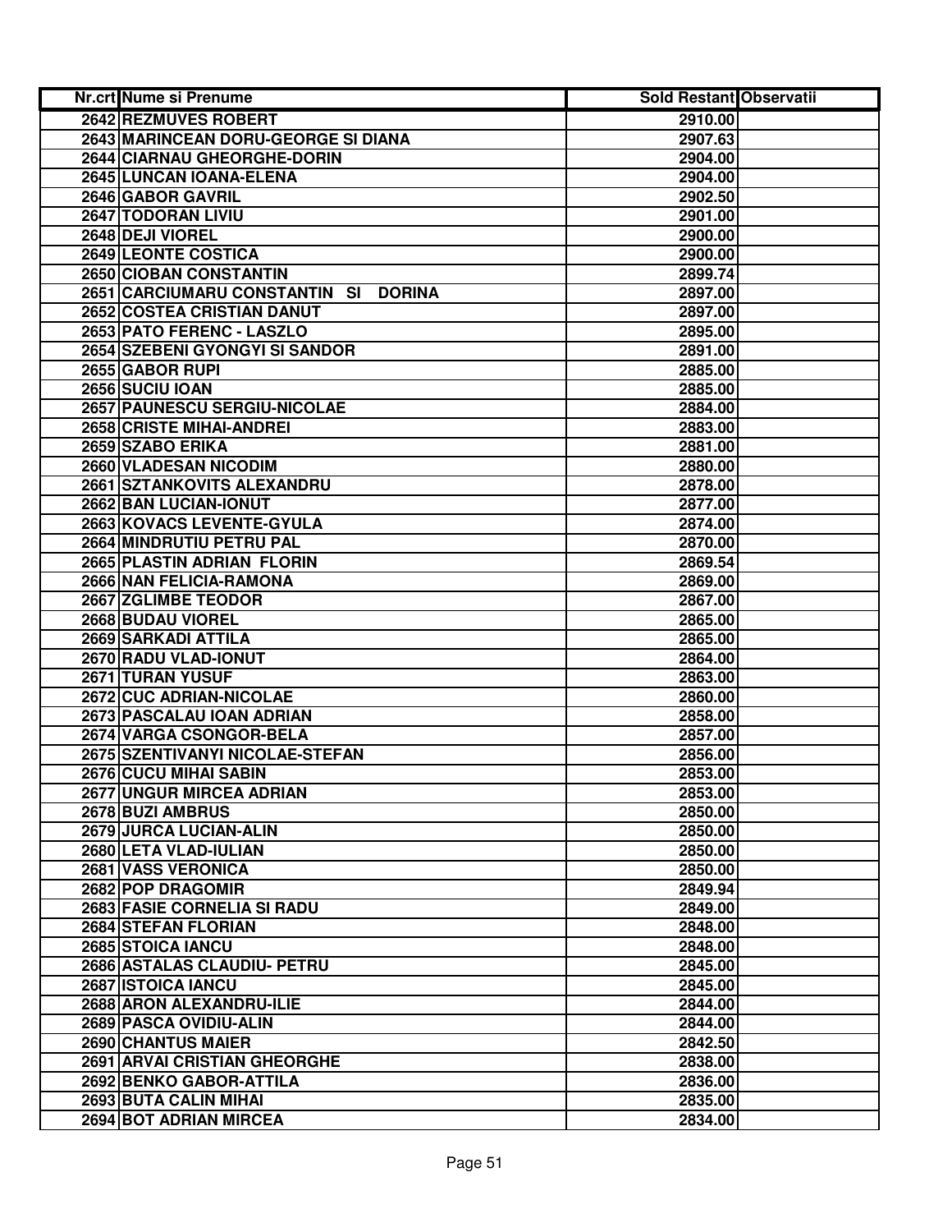| Nr.crt | Nume si Prenume | Sold Restant | Observatii |
|---|---|---|---|
| 2642 | REZMUVES ROBERT | 2910.00 | |
| 2643 | MARINCEAN DORU-GEORGE SI DIANA | 2907.63 | |
| 2644 | CIARNAU GHEORGHE-DORIN | 2904.00 | |
| 2645 | LUNCAN IOANA-ELENA | 2904.00 | |
| 2646 | GABOR GAVRIL | 2902.50 | |
| 2647 | TODORAN LIVIU | 2901.00 | |
| 2648 | DEJI VIOREL | 2900.00 | |
| 2649 | LEONTE COSTICA | 2900.00 | |
| 2650 | CIOBAN CONSTANTIN | 2899.74 | |
| 2651 | CARCIUMARU CONSTANTIN SI DORINA | 2897.00 | |
| 2652 | COSTEA CRISTIAN DANUT | 2897.00 | |
| 2653 | PATO FERENC - LASZLO | 2895.00 | |
| 2654 | SZEBENI GYONGYI SI SANDOR | 2891.00 | |
| 2655 | GABOR RUPI | 2885.00 | |
| 2656 | SUCIU IOAN | 2885.00 | |
| 2657 | PAUNESCU SERGIU-NICOLAE | 2884.00 | |
| 2658 | CRISTE MIHAI-ANDREI | 2883.00 | |
| 2659 | SZABO ERIKA | 2881.00 | |
| 2660 | VLADESAN NICODIM | 2880.00 | |
| 2661 | SZTANKOVITS ALEXANDRU | 2878.00 | |
| 2662 | BAN LUCIAN-IONUT | 2877.00 | |
| 2663 | KOVACS LEVENTE-GYULA | 2874.00 | |
| 2664 | MINDRUTIU PETRU PAL | 2870.00 | |
| 2665 | PLASTIN ADRIAN FLORIN | 2869.54 | |
| 2666 | NAN FELICIA-RAMONA | 2869.00 | |
| 2667 | ZGLIMBE TEODOR | 2867.00 | |
| 2668 | BUDAU VIOREL | 2865.00 | |
| 2669 | SARKADI ATTILA | 2865.00 | |
| 2670 | RADU VLAD-IONUT | 2864.00 | |
| 2671 | TURAN YUSUF | 2863.00 | |
| 2672 | CUC ADRIAN-NICOLAE | 2860.00 | |
| 2673 | PASCALAU IOAN ADRIAN | 2858.00 | |
| 2674 | VARGA CSONGOR-BELA | 2857.00 | |
| 2675 | SZENTIVANYI NICOLAE-STEFAN | 2856.00 | |
| 2676 | CUCU MIHAI SABIN | 2853.00 | |
| 2677 | UNGUR MIRCEA ADRIAN | 2853.00 | |
| 2678 | BUZI AMBRUS | 2850.00 | |
| 2679 | JURCA LUCIAN-ALIN | 2850.00 | |
| 2680 | LETA VLAD-IULIAN | 2850.00 | |
| 2681 | VASS VERONICA | 2850.00 | |
| 2682 | POP DRAGOMIR | 2849.94 | |
| 2683 | FASIE CORNELIA SI RADU | 2849.00 | |
| 2684 | STEFAN FLORIAN | 2848.00 | |
| 2685 | STOICA IANCU | 2848.00 | |
| 2686 | ASTALAS CLAUDIU- PETRU | 2845.00 | |
| 2687 | ISTOICA IANCU | 2845.00 | |
| 2688 | ARON ALEXANDRU-ILIE | 2844.00 | |
| 2689 | PASCA OVIDIU-ALIN | 2844.00 | |
| 2690 | CHANTUS MAIER | 2842.50 | |
| 2691 | ARVAI CRISTIAN GHEORGHE | 2838.00 | |
| 2692 | BENKO GABOR-ATTILA | 2836.00 | |
| 2693 | BUTA CALIN MIHAI | 2835.00 | |
| 2694 | BOT ADRIAN MIRCEA | 2834.00 | |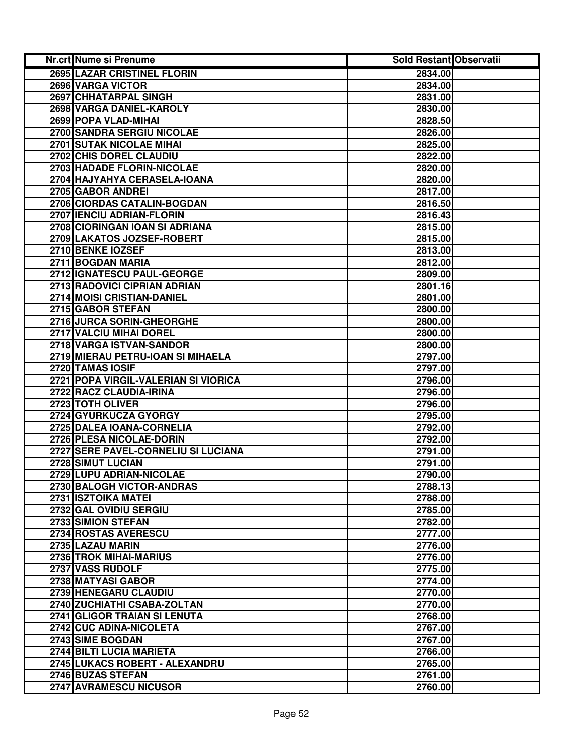| Nr.crt | Nume si Prenume | Sold Restant | Observatii |
|---|---|---|---|
| 2695 | LAZAR CRISTINEL FLORIN | 2834.00 | |
| 2696 | VARGA VICTOR | 2834.00 | |
| 2697 | CHHATARPAL SINGH | 2831.00 | |
| 2698 | VARGA DANIEL-KAROLY | 2830.00 | |
| 2699 | POPA VLAD-MIHAI | 2828.50 | |
| 2700 | SANDRA SERGIU NICOLAE | 2826.00 | |
| 2701 | SUTAK NICOLAE MIHAI | 2825.00 | |
| 2702 | CHIS DOREL CLAUDIU | 2822.00 | |
| 2703 | HADADE FLORIN-NICOLAE | 2820.00 | |
| 2704 | HAJYAHYA CERASELA-IOANA | 2820.00 | |
| 2705 | GABOR ANDREI | 2817.00 | |
| 2706 | CIORDAS CATALIN-BOGDAN | 2816.50 | |
| 2707 | IENCIU ADRIAN-FLORIN | 2816.43 | |
| 2708 | CIORINGAN IOAN SI ADRIANA | 2815.00 | |
| 2709 | LAKATOS JOZSEF-ROBERT | 2815.00 | |
| 2710 | BENKE IOZSEF | 2813.00 | |
| 2711 | BOGDAN MARIA | 2812.00 | |
| 2712 | IGNATESCU PAUL-GEORGE | 2809.00 | |
| 2713 | RADOVICI CIPRIAN ADRIAN | 2801.16 | |
| 2714 | MOISI CRISTIAN-DANIEL | 2801.00 | |
| 2715 | GABOR STEFAN | 2800.00 | |
| 2716 | JURCA SORIN-GHEORGHE | 2800.00 | |
| 2717 | VALCIU MIHAI DOREL | 2800.00 | |
| 2718 | VARGA ISTVAN-SANDOR | 2800.00 | |
| 2719 | MIERAU PETRU-IOAN SI MIHAELA | 2797.00 | |
| 2720 | TAMAS IOSIF | 2797.00 | |
| 2721 | POPA VIRGIL-VALERIAN SI VIORICA | 2796.00 | |
| 2722 | RACZ CLAUDIA-IRINA | 2796.00 | |
| 2723 | TOTH OLIVER | 2796.00 | |
| 2724 | GYURKUCZA GYORGY | 2795.00 | |
| 2725 | DALEA IOANA-CORNELIA | 2792.00 | |
| 2726 | PLESA NICOLAE-DORIN | 2792.00 | |
| 2727 | SERE PAVEL-CORNELIU SI LUCIANA | 2791.00 | |
| 2728 | SIMUT LUCIAN | 2791.00 | |
| 2729 | LUPU ADRIAN-NICOLAE | 2790.00 | |
| 2730 | BALOGH VICTOR-ANDRAS | 2788.13 | |
| 2731 | ISZTOIKA MATEI | 2788.00 | |
| 2732 | GAL OVIDIU SERGIU | 2785.00 | |
| 2733 | SIMION STEFAN | 2782.00 | |
| 2734 | ROSTAS AVERESCU | 2777.00 | |
| 2735 | LAZAU MARIN | 2776.00 | |
| 2736 | TROK MIHAI-MARIUS | 2776.00 | |
| 2737 | VASS RUDOLF | 2775.00 | |
| 2738 | MATYASI GABOR | 2774.00 | |
| 2739 | HENEGARU CLAUDIU | 2770.00 | |
| 2740 | ZUCHIATHI CSABA-ZOLTAN | 2770.00 | |
| 2741 | GLIGOR TRAIAN SI LENUTA | 2768.00 | |
| 2742 | CUC ADINA-NICOLETA | 2767.00 | |
| 2743 | SIME BOGDAN | 2767.00 | |
| 2744 | BILTI LUCIA MARIETA | 2766.00 | |
| 2745 | LUKACS ROBERT - ALEXANDRU | 2765.00 | |
| 2746 | BUZAS STEFAN | 2761.00 | |
| 2747 | AVRAMESCU NICUSOR | 2760.00 | |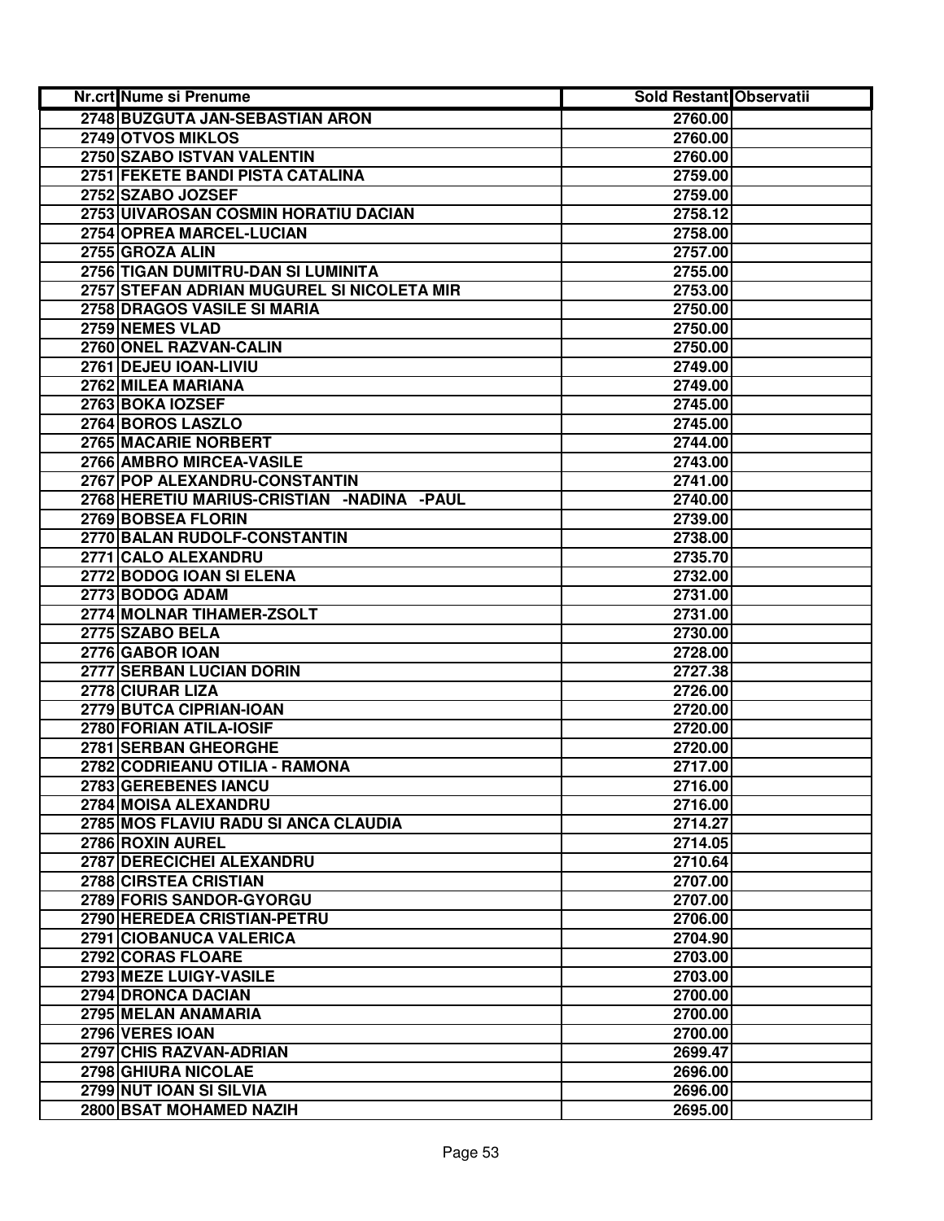| Nr.crt | Nume si Prenume | Sold Restant | Observatii |
|---|---|---|---|
| 2748 | BUZGUTA JAN-SEBASTIAN ARON | 2760.00 | |
| 2749 | OTVOS MIKLOS | 2760.00 | |
| 2750 | SZABO ISTVAN VALENTIN | 2760.00 | |
| 2751 | FEKETE BANDI PISTA CATALINA | 2759.00 | |
| 2752 | SZABO JOZSEF | 2759.00 | |
| 2753 | UIVAROSAN COSMIN HORATIU DACIAN | 2758.12 | |
| 2754 | OPREA MARCEL-LUCIAN | 2758.00 | |
| 2755 | GROZA ALIN | 2757.00 | |
| 2756 | TIGAN DUMITRU-DAN SI LUMINITA | 2755.00 | |
| 2757 | STEFAN ADRIAN MUGUREL SI NICOLETA MIR | 2753.00 | |
| 2758 | DRAGOS VASILE SI MARIA | 2750.00 | |
| 2759 | NEMES VLAD | 2750.00 | |
| 2760 | ONEL RAZVAN-CALIN | 2750.00 | |
| 2761 | DEJEU IOAN-LIVIU | 2749.00 | |
| 2762 | MILEA MARIANA | 2749.00 | |
| 2763 | BOKA IOZSEF | 2745.00 | |
| 2764 | BOROS LASZLO | 2745.00 | |
| 2765 | MACARIE NORBERT | 2744.00 | |
| 2766 | AMBRO MIRCEA-VASILE | 2743.00 | |
| 2767 | POP ALEXANDRU-CONSTANTIN | 2741.00 | |
| 2768 | HERETIU MARIUS-CRISTIAN -NADINA -PAUL | 2740.00 | |
| 2769 | BOBSEA FLORIN | 2739.00 | |
| 2770 | BALAN RUDOLF-CONSTANTIN | 2738.00 | |
| 2771 | CALO ALEXANDRU | 2735.70 | |
| 2772 | BODOG IOAN SI ELENA | 2732.00 | |
| 2773 | BODOG ADAM | 2731.00 | |
| 2774 | MOLNAR TIHAMER-ZSOLT | 2731.00 | |
| 2775 | SZABO BELA | 2730.00 | |
| 2776 | GABOR IOAN | 2728.00 | |
| 2777 | SERBAN LUCIAN DORIN | 2727.38 | |
| 2778 | CIURAR LIZA | 2726.00 | |
| 2779 | BUTCA CIPRIAN-IOAN | 2720.00 | |
| 2780 | FORIAN ATILA-IOSIF | 2720.00 | |
| 2781 | SERBAN GHEORGHE | 2720.00 | |
| 2782 | CODRIEANU OTILIA - RAMONA | 2717.00 | |
| 2783 | GEREBENES IANCU | 2716.00 | |
| 2784 | MOISA ALEXANDRU | 2716.00 | |
| 2785 | MOS FLAVIU RADU SI ANCA CLAUDIA | 2714.27 | |
| 2786 | ROXIN AUREL | 2714.05 | |
| 2787 | DERECICHEI ALEXANDRU | 2710.64 | |
| 2788 | CIRSTEA CRISTIAN | 2707.00 | |
| 2789 | FORIS SANDOR-GYORGU | 2707.00 | |
| 2790 | HEREDEA CRISTIAN-PETRU | 2706.00 | |
| 2791 | CIOBANUCA VALERICA | 2704.90 | |
| 2792 | CORAS FLOARE | 2703.00 | |
| 2793 | MEZE LUIGY-VASILE | 2703.00 | |
| 2794 | DRONCA DACIAN | 2700.00 | |
| 2795 | MELAN ANAMARIA | 2700.00 | |
| 2796 | VERES IOAN | 2700.00 | |
| 2797 | CHIS RAZVAN-ADRIAN | 2699.47 | |
| 2798 | GHIURA NICOLAE | 2696.00 | |
| 2799 | NUT IOAN SI SILVIA | 2696.00 | |
| 2800 | BSAT MOHAMED NAZIH | 2695.00 | |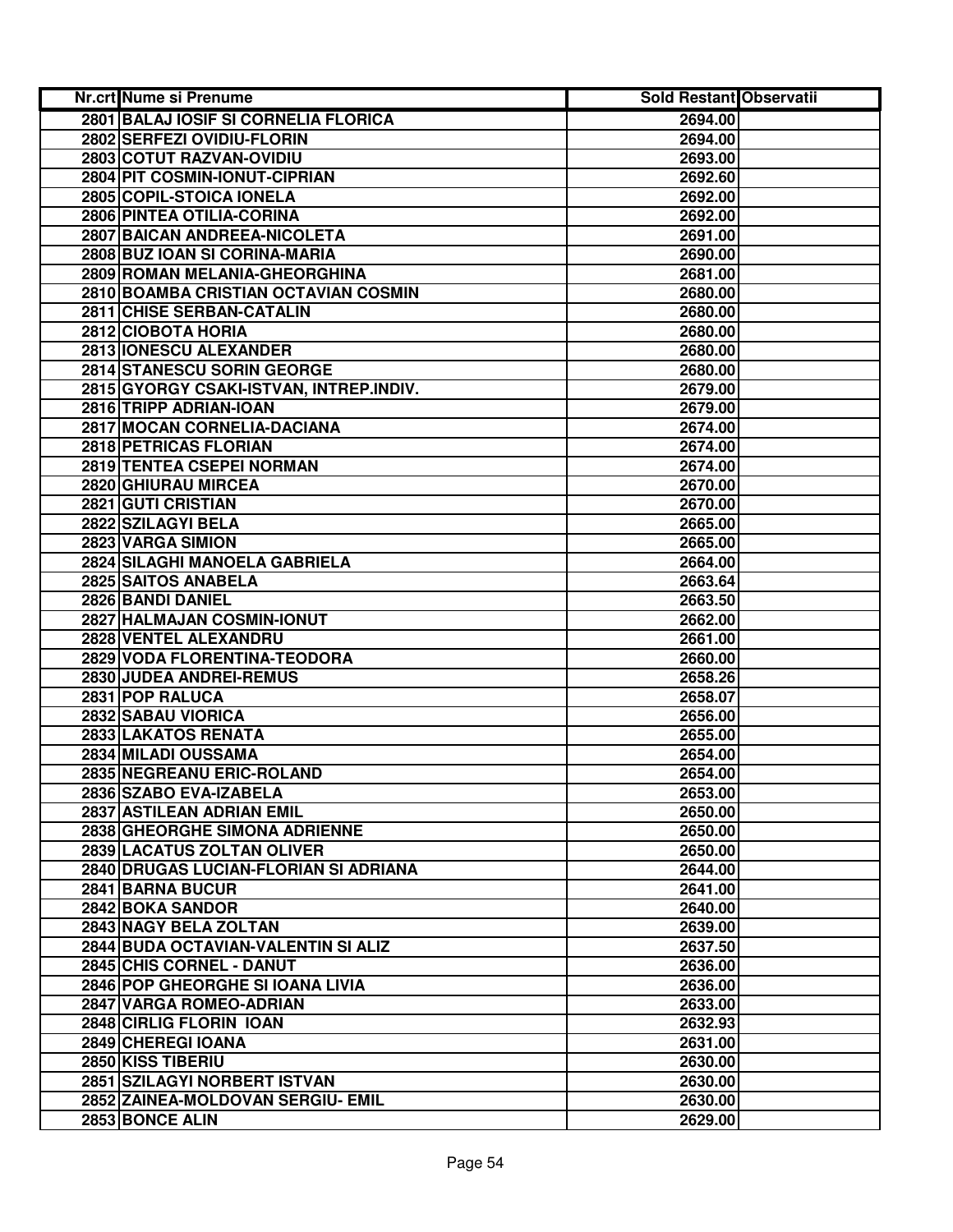| Nr.crt | Nume si Prenume | Sold Restant | Observatii |
|---|---|---|---|
| 2801 | BALAJ IOSIF SI CORNELIA FLORICA | 2694.00 | |
| 2802 | SERFEZI OVIDIU-FLORIN | 2694.00 | |
| 2803 | COTUT RAZVAN-OVIDIU | 2693.00 | |
| 2804 | PIT COSMIN-IONUT-CIPRIAN | 2692.60 | |
| 2805 | COPIL-STOICA IONELA | 2692.00 | |
| 2806 | PINTEA OTILIA-CORINA | 2692.00 | |
| 2807 | BAICAN ANDREEA-NICOLETA | 2691.00 | |
| 2808 | BUZ IOAN SI CORINA-MARIA | 2690.00 | |
| 2809 | ROMAN MELANIA-GHEORGHINA | 2681.00 | |
| 2810 | BOAMBA CRISTIAN OCTAVIAN COSMIN | 2680.00 | |
| 2811 | CHISE SERBAN-CATALIN | 2680.00 | |
| 2812 | CIOBOTA HORIA | 2680.00 | |
| 2813 | IONESCU ALEXANDER | 2680.00 | |
| 2814 | STANESCU SORIN GEORGE | 2680.00 | |
| 2815 | GYORGY CSAKI-ISTVAN, INTREP.INDIV. | 2679.00 | |
| 2816 | TRIPP ADRIAN-IOAN | 2679.00 | |
| 2817 | MOCAN CORNELIA-DACIANA | 2674.00 | |
| 2818 | PETRICAS FLORIAN | 2674.00 | |
| 2819 | TENTEA CSEPEI NORMAN | 2674.00 | |
| 2820 | GHIURAU MIRCEA | 2670.00 | |
| 2821 | GUTI CRISTIAN | 2670.00 | |
| 2822 | SZILAGYI BELA | 2665.00 | |
| 2823 | VARGA SIMION | 2665.00 | |
| 2824 | SILAGHI MANOELA GABRIELA | 2664.00 | |
| 2825 | SAITOS ANABELA | 2663.64 | |
| 2826 | BANDI DANIEL | 2663.50 | |
| 2827 | HALMAJAN COSMIN-IONUT | 2662.00 | |
| 2828 | VENTEL ALEXANDRU | 2661.00 | |
| 2829 | VODA FLORENTINA-TEODORA | 2660.00 | |
| 2830 | JUDEA ANDREI-REMUS | 2658.26 | |
| 2831 | POP RALUCA | 2658.07 | |
| 2832 | SABAU VIORICA | 2656.00 | |
| 2833 | LAKATOS RENATA | 2655.00 | |
| 2834 | MILADI OUSSAMA | 2654.00 | |
| 2835 | NEGREANU ERIC-ROLAND | 2654.00 | |
| 2836 | SZABO EVA-IZABELA | 2653.00 | |
| 2837 | ASTILEAN ADRIAN EMIL | 2650.00 | |
| 2838 | GHEORGHE SIMONA ADRIENNE | 2650.00 | |
| 2839 | LACATUS ZOLTAN OLIVER | 2650.00 | |
| 2840 | DRUGAS LUCIAN-FLORIAN SI ADRIANA | 2644.00 | |
| 2841 | BARNA BUCUR | 2641.00 | |
| 2842 | BOKA SANDOR | 2640.00 | |
| 2843 | NAGY BELA ZOLTAN | 2639.00 | |
| 2844 | BUDA OCTAVIAN-VALENTIN SI ALIZ | 2637.50 | |
| 2845 | CHIS CORNEL - DANUT | 2636.00 | |
| 2846 | POP GHEORGHE SI IOANA LIVIA | 2636.00 | |
| 2847 | VARGA ROMEO-ADRIAN | 2633.00 | |
| 2848 | CIRLIG FLORIN IOAN | 2632.93 | |
| 2849 | CHEREGI IOANA | 2631.00 | |
| 2850 | KISS TIBERIU | 2630.00 | |
| 2851 | SZILAGYI NORBERT ISTVAN | 2630.00 | |
| 2852 | ZAINEA-MOLDOVAN SERGIU- EMIL | 2630.00 | |
| 2853 | BONCE ALIN | 2629.00 | |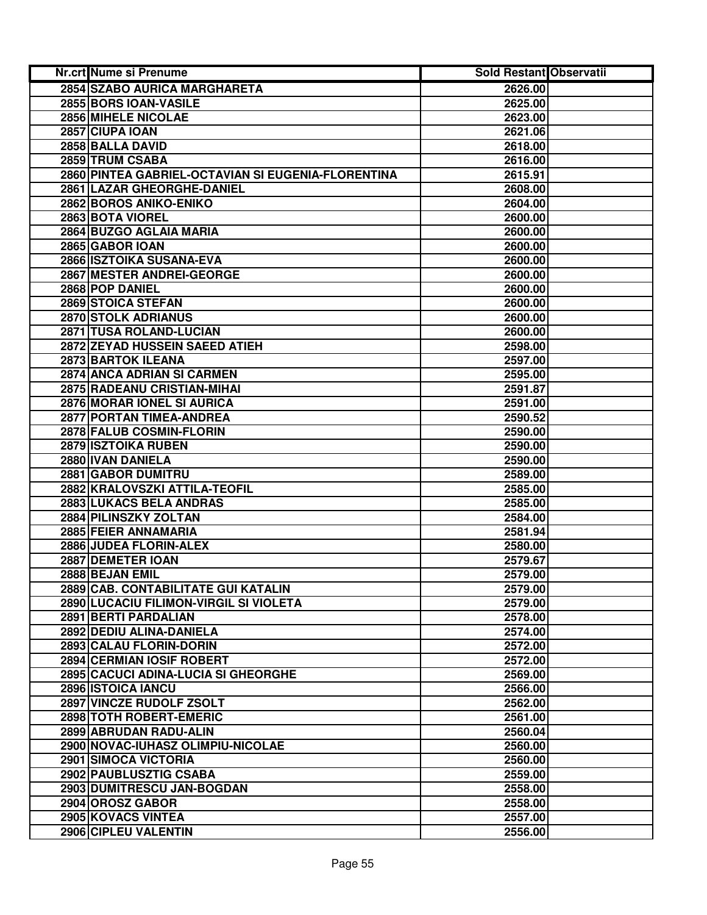| Nr.crt | Nume si Prenume | Sold Restant | Observatii |
| --- | --- | --- | --- |
| 2854 | SZABO AURICA MARGHARETA | 2626.00 | |
| 2855 | BORS IOAN-VASILE | 2625.00 | |
| 2856 | MIHELE NICOLAE | 2623.00 | |
| 2857 | CIUPA IOAN | 2621.06 | |
| 2858 | BALLA DAVID | 2618.00 | |
| 2859 | TRUM CSABA | 2616.00 | |
| 2860 | PINTEA GABRIEL-OCTAVIAN SI EUGENIA-FLORENTINA | 2615.91 | |
| 2861 | LAZAR GHEORGHE-DANIEL | 2608.00 | |
| 2862 | BOROS ANIKO-ENIKO | 2604.00 | |
| 2863 | BOTA VIOREL | 2600.00 | |
| 2864 | BUZGO AGLAIA MARIA | 2600.00 | |
| 2865 | GABOR IOAN | 2600.00 | |
| 2866 | ISZTOIKA SUSANA-EVA | 2600.00 | |
| 2867 | MESTER ANDREI-GEORGE | 2600.00 | |
| 2868 | POP DANIEL | 2600.00 | |
| 2869 | STOICA STEFAN | 2600.00 | |
| 2870 | STOLK ADRIANUS | 2600.00 | |
| 2871 | TUSA ROLAND-LUCIAN | 2600.00 | |
| 2872 | ZEYAD HUSSEIN SAEED ATIEH | 2598.00 | |
| 2873 | BARTOK ILEANA | 2597.00 | |
| 2874 | ANCA ADRIAN SI CARMEN | 2595.00 | |
| 2875 | RADEANU CRISTIAN-MIHAI | 2591.87 | |
| 2876 | MORAR IONEL SI AURICA | 2591.00 | |
| 2877 | PORTAN TIMEA-ANDREA | 2590.52 | |
| 2878 | FALUB COSMIN-FLORIN | 2590.00 | |
| 2879 | ISZTOIKA RUBEN | 2590.00 | |
| 2880 | IVAN DANIELA | 2590.00 | |
| 2881 | GABOR DUMITRU | 2589.00 | |
| 2882 | KRALOVSZKI ATTILA-TEOFIL | 2585.00 | |
| 2883 | LUKACS BELA ANDRAS | 2585.00 | |
| 2884 | PILINSZKY ZOLTAN | 2584.00 | |
| 2885 | FEIER ANNAMARIA | 2581.94 | |
| 2886 | JUDEA FLORIN-ALEX | 2580.00 | |
| 2887 | DEMETER IOAN | 2579.67 | |
| 2888 | BEJAN EMIL | 2579.00 | |
| 2889 | CAB. CONTABILITATE GUI KATALIN | 2579.00 | |
| 2890 | LUCACIU FILIMON-VIRGIL SI VIOLETA | 2579.00 | |
| 2891 | BERTI PARDALIAN | 2578.00 | |
| 2892 | DEDIU ALINA-DANIELA | 2574.00 | |
| 2893 | CALAU FLORIN-DORIN | 2572.00 | |
| 2894 | CERMIAN IOSIF ROBERT | 2572.00 | |
| 2895 | CACUCI ADINA-LUCIA SI GHEORGHE | 2569.00 | |
| 2896 | ISTOICA IANCU | 2566.00 | |
| 2897 | VINCZE RUDOLF ZSOLT | 2562.00 | |
| 2898 | TOTH ROBERT-EMERIC | 2561.00 | |
| 2899 | ABRUDAN RADU-ALIN | 2560.04 | |
| 2900 | NOVAC-IUHASZ OLIMPIU-NICOLAE | 2560.00 | |
| 2901 | SIMOCA VICTORIA | 2560.00 | |
| 2902 | PAUBLUSZTIG CSABA | 2559.00 | |
| 2903 | DUMITRESCU JAN-BOGDAN | 2558.00 | |
| 2904 | OROSZ GABOR | 2558.00 | |
| 2905 | KOVACS VINTEA | 2557.00 | |
| 2906 | CIPLEU VALENTIN | 2556.00 | |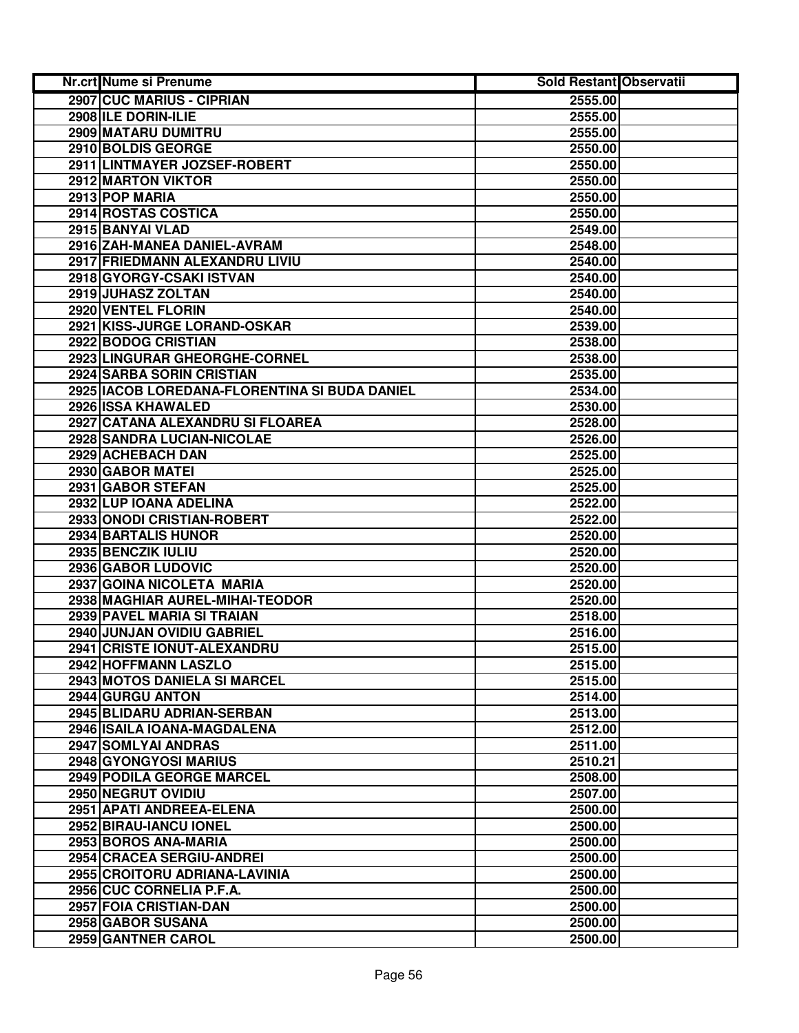| Nr.crt | Nume si Prenume | Sold Restant | Observatii |
|---|---|---|---|
| 2907 | CUC MARIUS - CIPRIAN | 2555.00 | |
| 2908 | ILE DORIN-ILIE | 2555.00 | |
| 2909 | MATARU DUMITRU | 2555.00 | |
| 2910 | BOLDIS GEORGE | 2550.00 | |
| 2911 | LINTMAYER JOZSEF-ROBERT | 2550.00 | |
| 2912 | MARTON VIKTOR | 2550.00 | |
| 2913 | POP MARIA | 2550.00 | |
| 2914 | ROSTAS COSTICA | 2550.00 | |
| 2915 | BANYAI VLAD | 2549.00 | |
| 2916 | ZAH-MANEA DANIEL-AVRAM | 2548.00 | |
| 2917 | FRIEDMANN ALEXANDRU LIVIU | 2540.00 | |
| 2918 | GYORGY-CSAKI ISTVAN | 2540.00 | |
| 2919 | JUHASZ ZOLTAN | 2540.00 | |
| 2920 | VENTEL FLORIN | 2540.00 | |
| 2921 | KISS-JURGE LORAND-OSKAR | 2539.00 | |
| 2922 | BODOG CRISTIAN | 2538.00 | |
| 2923 | LINGURAR GHEORGHE-CORNEL | 2538.00 | |
| 2924 | SARBA SORIN CRISTIAN | 2535.00 | |
| 2925 | IACOB LOREDANA-FLORENTINA SI BUDA DANIEL | 2534.00 | |
| 2926 | ISSA KHAWALED | 2530.00 | |
| 2927 | CATANA ALEXANDRU SI FLOAREA | 2528.00 | |
| 2928 | SANDRA LUCIAN-NICOLAE | 2526.00 | |
| 2929 | ACHEBACH DAN | 2525.00 | |
| 2930 | GABOR MATEI | 2525.00 | |
| 2931 | GABOR STEFAN | 2525.00 | |
| 2932 | LUP IOANA ADELINA | 2522.00 | |
| 2933 | ONODI CRISTIAN-ROBERT | 2522.00 | |
| 2934 | BARTALIS HUNOR | 2520.00 | |
| 2935 | BENCZIK IULIU | 2520.00 | |
| 2936 | GABOR LUDOVIC | 2520.00 | |
| 2937 | GOINA NICOLETA MARIA | 2520.00 | |
| 2938 | MAGHIAR AUREL-MIHAI-TEODOR | 2520.00 | |
| 2939 | PAVEL MARIA SI TRAIAN | 2518.00 | |
| 2940 | JUNJAN OVIDIU GABRIEL | 2516.00 | |
| 2941 | CRISTE IONUT-ALEXANDRU | 2515.00 | |
| 2942 | HOFFMANN LASZLO | 2515.00 | |
| 2943 | MOTOS DANIELA SI MARCEL | 2515.00 | |
| 2944 | GURGU ANTON | 2514.00 | |
| 2945 | BLIDARU ADRIAN-SERBAN | 2513.00 | |
| 2946 | ISAILA IOANA-MAGDALENA | 2512.00 | |
| 2947 | SOMLYAI ANDRAS | 2511.00 | |
| 2948 | GYONGYOSI MARIUS | 2510.21 | |
| 2949 | PODILA GEORGE MARCEL | 2508.00 | |
| 2950 | NEGRUT OVIDIU | 2507.00 | |
| 2951 | APATI ANDREEA-ELENA | 2500.00 | |
| 2952 | BIRAU-IANCU IONEL | 2500.00 | |
| 2953 | BOROS ANA-MARIA | 2500.00 | |
| 2954 | CRACEA SERGIU-ANDREI | 2500.00 | |
| 2955 | CROITORU ADRIANA-LAVINIA | 2500.00 | |
| 2956 | CUC CORNELIA P.F.A. | 2500.00 | |
| 2957 | FOIA CRISTIAN-DAN | 2500.00 | |
| 2958 | GABOR SUSANA | 2500.00 | |
| 2959 | GANTNER CAROL | 2500.00 | |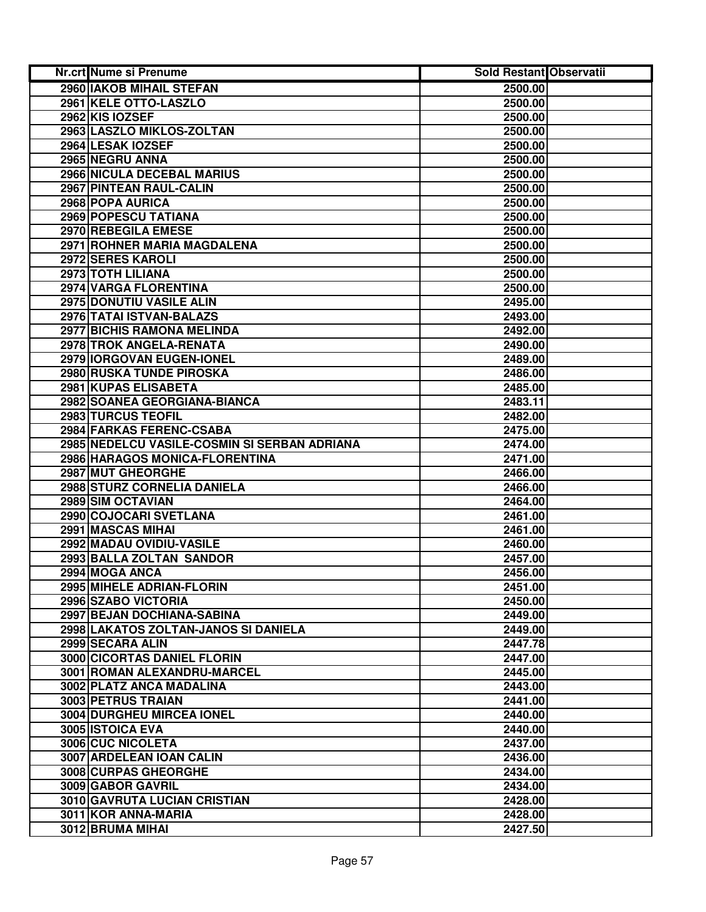| Nr.crt | Nume si Prenume | Sold Restant | Observatii |
|---|---|---|---|
| 2960 | IAKOB MIHAIL STEFAN | 2500.00 | |
| 2961 | KELE OTTO-LASZLO | 2500.00 | |
| 2962 | KIS IOZSEF | 2500.00 | |
| 2963 | LASZLO MIKLOS-ZOLTAN | 2500.00 | |
| 2964 | LESAK IOZSEF | 2500.00 | |
| 2965 | NEGRU ANNA | 2500.00 | |
| 2966 | NICULA DECEBAL MARIUS | 2500.00 | |
| 2967 | PINTEAN RAUL-CALIN | 2500.00 | |
| 2968 | POPA AURICA | 2500.00 | |
| 2969 | POPESCU TATIANA | 2500.00 | |
| 2970 | REBEGILA EMESE | 2500.00 | |
| 2971 | ROHNER MARIA MAGDALENA | 2500.00 | |
| 2972 | SERES KAROLI | 2500.00 | |
| 2973 | TOTH LILIANA | 2500.00 | |
| 2974 | VARGA FLORENTINA | 2500.00 | |
| 2975 | DONUTIU VASILE ALIN | 2495.00 | |
| 2976 | TATAI ISTVAN-BALAZS | 2493.00 | |
| 2977 | BICHIS RAMONA MELINDA | 2492.00 | |
| 2978 | TROK ANGELA-RENATA | 2490.00 | |
| 2979 | IORGOVAN EUGEN-IONEL | 2489.00 | |
| 2980 | RUSKA TUNDE PIROSKA | 2486.00 | |
| 2981 | KUPAS ELISABETA | 2485.00 | |
| 2982 | SOANEA GEORGIANA-BIANCA | 2483.11 | |
| 2983 | TURCUS TEOFIL | 2482.00 | |
| 2984 | FARKAS FERENC-CSABA | 2475.00 | |
| 2985 | NEDELCU VASILE-COSMIN SI SERBAN ADRIANA | 2474.00 | |
| 2986 | HARAGOS MONICA-FLORENTINA | 2471.00 | |
| 2987 | MUT GHEORGHE | 2466.00 | |
| 2988 | STURZ CORNELIA DANIELA | 2466.00 | |
| 2989 | SIM OCTAVIAN | 2464.00 | |
| 2990 | COJOCARI SVETLANA | 2461.00 | |
| 2991 | MASCAS MIHAI | 2461.00 | |
| 2992 | MADAU OVIDIU-VASILE | 2460.00 | |
| 2993 | BALLA ZOLTAN SANDOR | 2457.00 | |
| 2994 | MOGA ANCA | 2456.00 | |
| 2995 | MIHELE ADRIAN-FLORIN | 2451.00 | |
| 2996 | SZABO VICTORIA | 2450.00 | |
| 2997 | BEJAN DOCHIANA-SABINA | 2449.00 | |
| 2998 | LAKATOS ZOLTAN-JANOS SI DANIELA | 2449.00 | |
| 2999 | SECARA ALIN | 2447.78 | |
| 3000 | CICORTAS DANIEL FLORIN | 2447.00 | |
| 3001 | ROMAN ALEXANDRU-MARCEL | 2445.00 | |
| 3002 | PLATZ ANCA MADALINA | 2443.00 | |
| 3003 | PETRUS TRAIAN | 2441.00 | |
| 3004 | DURGHEU MIRCEA IONEL | 2440.00 | |
| 3005 | ISTOICA EVA | 2440.00 | |
| 3006 | CUC NICOLETA | 2437.00 | |
| 3007 | ARDELEAN IOAN CALIN | 2436.00 | |
| 3008 | CURPAS GHEORGHE | 2434.00 | |
| 3009 | GABOR GAVRIL | 2434.00 | |
| 3010 | GAVRUTA LUCIAN CRISTIAN | 2428.00 | |
| 3011 | KOR ANNA-MARIA | 2428.00 | |
| 3012 | BRUMA MIHAI | 2427.50 | |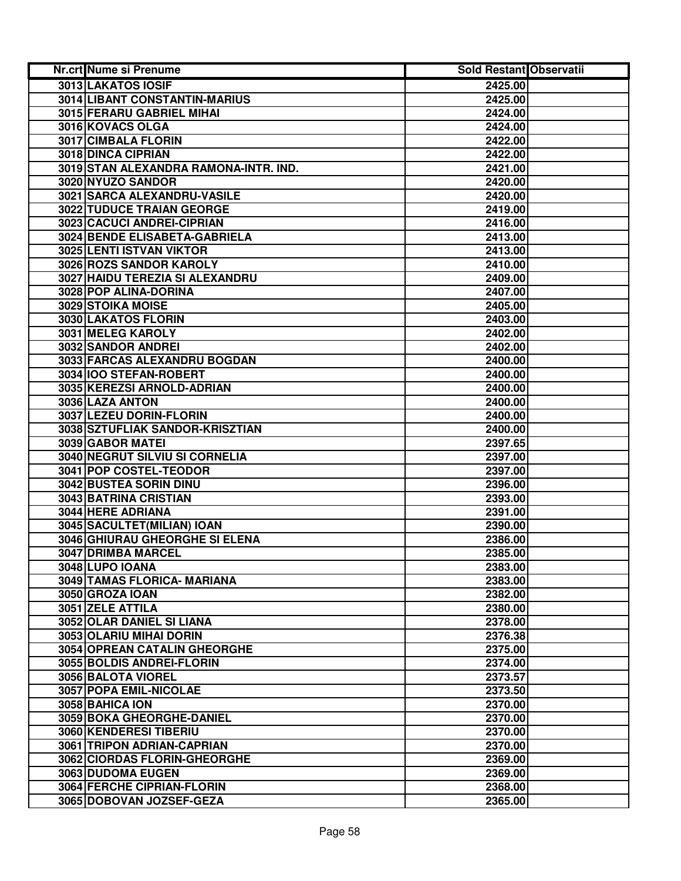| Nr.crt | Nume si Prenume | Sold Restant | Observatii |
|---|---|---|---|
| 3013 | LAKATOS IOSIF | 2425.00 | |
| 3014 | LIBANT CONSTANTIN-MARIUS | 2425.00 | |
| 3015 | FERARU GABRIEL MIHAI | 2424.00 | |
| 3016 | KOVACS OLGA | 2424.00 | |
| 3017 | CIMBALA FLORIN | 2422.00 | |
| 3018 | DINCA CIPRIAN | 2422.00 | |
| 3019 | STAN ALEXANDRA RAMONA-INTR. IND. | 2421.00 | |
| 3020 | NYUZO SANDOR | 2420.00 | |
| 3021 | SARCA ALEXANDRU-VASILE | 2420.00 | |
| 3022 | TUDUCE TRAIAN GEORGE | 2419.00 | |
| 3023 | CACUCI ANDREI-CIPRIAN | 2416.00 | |
| 3024 | BENDE ELISABETA-GABRIELA | 2413.00 | |
| 3025 | LENTI ISTVAN VIKTOR | 2413.00 | |
| 3026 | ROZS SANDOR KAROLY | 2410.00 | |
| 3027 | HAIDU TEREZIA SI ALEXANDRU | 2409.00 | |
| 3028 | POP ALINA-DORINA | 2407.00 | |
| 3029 | STOIKA MOISE | 2405.00 | |
| 3030 | LAKATOS FLORIN | 2403.00 | |
| 3031 | MELEG KAROLY | 2402.00 | |
| 3032 | SANDOR ANDREI | 2402.00 | |
| 3033 | FARCAS ALEXANDRU BOGDAN | 2400.00 | |
| 3034 | IOO STEFAN-ROBERT | 2400.00 | |
| 3035 | KEREZSI ARNOLD-ADRIAN | 2400.00 | |
| 3036 | LAZA ANTON | 2400.00 | |
| 3037 | LEZEU DORIN-FLORIN | 2400.00 | |
| 3038 | SZTUFLIAK SANDOR-KRISZTIAN | 2400.00 | |
| 3039 | GABOR MATEI | 2397.65 | |
| 3040 | NEGRUT SILVIU SI CORNELIA | 2397.00 | |
| 3041 | POP COSTEL-TEODOR | 2397.00 | |
| 3042 | BUSTEA SORIN DINU | 2396.00 | |
| 3043 | BATRINA CRISTIAN | 2393.00 | |
| 3044 | HERE ADRIANA | 2391.00 | |
| 3045 | SACULTET(MILIAN) IOAN | 2390.00 | |
| 3046 | GHIURAU GHEORGHE SI ELENA | 2386.00 | |
| 3047 | DRIMBA MARCEL | 2385.00 | |
| 3048 | LUPO IOANA | 2383.00 | |
| 3049 | TAMAS FLORICA- MARIANA | 2383.00 | |
| 3050 | GROZA IOAN | 2382.00 | |
| 3051 | ZELE ATTILA | 2380.00 | |
| 3052 | OLAR DANIEL SI LIANA | 2378.00 | |
| 3053 | OLARIU MIHAI DORIN | 2376.38 | |
| 3054 | OPREAN CATALIN GHEORGHE | 2375.00 | |
| 3055 | BOLDIS ANDREI-FLORIN | 2374.00 | |
| 3056 | BALOTA VIOREL | 2373.57 | |
| 3057 | POPA EMIL-NICOLAE | 2373.50 | |
| 3058 | BAHICA ION | 2370.00 | |
| 3059 | BOKA GHEORGHE-DANIEL | 2370.00 | |
| 3060 | KENDERESI TIBERIU | 2370.00 | |
| 3061 | TRIPON ADRIAN-CAPRIAN | 2370.00 | |
| 3062 | CIORDAS FLORIN-GHEORGHE | 2369.00 | |
| 3063 | DUDOMA EUGEN | 2369.00 | |
| 3064 | FERCHE CIPRIAN-FLORIN | 2368.00 | |
| 3065 | DOBOVAN JOZSEF-GEZA | 2365.00 | |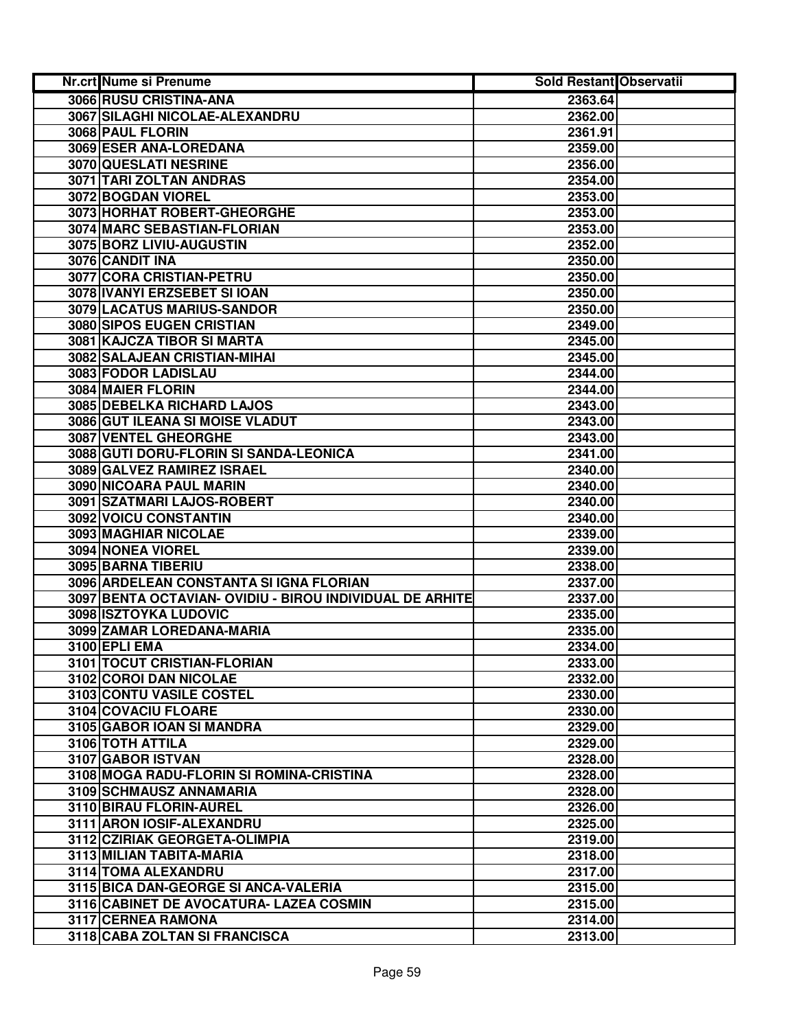| Nr.crt | Nume si Prenume | Sold Restant | Observatii |
|---|---|---|---|
| 3066 | RUSU CRISTINA-ANA | 2363.64 | |
| 3067 | SILAGHI NICOLAE-ALEXANDRU | 2362.00 | |
| 3068 | PAUL FLORIN | 2361.91 | |
| 3069 | ESER ANA-LOREDANA | 2359.00 | |
| 3070 | QUESLATI NESRINE | 2356.00 | |
| 3071 | TARI ZOLTAN ANDRAS | 2354.00 | |
| 3072 | BOGDAN VIOREL | 2353.00 | |
| 3073 | HORHAT ROBERT-GHEORGHE | 2353.00 | |
| 3074 | MARC SEBASTIAN-FLORIAN | 2353.00 | |
| 3075 | BORZ LIVIU-AUGUSTIN | 2352.00 | |
| 3076 | CANDIT INA | 2350.00 | |
| 3077 | CORA CRISTIAN-PETRU | 2350.00 | |
| 3078 | IVANYI ERZSEBET SI IOAN | 2350.00 | |
| 3079 | LACATUS MARIUS-SANDOR | 2350.00 | |
| 3080 | SIPOS EUGEN CRISTIAN | 2349.00 | |
| 3081 | KAJCZA TIBOR SI MARTA | 2345.00 | |
| 3082 | SALAJEAN CRISTIAN-MIHAI | 2345.00 | |
| 3083 | FODOR LADISLAU | 2344.00 | |
| 3084 | MAIER FLORIN | 2344.00 | |
| 3085 | DEBELKA RICHARD LAJOS | 2343.00 | |
| 3086 | GUT ILEANA SI MOISE VLADUT | 2343.00 | |
| 3087 | VENTEL GHEORGHE | 2343.00 | |
| 3088 | GUTI DORU-FLORIN SI SANDA-LEONICA | 2341.00 | |
| 3089 | GALVEZ RAMIREZ ISRAEL | 2340.00 | |
| 3090 | NICOARA PAUL MARIN | 2340.00 | |
| 3091 | SZATMARI LAJOS-ROBERT | 2340.00 | |
| 3092 | VOICU CONSTANTIN | 2340.00 | |
| 3093 | MAGHIAR NICOLAE | 2339.00 | |
| 3094 | NONEA VIOREL | 2339.00 | |
| 3095 | BARNA TIBERIU | 2338.00 | |
| 3096 | ARDELEAN CONSTANTA SI IGNA FLORIAN | 2337.00 | |
| 3097 | BENTA OCTAVIAN- OVIDIU - BIROU INDIVIDUAL DE ARHITE | 2337.00 | |
| 3098 | ISZTOYKA LUDOVIC | 2335.00 | |
| 3099 | ZAMAR LOREDANA-MARIA | 2335.00 | |
| 3100 | EPLI EMA | 2334.00 | |
| 3101 | TOCUT CRISTIAN-FLORIAN | 2333.00 | |
| 3102 | COROI DAN NICOLAE | 2332.00 | |
| 3103 | CONTU VASILE COSTEL | 2330.00 | |
| 3104 | COVACIU FLOARE | 2330.00 | |
| 3105 | GABOR IOAN SI MANDRA | 2329.00 | |
| 3106 | TOTH ATTILA | 2329.00 | |
| 3107 | GABOR ISTVAN | 2328.00 | |
| 3108 | MOGA RADU-FLORIN SI ROMINA-CRISTINA | 2328.00 | |
| 3109 | SCHMAUSZ ANNAMARIA | 2328.00 | |
| 3110 | BIRAU FLORIN-AUREL | 2326.00 | |
| 3111 | ARON IOSIF-ALEXANDRU | 2325.00 | |
| 3112 | CZIRIAK GEORGETA-OLIMPIA | 2319.00 | |
| 3113 | MILIAN TABITA-MARIA | 2318.00 | |
| 3114 | TOMA ALEXANDRU | 2317.00 | |
| 3115 | BICA DAN-GEORGE SI ANCA-VALERIA | 2315.00 | |
| 3116 | CABINET DE AVOCATURA- LAZEA COSMIN | 2315.00 | |
| 3117 | CERNEA RAMONA | 2314.00 | |
| 3118 | CABA ZOLTAN SI FRANCISCA | 2313.00 | |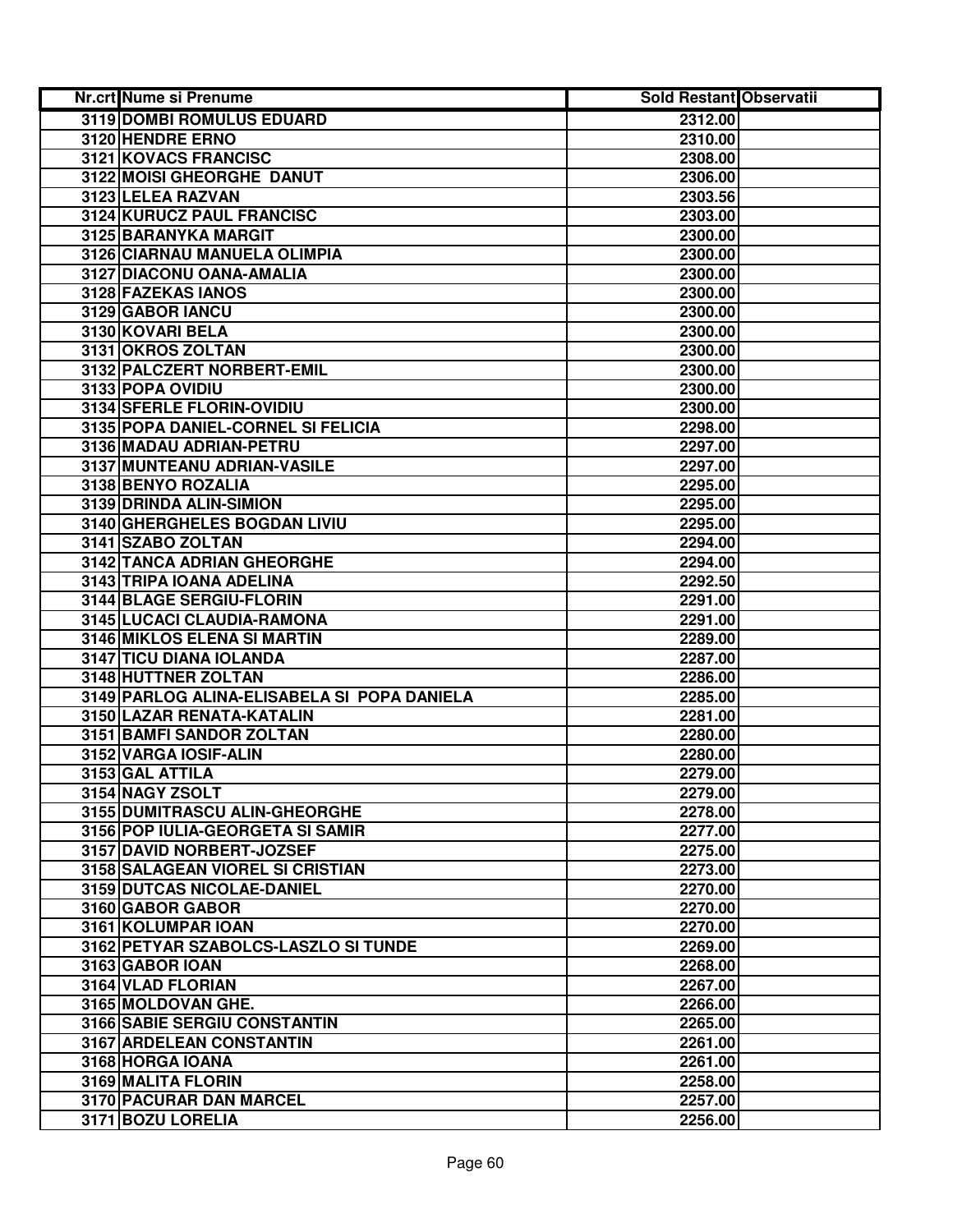| Nr.crt | Nume si Prenume | Sold Restant | Observatii |
|---|---|---|---|
| 3119 | DOMBI ROMULUS EDUARD | 2312.00 | |
| 3120 | HENDRE ERNO | 2310.00 | |
| 3121 | KOVACS FRANCISC | 2308.00 | |
| 3122 | MOISI GHEORGHE  DANUT | 2306.00 | |
| 3123 | LELEA RAZVAN | 2303.56 | |
| 3124 | KURUCZ PAUL FRANCISC | 2303.00 | |
| 3125 | BARANYKA MARGIT | 2300.00 | |
| 3126 | CIARNAU MANUELA OLIMPIA | 2300.00 | |
| 3127 | DIACONU OANA-AMALIA | 2300.00 | |
| 3128 | FAZEKAS IANOS | 2300.00 | |
| 3129 | GABOR IANCU | 2300.00 | |
| 3130 | KOVARI BELA | 2300.00 | |
| 3131 | OKROS ZOLTAN | 2300.00 | |
| 3132 | PALCZERT NORBERT-EMIL | 2300.00 | |
| 3133 | POPA OVIDIU | 2300.00 | |
| 3134 | SFERLE FLORIN-OVIDIU | 2300.00 | |
| 3135 | POPA DANIEL-CORNEL SI FELICIA | 2298.00 | |
| 3136 | MADAU ADRIAN-PETRU | 2297.00 | |
| 3137 | MUNTEANU ADRIAN-VASILE | 2297.00 | |
| 3138 | BENYO ROZALIA | 2295.00 | |
| 3139 | DRINDA ALIN-SIMION | 2295.00 | |
| 3140 | GHERGHELES BOGDAN LIVIU | 2295.00 | |
| 3141 | SZABO ZOLTAN | 2294.00 | |
| 3142 | TANCA ADRIAN GHEORGHE | 2294.00 | |
| 3143 | TRIPA IOANA ADELINA | 2292.50 | |
| 3144 | BLAGE SERGIU-FLORIN | 2291.00 | |
| 3145 | LUCACI CLAUDIA-RAMONA | 2291.00 | |
| 3146 | MIKLOS ELENA SI MARTIN | 2289.00 | |
| 3147 | TICU DIANA IOLANDA | 2287.00 | |
| 3148 | HUTTNER ZOLTAN | 2286.00 | |
| 3149 | PARLOG ALINA-ELISABELA SI  POPA DANIELA | 2285.00 | |
| 3150 | LAZAR RENATA-KATALIN | 2281.00 | |
| 3151 | BAMFI SANDOR ZOLTAN | 2280.00 | |
| 3152 | VARGA IOSIF-ALIN | 2280.00 | |
| 3153 | GAL ATTILA | 2279.00 | |
| 3154 | NAGY ZSOLT | 2279.00 | |
| 3155 | DUMITRASCU ALIN-GHEORGHE | 2278.00 | |
| 3156 | POP IULIA-GEORGETA SI SAMIR | 2277.00 | |
| 3157 | DAVID NORBERT-JOZSEF | 2275.00 | |
| 3158 | SALAGEAN VIOREL SI CRISTIAN | 2273.00 | |
| 3159 | DUTCAS NICOLAE-DANIEL | 2270.00 | |
| 3160 | GABOR GABOR | 2270.00 | |
| 3161 | KOLUMPAR IOAN | 2270.00 | |
| 3162 | PETYAR SZABOLCS-LASZLO SI TUNDE | 2269.00 | |
| 3163 | GABOR IOAN | 2268.00 | |
| 3164 | VLAD FLORIAN | 2267.00 | |
| 3165 | MOLDOVAN GHE. | 2266.00 | |
| 3166 | SABIE SERGIU CONSTANTIN | 2265.00 | |
| 3167 | ARDELEAN CONSTANTIN | 2261.00 | |
| 3168 | HORGA IOANA | 2261.00 | |
| 3169 | MALITA FLORIN | 2258.00 | |
| 3170 | PACURAR DAN MARCEL | 2257.00 | |
| 3171 | BOZU LORELIA | 2256.00 | |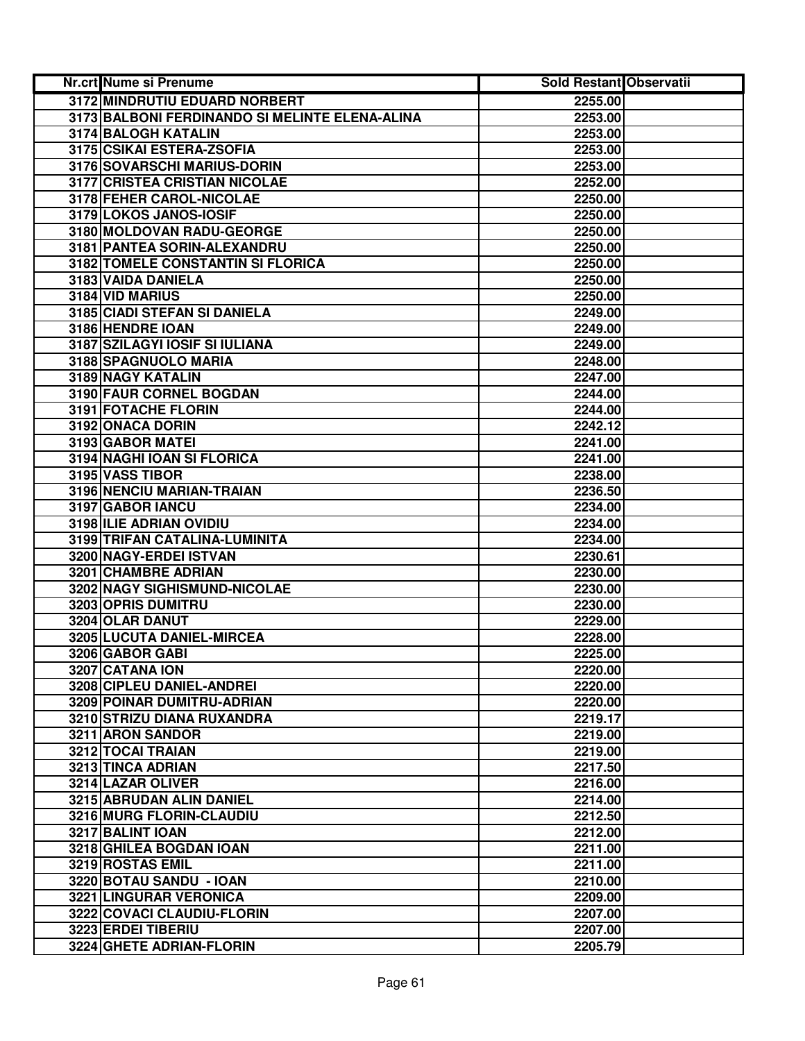| Nr.crt | Nume si Prenume | Sold Restant | Observatii |
|---|---|---|---|
| 3172 | MINDRUTIU EDUARD NORBERT | 2255.00 | |
| 3173 | BALBONI FERDINANDO SI MELINTE ELENA-ALINA | 2253.00 | |
| 3174 | BALOGH KATALIN | 2253.00 | |
| 3175 | CSIKAI ESTERA-ZSOFIA | 2253.00 | |
| 3176 | SOVARSCHI MARIUS-DORIN | 2253.00 | |
| 3177 | CRISTEA CRISTIAN NICOLAE | 2252.00 | |
| 3178 | FEHER CAROL-NICOLAE | 2250.00 | |
| 3179 | LOKOS JANOS-IOSIF | 2250.00 | |
| 3180 | MOLDOVAN RADU-GEORGE | 2250.00 | |
| 3181 | PANTEA SORIN-ALEXANDRU | 2250.00 | |
| 3182 | TOMELE CONSTANTIN SI FLORICA | 2250.00 | |
| 3183 | VAIDA DANIELA | 2250.00 | |
| 3184 | VID MARIUS | 2250.00 | |
| 3185 | CIADI STEFAN SI DANIELA | 2249.00 | |
| 3186 | HENDRE IOAN | 2249.00 | |
| 3187 | SZILAGYI IOSIF SI IULIANA | 2249.00 | |
| 3188 | SPAGNUOLO MARIA | 2248.00 | |
| 3189 | NAGY KATALIN | 2247.00 | |
| 3190 | FAUR CORNEL BOGDAN | 2244.00 | |
| 3191 | FOTACHE FLORIN | 2244.00 | |
| 3192 | ONACA DORIN | 2242.12 | |
| 3193 | GABOR MATEI | 2241.00 | |
| 3194 | NAGHI IOAN SI FLORICA | 2241.00 | |
| 3195 | VASS TIBOR | 2238.00 | |
| 3196 | NENCIU MARIAN-TRAIAN | 2236.50 | |
| 3197 | GABOR IANCU | 2234.00 | |
| 3198 | ILIE ADRIAN OVIDIU | 2234.00 | |
| 3199 | TRIFAN CATALINA-LUMINITA | 2234.00 | |
| 3200 | NAGY-ERDEI ISTVAN | 2230.61 | |
| 3201 | CHAMBRE ADRIAN | 2230.00 | |
| 3202 | NAGY SIGHISMUND-NICOLAE | 2230.00 | |
| 3203 | OPRIS DUMITRU | 2230.00 | |
| 3204 | OLAR DANUT | 2229.00 | |
| 3205 | LUCUTA DANIEL-MIRCEA | 2228.00 | |
| 3206 | GABOR GABI | 2225.00 | |
| 3207 | CATANA ION | 2220.00 | |
| 3208 | CIPLEU DANIEL-ANDREI | 2220.00 | |
| 3209 | POINAR DUMITRU-ADRIAN | 2220.00 | |
| 3210 | STRIZU DIANA RUXANDRA | 2219.17 | |
| 3211 | ARON SANDOR | 2219.00 | |
| 3212 | TOCAI TRAIAN | 2219.00 | |
| 3213 | TINCA ADRIAN | 2217.50 | |
| 3214 | LAZAR OLIVER | 2216.00 | |
| 3215 | ABRUDAN ALIN DANIEL | 2214.00 | |
| 3216 | MURG FLORIN-CLAUDIU | 2212.50 | |
| 3217 | BALINT IOAN | 2212.00 | |
| 3218 | GHILEA BOGDAN IOAN | 2211.00 | |
| 3219 | ROSTAS EMIL | 2211.00 | |
| 3220 | BOTAU SANDU - IOAN | 2210.00 | |
| 3221 | LINGURAR VERONICA | 2209.00 | |
| 3222 | COVACI CLAUDIU-FLORIN | 2207.00 | |
| 3223 | ERDEI TIBERIU | 2207.00 | |
| 3224 | GHETE ADRIAN-FLORIN | 2205.79 | |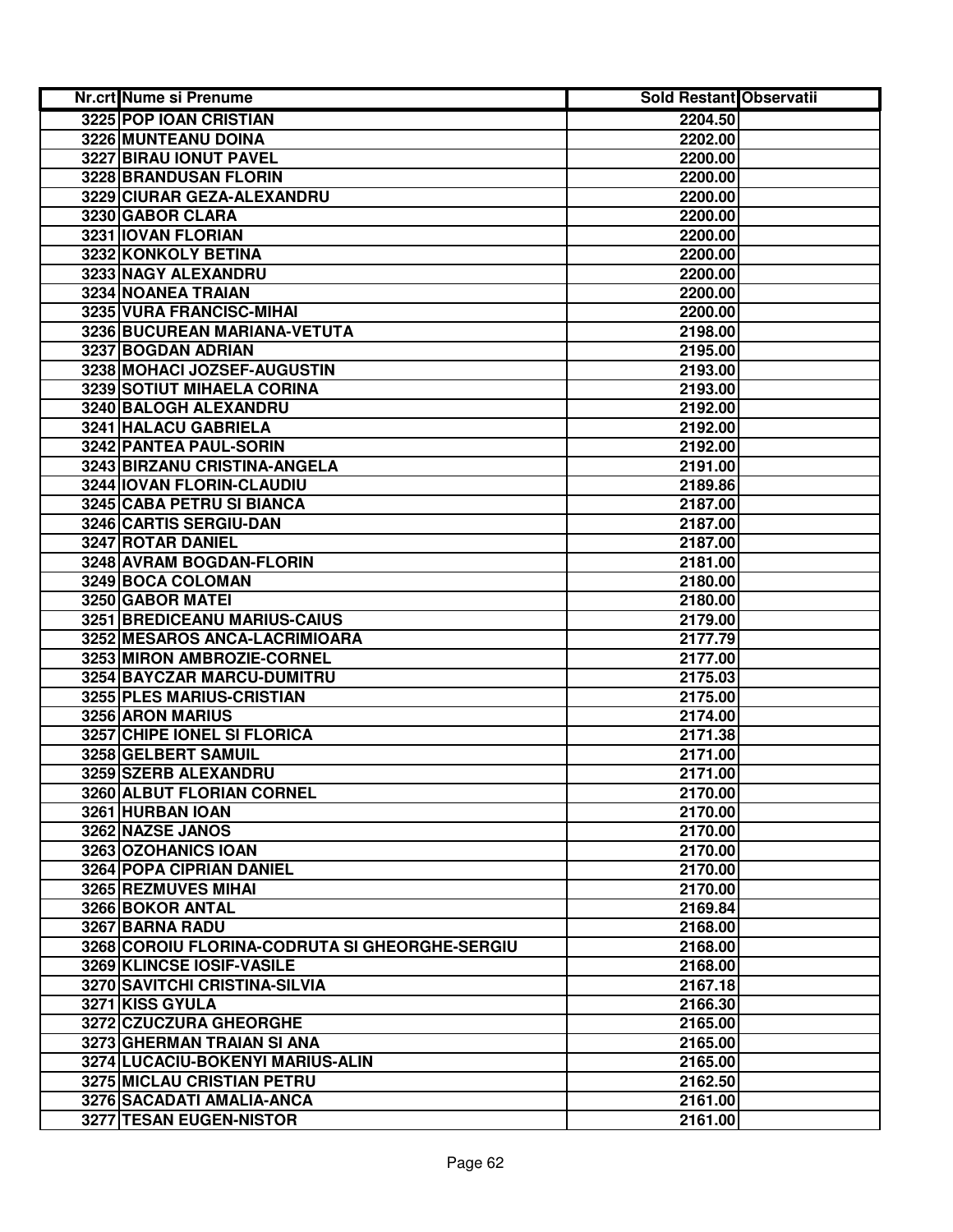| Nr.crt | Nume si Prenume | Sold Restant | Observatii |
|---|---|---|---|
| 3225 | POP IOAN CRISTIAN | 2204.50 | |
| 3226 | MUNTEANU DOINA | 2202.00 | |
| 3227 | BIRAU IONUT PAVEL | 2200.00 | |
| 3228 | BRANDUSAN FLORIN | 2200.00 | |
| 3229 | CIURAR GEZA-ALEXANDRU | 2200.00 | |
| 3230 | GABOR CLARA | 2200.00 | |
| 3231 | IOVAN FLORIAN | 2200.00 | |
| 3232 | KONKOLY BETINA | 2200.00 | |
| 3233 | NAGY ALEXANDRU | 2200.00 | |
| 3234 | NOANEA TRAIAN | 2200.00 | |
| 3235 | VURA FRANCISC-MIHAI | 2200.00 | |
| 3236 | BUCUREAN MARIANA-VETUTA | 2198.00 | |
| 3237 | BOGDAN ADRIAN | 2195.00 | |
| 3238 | MOHACI JOZSEF-AUGUSTIN | 2193.00 | |
| 3239 | SOTIUT MIHAELA CORINA | 2193.00 | |
| 3240 | BALOGH ALEXANDRU | 2192.00 | |
| 3241 | HALACU GABRIELA | 2192.00 | |
| 3242 | PANTEA PAUL-SORIN | 2192.00 | |
| 3243 | BIRZANU CRISTINA-ANGELA | 2191.00 | |
| 3244 | IOVAN FLORIN-CLAUDIU | 2189.86 | |
| 3245 | CABA PETRU SI BIANCA | 2187.00 | |
| 3246 | CARTIS SERGIU-DAN | 2187.00 | |
| 3247 | ROTAR DANIEL | 2187.00 | |
| 3248 | AVRAM BOGDAN-FLORIN | 2181.00 | |
| 3249 | BOCA COLOMAN | 2180.00 | |
| 3250 | GABOR MATEI | 2180.00 | |
| 3251 | BREDICEANU MARIUS-CAIUS | 2179.00 | |
| 3252 | MESAROS ANCA-LACRIMIOARA | 2177.79 | |
| 3253 | MIRON AMBROZIE-CORNEL | 2177.00 | |
| 3254 | BAYCZAR MARCU-DUMITRU | 2175.03 | |
| 3255 | PLES MARIUS-CRISTIAN | 2175.00 | |
| 3256 | ARON MARIUS | 2174.00 | |
| 3257 | CHIPE IONEL SI FLORICA | 2171.38 | |
| 3258 | GELBERT SAMUIL | 2171.00 | |
| 3259 | SZERB ALEXANDRU | 2171.00 | |
| 3260 | ALBUT FLORIAN CORNEL | 2170.00 | |
| 3261 | HURBAN IOAN | 2170.00 | |
| 3262 | NAZSE JANOS | 2170.00 | |
| 3263 | OZOHANICS IOAN | 2170.00 | |
| 3264 | POPA CIPRIAN DANIEL | 2170.00 | |
| 3265 | REZMUVES MIHAI | 2170.00 | |
| 3266 | BOKOR ANTAL | 2169.84 | |
| 3267 | BARNA RADU | 2168.00 | |
| 3268 | COROIU FLORINA-CODRUTA SI GHEORGHE-SERGIU | 2168.00 | |
| 3269 | KLINCSE IOSIF-VASILE | 2168.00 | |
| 3270 | SAVITCHI CRISTINA-SILVIA | 2167.18 | |
| 3271 | KISS GYULA | 2166.30 | |
| 3272 | CZUCZURA GHEORGHE | 2165.00 | |
| 3273 | GHERMAN TRAIAN SI ANA | 2165.00 | |
| 3274 | LUCACIU-BOKENYI MARIUS-ALIN | 2165.00 | |
| 3275 | MICLAU CRISTIAN PETRU | 2162.50 | |
| 3276 | SACADATI AMALIA-ANCA | 2161.00 | |
| 3277 | TESAN EUGEN-NISTOR | 2161.00 | |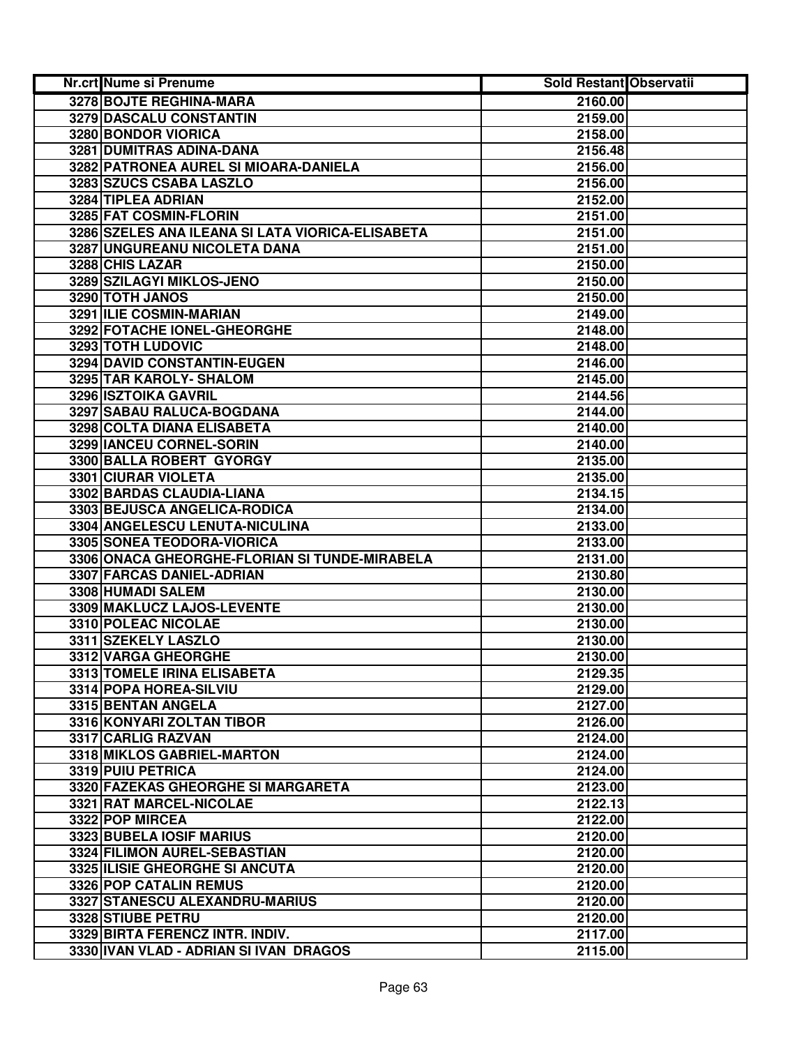| Nr.crt | Nume si Prenume | Sold Restant | Observatii |
|---|---|---|---|
| 3278 | BOJTE REGHINA-MARA | 2160.00 | |
| 3279 | DASCALU CONSTANTIN | 2159.00 | |
| 3280 | BONDOR VIORICA | 2158.00 | |
| 3281 | DUMITRAS ADINA-DANA | 2156.48 | |
| 3282 | PATRONEA AUREL SI MIOARA-DANIELA | 2156.00 | |
| 3283 | SZUCS CSABA LASZLO | 2156.00 | |
| 3284 | TIPLEA ADRIAN | 2152.00 | |
| 3285 | FAT COSMIN-FLORIN | 2151.00 | |
| 3286 | SZELES ANA ILEANA SI LATA VIORICA-ELISABETA | 2151.00 | |
| 3287 | UNGUREANU NICOLETA DANA | 2151.00 | |
| 3288 | CHIS LAZAR | 2150.00 | |
| 3289 | SZILAGYI MIKLOS-JENO | 2150.00 | |
| 3290 | TOTH JANOS | 2150.00 | |
| 3291 | ILIE COSMIN-MARIAN | 2149.00 | |
| 3292 | FOTACHE IONEL-GHEORGHE | 2148.00 | |
| 3293 | TOTH LUDOVIC | 2148.00 | |
| 3294 | DAVID CONSTANTIN-EUGEN | 2146.00 | |
| 3295 | TAR KAROLY- SHALOM | 2145.00 | |
| 3296 | ISZTOIKA GAVRIL | 2144.56 | |
| 3297 | SABAU RALUCA-BOGDANA | 2144.00 | |
| 3298 | COLTA DIANA ELISABETA | 2140.00 | |
| 3299 | IANCEU CORNEL-SORIN | 2140.00 | |
| 3300 | BALLA ROBERT GYORGY | 2135.00 | |
| 3301 | CIURAR VIOLETA | 2135.00 | |
| 3302 | BARDAS CLAUDIA-LIANA | 2134.15 | |
| 3303 | BEJUSCA ANGELICA-RODICA | 2134.00 | |
| 3304 | ANGELESCU LENUTA-NICULINA | 2133.00 | |
| 3305 | SONEA TEODORA-VIORICA | 2133.00 | |
| 3306 | ONACA GHEORGHE-FLORIAN SI TUNDE-MIRABELA | 2131.00 | |
| 3307 | FARCAS DANIEL-ADRIAN | 2130.80 | |
| 3308 | HUMADI SALEM | 2130.00 | |
| 3309 | MAKLUCZ LAJOS-LEVENTE | 2130.00 | |
| 3310 | POLEAC NICOLAE | 2130.00 | |
| 3311 | SZEKELY LASZLO | 2130.00 | |
| 3312 | VARGA GHEORGHE | 2130.00 | |
| 3313 | TOMELE IRINA ELISABETA | 2129.35 | |
| 3314 | POPA HOREA-SILVIU | 2129.00 | |
| 3315 | BENTAN ANGELA | 2127.00 | |
| 3316 | KONYARI ZOLTAN TIBOR | 2126.00 | |
| 3317 | CARLIG RAZVAN | 2124.00 | |
| 3318 | MIKLOS GABRIEL-MARTON | 2124.00 | |
| 3319 | PUIU PETRICA | 2124.00 | |
| 3320 | FAZEKAS GHEORGHE SI MARGARETA | 2123.00 | |
| 3321 | RAT MARCEL-NICOLAE | 2122.13 | |
| 3322 | POP MIRCEA | 2122.00 | |
| 3323 | BUBELA IOSIF MARIUS | 2120.00 | |
| 3324 | FILIMON AUREL-SEBASTIAN | 2120.00 | |
| 3325 | ILISIE GHEORGHE SI ANCUTA | 2120.00 | |
| 3326 | POP CATALIN REMUS | 2120.00 | |
| 3327 | STANESCU ALEXANDRU-MARIUS | 2120.00 | |
| 3328 | STIUBE PETRU | 2120.00 | |
| 3329 | BIRTA FERENCZ INTR. INDIV. | 2117.00 | |
| 3330 | IVAN VLAD - ADRIAN SI IVAN DRAGOS | 2115.00 | |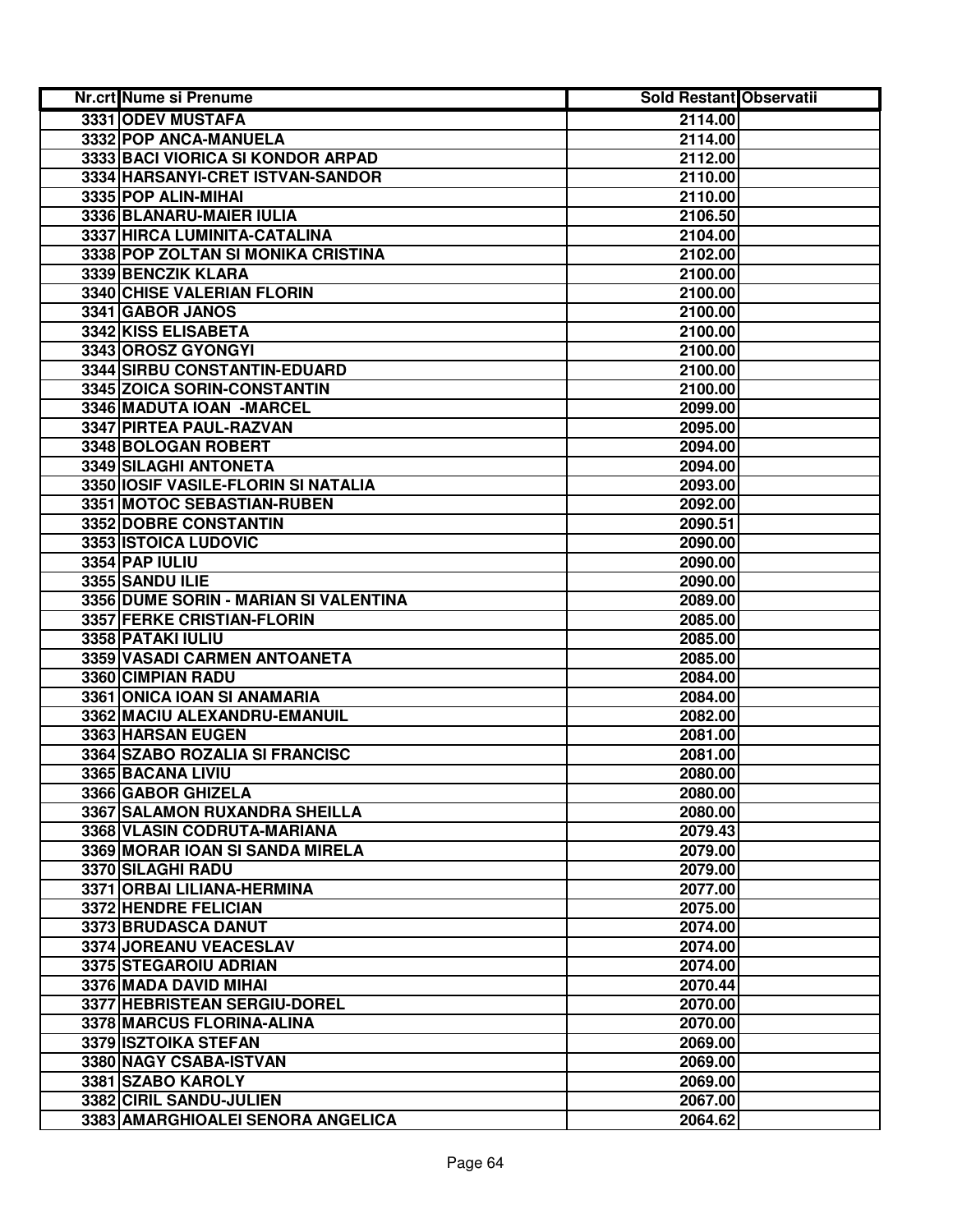| Nr.crt | Nume si Prenume | Sold Restant | Observatii |
|---|---|---|---|
| 3331 | ODEV MUSTAFA | 2114.00 | |
| 3332 | POP ANCA-MANUELA | 2114.00 | |
| 3333 | BACI VIORICA SI KONDOR ARPAD | 2112.00 | |
| 3334 | HARSANYI-CRET ISTVAN-SANDOR | 2110.00 | |
| 3335 | POP ALIN-MIHAI | 2110.00 | |
| 3336 | BLANARU-MAIER IULIA | 2106.50 | |
| 3337 | HIRCA LUMINITA-CATALINA | 2104.00 | |
| 3338 | POP ZOLTAN SI MONIKA CRISTINA | 2102.00 | |
| 3339 | BENCZIK KLARA | 2100.00 | |
| 3340 | CHISE VALERIAN FLORIN | 2100.00 | |
| 3341 | GABOR JANOS | 2100.00 | |
| 3342 | KISS ELISABETA | 2100.00 | |
| 3343 | OROSZ GYONGYI | 2100.00 | |
| 3344 | SIRBU CONSTANTIN-EDUARD | 2100.00 | |
| 3345 | ZOICA SORIN-CONSTANTIN | 2100.00 | |
| 3346 | MADUTA IOAN -MARCEL | 2099.00 | |
| 3347 | PIRTEA PAUL-RAZVAN | 2095.00 | |
| 3348 | BOLOGAN ROBERT | 2094.00 | |
| 3349 | SILAGHI ANTONETA | 2094.00 | |
| 3350 | IOSIF VASILE-FLORIN SI NATALIA | 2093.00 | |
| 3351 | MOTOC SEBASTIAN-RUBEN | 2092.00 | |
| 3352 | DOBRE CONSTANTIN | 2090.51 | |
| 3353 | ISTOICA LUDOVIC | 2090.00 | |
| 3354 | PAP IULIU | 2090.00 | |
| 3355 | SANDU ILIE | 2090.00 | |
| 3356 | DUME SORIN - MARIAN SI VALENTINA | 2089.00 | |
| 3357 | FERKE CRISTIAN-FLORIN | 2085.00 | |
| 3358 | PATAKI IULIU | 2085.00 | |
| 3359 | VASADI CARMEN ANTOANETA | 2085.00 | |
| 3360 | CIMPIAN RADU | 2084.00 | |
| 3361 | ONICA IOAN SI ANAMARIA | 2084.00 | |
| 3362 | MACIU ALEXANDRU-EMANUIL | 2082.00 | |
| 3363 | HARSAN EUGEN | 2081.00 | |
| 3364 | SZABO ROZALIA SI FRANCISC | 2081.00 | |
| 3365 | BACANA LIVIU | 2080.00 | |
| 3366 | GABOR GHIZELA | 2080.00 | |
| 3367 | SALAMON RUXANDRA SHEILLA | 2080.00 | |
| 3368 | VLASIN CODRUTA-MARIANA | 2079.43 | |
| 3369 | MORAR IOAN SI SANDA MIRELA | 2079.00 | |
| 3370 | SILAGHI RADU | 2079.00 | |
| 3371 | ORBAI LILIANA-HERMINA | 2077.00 | |
| 3372 | HENDRE FELICIAN | 2075.00 | |
| 3373 | BRUDASCA DANUT | 2074.00 | |
| 3374 | JOREANU VEACESLAV | 2074.00 | |
| 3375 | STEGAROIU ADRIAN | 2074.00 | |
| 3376 | MADA DAVID MIHAI | 2070.44 | |
| 3377 | HEBRISTEAN SERGIU-DOREL | 2070.00 | |
| 3378 | MARCUS FLORINA-ALINA | 2070.00 | |
| 3379 | ISZTOIKA STEFAN | 2069.00 | |
| 3380 | NAGY CSABA-ISTVAN | 2069.00 | |
| 3381 | SZABO KAROLY | 2069.00 | |
| 3382 | CIRIL SANDU-JULIEN | 2067.00 | |
| 3383 | AMARGHIOALEI SENORA ANGELICA | 2064.62 | |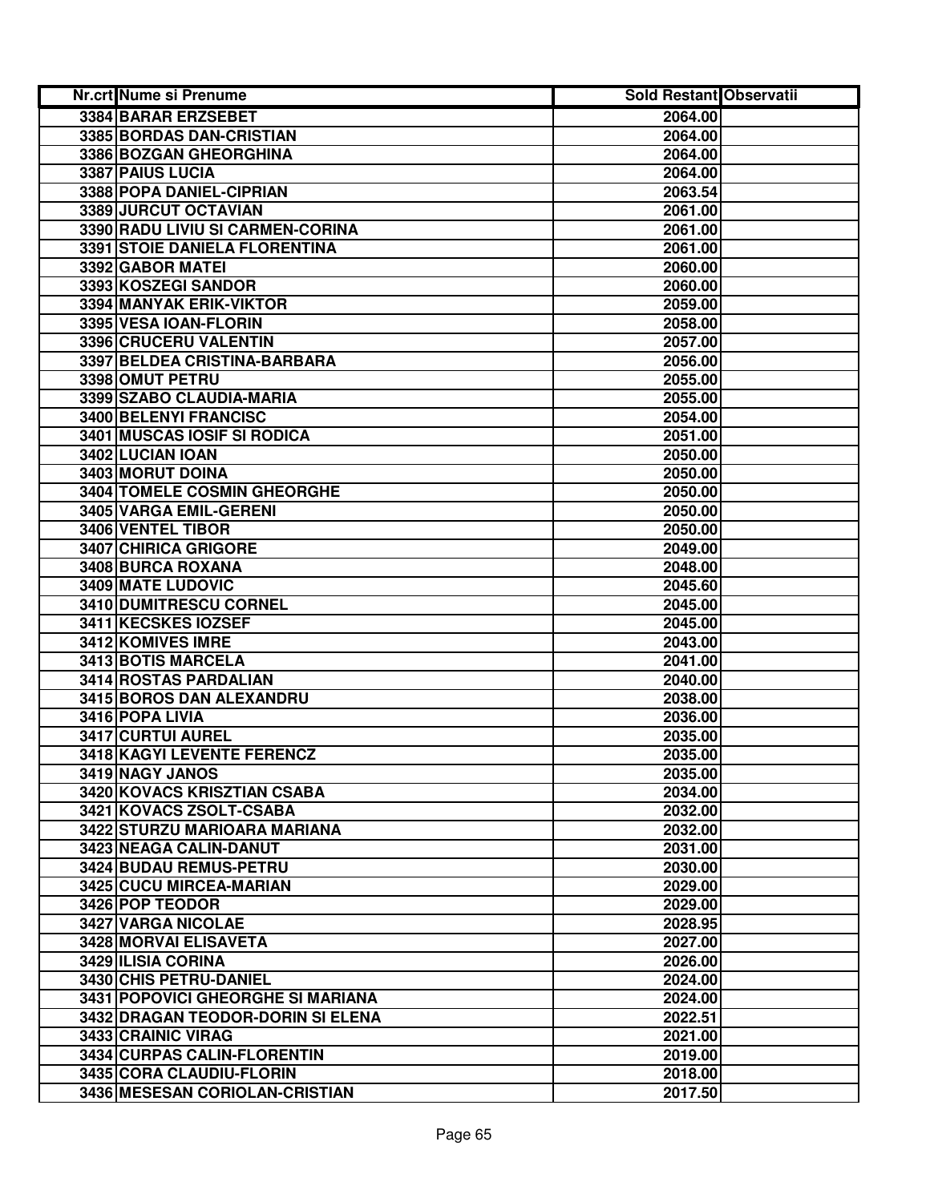| Nr.crt | Nume si Prenume | Sold Restant | Observatii |
|---|---|---|---|
| 3384 | BARAR ERZSEBET | 2064.00 | |
| 3385 | BORDAS DAN-CRISTIAN | 2064.00 | |
| 3386 | BOZGAN GHEORGHINA | 2064.00 | |
| 3387 | PAIUS LUCIA | 2064.00 | |
| 3388 | POPA DANIEL-CIPRIAN | 2063.54 | |
| 3389 | JURCUT OCTAVIAN | 2061.00 | |
| 3390 | RADU LIVIU SI CARMEN-CORINA | 2061.00 | |
| 3391 | STOIE DANIELA FLORENTINA | 2061.00 | |
| 3392 | GABOR MATEI | 2060.00 | |
| 3393 | KOSZEGI SANDOR | 2060.00 | |
| 3394 | MANYAK ERIK-VIKTOR | 2059.00 | |
| 3395 | VESA IOAN-FLORIN | 2058.00 | |
| 3396 | CRUCERU VALENTIN | 2057.00 | |
| 3397 | BELDEA CRISTINA-BARBARA | 2056.00 | |
| 3398 | OMUT PETRU | 2055.00 | |
| 3399 | SZABO CLAUDIA-MARIA | 2055.00 | |
| 3400 | BELENYI FRANCISC | 2054.00 | |
| 3401 | MUSCAS IOSIF SI RODICA | 2051.00 | |
| 3402 | LUCIAN IOAN | 2050.00 | |
| 3403 | MORUT DOINA | 2050.00 | |
| 3404 | TOMELE COSMIN GHEORGHE | 2050.00 | |
| 3405 | VARGA EMIL-GERENI | 2050.00 | |
| 3406 | VENTEL TIBOR | 2050.00 | |
| 3407 | CHIRICA GRIGORE | 2049.00 | |
| 3408 | BURCA ROXANA | 2048.00 | |
| 3409 | MATE LUDOVIC | 2045.60 | |
| 3410 | DUMITRESCU CORNEL | 2045.00 | |
| 3411 | KECSKES IOZSEF | 2045.00 | |
| 3412 | KOMIVES IMRE | 2043.00 | |
| 3413 | BOTIS MARCELA | 2041.00 | |
| 3414 | ROSTAS PARDALIAN | 2040.00 | |
| 3415 | BOROS DAN ALEXANDRU | 2038.00 | |
| 3416 | POPA LIVIA | 2036.00 | |
| 3417 | CURTUI AUREL | 2035.00 | |
| 3418 | KAGYI LEVENTE FERENCZ | 2035.00 | |
| 3419 | NAGY JANOS | 2035.00 | |
| 3420 | KOVACS KRISZTIAN CSABA | 2034.00 | |
| 3421 | KOVACS ZSOLT-CSABA | 2032.00 | |
| 3422 | STURZU MARIOARA MARIANA | 2032.00 | |
| 3423 | NEAGA CALIN-DANUT | 2031.00 | |
| 3424 | BUDAU REMUS-PETRU | 2030.00 | |
| 3425 | CUCU MIRCEA-MARIAN | 2029.00 | |
| 3426 | POP TEODOR | 2029.00 | |
| 3427 | VARGA NICOLAE | 2028.95 | |
| 3428 | MORVAI ELISAVETA | 2027.00 | |
| 3429 | ILISIA CORINA | 2026.00 | |
| 3430 | CHIS PETRU-DANIEL | 2024.00 | |
| 3431 | POPOVICI GHEORGHE SI MARIANA | 2024.00 | |
| 3432 | DRAGAN TEODOR-DORIN SI ELENA | 2022.51 | |
| 3433 | CRAINIC VIRAG | 2021.00 | |
| 3434 | CURPAS CALIN-FLORENTIN | 2019.00 | |
| 3435 | CORA CLAUDIU-FLORIN | 2018.00 | |
| 3436 | MESESAN CORIOLAN-CRISTIAN | 2017.50 | |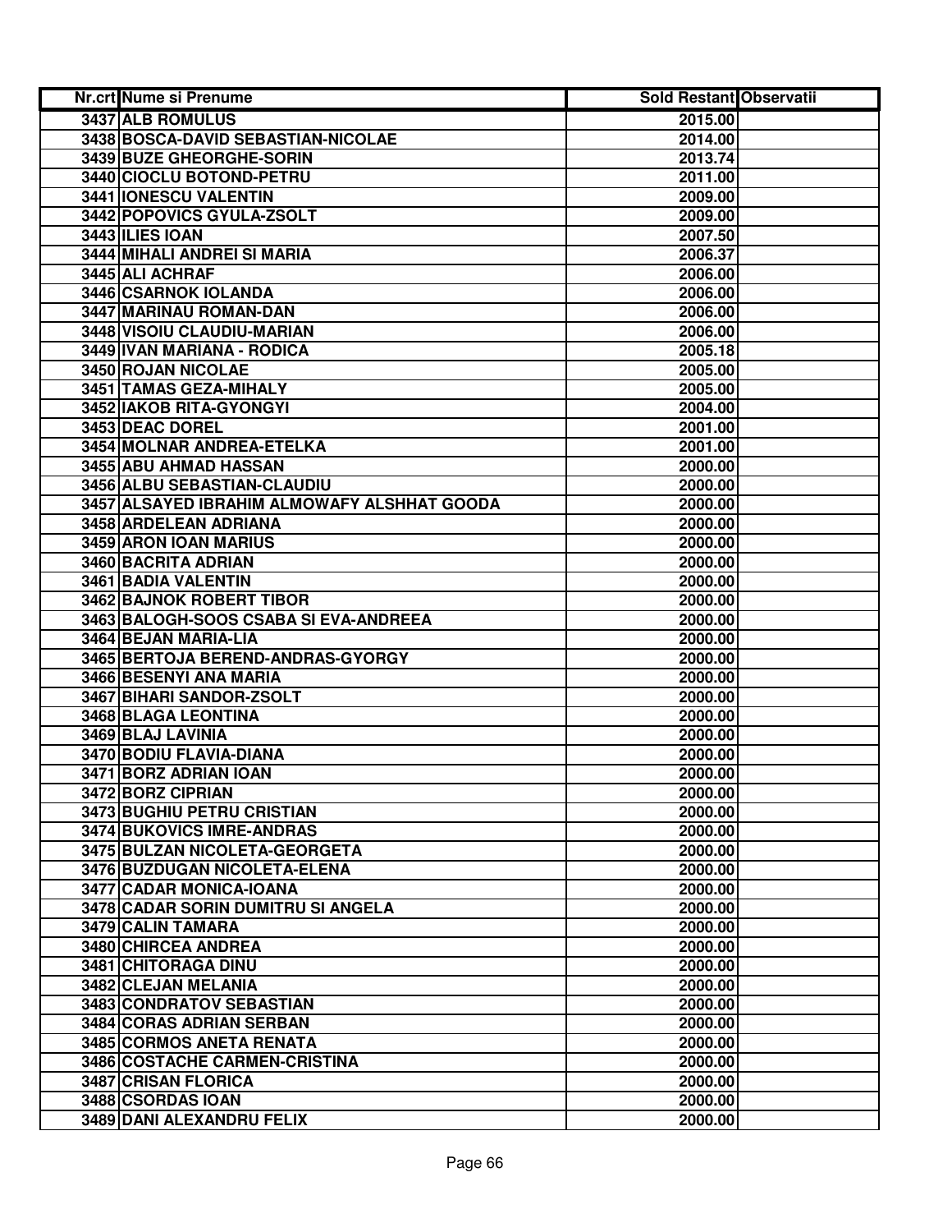| Nr.crt | Nume si Prenume | Sold Restant | Observatii |
|---|---|---|---|
| 3437 | ALB ROMULUS | 2015.00 | |
| 3438 | BOSCA-DAVID SEBASTIAN-NICOLAE | 2014.00 | |
| 3439 | BUZE GHEORGHE-SORIN | 2013.74 | |
| 3440 | CIOCLU BOTOND-PETRU | 2011.00 | |
| 3441 | IONESCU VALENTIN | 2009.00 | |
| 3442 | POPOVICS GYULA-ZSOLT | 2009.00 | |
| 3443 | ILIES IOAN | 2007.50 | |
| 3444 | MIHALI ANDREI SI MARIA | 2006.37 | |
| 3445 | ALI ACHRAF | 2006.00 | |
| 3446 | CSARNOK IOLANDA | 2006.00 | |
| 3447 | MARINAU ROMAN-DAN | 2006.00 | |
| 3448 | VISOIU CLAUDIU-MARIAN | 2006.00 | |
| 3449 | IVAN MARIANA - RODICA | 2005.18 | |
| 3450 | ROJAN NICOLAE | 2005.00 | |
| 3451 | TAMAS GEZA-MIHALY | 2005.00 | |
| 3452 | IAKOB RITA-GYONGYI | 2004.00 | |
| 3453 | DEAC DOREL | 2001.00 | |
| 3454 | MOLNAR ANDREA-ETELKA | 2001.00 | |
| 3455 | ABU AHMAD HASSAN | 2000.00 | |
| 3456 | ALBU SEBASTIAN-CLAUDIU | 2000.00 | |
| 3457 | ALSAYED IBRAHIM ALMOWAFY ALSHHAT GOODA | 2000.00 | |
| 3458 | ARDELEAN ADRIANA | 2000.00 | |
| 3459 | ARON IOAN MARIUS | 2000.00 | |
| 3460 | BACRITA ADRIAN | 2000.00 | |
| 3461 | BADIA VALENTIN | 2000.00 | |
| 3462 | BAJNOK ROBERT TIBOR | 2000.00 | |
| 3463 | BALOGH-SOOS CSABA SI EVA-ANDREEA | 2000.00 | |
| 3464 | BEJAN MARIA-LIA | 2000.00 | |
| 3465 | BERTOJA BEREND-ANDRAS-GYORGY | 2000.00 | |
| 3466 | BESENYI ANA MARIA | 2000.00 | |
| 3467 | BIHARI SANDOR-ZSOLT | 2000.00 | |
| 3468 | BLAGA LEONTINA | 2000.00 | |
| 3469 | BLAJ LAVINIA | 2000.00 | |
| 3470 | BODIU FLAVIA-DIANA | 2000.00 | |
| 3471 | BORZ ADRIAN IOAN | 2000.00 | |
| 3472 | BORZ CIPRIAN | 2000.00 | |
| 3473 | BUGHIU PETRU CRISTIAN | 2000.00 | |
| 3474 | BUKOVICS IMRE-ANDRAS | 2000.00 | |
| 3475 | BULZAN NICOLETA-GEORGETA | 2000.00 | |
| 3476 | BUZDUGAN NICOLETA-ELENA | 2000.00 | |
| 3477 | CADAR MONICA-IOANA | 2000.00 | |
| 3478 | CADAR SORIN DUMITRU SI ANGELA | 2000.00 | |
| 3479 | CALIN TAMARA | 2000.00 | |
| 3480 | CHIRCEA ANDREA | 2000.00 | |
| 3481 | CHITORAGA DINU | 2000.00 | |
| 3482 | CLEJAN MELANIA | 2000.00 | |
| 3483 | CONDRATOV SEBASTIAN | 2000.00 | |
| 3484 | CORAS ADRIAN SERBAN | 2000.00 | |
| 3485 | CORMOS ANETA RENATA | 2000.00 | |
| 3486 | COSTACHE CARMEN-CRISTINA | 2000.00 | |
| 3487 | CRISAN FLORICA | 2000.00 | |
| 3488 | CSORDAS IOAN | 2000.00 | |
| 3489 | DANI ALEXANDRU FELIX | 2000.00 | |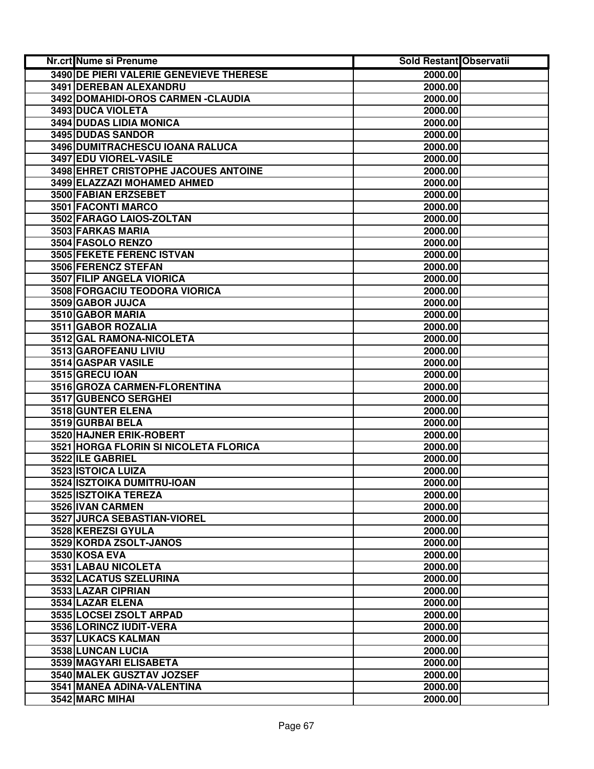| Nr.crt | Nume si Prenume | Sold Restant | Observatii |
|---|---|---|---|
| 3490 | DE PIERI VALERIE GENEVIEVE THERESE | 2000.00 | |
| 3491 | DEREBAN ALEXANDRU | 2000.00 | |
| 3492 | DOMAHIDI-OROS CARMEN -CLAUDIA | 2000.00 | |
| 3493 | DUCA VIOLETA | 2000.00 | |
| 3494 | DUDAS LIDIA MONICA | 2000.00 | |
| 3495 | DUDAS SANDOR | 2000.00 | |
| 3496 | DUMITRACHESCU IOANA RALUCA | 2000.00 | |
| 3497 | EDU VIOREL-VASILE | 2000.00 | |
| 3498 | EHRET CRISTOPHE JACOUES ANTOINE | 2000.00 | |
| 3499 | ELAZZAZI MOHAMED AHMED | 2000.00 | |
| 3500 | FABIAN ERZSEBET | 2000.00 | |
| 3501 | FACONTI MARCO | 2000.00 | |
| 3502 | FARAGO LAIOS-ZOLTAN | 2000.00 | |
| 3503 | FARKAS MARIA | 2000.00 | |
| 3504 | FASOLO RENZO | 2000.00 | |
| 3505 | FEKETE FERENC ISTVAN | 2000.00 | |
| 3506 | FERENCZ STEFAN | 2000.00 | |
| 3507 | FILIP ANGELA VIORICA | 2000.00 | |
| 3508 | FORGACIU TEODORA VIORICA | 2000.00 | |
| 3509 | GABOR JUJCA | 2000.00 | |
| 3510 | GABOR MARIA | 2000.00 | |
| 3511 | GABOR ROZALIA | 2000.00 | |
| 3512 | GAL RAMONA-NICOLETA | 2000.00 | |
| 3513 | GAROFEANU LIVIU | 2000.00 | |
| 3514 | GASPAR VASILE | 2000.00 | |
| 3515 | GRECU IOAN | 2000.00 | |
| 3516 | GROZA CARMEN-FLORENTINA | 2000.00 | |
| 3517 | GUBENCO SERGHEI | 2000.00 | |
| 3518 | GUNTER ELENA | 2000.00 | |
| 3519 | GURBAI BELA | 2000.00 | |
| 3520 | HAJNER ERIK-ROBERT | 2000.00 | |
| 3521 | HORGA FLORIN SI NICOLETA FLORICA | 2000.00 | |
| 3522 | ILE GABRIEL | 2000.00 | |
| 3523 | ISTOICA LUIZA | 2000.00 | |
| 3524 | ISZTOIKA DUMITRU-IOAN | 2000.00 | |
| 3525 | ISZTOIKA TEREZA | 2000.00 | |
| 3526 | IVAN CARMEN | 2000.00 | |
| 3527 | JURCA SEBASTIAN-VIOREL | 2000.00 | |
| 3528 | KEREZSI GYULA | 2000.00 | |
| 3529 | KORDA ZSOLT-JANOS | 2000.00 | |
| 3530 | KOSA EVA | 2000.00 | |
| 3531 | LABAU NICOLETA | 2000.00 | |
| 3532 | LACATUS SZELURINA | 2000.00 | |
| 3533 | LAZAR CIPRIAN | 2000.00 | |
| 3534 | LAZAR ELENA | 2000.00 | |
| 3535 | LOCSEI ZSOLT ARPAD | 2000.00 | |
| 3536 | LORINCZ IUDIT-VERA | 2000.00 | |
| 3537 | LUKACS KALMAN | 2000.00 | |
| 3538 | LUNCAN LUCIA | 2000.00 | |
| 3539 | MAGYARI ELISABETA | 2000.00 | |
| 3540 | MALEK GUSZTAV JOZSEF | 2000.00 | |
| 3541 | MANEA ADINA-VALENTINA | 2000.00 | |
| 3542 | MARC MIHAI | 2000.00 | |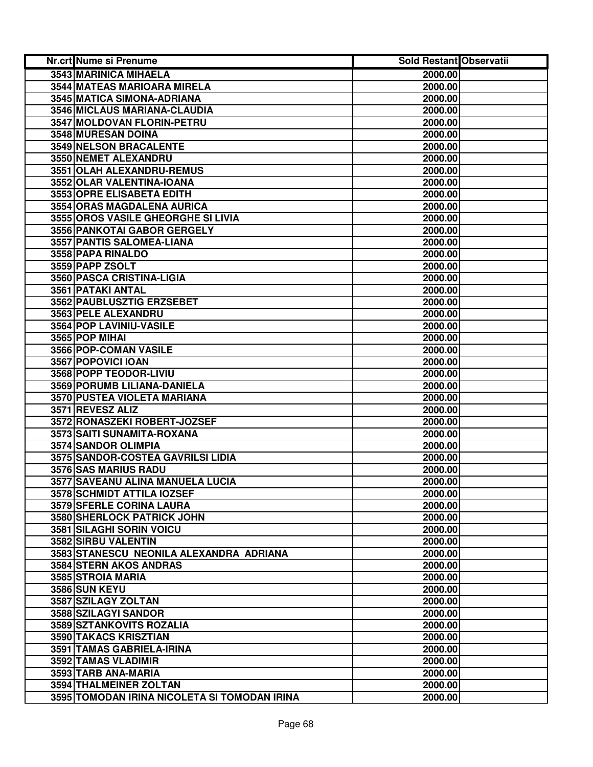| Nr.crt | Nume si Prenume | Sold Restant | Observatii |
|---|---|---|---|
| 3543 | MARINICA MIHAELA | 2000.00 | |
| 3544 | MATEAS MARIOARA MIRELA | 2000.00 | |
| 3545 | MATICA SIMONA-ADRIANA | 2000.00 | |
| 3546 | MICLAUS MARIANA-CLAUDIA | 2000.00 | |
| 3547 | MOLDOVAN FLORIN-PETRU | 2000.00 | |
| 3548 | MURESAN DOINA | 2000.00 | |
| 3549 | NELSON BRACALENTE | 2000.00 | |
| 3550 | NEMET ALEXANDRU | 2000.00 | |
| 3551 | OLAH ALEXANDRU-REMUS | 2000.00 | |
| 3552 | OLAR VALENTINA-IOANA | 2000.00 | |
| 3553 | OPRE ELISABETA EDITH | 2000.00 | |
| 3554 | ORAS MAGDALENA AURICA | 2000.00 | |
| 3555 | OROS VASILE GHEORGHE SI LIVIA | 2000.00 | |
| 3556 | PANKOTAI GABOR GERGELY | 2000.00 | |
| 3557 | PANTIS SALOMEA-LIANA | 2000.00 | |
| 3558 | PAPA RINALDO | 2000.00 | |
| 3559 | PAPP ZSOLT | 2000.00 | |
| 3560 | PASCA CRISTINA-LIGIA | 2000.00 | |
| 3561 | PATAKI ANTAL | 2000.00 | |
| 3562 | PAUBLUSZTIG ERZSEBET | 2000.00 | |
| 3563 | PELE ALEXANDRU | 2000.00 | |
| 3564 | POP LAVINIU-VASILE | 2000.00 | |
| 3565 | POP MIHAI | 2000.00 | |
| 3566 | POP-COMAN VASILE | 2000.00 | |
| 3567 | POPOVICI IOAN | 2000.00 | |
| 3568 | POPP TEODOR-LIVIU | 2000.00 | |
| 3569 | PORUMB LILIANA-DANIELA | 2000.00 | |
| 3570 | PUSTEA VIOLETA MARIANA | 2000.00 | |
| 3571 | REVESZ ALIZ | 2000.00 | |
| 3572 | RONASZEKI ROBERT-JOZSEF | 2000.00 | |
| 3573 | SAITI SUNAMITA-ROXANA | 2000.00 | |
| 3574 | SANDOR OLIMPIA | 2000.00 | |
| 3575 | SANDOR-COSTEA GAVRILSI LIDIA | 2000.00 | |
| 3576 | SAS MARIUS RADU | 2000.00 | |
| 3577 | SAVEANU ALINA MANUELA LUCIA | 2000.00 | |
| 3578 | SCHMIDT ATTILA IOZSEF | 2000.00 | |
| 3579 | SFERLE CORINA LAURA | 2000.00 | |
| 3580 | SHERLOCK PATRICK JOHN | 2000.00 | |
| 3581 | SILAGHI SORIN VOICU | 2000.00 | |
| 3582 | SIRBU VALENTIN | 2000.00 | |
| 3583 | STANESCU NEONILA ALEXANDRA ADRIANA | 2000.00 | |
| 3584 | STERN AKOS ANDRAS | 2000.00 | |
| 3585 | STROIA MARIA | 2000.00 | |
| 3586 | SUN KEYU | 2000.00 | |
| 3587 | SZILAGY ZOLTAN | 2000.00 | |
| 3588 | SZILAGYI SANDOR | 2000.00 | |
| 3589 | SZTANKOVITS ROZALIA | 2000.00 | |
| 3590 | TAKACS KRISZTIAN | 2000.00 | |
| 3591 | TAMAS GABRIELA-IRINA | 2000.00 | |
| 3592 | TAMAS VLADIMIR | 2000.00 | |
| 3593 | TARB ANA-MARIA | 2000.00 | |
| 3594 | THALMEINER ZOLTAN | 2000.00 | |
| 3595 | TOMODAN IRINA NICOLETA SI TOMODAN IRINA | 2000.00 | |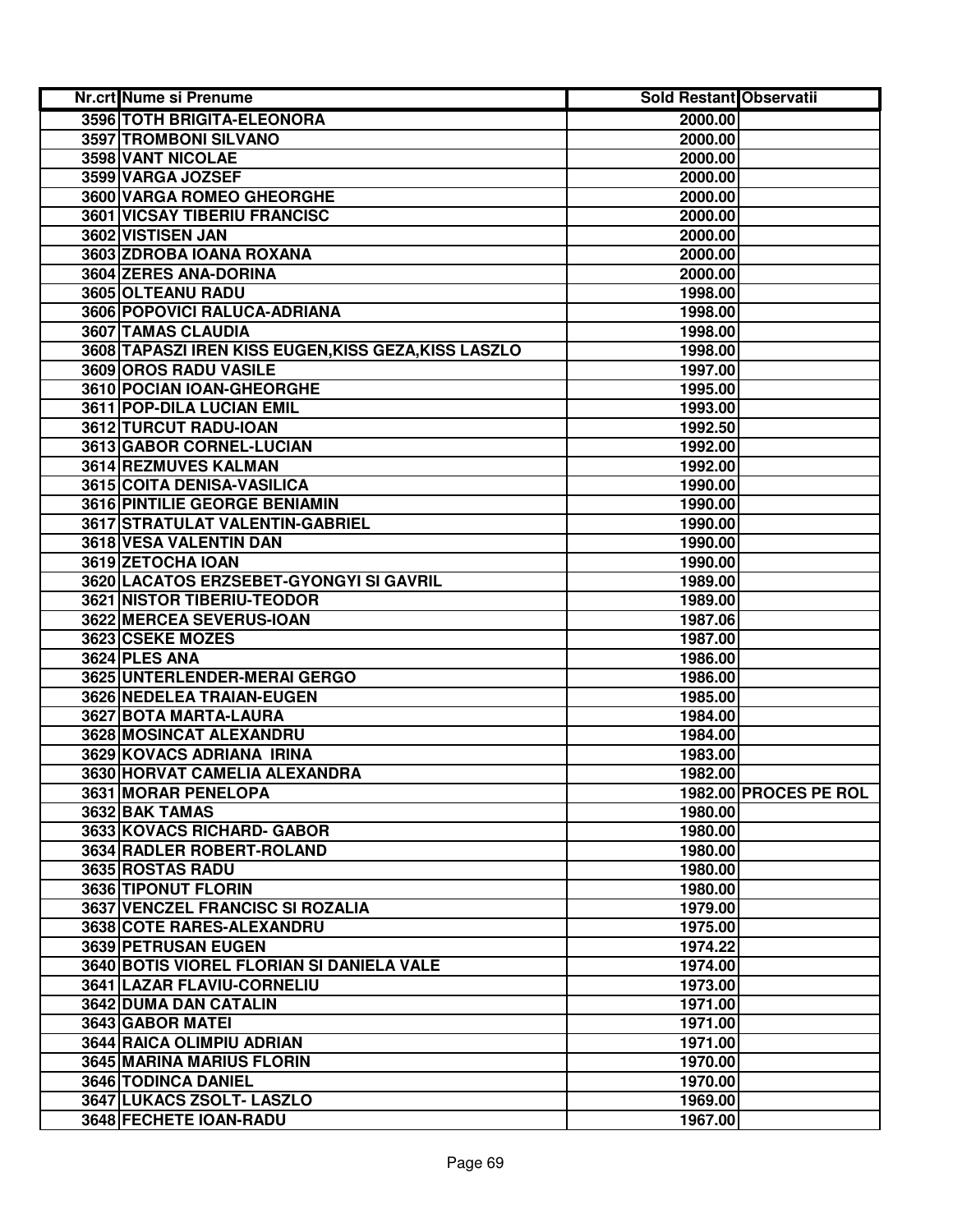| Nr.crt | Nume si Prenume | Sold Restant | Observatii |
|---|---|---|---|
| 3596 | TOTH BRIGITA-ELEONORA | 2000.00 | |
| 3597 | TROMBONI SILVANO | 2000.00 | |
| 3598 | VANT NICOLAE | 2000.00 | |
| 3599 | VARGA JOZSEF | 2000.00 | |
| 3600 | VARGA ROMEO GHEORGHE | 2000.00 | |
| 3601 | VICSAY TIBERIU FRANCISC | 2000.00 | |
| 3602 | VISTISEN JAN | 2000.00 | |
| 3603 | ZDROBA IOANA ROXANA | 2000.00 | |
| 3604 | ZERES ANA-DORINA | 2000.00 | |
| 3605 | OLTEANU RADU | 1998.00 | |
| 3606 | POPOVICI RALUCA-ADRIANA | 1998.00 | |
| 3607 | TAMAS CLAUDIA | 1998.00 | |
| 3608 | TAPASZI IREN KISS EUGEN,KISS GEZA,KISS LASZLO | 1998.00 | |
| 3609 | OROS RADU VASILE | 1997.00 | |
| 3610 | POCIAN IOAN-GHEORGHE | 1995.00 | |
| 3611 | POP-DILA LUCIAN EMIL | 1993.00 | |
| 3612 | TURCUT RADU-IOAN | 1992.50 | |
| 3613 | GABOR CORNEL-LUCIAN | 1992.00 | |
| 3614 | REZMUVES KALMAN | 1992.00 | |
| 3615 | COITA DENISA-VASILICA | 1990.00 | |
| 3616 | PINTILIE GEORGE BENIAMIN | 1990.00 | |
| 3617 | STRATULAT VALENTIN-GABRIEL | 1990.00 | |
| 3618 | VESA VALENTIN DAN | 1990.00 | |
| 3619 | ZETOCHA IOAN | 1990.00 | |
| 3620 | LACATOS ERZSEBET-GYONGYI SI GAVRIL | 1989.00 | |
| 3621 | NISTOR TIBERIU-TEODOR | 1989.00 | |
| 3622 | MERCEA SEVERUS-IOAN | 1987.06 | |
| 3623 | CSEKE MOZES | 1987.00 | |
| 3624 | PLES ANA | 1986.00 | |
| 3625 | UNTERLENDER-MERAI GERGO | 1986.00 | |
| 3626 | NEDELEA TRAIAN-EUGEN | 1985.00 | |
| 3627 | BOTA MARTA-LAURA | 1984.00 | |
| 3628 | MOSINCAT ALEXANDRU | 1984.00 | |
| 3629 | KOVACS ADRIANA IRINA | 1983.00 | |
| 3630 | HORVAT CAMELIA ALEXANDRA | 1982.00 | |
| 3631 | MORAR PENELOPA | 1982.00 | PROCES PE ROL |
| 3632 | BAK TAMAS | 1980.00 | |
| 3633 | KOVACS RICHARD- GABOR | 1980.00 | |
| 3634 | RADLER ROBERT-ROLAND | 1980.00 | |
| 3635 | ROSTAS RADU | 1980.00 | |
| 3636 | TIPONUT FLORIN | 1980.00 | |
| 3637 | VENCZEL FRANCISC SI ROZALIA | 1979.00 | |
| 3638 | COTE RARES-ALEXANDRU | 1975.00 | |
| 3639 | PETRUSAN EUGEN | 1974.22 | |
| 3640 | BOTIS VIOREL FLORIAN SI DANIELA VALE | 1974.00 | |
| 3641 | LAZAR FLAVIU-CORNELIU | 1973.00 | |
| 3642 | DUMA DAN CATALIN | 1971.00 | |
| 3643 | GABOR MATEI | 1971.00 | |
| 3644 | RAICA OLIMPIU ADRIAN | 1971.00 | |
| 3645 | MARINA MARIUS FLORIN | 1970.00 | |
| 3646 | TODINCA DANIEL | 1970.00 | |
| 3647 | LUKACS ZSOLT- LASZLO | 1969.00 | |
| 3648 | FECHETE IOAN-RADU | 1967.00 | |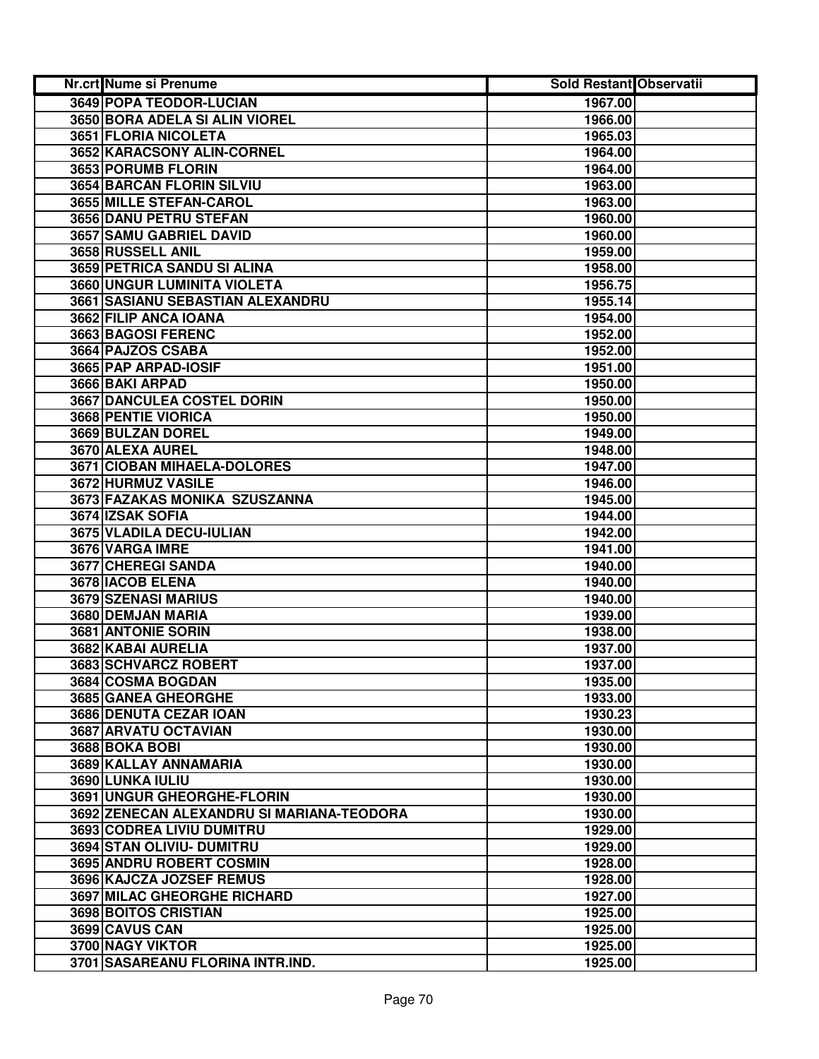| Nr.crt | Nume si Prenume | Sold Restant | Observatii |
| --- | --- | --- | --- |
| 3649 | POPA TEODOR-LUCIAN | 1967.00 | |
| 3650 | BORA ADELA SI ALIN VIOREL | 1966.00 | |
| 3651 | FLORIA NICOLETA | 1965.03 | |
| 3652 | KARACSONY ALIN-CORNEL | 1964.00 | |
| 3653 | PORUMB FLORIN | 1964.00 | |
| 3654 | BARCAN FLORIN SILVIU | 1963.00 | |
| 3655 | MILLE STEFAN-CAROL | 1963.00 | |
| 3656 | DANU PETRU STEFAN | 1960.00 | |
| 3657 | SAMU GABRIEL DAVID | 1960.00 | |
| 3658 | RUSSELL ANIL | 1959.00 | |
| 3659 | PETRICA SANDU SI ALINA | 1958.00 | |
| 3660 | UNGUR LUMINITA VIOLETA | 1956.75 | |
| 3661 | SASIANU SEBASTIAN ALEXANDRU | 1955.14 | |
| 3662 | FILIP ANCA IOANA | 1954.00 | |
| 3663 | BAGOSI FERENC | 1952.00 | |
| 3664 | PAJZOS CSABA | 1952.00 | |
| 3665 | PAP ARPAD-IOSIF | 1951.00 | |
| 3666 | BAKI ARPAD | 1950.00 | |
| 3667 | DANCULEA COSTEL DORIN | 1950.00 | |
| 3668 | PENTIE VIORICA | 1950.00 | |
| 3669 | BULZAN DOREL | 1949.00 | |
| 3670 | ALEXA AUREL | 1948.00 | |
| 3671 | CIOBAN MIHAELA-DOLORES | 1947.00 | |
| 3672 | HURMUZ VASILE | 1946.00 | |
| 3673 | FAZAKAS MONIKA SZUSZANNA | 1945.00 | |
| 3674 | IZSAK SOFIA | 1944.00 | |
| 3675 | VLADILA DECU-IULIAN | 1942.00 | |
| 3676 | VARGA IMRE | 1941.00 | |
| 3677 | CHEREGI SANDA | 1940.00 | |
| 3678 | IACOB ELENA | 1940.00 | |
| 3679 | SZENASI MARIUS | 1940.00 | |
| 3680 | DEMJAN MARIA | 1939.00 | |
| 3681 | ANTONIE SORIN | 1938.00 | |
| 3682 | KABAI AURELIA | 1937.00 | |
| 3683 | SCHVARCZ ROBERT | 1937.00 | |
| 3684 | COSMA BOGDAN | 1935.00 | |
| 3685 | GANEA GHEORGHE | 1933.00 | |
| 3686 | DENUTA CEZAR IOAN | 1930.23 | |
| 3687 | ARVATU OCTAVIAN | 1930.00 | |
| 3688 | BOKA BOBI | 1930.00 | |
| 3689 | KALLAY ANNAMARIA | 1930.00 | |
| 3690 | LUNKA IULIU | 1930.00 | |
| 3691 | UNGUR GHEORGHE-FLORIN | 1930.00 | |
| 3692 | ZENECAN ALEXANDRU SI MARIANA-TEODORA | 1930.00 | |
| 3693 | CODREA LIVIU DUMITRU | 1929.00 | |
| 3694 | STAN OLIVIU- DUMITRU | 1929.00 | |
| 3695 | ANDRU ROBERT COSMIN | 1928.00 | |
| 3696 | KAJCZA JOZSEF REMUS | 1928.00 | |
| 3697 | MILAC GHEORGHE RICHARD | 1927.00 | |
| 3698 | BOITOS CRISTIAN | 1925.00 | |
| 3699 | CAVUS CAN | 1925.00 | |
| 3700 | NAGY VIKTOR | 1925.00 | |
| 3701 | SASAREANU FLORINA INTR.IND. | 1925.00 | |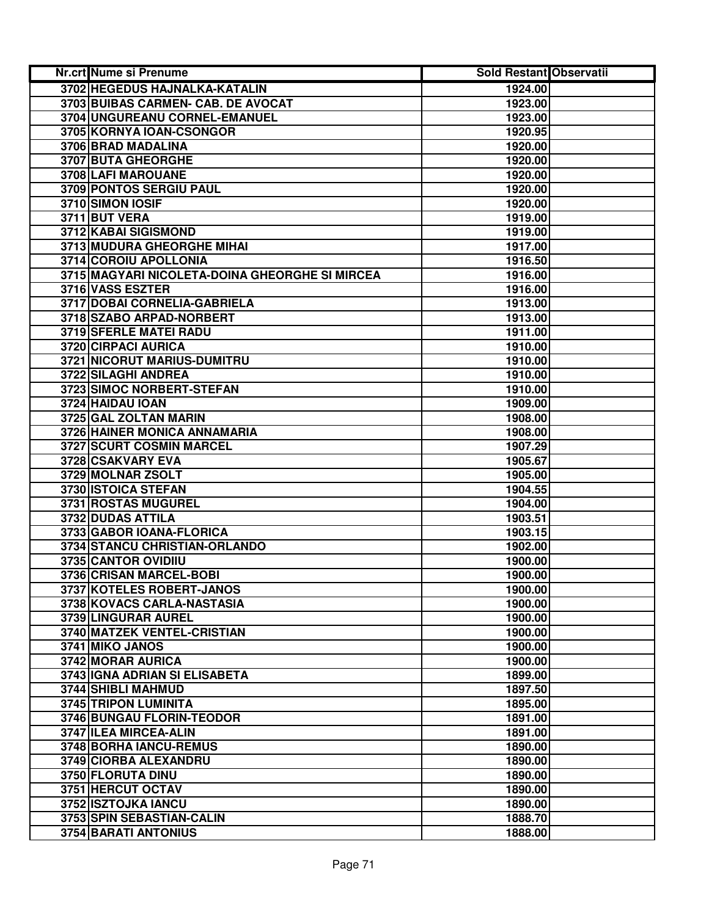| Nr.crt | Nume si Prenume | Sold Restant | Observatii |
|---|---|---|---|
| 3702 | HEGEDUS HAJNALKA-KATALIN | 1924.00 | |
| 3703 | BUIBAS CARMEN- CAB. DE AVOCAT | 1923.00 | |
| 3704 | UNGUREANU CORNEL-EMANUEL | 1923.00 | |
| 3705 | KORNYA IOAN-CSONGOR | 1920.95 | |
| 3706 | BRAD MADALINA | 1920.00 | |
| 3707 | BUTA GHEORGHE | 1920.00 | |
| 3708 | LAFI MAROUANE | 1920.00 | |
| 3709 | PONTOS SERGIU PAUL | 1920.00 | |
| 3710 | SIMON IOSIF | 1920.00 | |
| 3711 | BUT VERA | 1919.00 | |
| 3712 | KABAI SIGISMOND | 1919.00 | |
| 3713 | MUDURA GHEORGHE MIHAI | 1917.00 | |
| 3714 | COROIU APOLLONIA | 1916.50 | |
| 3715 | MAGYARI NICOLETA-DOINA GHEORGHE SI MIRCEA | 1916.00 | |
| 3716 | VASS ESZTER | 1916.00 | |
| 3717 | DOBAI CORNELIA-GABRIELA | 1913.00 | |
| 3718 | SZABO ARPAD-NORBERT | 1913.00 | |
| 3719 | SFERLE MATEI RADU | 1911.00 | |
| 3720 | CIRPACI AURICA | 1910.00 | |
| 3721 | NICORUT MARIUS-DUMITRU | 1910.00 | |
| 3722 | SILAGHI ANDREA | 1910.00 | |
| 3723 | SIMOC NORBERT-STEFAN | 1910.00 | |
| 3724 | HAIDAU IOAN | 1909.00 | |
| 3725 | GAL ZOLTAN MARIN | 1908.00 | |
| 3726 | HAINER MONICA ANNAMARIA | 1908.00 | |
| 3727 | SCURT COSMIN MARCEL | 1907.29 | |
| 3728 | CSAKVARY EVA | 1905.67 | |
| 3729 | MOLNAR ZSOLT | 1905.00 | |
| 3730 | ISTOICA STEFAN | 1904.55 | |
| 3731 | ROSTAS MUGUREL | 1904.00 | |
| 3732 | DUDAS ATTILA | 1903.51 | |
| 3733 | GABOR IOANA-FLORICA | 1903.15 | |
| 3734 | STANCU CHRISTIAN-ORLANDO | 1902.00 | |
| 3735 | CANTOR OVIDIIU | 1900.00 | |
| 3736 | CRISAN MARCEL-BOBI | 1900.00 | |
| 3737 | KOTELES ROBERT-JANOS | 1900.00 | |
| 3738 | KOVACS CARLA-NASTASIA | 1900.00 | |
| 3739 | LINGURAR AUREL | 1900.00 | |
| 3740 | MATZEK VENTEL-CRISTIAN | 1900.00 | |
| 3741 | MIKO JANOS | 1900.00 | |
| 3742 | MORAR AURICA | 1900.00 | |
| 3743 | IGNA ADRIAN SI ELISABETA | 1899.00 | |
| 3744 | SHIBLI MAHMUD | 1897.50 | |
| 3745 | TRIPON LUMINITA | 1895.00 | |
| 3746 | BUNGAU FLORIN-TEODOR | 1891.00 | |
| 3747 | ILEA MIRCEA-ALIN | 1891.00 | |
| 3748 | BORHA IANCU-REMUS | 1890.00 | |
| 3749 | CIORBA ALEXANDRU | 1890.00 | |
| 3750 | FLORUTA DINU | 1890.00 | |
| 3751 | HERCUT OCTAV | 1890.00 | |
| 3752 | ISZTOJKA IANCU | 1890.00 | |
| 3753 | SPIN SEBASTIAN-CALIN | 1888.70 | |
| 3754 | BARATI ANTONIUS | 1888.00 | |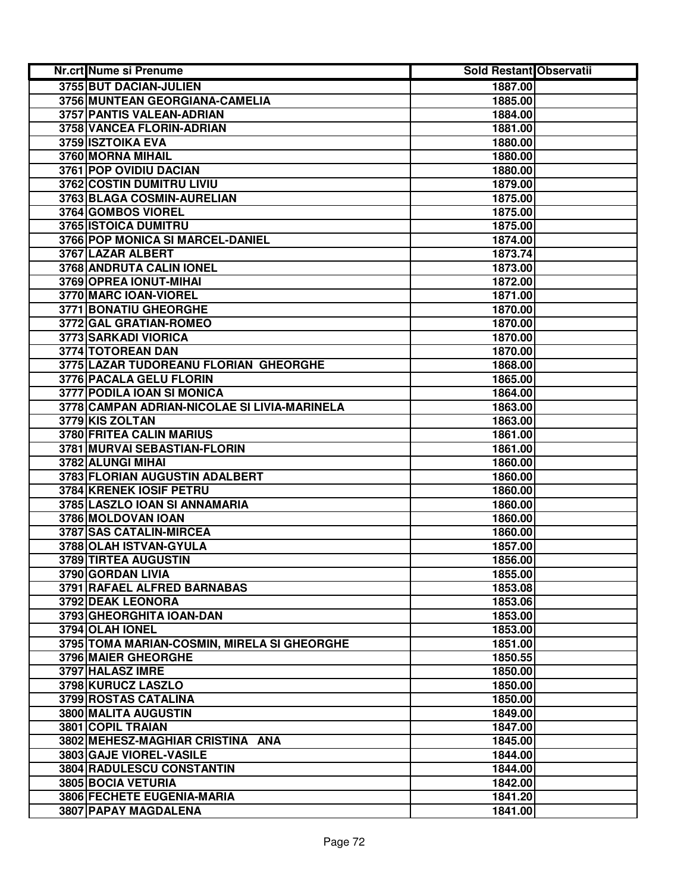| Nr.crt | Nume si Prenume | Sold Restant | Observatii |
|---|---|---|---|
| 3755 | BUT DACIAN-JULIEN | 1887.00 | |
| 3756 | MUNTEAN GEORGIANA-CAMELIA | 1885.00 | |
| 3757 | PANTIS VALEAN-ADRIAN | 1884.00 | |
| 3758 | VANCEA FLORIN-ADRIAN | 1881.00 | |
| 3759 | ISZTOIKA EVA | 1880.00 | |
| 3760 | MORNA MIHAIL | 1880.00 | |
| 3761 | POP OVIDIU DACIAN | 1880.00 | |
| 3762 | COSTIN DUMITRU LIVIU | 1879.00 | |
| 3763 | BLAGA COSMIN-AURELIAN | 1875.00 | |
| 3764 | GOMBOS VIOREL | 1875.00 | |
| 3765 | ISTOICA DUMITRU | 1875.00 | |
| 3766 | POP MONICA SI MARCEL-DANIEL | 1874.00 | |
| 3767 | LAZAR ALBERT | 1873.74 | |
| 3768 | ANDRUTA CALIN IONEL | 1873.00 | |
| 3769 | OPREA IONUT-MIHAI | 1872.00 | |
| 3770 | MARC IOAN-VIOREL | 1871.00 | |
| 3771 | BONATIU GHEORGHE | 1870.00 | |
| 3772 | GAL GRATIAN-ROMEO | 1870.00 | |
| 3773 | SARKADI VIORICA | 1870.00 | |
| 3774 | TOTOREAN DAN | 1870.00 | |
| 3775 | LAZAR TUDOREANU FLORIAN GHEORGHE | 1868.00 | |
| 3776 | PACALA GELU FLORIN | 1865.00 | |
| 3777 | PODILA IOAN SI MONICA | 1864.00 | |
| 3778 | CAMPAN ADRIAN-NICOLAE SI LIVIA-MARINELA | 1863.00 | |
| 3779 | KIS ZOLTAN | 1863.00 | |
| 3780 | FRITEA CALIN MARIUS | 1861.00 | |
| 3781 | MURVAI SEBASTIAN-FLORIN | 1861.00 | |
| 3782 | ALUNGI MIHAI | 1860.00 | |
| 3783 | FLORIAN AUGUSTIN ADALBERT | 1860.00 | |
| 3784 | KRENEK IOSIF PETRU | 1860.00 | |
| 3785 | LASZLO IOAN SI ANNAMARIA | 1860.00 | |
| 3786 | MOLDOVAN IOAN | 1860.00 | |
| 3787 | SAS CATALIN-MIRCEA | 1860.00 | |
| 3788 | OLAH ISTVAN-GYULA | 1857.00 | |
| 3789 | TIRTEA AUGUSTIN | 1856.00 | |
| 3790 | GORDAN LIVIA | 1855.00 | |
| 3791 | RAFAEL ALFRED BARNABAS | 1853.08 | |
| 3792 | DEAK LEONORA | 1853.06 | |
| 3793 | GHEORGHITA IOAN-DAN | 1853.00 | |
| 3794 | OLAH IONEL | 1853.00 | |
| 3795 | TOMA MARIAN-COSMIN, MIRELA SI GHEORGHE | 1851.00 | |
| 3796 | MAIER GHEORGHE | 1850.55 | |
| 3797 | HALASZ IMRE | 1850.00 | |
| 3798 | KURUCZ LASZLO | 1850.00 | |
| 3799 | ROSTAS CATALINA | 1850.00 | |
| 3800 | MALITA AUGUSTIN | 1849.00 | |
| 3801 | COPIL TRAIAN | 1847.00 | |
| 3802 | MEHESZ-MAGHIAR CRISTINA ANA | 1845.00 | |
| 3803 | GAJE VIOREL-VASILE | 1844.00 | |
| 3804 | RADULESCU CONSTANTIN | 1844.00 | |
| 3805 | BOCIA VETURIA | 1842.00 | |
| 3806 | FECHETE EUGENIA-MARIA | 1841.20 | |
| 3807 | PAPAY MAGDALENA | 1841.00 | |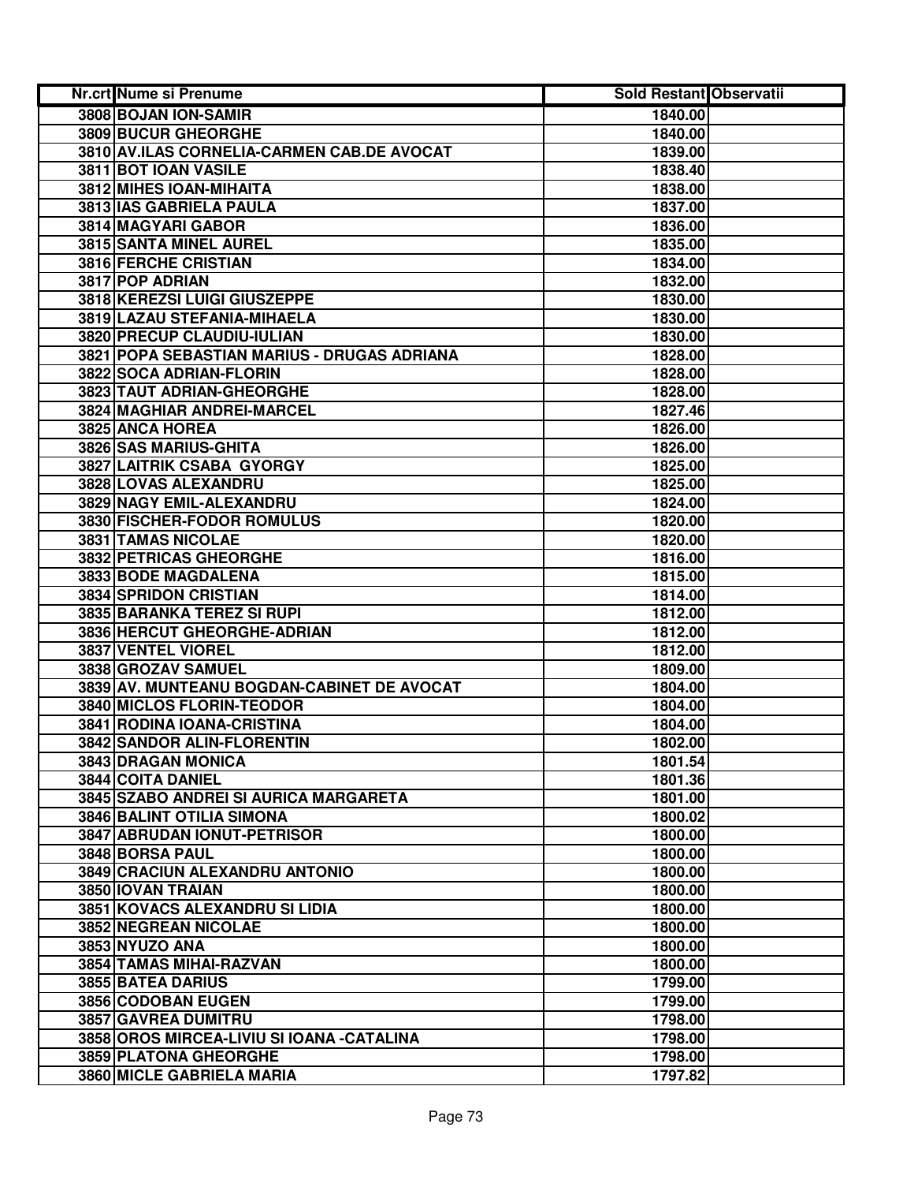| Nr.crt | Nume si Prenume | Sold Restant | Observatii |
|---|---|---|---|
| 3808 | BOJAN ION-SAMIR | 1840.00 | |
| 3809 | BUCUR GHEORGHE | 1840.00 | |
| 3810 | AV.ILAS CORNELIA-CARMEN CAB.DE AVOCAT | 1839.00 | |
| 3811 | BOT IOAN VASILE | 1838.40 | |
| 3812 | MIHES IOAN-MIHAITA | 1838.00 | |
| 3813 | IAS GABRIELA PAULA | 1837.00 | |
| 3814 | MAGYARI GABOR | 1836.00 | |
| 3815 | SANTA MINEL AUREL | 1835.00 | |
| 3816 | FERCHE CRISTIAN | 1834.00 | |
| 3817 | POP ADRIAN | 1832.00 | |
| 3818 | KEREZSI LUIGI GIUSZEPPE | 1830.00 | |
| 3819 | LAZAU STEFANIA-MIHAELA | 1830.00 | |
| 3820 | PRECUP CLAUDIU-IULIAN | 1830.00 | |
| 3821 | POPA SEBASTIAN MARIUS - DRUGAS ADRIANA | 1828.00 | |
| 3822 | SOCA ADRIAN-FLORIN | 1828.00 | |
| 3823 | TAUT ADRIAN-GHEORGHE | 1828.00 | |
| 3824 | MAGHIAR ANDREI-MARCEL | 1827.46 | |
| 3825 | ANCA HOREA | 1826.00 | |
| 3826 | SAS MARIUS-GHITA | 1826.00 | |
| 3827 | LAITRIK CSABA GYORGY | 1825.00 | |
| 3828 | LOVAS ALEXANDRU | 1825.00 | |
| 3829 | NAGY EMIL-ALEXANDRU | 1824.00 | |
| 3830 | FISCHER-FODOR ROMULUS | 1820.00 | |
| 3831 | TAMAS NICOLAE | 1820.00 | |
| 3832 | PETRICAS GHEORGHE | 1816.00 | |
| 3833 | BODE MAGDALENA | 1815.00 | |
| 3834 | SPRIDON CRISTIAN | 1814.00 | |
| 3835 | BARANKA TEREZ SI RUPI | 1812.00 | |
| 3836 | HERCUT GHEORGHE-ADRIAN | 1812.00 | |
| 3837 | VENTEL VIOREL | 1812.00 | |
| 3838 | GROZAV SAMUEL | 1809.00 | |
| 3839 | AV. MUNTEANU BOGDAN-CABINET DE AVOCAT | 1804.00 | |
| 3840 | MICLOS FLORIN-TEODOR | 1804.00 | |
| 3841 | RODINA IOANA-CRISTINA | 1804.00 | |
| 3842 | SANDOR ALIN-FLORENTIN | 1802.00 | |
| 3843 | DRAGAN MONICA | 1801.54 | |
| 3844 | COITA DANIEL | 1801.36 | |
| 3845 | SZABO ANDREI SI AURICA MARGARETA | 1801.00 | |
| 3846 | BALINT OTILIA SIMONA | 1800.02 | |
| 3847 | ABRUDAN IONUT-PETRISOR | 1800.00 | |
| 3848 | BORSA PAUL | 1800.00 | |
| 3849 | CRACIUN ALEXANDRU ANTONIO | 1800.00 | |
| 3850 | IOVAN TRAIAN | 1800.00 | |
| 3851 | KOVACS ALEXANDRU SI LIDIA | 1800.00 | |
| 3852 | NEGREAN NICOLAE | 1800.00 | |
| 3853 | NYUZO ANA | 1800.00 | |
| 3854 | TAMAS MIHAI-RAZVAN | 1800.00 | |
| 3855 | BATEA DARIUS | 1799.00 | |
| 3856 | CODOBAN EUGEN | 1799.00 | |
| 3857 | GAVREA DUMITRU | 1798.00 | |
| 3858 | OROS MIRCEA-LIVIU SI IOANA -CATALINA | 1798.00 | |
| 3859 | PLATONA GHEORGHE | 1798.00 | |
| 3860 | MICLE GABRIELA MARIA | 1797.82 | |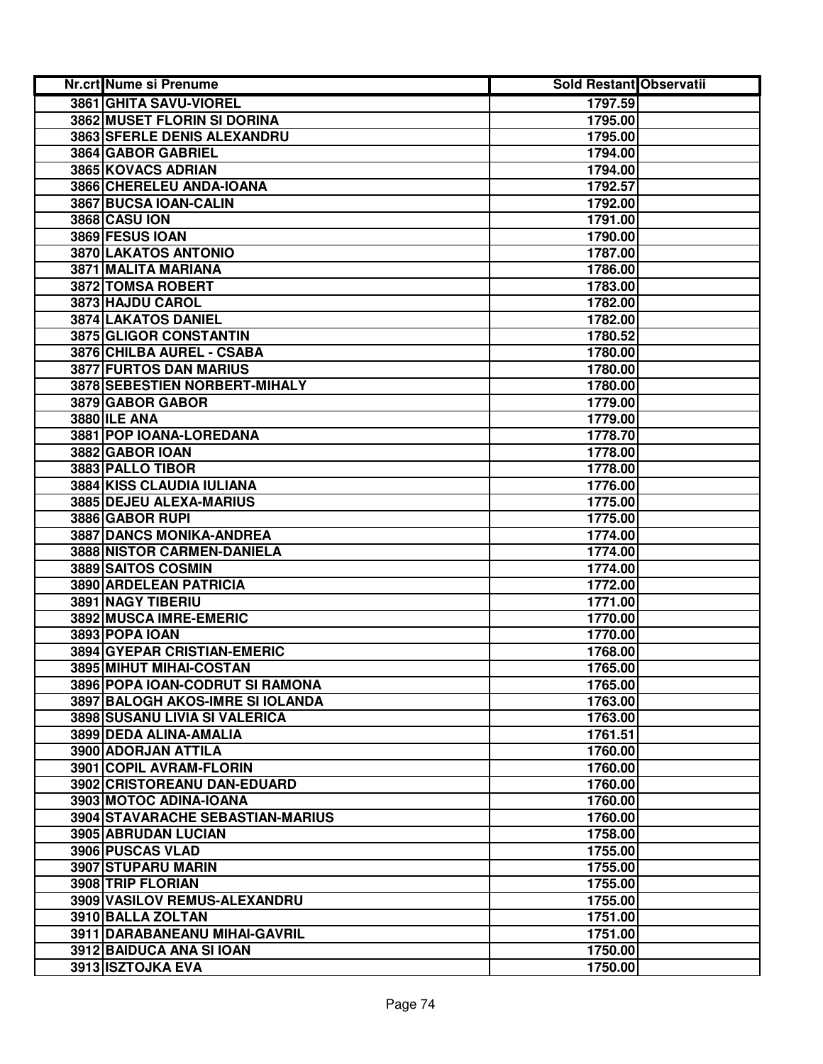| Nr.crt | Nume si Prenume | Sold Restant | Observatii |
|---|---|---|---|
| 3861 | GHITA SAVU-VIOREL | 1797.59 | |
| 3862 | MUSET FLORIN SI DORINA | 1795.00 | |
| 3863 | SFERLE DENIS ALEXANDRU | 1795.00 | |
| 3864 | GABOR GABRIEL | 1794.00 | |
| 3865 | KOVACS ADRIAN | 1794.00 | |
| 3866 | CHERELEU ANDA-IOANA | 1792.57 | |
| 3867 | BUCSA IOAN-CALIN | 1792.00 | |
| 3868 | CASU ION | 1791.00 | |
| 3869 | FESUS IOAN | 1790.00 | |
| 3870 | LAKATOS ANTONIO | 1787.00 | |
| 3871 | MALITA MARIANA | 1786.00 | |
| 3872 | TOMSA ROBERT | 1783.00 | |
| 3873 | HAJDU CAROL | 1782.00 | |
| 3874 | LAKATOS DANIEL | 1782.00 | |
| 3875 | GLIGOR CONSTANTIN | 1780.52 | |
| 3876 | CHILBA AUREL - CSABA | 1780.00 | |
| 3877 | FURTOS DAN MARIUS | 1780.00 | |
| 3878 | SEBESTIEN NORBERT-MIHALY | 1780.00 | |
| 3879 | GABOR GABOR | 1779.00 | |
| 3880 | ILE ANA | 1779.00 | |
| 3881 | POP IOANA-LOREDANA | 1778.70 | |
| 3882 | GABOR IOAN | 1778.00 | |
| 3883 | PALLO TIBOR | 1778.00 | |
| 3884 | KISS CLAUDIA IULIANA | 1776.00 | |
| 3885 | DEJEU ALEXA-MARIUS | 1775.00 | |
| 3886 | GABOR RUPI | 1775.00 | |
| 3887 | DANCS MONIKA-ANDREA | 1774.00 | |
| 3888 | NISTOR CARMEN-DANIELA | 1774.00 | |
| 3889 | SAITOS COSMIN | 1774.00 | |
| 3890 | ARDELEAN PATRICIA | 1772.00 | |
| 3891 | NAGY TIBERIU | 1771.00 | |
| 3892 | MUSCA IMRE-EMERIC | 1770.00 | |
| 3893 | POPA IOAN | 1770.00 | |
| 3894 | GYEPAR CRISTIAN-EMERIC | 1768.00 | |
| 3895 | MIHUT MIHAI-COSTAN | 1765.00 | |
| 3896 | POPA IOAN-CODRUT SI RAMONA | 1765.00 | |
| 3897 | BALOGH AKOS-IMRE SI IOLANDA | 1763.00 | |
| 3898 | SUSANU LIVIA SI VALERICA | 1763.00 | |
| 3899 | DEDA ALINA-AMALIA | 1761.51 | |
| 3900 | ADORJAN ATTILA | 1760.00 | |
| 3901 | COPIL AVRAM-FLORIN | 1760.00 | |
| 3902 | CRISTOREANU DAN-EDUARD | 1760.00 | |
| 3903 | MOTOC ADINA-IOANA | 1760.00 | |
| 3904 | STAVARACHE SEBASTIAN-MARIUS | 1760.00 | |
| 3905 | ABRUDAN LUCIAN | 1758.00 | |
| 3906 | PUSCAS VLAD | 1755.00 | |
| 3907 | STUPARU MARIN | 1755.00 | |
| 3908 | TRIP FLORIAN | 1755.00 | |
| 3909 | VASILOV REMUS-ALEXANDRU | 1755.00 | |
| 3910 | BALLA ZOLTAN | 1751.00 | |
| 3911 | DARABANEANU MIHAI-GAVRIL | 1751.00 | |
| 3912 | BAIDUCA ANA SI IOAN | 1750.00 | |
| 3913 | ISZTOJKA EVA | 1750.00 | |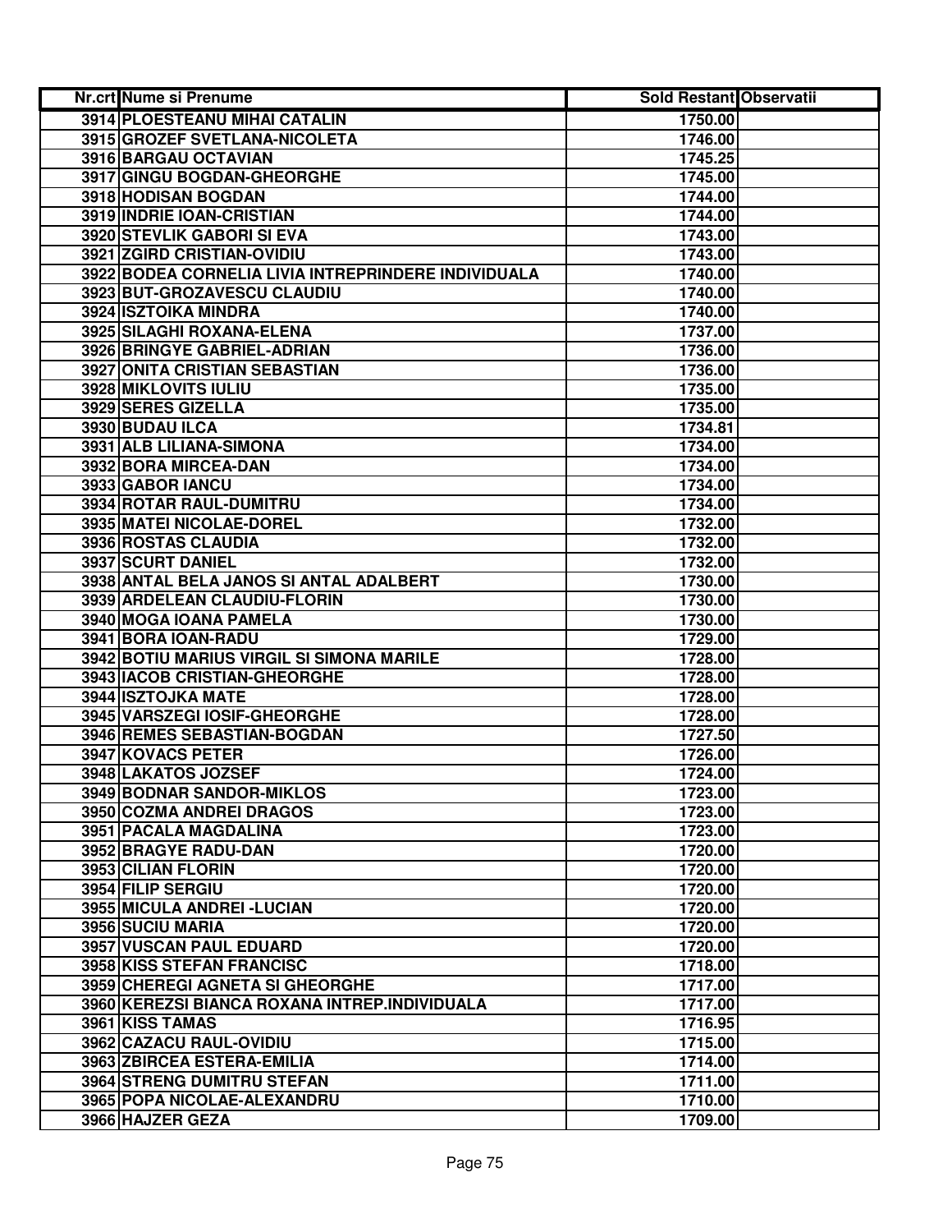| Nr.crt | Nume si Prenume | Sold Restant | Observatii |
|---|---|---|---|
| 3914 | PLOESTEANU MIHAI CATALIN | 1750.00 | |
| 3915 | GROZEF SVETLANA-NICOLETA | 1746.00 | |
| 3916 | BARGAU OCTAVIAN | 1745.25 | |
| 3917 | GINGU BOGDAN-GHEORGHE | 1745.00 | |
| 3918 | HODISAN BOGDAN | 1744.00 | |
| 3919 | INDRIE IOAN-CRISTIAN | 1744.00 | |
| 3920 | STEVLIK GABORI SI EVA | 1743.00 | |
| 3921 | ZGIRD CRISTIAN-OVIDIU | 1743.00 | |
| 3922 | BODEA CORNELIA LIVIA INTREPRINDERE INDIVIDUALA | 1740.00 | |
| 3923 | BUT-GROZAVESCU CLAUDIU | 1740.00 | |
| 3924 | ISZTOIKA MINDRA | 1740.00 | |
| 3925 | SILAGHI ROXANA-ELENA | 1737.00 | |
| 3926 | BRINGYE GABRIEL-ADRIAN | 1736.00 | |
| 3927 | ONITA CRISTIAN SEBASTIAN | 1736.00 | |
| 3928 | MIKLOVITS IULIU | 1735.00 | |
| 3929 | SERES GIZELLA | 1735.00 | |
| 3930 | BUDAU ILCA | 1734.81 | |
| 3931 | ALB LILIANA-SIMONA | 1734.00 | |
| 3932 | BORA MIRCEA-DAN | 1734.00 | |
| 3933 | GABOR IANCU | 1734.00 | |
| 3934 | ROTAR RAUL-DUMITRU | 1734.00 | |
| 3935 | MATEI NICOLAE-DOREL | 1732.00 | |
| 3936 | ROSTAS CLAUDIA | 1732.00 | |
| 3937 | SCURT DANIEL | 1732.00 | |
| 3938 | ANTAL BELA JANOS SI ANTAL ADALBERT | 1730.00 | |
| 3939 | ARDELEAN CLAUDIU-FLORIN | 1730.00 | |
| 3940 | MOGA IOANA PAMELA | 1730.00 | |
| 3941 | BORA IOAN-RADU | 1729.00 | |
| 3942 | BOTIU MARIUS VIRGIL SI SIMONA MARILE | 1728.00 | |
| 3943 | IACOB CRISTIAN-GHEORGHE | 1728.00 | |
| 3944 | ISZTOJKA MATE | 1728.00 | |
| 3945 | VARSZEGI IOSIF-GHEORGHE | 1728.00 | |
| 3946 | REMES SEBASTIAN-BOGDAN | 1727.50 | |
| 3947 | KOVACS PETER | 1726.00 | |
| 3948 | LAKATOS JOZSEF | 1724.00 | |
| 3949 | BODNAR SANDOR-MIKLOS | 1723.00 | |
| 3950 | COZMA ANDREI DRAGOS | 1723.00 | |
| 3951 | PACALA MAGDALINA | 1723.00 | |
| 3952 | BRAGYE RADU-DAN | 1720.00 | |
| 3953 | CILIAN FLORIN | 1720.00 | |
| 3954 | FILIP SERGIU | 1720.00 | |
| 3955 | MICULA ANDREI -LUCIAN | 1720.00 | |
| 3956 | SUCIU MARIA | 1720.00 | |
| 3957 | VUSCAN PAUL EDUARD | 1720.00 | |
| 3958 | KISS STEFAN FRANCISC | 1718.00 | |
| 3959 | CHEREGI AGNETA SI GHEORGHE | 1717.00 | |
| 3960 | KEREZSI BIANCA ROXANA INTREP.INDIVIDUALA | 1717.00 | |
| 3961 | KISS TAMAS | 1716.95 | |
| 3962 | CAZACU RAUL-OVIDIU | 1715.00 | |
| 3963 | ZBIRCEA ESTERA-EMILIA | 1714.00 | |
| 3964 | STRENG DUMITRU STEFAN | 1711.00 | |
| 3965 | POPA NICOLAE-ALEXANDRU | 1710.00 | |
| 3966 | HAJZER GEZA | 1709.00 | |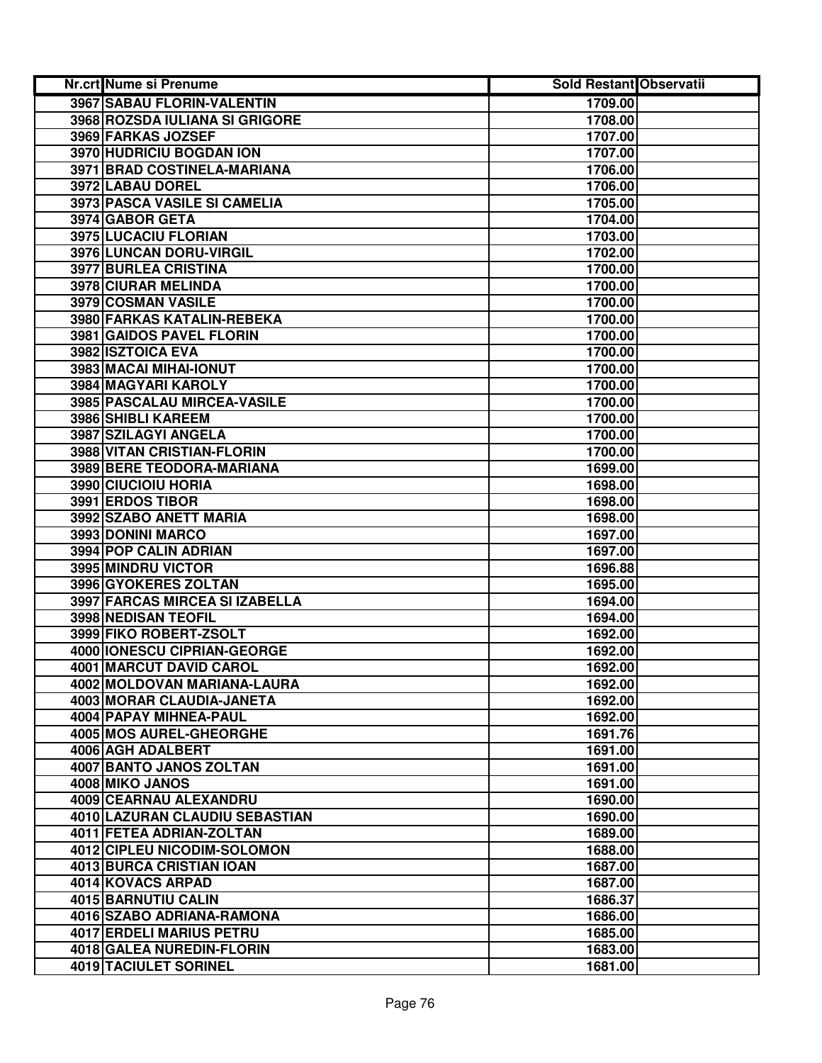| Nr.crt | Nume si Prenume | Sold Restant | Observatii |
|---|---|---|---|
| 3967 | SABAU FLORIN-VALENTIN | 1709.00 | |
| 3968 | ROZSDA IULIANA SI GRIGORE | 1708.00 | |
| 3969 | FARKAS JOZSEF | 1707.00 | |
| 3970 | HUDRICIU BOGDAN ION | 1707.00 | |
| 3971 | BRAD COSTINELA-MARIANA | 1706.00 | |
| 3972 | LABAU DOREL | 1706.00 | |
| 3973 | PASCA VASILE SI CAMELIA | 1705.00 | |
| 3974 | GABOR GETA | 1704.00 | |
| 3975 | LUCACIU FLORIAN | 1703.00 | |
| 3976 | LUNCAN DORU-VIRGIL | 1702.00 | |
| 3977 | BURLEA CRISTINA | 1700.00 | |
| 3978 | CIURAR MELINDA | 1700.00 | |
| 3979 | COSMAN VASILE | 1700.00 | |
| 3980 | FARKAS KATALIN-REBEKA | 1700.00 | |
| 3981 | GAIDOS PAVEL FLORIN | 1700.00 | |
| 3982 | ISZTOICA EVA | 1700.00 | |
| 3983 | MACAI MIHAI-IONUT | 1700.00 | |
| 3984 | MAGYARI KAROLY | 1700.00 | |
| 3985 | PASCALAU MIRCEA-VASILE | 1700.00 | |
| 3986 | SHIBLI KAREEM | 1700.00 | |
| 3987 | SZILAGYI ANGELA | 1700.00 | |
| 3988 | VITAN CRISTIAN-FLORIN | 1700.00 | |
| 3989 | BERE TEODORA-MARIANA | 1699.00 | |
| 3990 | CIUCIOIU HORIA | 1698.00 | |
| 3991 | ERDOS TIBOR | 1698.00 | |
| 3992 | SZABO ANETT MARIA | 1698.00 | |
| 3993 | DONINI MARCO | 1697.00 | |
| 3994 | POP CALIN ADRIAN | 1697.00 | |
| 3995 | MINDRU VICTOR | 1696.88 | |
| 3996 | GYOKERES ZOLTAN | 1695.00 | |
| 3997 | FARCAS MIRCEA SI IZABELLA | 1694.00 | |
| 3998 | NEDISAN TEOFIL | 1694.00 | |
| 3999 | FIKO ROBERT-ZSOLT | 1692.00 | |
| 4000 | IONESCU CIPRIAN-GEORGE | 1692.00 | |
| 4001 | MARCUT DAVID CAROL | 1692.00 | |
| 4002 | MOLDOVAN MARIANA-LAURA | 1692.00 | |
| 4003 | MORAR CLAUDIA-JANETA | 1692.00 | |
| 4004 | PAPAY MIHNEA-PAUL | 1692.00 | |
| 4005 | MOS AUREL-GHEORGHE | 1691.76 | |
| 4006 | AGH ADALBERT | 1691.00 | |
| 4007 | BANTO JANOS ZOLTAN | 1691.00 | |
| 4008 | MIKO JANOS | 1691.00 | |
| 4009 | CEARNAU ALEXANDRU | 1690.00 | |
| 4010 | LAZURAN CLAUDIU SEBASTIAN | 1690.00 | |
| 4011 | FETEA ADRIAN-ZOLTAN | 1689.00 | |
| 4012 | CIPLEU NICODIM-SOLOMON | 1688.00 | |
| 4013 | BURCA CRISTIAN IOAN | 1687.00 | |
| 4014 | KOVACS ARPAD | 1687.00 | |
| 4015 | BARNUTIU CALIN | 1686.37 | |
| 4016 | SZABO ADRIANA-RAMONA | 1686.00 | |
| 4017 | ERDELI MARIUS PETRU | 1685.00 | |
| 4018 | GALEA NUREDIN-FLORIN | 1683.00 | |
| 4019 | TACIULET SORINEL | 1681.00 | |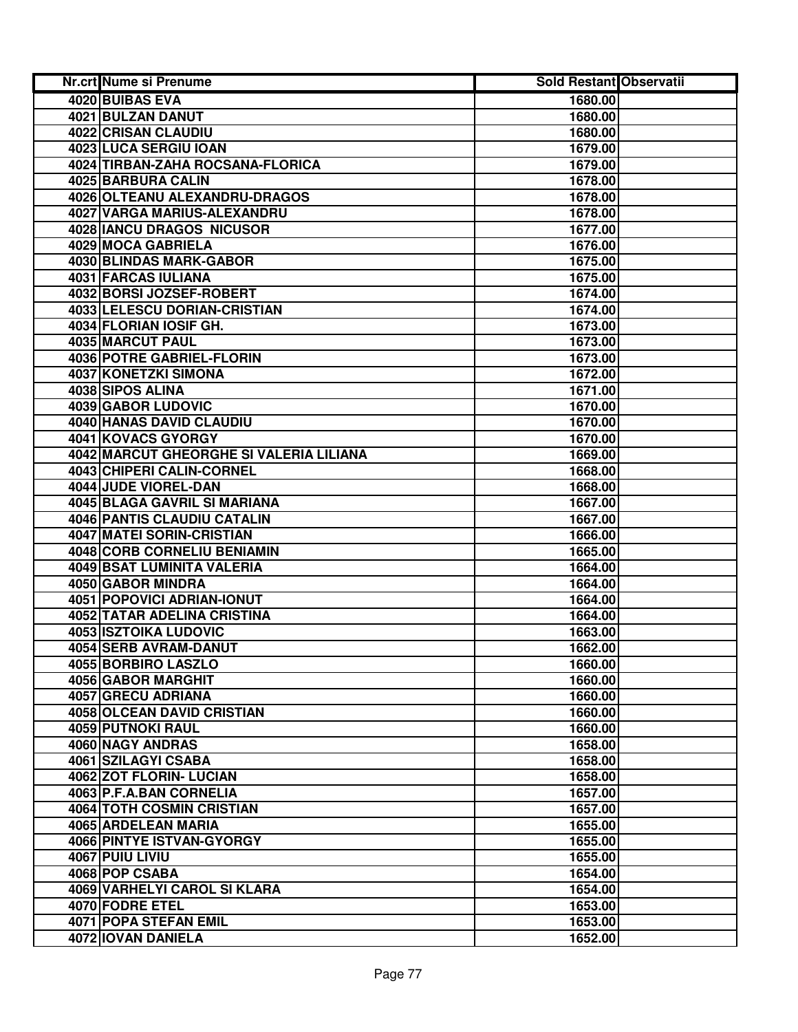| Nr.crt | Nume si Prenume | Sold Restant | Observatii |
|---|---|---|---|
| 4020 | BUIBAS EVA | 1680.00 | |
| 4021 | BULZAN DANUT | 1680.00 | |
| 4022 | CRISAN CLAUDIU | 1680.00 | |
| 4023 | LUCA SERGIU IOAN | 1679.00 | |
| 4024 | TIRBAN-ZAHA ROCSANA-FLORICA | 1679.00 | |
| 4025 | BARBURA CALIN | 1678.00 | |
| 4026 | OLTEANU ALEXANDRU-DRAGOS | 1678.00 | |
| 4027 | VARGA MARIUS-ALEXANDRU | 1678.00 | |
| 4028 | IANCU DRAGOS NICUSOR | 1677.00 | |
| 4029 | MOCA GABRIELA | 1676.00 | |
| 4030 | BLINDAS MARK-GABOR | 1675.00 | |
| 4031 | FARCAS IULIANA | 1675.00 | |
| 4032 | BORSI JOZSEF-ROBERT | 1674.00 | |
| 4033 | LELESCU DORIAN-CRISTIAN | 1674.00 | |
| 4034 | FLORIAN IOSIF GH. | 1673.00 | |
| 4035 | MARCUT PAUL | 1673.00 | |
| 4036 | POTRE GABRIEL-FLORIN | 1673.00 | |
| 4037 | KONETZKI SIMONA | 1672.00 | |
| 4038 | SIPOS ALINA | 1671.00 | |
| 4039 | GABOR LUDOVIC | 1670.00 | |
| 4040 | HANAS DAVID CLAUDIU | 1670.00 | |
| 4041 | KOVACS GYORGY | 1670.00 | |
| 4042 | MARCUT GHEORGHE SI VALERIA LILIANA | 1669.00 | |
| 4043 | CHIPERI CALIN-CORNEL | 1668.00 | |
| 4044 | JUDE VIOREL-DAN | 1668.00 | |
| 4045 | BLAGA GAVRIL SI MARIANA | 1667.00 | |
| 4046 | PANTIS CLAUDIU CATALIN | 1667.00 | |
| 4047 | MATEI SORIN-CRISTIAN | 1666.00 | |
| 4048 | CORB CORNELIU BENIAMIN | 1665.00 | |
| 4049 | BSAT LUMINITA VALERIA | 1664.00 | |
| 4050 | GABOR MINDRA | 1664.00 | |
| 4051 | POPOVICI ADRIAN-IONUT | 1664.00 | |
| 4052 | TATAR ADELINA CRISTINA | 1664.00 | |
| 4053 | ISZTOIKA LUDOVIC | 1663.00 | |
| 4054 | SERB AVRAM-DANUT | 1662.00 | |
| 4055 | BORBIRO LASZLO | 1660.00 | |
| 4056 | GABOR MARGHIT | 1660.00 | |
| 4057 | GRECU ADRIANA | 1660.00 | |
| 4058 | OLCEAN DAVID CRISTIAN | 1660.00 | |
| 4059 | PUTNOKI RAUL | 1660.00 | |
| 4060 | NAGY ANDRAS | 1658.00 | |
| 4061 | SZILAGYI CSABA | 1658.00 | |
| 4062 | ZOT FLORIN- LUCIAN | 1658.00 | |
| 4063 | P.F.A.BAN CORNELIA | 1657.00 | |
| 4064 | TOTH COSMIN CRISTIAN | 1657.00 | |
| 4065 | ARDELEAN MARIA | 1655.00 | |
| 4066 | PINTYE ISTVAN-GYORGY | 1655.00 | |
| 4067 | PUIU LIVIU | 1655.00 | |
| 4068 | POP CSABA | 1654.00 | |
| 4069 | VARHELYI CAROL SI KLARA | 1654.00 | |
| 4070 | FODRE ETEL | 1653.00 | |
| 4071 | POPA STEFAN EMIL | 1653.00 | |
| 4072 | IOVAN DANIELA | 1652.00 | |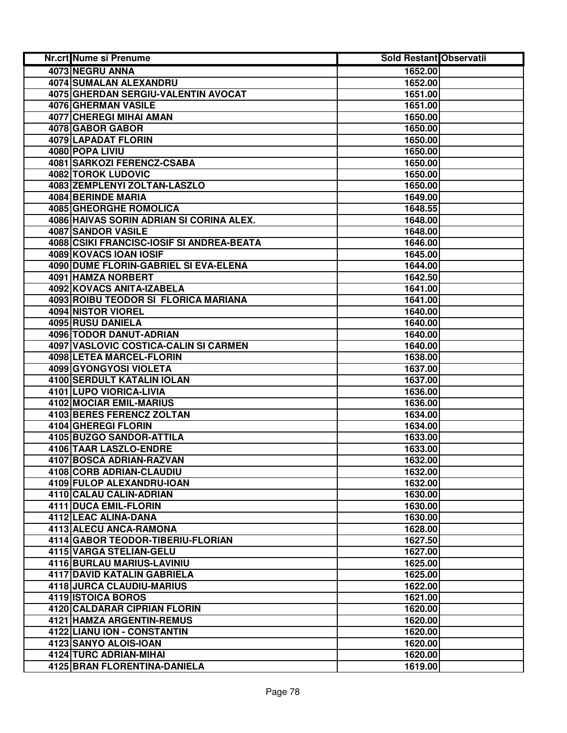| Nr.crt | Nume si Prenume | Sold Restant | Observatii |
|---|---|---|---|
| 4073 | NEGRU ANNA | 1652.00 | |
| 4074 | SUMALAN ALEXANDRU | 1652.00 | |
| 4075 | GHERDAN SERGIU-VALENTIN AVOCAT | 1651.00 | |
| 4076 | GHERMAN VASILE | 1651.00 | |
| 4077 | CHEREGI MIHAI AMAN | 1650.00 | |
| 4078 | GABOR GABOR | 1650.00 | |
| 4079 | LAPADAT FLORIN | 1650.00 | |
| 4080 | POPA LIVIU | 1650.00 | |
| 4081 | SARKOZI FERENCZ-CSABA | 1650.00 | |
| 4082 | TOROK LUDOVIC | 1650.00 | |
| 4083 | ZEMPLENYI ZOLTAN-LASZLO | 1650.00 | |
| 4084 | BERINDE MARIA | 1649.00 | |
| 4085 | GHEORGHE ROMOLICA | 1648.55 | |
| 4086 | HAIVAS SORIN ADRIAN SI CORINA ALEX. | 1648.00 | |
| 4087 | SANDOR VASILE | 1648.00 | |
| 4088 | CSIKI FRANCISC-IOSIF SI ANDREA-BEATA | 1646.00 | |
| 4089 | KOVACS IOAN IOSIF | 1645.00 | |
| 4090 | DUME FLORIN-GABRIEL SI EVA-ELENA | 1644.00 | |
| 4091 | HAMZA NORBERT | 1642.50 | |
| 4092 | KOVACS ANITA-IZABELA | 1641.00 | |
| 4093 | ROIBU TEODOR SI FLORICA MARIANA | 1641.00 | |
| 4094 | NISTOR VIOREL | 1640.00 | |
| 4095 | RUSU DANIELA | 1640.00 | |
| 4096 | TODOR DANUT-ADRIAN | 1640.00 | |
| 4097 | VASLOVIC COSTICA-CALIN SI CARMEN | 1640.00 | |
| 4098 | LETEA MARCEL-FLORIN | 1638.00 | |
| 4099 | GYONGYOSI VIOLETA | 1637.00 | |
| 4100 | SERDULT KATALIN IOLAN | 1637.00 | |
| 4101 | LUPO VIORICA-LIVIA | 1636.00 | |
| 4102 | MOCIAR EMIL-MARIUS | 1636.00 | |
| 4103 | BERES FERENCZ ZOLTAN | 1634.00 | |
| 4104 | GHEREGI FLORIN | 1634.00 | |
| 4105 | BUZGO SANDOR-ATTILA | 1633.00 | |
| 4106 | TAAR LASZLO-ENDRE | 1633.00 | |
| 4107 | BOSCA ADRIAN-RAZVAN | 1632.00 | |
| 4108 | CORB ADRIAN-CLAUDIU | 1632.00 | |
| 4109 | FULOP ALEXANDRU-IOAN | 1632.00 | |
| 4110 | CALAU CALIN-ADRIAN | 1630.00 | |
| 4111 | DUCA EMIL-FLORIN | 1630.00 | |
| 4112 | LEAC ALINA-DANA | 1630.00 | |
| 4113 | ALECU ANCA-RAMONA | 1628.00 | |
| 4114 | GABOR TEODOR-TIBERIU-FLORIAN | 1627.50 | |
| 4115 | VARGA STELIAN-GELU | 1627.00 | |
| 4116 | BURLAU MARIUS-LAVINIU | 1625.00 | |
| 4117 | DAVID KATALIN GABRIELA | 1625.00 | |
| 4118 | JURCA CLAUDIU-MARIUS | 1622.00 | |
| 4119 | ISTOICA BOROS | 1621.00 | |
| 4120 | CALDARAR CIPRIAN FLORIN | 1620.00 | |
| 4121 | HAMZA ARGENTIN-REMUS | 1620.00 | |
| 4122 | LIANU ION - CONSTANTIN | 1620.00 | |
| 4123 | SANYO ALOIS-IOAN | 1620.00 | |
| 4124 | TURC ADRIAN-MIHAI | 1620.00 | |
| 4125 | BRAN FLORENTINA-DANIELA | 1619.00 | |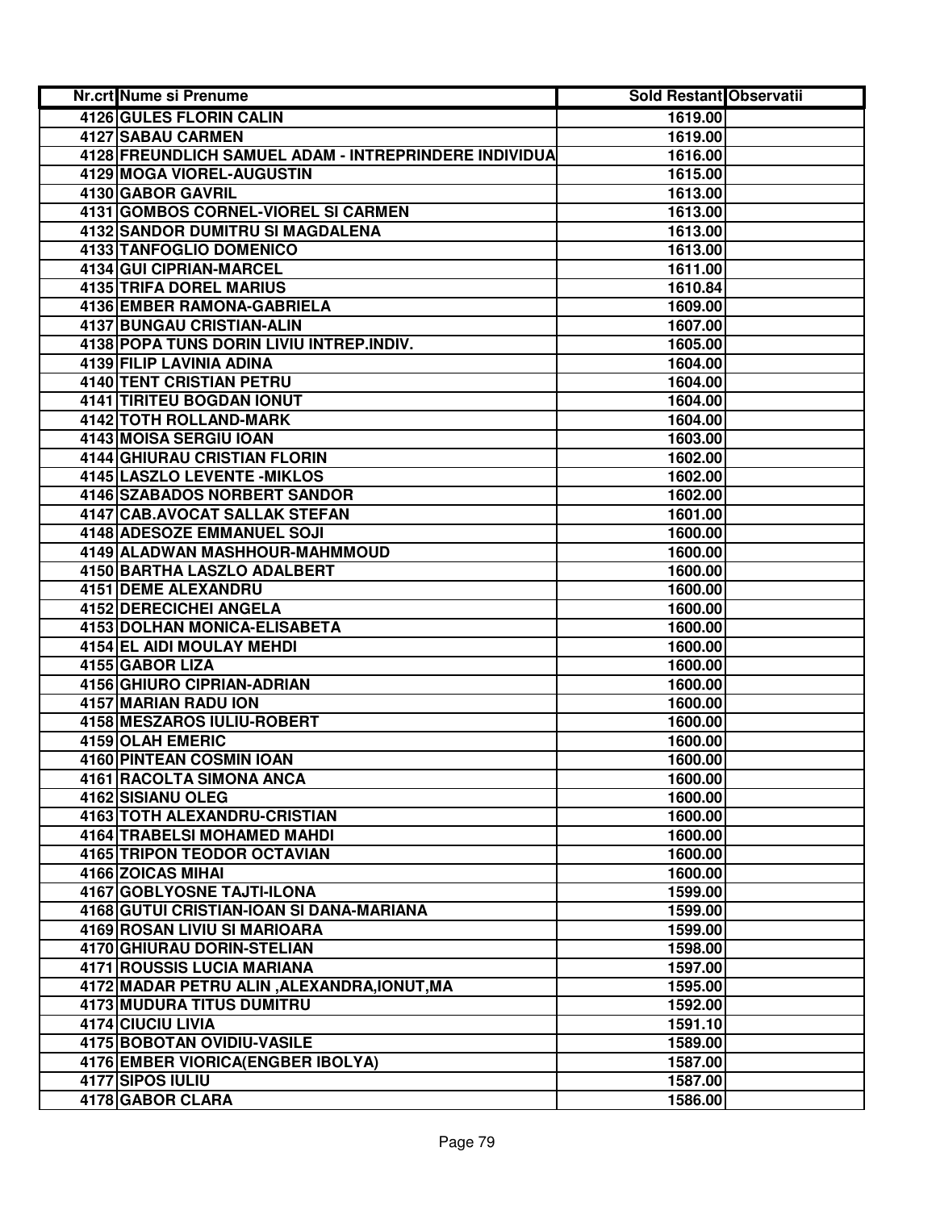| Nr.crt | Nume si Prenume | Sold Restant | Observatii |
|---|---|---|---|
| 4126 | GULES FLORIN CALIN | 1619.00 | |
| 4127 | SABAU CARMEN | 1619.00 | |
| 4128 | FREUNDLICH SAMUEL ADAM - INTREPRINDERE INDIVIDUA | 1616.00 | |
| 4129 | MOGA VIOREL-AUGUSTIN | 1615.00 | |
| 4130 | GABOR GAVRIL | 1613.00 | |
| 4131 | GOMBOS CORNEL-VIOREL SI CARMEN | 1613.00 | |
| 4132 | SANDOR DUMITRU SI MAGDALENA | 1613.00 | |
| 4133 | TANFOGLIO DOMENICO | 1613.00 | |
| 4134 | GUI CIPRIAN-MARCEL | 1611.00 | |
| 4135 | TRIFA DOREL MARIUS | 1610.84 | |
| 4136 | EMBER RAMONA-GABRIELA | 1609.00 | |
| 4137 | BUNGAU CRISTIAN-ALIN | 1607.00 | |
| 4138 | POPA TUNS DORIN LIVIU INTREP.INDIV. | 1605.00 | |
| 4139 | FILIP LAVINIA ADINA | 1604.00 | |
| 4140 | TENT CRISTIAN PETRU | 1604.00 | |
| 4141 | TIRITEU BOGDAN IONUT | 1604.00 | |
| 4142 | TOTH ROLLAND-MARK | 1604.00 | |
| 4143 | MOISA SERGIU IOAN | 1603.00 | |
| 4144 | GHIURAU CRISTIAN FLORIN | 1602.00 | |
| 4145 | LASZLO LEVENTE -MIKLOS | 1602.00 | |
| 4146 | SZABADOS NORBERT SANDOR | 1602.00 | |
| 4147 | CAB.AVOCAT SALLAK STEFAN | 1601.00 | |
| 4148 | ADESOZE EMMANUEL SOJI | 1600.00 | |
| 4149 | ALADWAN MASHHOUR-MAHMMOUD | 1600.00 | |
| 4150 | BARTHA LASZLO ADALBERT | 1600.00 | |
| 4151 | DEME ALEXANDRU | 1600.00 | |
| 4152 | DERECICHEI ANGELA | 1600.00 | |
| 4153 | DOLHAN MONICA-ELISABETA | 1600.00 | |
| 4154 | EL AIDI MOULAY MEHDI | 1600.00 | |
| 4155 | GABOR LIZA | 1600.00 | |
| 4156 | GHIURO CIPRIAN-ADRIAN | 1600.00 | |
| 4157 | MARIAN RADU ION | 1600.00 | |
| 4158 | MESZAROS IULIU-ROBERT | 1600.00 | |
| 4159 | OLAH EMERIC | 1600.00 | |
| 4160 | PINTEAN COSMIN IOAN | 1600.00 | |
| 4161 | RACOLTA SIMONA ANCA | 1600.00 | |
| 4162 | SISIANU OLEG | 1600.00 | |
| 4163 | TOTH ALEXANDRU-CRISTIAN | 1600.00 | |
| 4164 | TRABELSI MOHAMED MAHDI | 1600.00 | |
| 4165 | TRIPON TEODOR OCTAVIAN | 1600.00 | |
| 4166 | ZOICAS MIHAI | 1600.00 | |
| 4167 | GOBLYOSNE TAJTI-ILONA | 1599.00 | |
| 4168 | GUTUI CRISTIAN-IOAN SI DANA-MARIANA | 1599.00 | |
| 4169 | ROSAN LIVIU SI MARIOARA | 1599.00 | |
| 4170 | GHIURAU DORIN-STELIAN | 1598.00 | |
| 4171 | ROUSSIS LUCIA MARIANA | 1597.00 | |
| 4172 | MADAR PETRU ALIN ,ALEXANDRA,IONUT,MA | 1595.00 | |
| 4173 | MUDURA TITUS DUMITRU | 1592.00 | |
| 4174 | CIUCIU LIVIA | 1591.10 | |
| 4175 | BOBOTAN OVIDIU-VASILE | 1589.00 | |
| 4176 | EMBER VIORICA(ENGBER IBOLYA) | 1587.00 | |
| 4177 | SIPOS IULIU | 1587.00 | |
| 4178 | GABOR CLARA | 1586.00 | |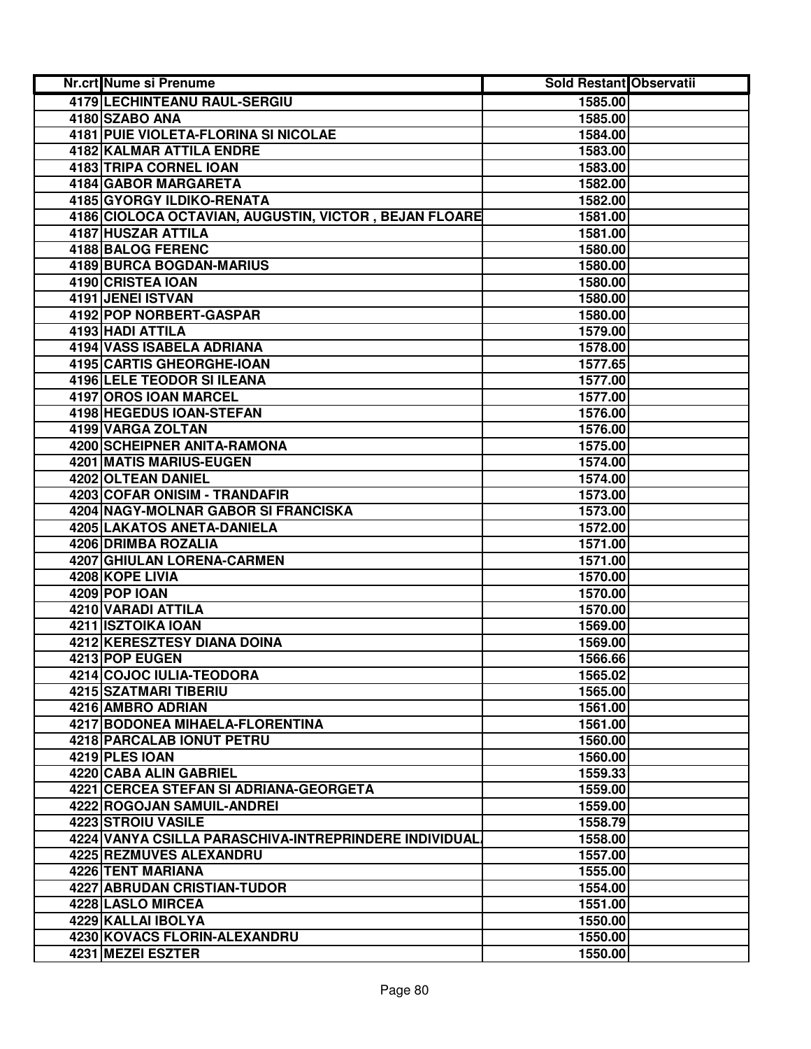| Nr.crt | Nume si Prenume | Sold Restant | Observatii |
|---|---|---|---|
| 4179 | LECHINTEANU RAUL-SERGIU | 1585.00 | |
| 4180 | SZABO ANA | 1585.00 | |
| 4181 | PUIE VIOLETA-FLORINA SI NICOLAE | 1584.00 | |
| 4182 | KALMAR ATTILA ENDRE | 1583.00 | |
| 4183 | TRIPA CORNEL IOAN | 1583.00 | |
| 4184 | GABOR MARGARETA | 1582.00 | |
| 4185 | GYORGY ILDIKO-RENATA | 1582.00 | |
| 4186 | CIOLOCA OCTAVIAN, AUGUSTIN, VICTOR , BEJAN FLOARE | 1581.00 | |
| 4187 | HUSZAR ATTILA | 1581.00 | |
| 4188 | BALOG FERENC | 1580.00 | |
| 4189 | BURCA BOGDAN-MARIUS | 1580.00 | |
| 4190 | CRISTEA IOAN | 1580.00 | |
| 4191 | JENEI ISTVAN | 1580.00 | |
| 4192 | POP NORBERT-GASPAR | 1580.00 | |
| 4193 | HADI ATTILA | 1579.00 | |
| 4194 | VASS ISABELA ADRIANA | 1578.00 | |
| 4195 | CARTIS GHEORGHE-IOAN | 1577.65 | |
| 4196 | LELE TEODOR SI ILEANA | 1577.00 | |
| 4197 | OROS IOAN MARCEL | 1577.00 | |
| 4198 | HEGEDUS IOAN-STEFAN | 1576.00 | |
| 4199 | VARGA ZOLTAN | 1576.00 | |
| 4200 | SCHEIPNER ANITA-RAMONA | 1575.00 | |
| 4201 | MATIS MARIUS-EUGEN | 1574.00 | |
| 4202 | OLTEAN DANIEL | 1574.00 | |
| 4203 | COFAR ONISIM - TRANDAFIR | 1573.00 | |
| 4204 | NAGY-MOLNAR GABOR SI FRANCISKA | 1573.00 | |
| 4205 | LAKATOS ANETA-DANIELA | 1572.00 | |
| 4206 | DRIMBA ROZALIA | 1571.00 | |
| 4207 | GHIULAN LORENA-CARMEN | 1571.00 | |
| 4208 | KOPE LIVIA | 1570.00 | |
| 4209 | POP IOAN | 1570.00 | |
| 4210 | VARADI ATTILA | 1570.00 | |
| 4211 | ISZTOIKA IOAN | 1569.00 | |
| 4212 | KERESZTESY DIANA DOINA | 1569.00 | |
| 4213 | POP EUGEN | 1566.66 | |
| 4214 | COJOC IULIA-TEODORA | 1565.02 | |
| 4215 | SZATMARI TIBERIU | 1565.00 | |
| 4216 | AMBRO ADRIAN | 1561.00 | |
| 4217 | BODONEA MIHAELA-FLORENTINA | 1561.00 | |
| 4218 | PARCALAB IONUT PETRU | 1560.00 | |
| 4219 | PLES IOAN | 1560.00 | |
| 4220 | CABA ALIN GABRIEL | 1559.33 | |
| 4221 | CERCEA STEFAN SI ADRIANA-GEORGETA | 1559.00 | |
| 4222 | ROGOJAN SAMUIL-ANDREI | 1559.00 | |
| 4223 | STROIU VASILE | 1558.79 | |
| 4224 | VANYA CSILLA PARASCHIVA-INTREPRINDERE INDIVIDUAL | 1558.00 | |
| 4225 | REZMUVES ALEXANDRU | 1557.00 | |
| 4226 | TENT MARIANA | 1555.00 | |
| 4227 | ABRUDAN CRISTIAN-TUDOR | 1554.00 | |
| 4228 | LASLO MIRCEA | 1551.00 | |
| 4229 | KALLAI IBOLYA | 1550.00 | |
| 4230 | KOVACS FLORIN-ALEXANDRU | 1550.00 | |
| 4231 | MEZEI ESZTER | 1550.00 | |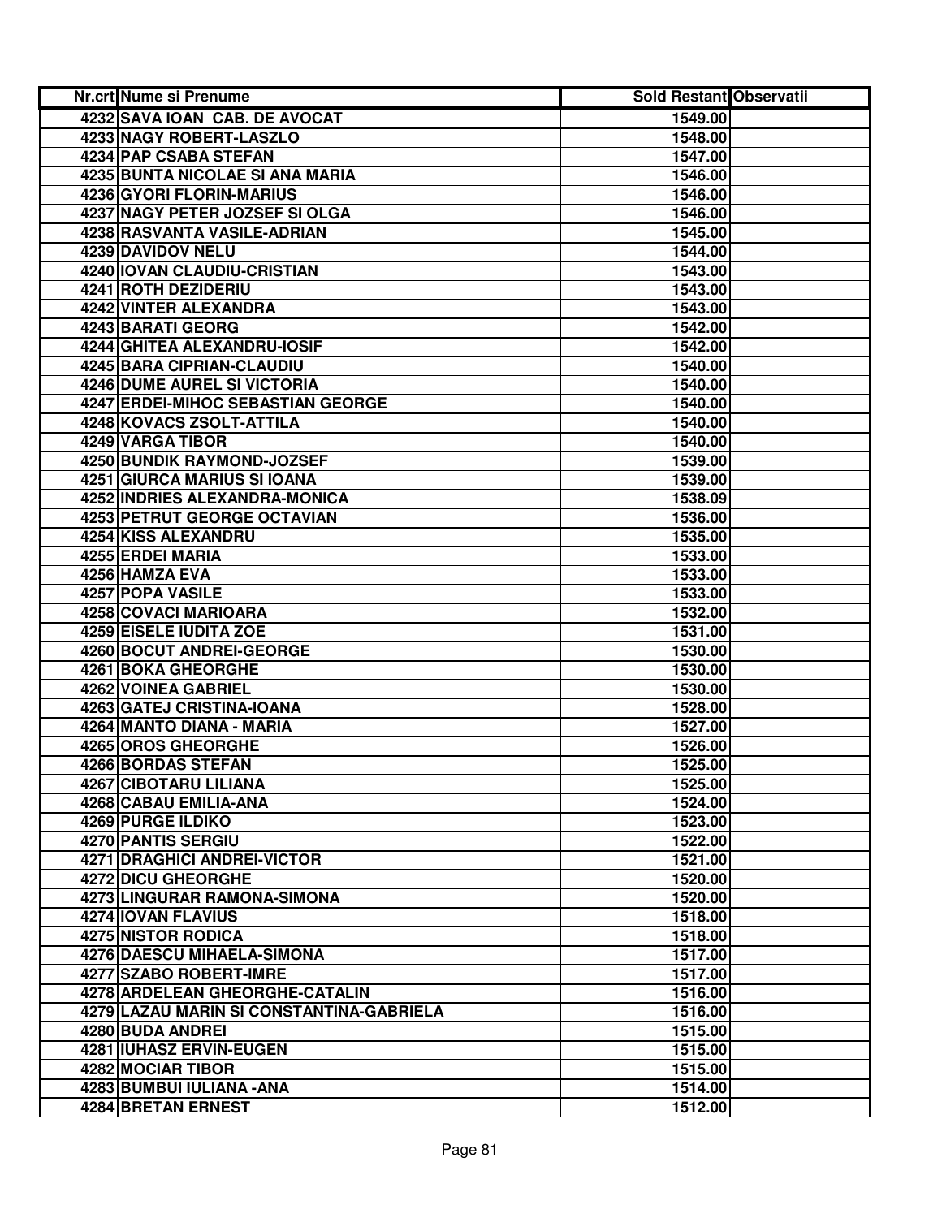| Nr.crt | Nume si Prenume | Sold Restant | Observatii |
|---|---|---|---|
| 4232 | SAVA IOAN CAB. DE AVOCAT | 1549.00 | |
| 4233 | NAGY ROBERT-LASZLO | 1548.00 | |
| 4234 | PAP CSABA STEFAN | 1547.00 | |
| 4235 | BUNTA NICOLAE SI ANA MARIA | 1546.00 | |
| 4236 | GYORI FLORIN-MARIUS | 1546.00 | |
| 4237 | NAGY PETER JOZSEF SI OLGA | 1546.00 | |
| 4238 | RASVANTA VASILE-ADRIAN | 1545.00 | |
| 4239 | DAVIDOV NELU | 1544.00 | |
| 4240 | IOVAN CLAUDIU-CRISTIAN | 1543.00 | |
| 4241 | ROTH DEZIDERIU | 1543.00 | |
| 4242 | VINTER ALEXANDRA | 1543.00 | |
| 4243 | BARATI GEORG | 1542.00 | |
| 4244 | GHITEA ALEXANDRU-IOSIF | 1542.00 | |
| 4245 | BARA CIPRIAN-CLAUDIU | 1540.00 | |
| 4246 | DUME AUREL SI VICTORIA | 1540.00 | |
| 4247 | ERDEI-MIHOC SEBASTIAN GEORGE | 1540.00 | |
| 4248 | KOVACS ZSOLT-ATTILA | 1540.00 | |
| 4249 | VARGA TIBOR | 1540.00 | |
| 4250 | BUNDIK RAYMOND-JOZSEF | 1539.00 | |
| 4251 | GIURCA MARIUS SI IOANA | 1539.00 | |
| 4252 | INDRIES ALEXANDRA-MONICA | 1538.09 | |
| 4253 | PETRUT GEORGE OCTAVIAN | 1536.00 | |
| 4254 | KISS ALEXANDRU | 1535.00 | |
| 4255 | ERDEI MARIA | 1533.00 | |
| 4256 | HAMZA EVA | 1533.00 | |
| 4257 | POPA VASILE | 1533.00 | |
| 4258 | COVACI MARIOARA | 1532.00 | |
| 4259 | EISELE IUDITA ZOE | 1531.00 | |
| 4260 | BOCUT ANDREI-GEORGE | 1530.00 | |
| 4261 | BOKA GHEORGHE | 1530.00 | |
| 4262 | VOINEA GABRIEL | 1530.00 | |
| 4263 | GATEJ CRISTINA-IOANA | 1528.00 | |
| 4264 | MANTO DIANA - MARIA | 1527.00 | |
| 4265 | OROS GHEORGHE | 1526.00 | |
| 4266 | BORDAS STEFAN | 1525.00 | |
| 4267 | CIBOTARU LILIANA | 1525.00 | |
| 4268 | CABAU EMILIA-ANA | 1524.00 | |
| 4269 | PURGE ILDIKO | 1523.00 | |
| 4270 | PANTIS SERGIU | 1522.00 | |
| 4271 | DRAGHICI ANDREI-VICTOR | 1521.00 | |
| 4272 | DICU GHEORGHE | 1520.00 | |
| 4273 | LINGURAR RAMONA-SIMONA | 1520.00 | |
| 4274 | IOVAN FLAVIUS | 1518.00 | |
| 4275 | NISTOR RODICA | 1518.00 | |
| 4276 | DAESCU MIHAELA-SIMONA | 1517.00 | |
| 4277 | SZABO ROBERT-IMRE | 1517.00 | |
| 4278 | ARDELEAN GHEORGHE-CATALIN | 1516.00 | |
| 4279 | LAZAU MARIN SI CONSTANTINA-GABRIELA | 1516.00 | |
| 4280 | BUDA ANDREI | 1515.00 | |
| 4281 | IUHASZ ERVIN-EUGEN | 1515.00 | |
| 4282 | MOCIAR TIBOR | 1515.00 | |
| 4283 | BUMBUI IULIANA -ANA | 1514.00 | |
| 4284 | BRETAN ERNEST | 1512.00 | |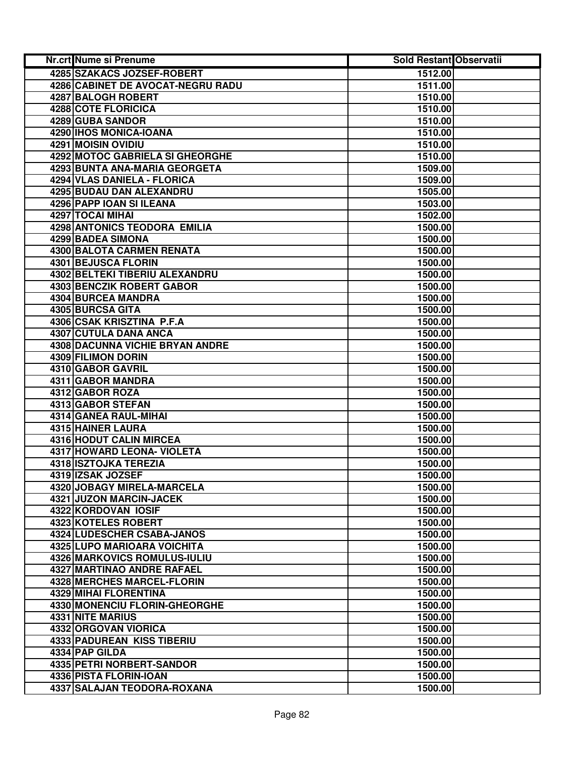| Nr.crt | Nume si Prenume | Sold Restant | Observatii |
|---|---|---|---|
| 4285 | SZAKACS JOZSEF-ROBERT | 1512.00 | |
| 4286 | CABINET DE AVOCAT-NEGRU RADU | 1511.00 | |
| 4287 | BALOGH ROBERT | 1510.00 | |
| 4288 | COTE FLORICICA | 1510.00 | |
| 4289 | GUBA SANDOR | 1510.00 | |
| 4290 | IHOS MONICA-IOANA | 1510.00 | |
| 4291 | MOISIN OVIDIU | 1510.00 | |
| 4292 | MOTOC GABRIELA SI GHEORGHE | 1510.00 | |
| 4293 | BUNTA ANA-MARIA GEORGETA | 1509.00 | |
| 4294 | VLAS DANIELA - FLORICA | 1509.00 | |
| 4295 | BUDAU DAN ALEXANDRU | 1505.00 | |
| 4296 | PAPP IOAN SI ILEANA | 1503.00 | |
| 4297 | TOCAI MIHAI | 1502.00 | |
| 4298 | ANTONICS TEODORA EMILIA | 1500.00 | |
| 4299 | BADEA SIMONA | 1500.00 | |
| 4300 | BALOTA CARMEN RENATA | 1500.00 | |
| 4301 | BEJUSCA FLORIN | 1500.00 | |
| 4302 | BELTEKI TIBERIU ALEXANDRU | 1500.00 | |
| 4303 | BENCZIK ROBERT GABOR | 1500.00 | |
| 4304 | BURCEA MANDRA | 1500.00 | |
| 4305 | BURCSA GITA | 1500.00 | |
| 4306 | CSAK KRISZTINA P.F.A | 1500.00 | |
| 4307 | CUTULA DANA ANCA | 1500.00 | |
| 4308 | DACUNNA VICHIE BRYAN ANDRE | 1500.00 | |
| 4309 | FILIMON DORIN | 1500.00 | |
| 4310 | GABOR GAVRIL | 1500.00 | |
| 4311 | GABOR MANDRA | 1500.00 | |
| 4312 | GABOR ROZA | 1500.00 | |
| 4313 | GABOR STEFAN | 1500.00 | |
| 4314 | GANEA RAUL-MIHAI | 1500.00 | |
| 4315 | HAINER LAURA | 1500.00 | |
| 4316 | HODUT CALIN MIRCEA | 1500.00 | |
| 4317 | HOWARD LEONA- VIOLETA | 1500.00 | |
| 4318 | ISZTOJKA TEREZIA | 1500.00 | |
| 4319 | IZSAK JOZSEF | 1500.00 | |
| 4320 | JOBAGY MIRELA-MARCELA | 1500.00 | |
| 4321 | JUZON MARCIN-JACEK | 1500.00 | |
| 4322 | KORDOVAN IOSIF | 1500.00 | |
| 4323 | KOTELES ROBERT | 1500.00 | |
| 4324 | LUDESCHER CSABA-JANOS | 1500.00 | |
| 4325 | LUPO MARIOARA VOICHITA | 1500.00 | |
| 4326 | MARKOVICS ROMULUS-IULIU | 1500.00 | |
| 4327 | MARTINAO ANDRE RAFAEL | 1500.00 | |
| 4328 | MERCHES MARCEL-FLORIN | 1500.00 | |
| 4329 | MIHAI FLORENTINA | 1500.00 | |
| 4330 | MONENCIU FLORIN-GHEORGHE | 1500.00 | |
| 4331 | NITE MARIUS | 1500.00 | |
| 4332 | ORGOVAN VIORICA | 1500.00 | |
| 4333 | PADUREAN KISS TIBERIU | 1500.00 | |
| 4334 | PAP GILDA | 1500.00 | |
| 4335 | PETRI NORBERT-SANDOR | 1500.00 | |
| 4336 | PISTA FLORIN-IOAN | 1500.00 | |
| 4337 | SALAJAN TEODORA-ROXANA | 1500.00 | |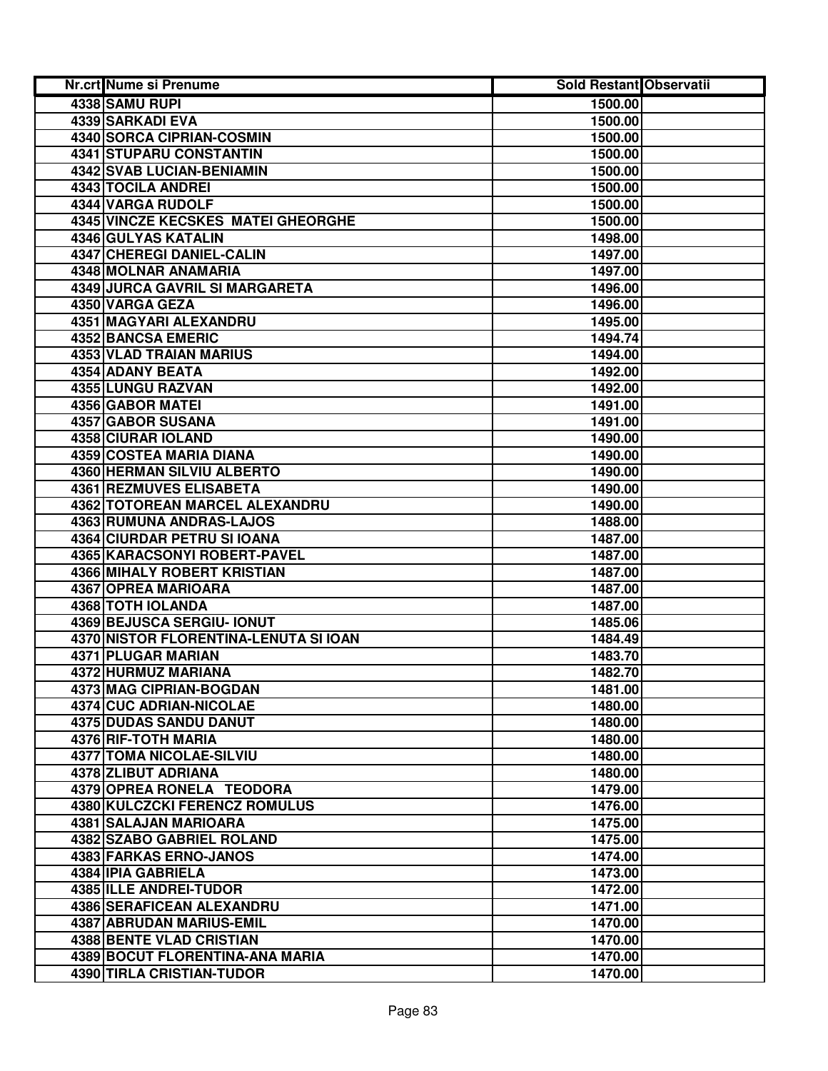| Nr.crt | Nume si Prenume | Sold Restant | Observatii |
|---|---|---|---|
| 4338 | SAMU RUPI | 1500.00 | |
| 4339 | SARKADI EVA | 1500.00 | |
| 4340 | SORCA CIPRIAN-COSMIN | 1500.00 | |
| 4341 | STUPARU CONSTANTIN | 1500.00 | |
| 4342 | SVAB LUCIAN-BENIAMIN | 1500.00 | |
| 4343 | TOCILA ANDREI | 1500.00 | |
| 4344 | VARGA RUDOLF | 1500.00 | |
| 4345 | VINCZE KECSKES MATEI GHEORGHE | 1500.00 | |
| 4346 | GULYAS KATALIN | 1498.00 | |
| 4347 | CHEREGI DANIEL-CALIN | 1497.00 | |
| 4348 | MOLNAR ANAMARIA | 1497.00 | |
| 4349 | JURCA GAVRIL SI MARGARETA | 1496.00 | |
| 4350 | VARGA GEZA | 1496.00 | |
| 4351 | MAGYARI ALEXANDRU | 1495.00 | |
| 4352 | BANCSA EMERIC | 1494.74 | |
| 4353 | VLAD TRAIAN MARIUS | 1494.00 | |
| 4354 | ADANY BEATA | 1492.00 | |
| 4355 | LUNGU RAZVAN | 1492.00 | |
| 4356 | GABOR MATEI | 1491.00 | |
| 4357 | GABOR SUSANA | 1491.00 | |
| 4358 | CIURAR IOLAND | 1490.00 | |
| 4359 | COSTEA MARIA DIANA | 1490.00 | |
| 4360 | HERMAN SILVIU ALBERTO | 1490.00 | |
| 4361 | REZMUVES ELISABETA | 1490.00 | |
| 4362 | TOTOREAN MARCEL ALEXANDRU | 1490.00 | |
| 4363 | RUMUNA ANDRAS-LAJOS | 1488.00 | |
| 4364 | CIURDAR PETRU SI IOANA | 1487.00 | |
| 4365 | KARACSONYI ROBERT-PAVEL | 1487.00 | |
| 4366 | MIHALY ROBERT KRISTIAN | 1487.00 | |
| 4367 | OPREA MARIOARA | 1487.00 | |
| 4368 | TOTH IOLANDA | 1487.00 | |
| 4369 | BEJUSCA SERGIU- IONUT | 1485.06 | |
| 4370 | NISTOR FLORENTINA-LENUTA SI IOAN | 1484.49 | |
| 4371 | PLUGAR MARIAN | 1483.70 | |
| 4372 | HURMUZ MARIANA | 1482.70 | |
| 4373 | MAG CIPRIAN-BOGDAN | 1481.00 | |
| 4374 | CUC ADRIAN-NICOLAE | 1480.00 | |
| 4375 | DUDAS SANDU DANUT | 1480.00 | |
| 4376 | RIF-TOTH MARIA | 1480.00 | |
| 4377 | TOMA NICOLAE-SILVIU | 1480.00 | |
| 4378 | ZLIBUT ADRIANA | 1480.00 | |
| 4379 | OPREA RONELA TEODORA | 1479.00 | |
| 4380 | KULCZCKI FERENCZ ROMULUS | 1476.00 | |
| 4381 | SALAJAN MARIOARA | 1475.00 | |
| 4382 | SZABO GABRIEL ROLAND | 1475.00 | |
| 4383 | FARKAS ERNO-JANOS | 1474.00 | |
| 4384 | IPIA GABRIELA | 1473.00 | |
| 4385 | ILLE ANDREI-TUDOR | 1472.00 | |
| 4386 | SERAFICEAN ALEXANDRU | 1471.00 | |
| 4387 | ABRUDAN MARIUS-EMIL | 1470.00 | |
| 4388 | BENTE VLAD CRISTIAN | 1470.00 | |
| 4389 | BOCUT FLORENTINA-ANA MARIA | 1470.00 | |
| 4390 | TIRLA CRISTIAN-TUDOR | 1470.00 | |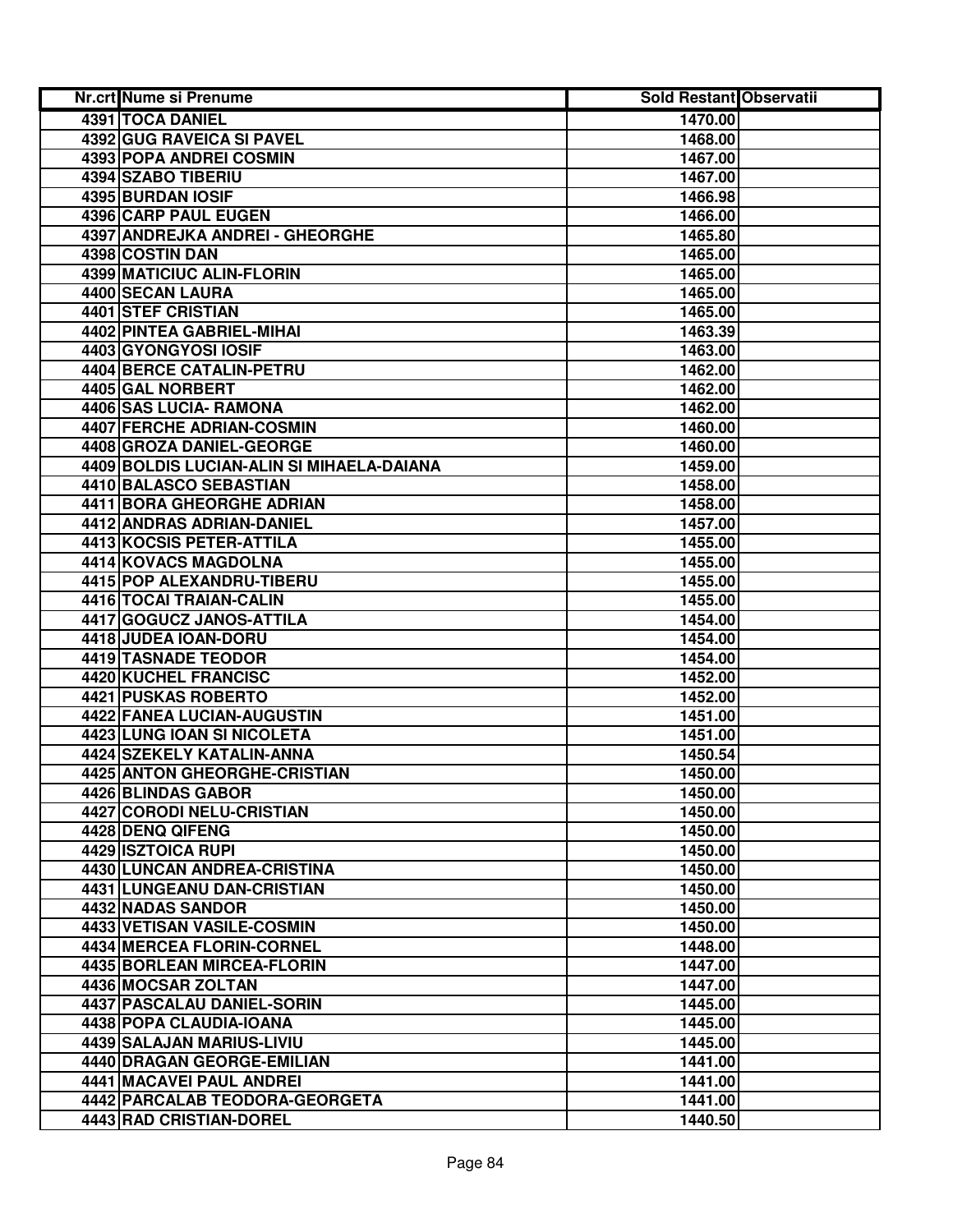| Nr.crt | Nume si Prenume | Sold Restant | Observatii |
|---|---|---|---|
| 4391 | TOCA DANIEL | 1470.00 | |
| 4392 | GUG RAVEICA SI PAVEL | 1468.00 | |
| 4393 | POPA ANDREI COSMIN | 1467.00 | |
| 4394 | SZABO TIBERIU | 1467.00 | |
| 4395 | BURDAN IOSIF | 1466.98 | |
| 4396 | CARP PAUL EUGEN | 1466.00 | |
| 4397 | ANDREJKA ANDREI - GHEORGHE | 1465.80 | |
| 4398 | COSTIN DAN | 1465.00 | |
| 4399 | MATICIUC ALIN-FLORIN | 1465.00 | |
| 4400 | SECAN LAURA | 1465.00 | |
| 4401 | STEF CRISTIAN | 1465.00 | |
| 4402 | PINTEA GABRIEL-MIHAI | 1463.39 | |
| 4403 | GYONGYOSI IOSIF | 1463.00 | |
| 4404 | BERCE CATALIN-PETRU | 1462.00 | |
| 4405 | GAL NORBERT | 1462.00 | |
| 4406 | SAS LUCIA- RAMONA | 1462.00 | |
| 4407 | FERCHE ADRIAN-COSMIN | 1460.00 | |
| 4408 | GROZA DANIEL-GEORGE | 1460.00 | |
| 4409 | BOLDIS LUCIAN-ALIN SI MIHAELA-DAIANA | 1459.00 | |
| 4410 | BALASCO SEBASTIAN | 1458.00 | |
| 4411 | BORA GHEORGHE ADRIAN | 1458.00 | |
| 4412 | ANDRAS ADRIAN-DANIEL | 1457.00 | |
| 4413 | KOCSIS PETER-ATTILA | 1455.00 | |
| 4414 | KOVACS MAGDOLNA | 1455.00 | |
| 4415 | POP ALEXANDRU-TIBERU | 1455.00 | |
| 4416 | TOCAI TRAIAN-CALIN | 1455.00 | |
| 4417 | GOGUCZ JANOS-ATTILA | 1454.00 | |
| 4418 | JUDEA IOAN-DORU | 1454.00 | |
| 4419 | TASNADE TEODOR | 1454.00 | |
| 4420 | KUCHEL FRANCISC | 1452.00 | |
| 4421 | PUSKAS ROBERTO | 1452.00 | |
| 4422 | FANEA LUCIAN-AUGUSTIN | 1451.00 | |
| 4423 | LUNG IOAN SI NICOLETA | 1451.00 | |
| 4424 | SZEKELY KATALIN-ANNA | 1450.54 | |
| 4425 | ANTON GHEORGHE-CRISTIAN | 1450.00 | |
| 4426 | BLINDAS GABOR | 1450.00 | |
| 4427 | CORODI NELU-CRISTIAN | 1450.00 | |
| 4428 | DENQ QIFENG | 1450.00 | |
| 4429 | ISZTOICA RUPI | 1450.00 | |
| 4430 | LUNCAN ANDREA-CRISTINA | 1450.00 | |
| 4431 | LUNGEANU DAN-CRISTIAN | 1450.00 | |
| 4432 | NADAS SANDOR | 1450.00 | |
| 4433 | VETISAN VASILE-COSMIN | 1450.00 | |
| 4434 | MERCEA FLORIN-CORNEL | 1448.00 | |
| 4435 | BORLEAN MIRCEA-FLORIN | 1447.00 | |
| 4436 | MOCSAR ZOLTAN | 1447.00 | |
| 4437 | PASCALAU DANIEL-SORIN | 1445.00 | |
| 4438 | POPA CLAUDIA-IOANA | 1445.00 | |
| 4439 | SALAJAN MARIUS-LIVIU | 1445.00 | |
| 4440 | DRAGAN GEORGE-EMILIAN | 1441.00 | |
| 4441 | MACAVEI PAUL ANDREI | 1441.00 | |
| 4442 | PARCALAB TEODORA-GEORGETA | 1441.00 | |
| 4443 | RAD CRISTIAN-DOREL | 1440.50 | |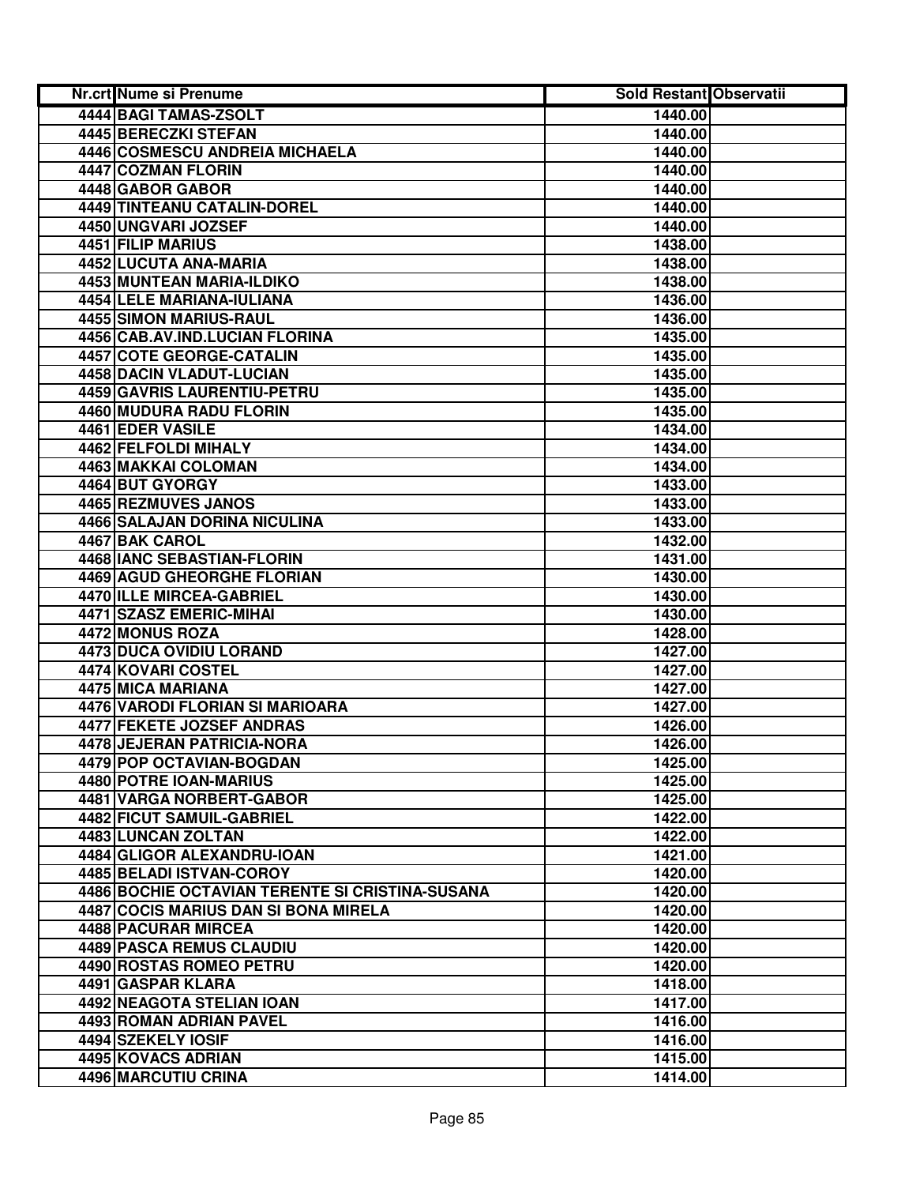| Nr.crt | Nume si Prenume | Sold Restant | Observatii |
|---|---|---|---|
| 4444 | BAGI TAMAS-ZSOLT | 1440.00 | |
| 4445 | BERECZKI STEFAN | 1440.00 | |
| 4446 | COSMESCU ANDREIA MICHAELA | 1440.00 | |
| 4447 | COZMAN FLORIN | 1440.00 | |
| 4448 | GABOR GABOR | 1440.00 | |
| 4449 | TINTEANU CATALIN-DOREL | 1440.00 | |
| 4450 | UNGVARI JOZSEF | 1440.00 | |
| 4451 | FILIP MARIUS | 1438.00 | |
| 4452 | LUCUTA ANA-MARIA | 1438.00 | |
| 4453 | MUNTEAN MARIA-ILDIKO | 1438.00 | |
| 4454 | LELE MARIANA-IULIANA | 1436.00 | |
| 4455 | SIMON MARIUS-RAUL | 1436.00 | |
| 4456 | CAB.AV.IND.LUCIAN FLORINA | 1435.00 | |
| 4457 | COTE GEORGE-CATALIN | 1435.00 | |
| 4458 | DACIN VLADUT-LUCIAN | 1435.00 | |
| 4459 | GAVRIS LAURENTIU-PETRU | 1435.00 | |
| 4460 | MUDURA RADU FLORIN | 1435.00 | |
| 4461 | EDER VASILE | 1434.00 | |
| 4462 | FELFOLDI MIHALY | 1434.00 | |
| 4463 | MAKKAI COLOMAN | 1434.00 | |
| 4464 | BUT GYORGY | 1433.00 | |
| 4465 | REZMUVES JANOS | 1433.00 | |
| 4466 | SALAJAN DORINA NICULINA | 1433.00 | |
| 4467 | BAK CAROL | 1432.00 | |
| 4468 | IANC SEBASTIAN-FLORIN | 1431.00 | |
| 4469 | AGUD GHEORGHE FLORIAN | 1430.00 | |
| 4470 | ILLE MIRCEA-GABRIEL | 1430.00 | |
| 4471 | SZASZ EMERIC-MIHAI | 1430.00 | |
| 4472 | MONUS ROZA | 1428.00 | |
| 4473 | DUCA OVIDIU LORAND | 1427.00 | |
| 4474 | KOVARI COSTEL | 1427.00 | |
| 4475 | MICA MARIANA | 1427.00 | |
| 4476 | VARODI FLORIAN SI MARIOARA | 1427.00 | |
| 4477 | FEKETE JOZSEF ANDRAS | 1426.00 | |
| 4478 | JEJERAN PATRICIA-NORA | 1426.00 | |
| 4479 | POP OCTAVIAN-BOGDAN | 1425.00 | |
| 4480 | POTRE IOAN-MARIUS | 1425.00 | |
| 4481 | VARGA NORBERT-GABOR | 1425.00 | |
| 4482 | FICUT SAMUIL-GABRIEL | 1422.00 | |
| 4483 | LUNCAN ZOLTAN | 1422.00 | |
| 4484 | GLIGOR ALEXANDRU-IOAN | 1421.00 | |
| 4485 | BELADI ISTVAN-COROY | 1420.00 | |
| 4486 | BOCHIE OCTAVIAN TERENTE SI CRISTINA-SUSANA | 1420.00 | |
| 4487 | COCIS MARIUS DAN SI BONA MIRELA | 1420.00 | |
| 4488 | PACURAR MIRCEA | 1420.00 | |
| 4489 | PASCA REMUS CLAUDIU | 1420.00 | |
| 4490 | ROSTAS ROMEO PETRU | 1420.00 | |
| 4491 | GASPAR KLARA | 1418.00 | |
| 4492 | NEAGOTA STELIAN IOAN | 1417.00 | |
| 4493 | ROMAN ADRIAN PAVEL | 1416.00 | |
| 4494 | SZEKELY IOSIF | 1416.00 | |
| 4495 | KOVACS ADRIAN | 1415.00 | |
| 4496 | MARCUTIU CRINA | 1414.00 | |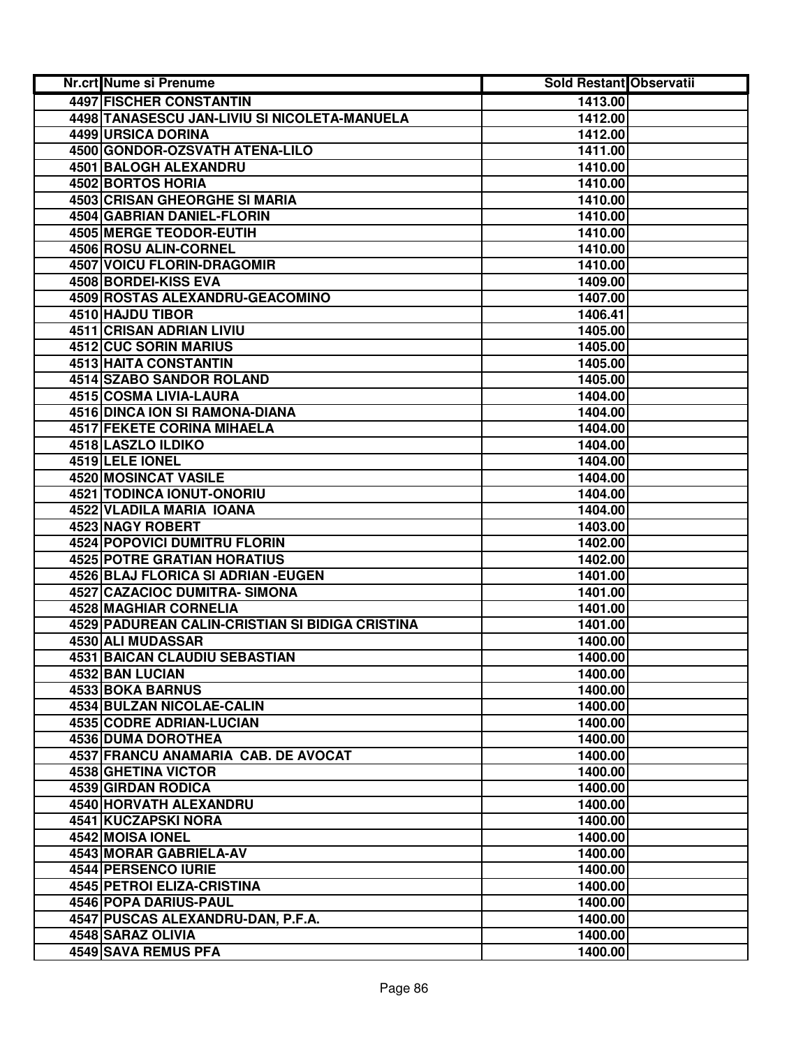| Nr.crt | Nume si Prenume | Sold Restant | Observatii |
|---|---|---|---|
| 4497 | FISCHER CONSTANTIN | 1413.00 | |
| 4498 | TANASESCU JAN-LIVIU SI NICOLETA-MANUELA | 1412.00 | |
| 4499 | URSICA DORINA | 1412.00 | |
| 4500 | GONDOR-OZSVATH ATENA-LILO | 1411.00 | |
| 4501 | BALOGH ALEXANDRU | 1410.00 | |
| 4502 | BORTOS HORIA | 1410.00 | |
| 4503 | CRISAN GHEORGHE SI MARIA | 1410.00 | |
| 4504 | GABRIAN DANIEL-FLORIN | 1410.00 | |
| 4505 | MERGE TEODOR-EUTIH | 1410.00 | |
| 4506 | ROSU ALIN-CORNEL | 1410.00 | |
| 4507 | VOICU FLORIN-DRAGOMIR | 1410.00 | |
| 4508 | BORDEI-KISS EVA | 1409.00 | |
| 4509 | ROSTAS ALEXANDRU-GEACOMINO | 1407.00 | |
| 4510 | HAJDU TIBOR | 1406.41 | |
| 4511 | CRISAN ADRIAN LIVIU | 1405.00 | |
| 4512 | CUC SORIN MARIUS | 1405.00 | |
| 4513 | HAITA CONSTANTIN | 1405.00 | |
| 4514 | SZABO SANDOR ROLAND | 1405.00 | |
| 4515 | COSMA LIVIA-LAURA | 1404.00 | |
| 4516 | DINCA ION SI RAMONA-DIANA | 1404.00 | |
| 4517 | FEKETE CORINA MIHAELA | 1404.00 | |
| 4518 | LASZLO ILDIKO | 1404.00 | |
| 4519 | LELE IONEL | 1404.00 | |
| 4520 | MOSINCAT VASILE | 1404.00 | |
| 4521 | TODINCA IONUT-ONORIU | 1404.00 | |
| 4522 | VLADILA MARIA IOANA | 1404.00 | |
| 4523 | NAGY ROBERT | 1403.00 | |
| 4524 | POPOVICI DUMITRU FLORIN | 1402.00 | |
| 4525 | POTRE GRATIAN HORATIUS | 1402.00 | |
| 4526 | BLAJ FLORICA SI ADRIAN -EUGEN | 1401.00 | |
| 4527 | CAZACIOC DUMITRA- SIMONA | 1401.00 | |
| 4528 | MAGHIAR CORNELIA | 1401.00 | |
| 4529 | PADUREAN CALIN-CRISTIAN SI BIDIGA CRISTINA | 1401.00 | |
| 4530 | ALI MUDASSAR | 1400.00 | |
| 4531 | BAICAN CLAUDIU SEBASTIAN | 1400.00 | |
| 4532 | BAN LUCIAN | 1400.00 | |
| 4533 | BOKA BARNUS | 1400.00 | |
| 4534 | BULZAN NICOLAE-CALIN | 1400.00 | |
| 4535 | CODRE ADRIAN-LUCIAN | 1400.00 | |
| 4536 | DUMA DOROTHEA | 1400.00 | |
| 4537 | FRANCU ANAMARIA CAB. DE AVOCAT | 1400.00 | |
| 4538 | GHETINA VICTOR | 1400.00 | |
| 4539 | GIRDAN RODICA | 1400.00 | |
| 4540 | HORVATH ALEXANDRU | 1400.00 | |
| 4541 | KUCZAPSKI NORA | 1400.00 | |
| 4542 | MOISA IONEL | 1400.00 | |
| 4543 | MORAR GABRIELA-AV | 1400.00 | |
| 4544 | PERSENCO IURIE | 1400.00 | |
| 4545 | PETROI ELIZA-CRISTINA | 1400.00 | |
| 4546 | POPA DARIUS-PAUL | 1400.00 | |
| 4547 | PUSCAS ALEXANDRU-DAN, P.F.A. | 1400.00 | |
| 4548 | SARAZ OLIVIA | 1400.00 | |
| 4549 | SAVA REMUS PFA | 1400.00 | |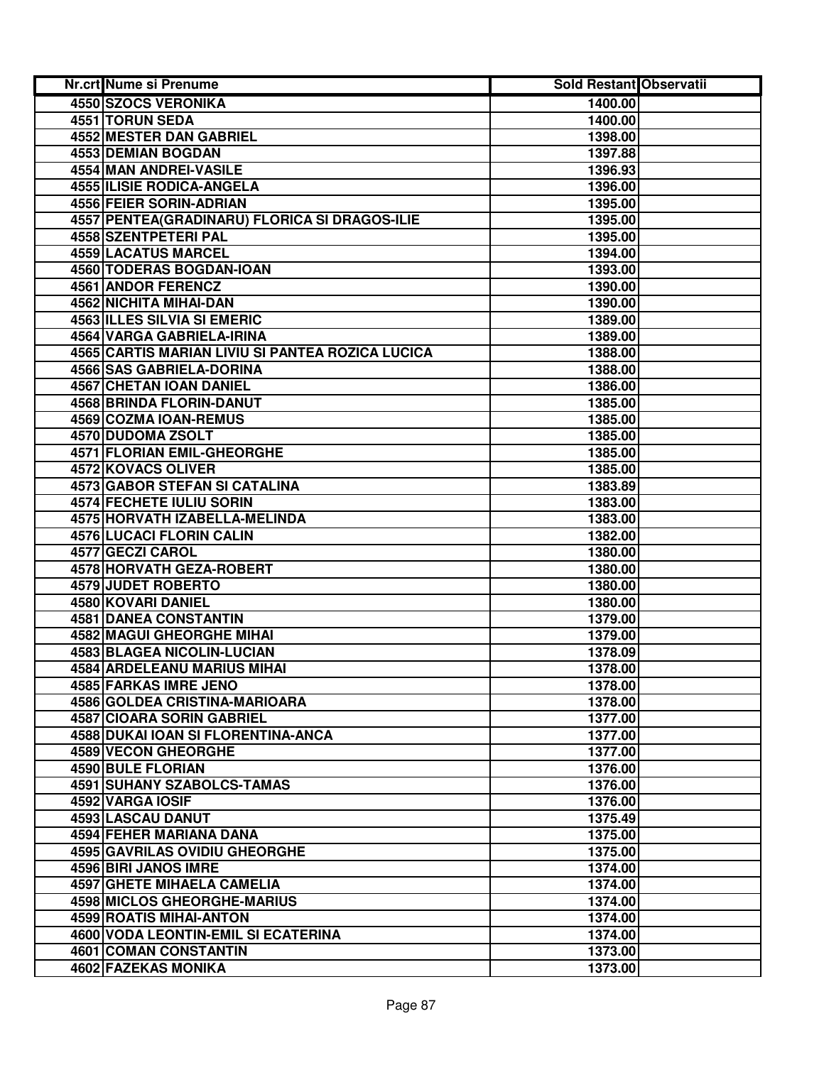| Nr.crt | Nume si Prenume | Sold Restant | Observatii |
|---|---|---|---|
| 4550 | SZOCS VERONIKA | 1400.00 | |
| 4551 | TORUN SEDA | 1400.00 | |
| 4552 | MESTER DAN GABRIEL | 1398.00 | |
| 4553 | DEMIAN BOGDAN | 1397.88 | |
| 4554 | MAN ANDREI-VASILE | 1396.93 | |
| 4555 | ILISIE RODICA-ANGELA | 1396.00 | |
| 4556 | FEIER SORIN-ADRIAN | 1395.00 | |
| 4557 | PENTEA(GRADINARU) FLORICA SI DRAGOS-ILIE | 1395.00 | |
| 4558 | SZENTPETERI PAL | 1395.00 | |
| 4559 | LACATUS MARCEL | 1394.00 | |
| 4560 | TODERAS BOGDAN-IOAN | 1393.00 | |
| 4561 | ANDOR FERENCZ | 1390.00 | |
| 4562 | NICHITA MIHAI-DAN | 1390.00 | |
| 4563 | ILLES SILVIA SI EMERIC | 1389.00 | |
| 4564 | VARGA GABRIELA-IRINA | 1389.00 | |
| 4565 | CARTIS MARIAN LIVIU SI PANTEA ROZICA LUCICA | 1388.00 | |
| 4566 | SAS GABRIELA-DORINA | 1388.00 | |
| 4567 | CHETAN IOAN DANIEL | 1386.00 | |
| 4568 | BRINDA FLORIN-DANUT | 1385.00 | |
| 4569 | COZMA IOAN-REMUS | 1385.00 | |
| 4570 | DUDOMA ZSOLT | 1385.00 | |
| 4571 | FLORIAN EMIL-GHEORGHE | 1385.00 | |
| 4572 | KOVACS OLIVER | 1385.00 | |
| 4573 | GABOR STEFAN SI CATALINA | 1383.89 | |
| 4574 | FECHETE IULIU SORIN | 1383.00 | |
| 4575 | HORVATH IZABELLA-MELINDA | 1383.00 | |
| 4576 | LUCACI FLORIN CALIN | 1382.00 | |
| 4577 | GECZI CAROL | 1380.00 | |
| 4578 | HORVATH GEZA-ROBERT | 1380.00 | |
| 4579 | JUDET ROBERTO | 1380.00 | |
| 4580 | KOVARI DANIEL | 1380.00 | |
| 4581 | DANEA CONSTANTIN | 1379.00 | |
| 4582 | MAGUI GHEORGHE MIHAI | 1379.00 | |
| 4583 | BLAGEA NICOLIN-LUCIAN | 1378.09 | |
| 4584 | ARDELEANU MARIUS MIHAI | 1378.00 | |
| 4585 | FARKAS IMRE JENO | 1378.00 | |
| 4586 | GOLDEA CRISTINA-MARIOARA | 1378.00 | |
| 4587 | CIOARA SORIN GABRIEL | 1377.00 | |
| 4588 | DUKAI IOAN SI FLORENTINA-ANCA | 1377.00 | |
| 4589 | VECON GHEORGHE | 1377.00 | |
| 4590 | BULE FLORIAN | 1376.00 | |
| 4591 | SUHANY SZABOLCS-TAMAS | 1376.00 | |
| 4592 | VARGA IOSIF | 1376.00 | |
| 4593 | LASCAU DANUT | 1375.49 | |
| 4594 | FEHER MARIANA DANA | 1375.00 | |
| 4595 | GAVRILAS OVIDIU GHEORGHE | 1375.00 | |
| 4596 | BIRI JANOS IMRE | 1374.00 | |
| 4597 | GHETE MIHAELA CAMELIA | 1374.00 | |
| 4598 | MICLOS GHEORGHE-MARIUS | 1374.00 | |
| 4599 | ROATIS MIHAI-ANTON | 1374.00 | |
| 4600 | VODA LEONTIN-EMIL SI ECATERINA | 1374.00 | |
| 4601 | COMAN CONSTANTIN | 1373.00 | |
| 4602 | FAZEKAS MONIKA | 1373.00 | |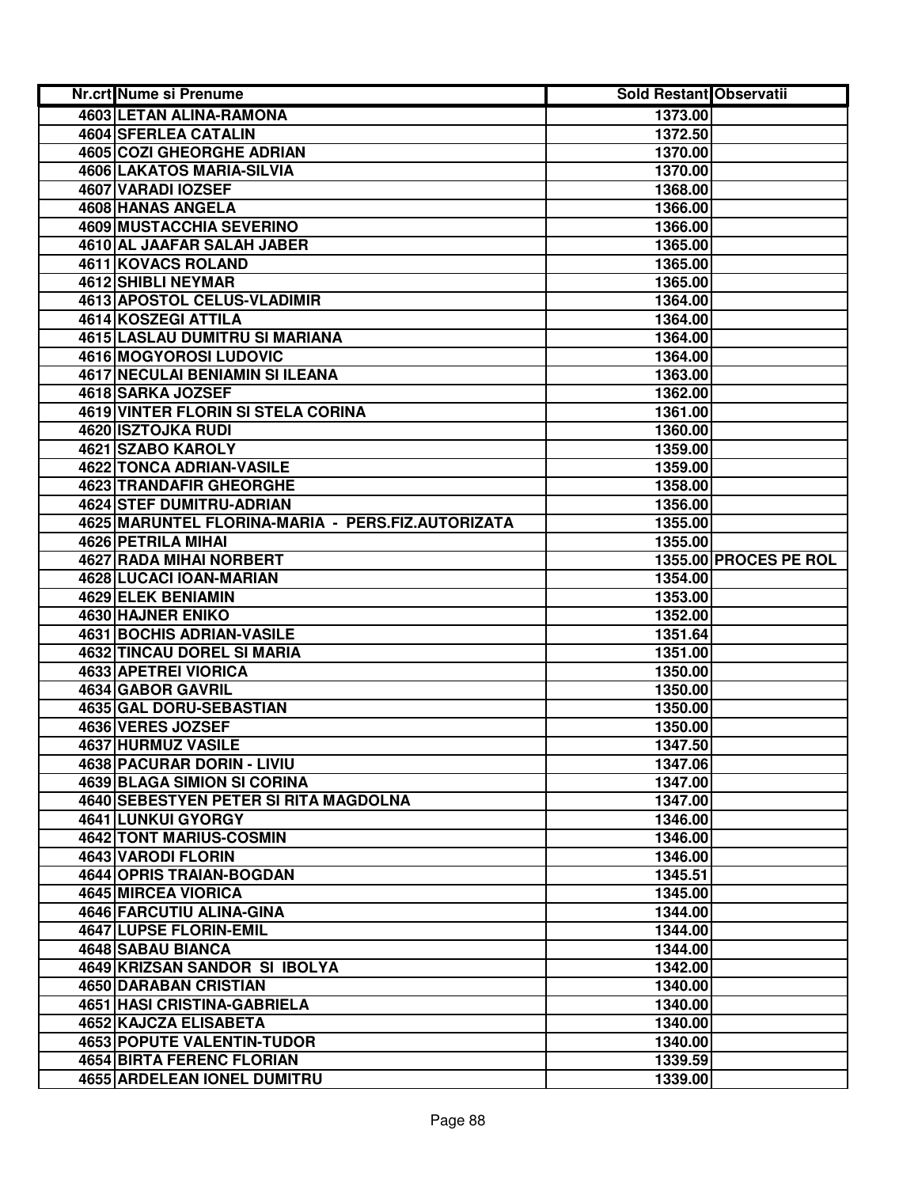| Nr.crt | Nume si Prenume | Sold Restant | Observatii |
|---|---|---|---|
| 4603 | LETAN ALINA-RAMONA | 1373.00 | |
| 4604 | SFERLEA CATALIN | 1372.50 | |
| 4605 | COZI GHEORGHE ADRIAN | 1370.00 | |
| 4606 | LAKATOS MARIA-SILVIA | 1370.00 | |
| 4607 | VARADI IOZSEF | 1368.00 | |
| 4608 | HANAS ANGELA | 1366.00 | |
| 4609 | MUSTACCHIA SEVERINO | 1366.00 | |
| 4610 | AL JAAFAR SALAH JABER | 1365.00 | |
| 4611 | KOVACS ROLAND | 1365.00 | |
| 4612 | SHIBLI NEYMAR | 1365.00 | |
| 4613 | APOSTOL CELUS-VLADIMIR | 1364.00 | |
| 4614 | KOSZEGI ATTILA | 1364.00 | |
| 4615 | LASLAU DUMITRU SI MARIANA | 1364.00 | |
| 4616 | MOGYOROSI LUDOVIC | 1364.00 | |
| 4617 | NECULAI BENIAMIN SI ILEANA | 1363.00 | |
| 4618 | SARKA JOZSEF | 1362.00 | |
| 4619 | VINTER FLORIN SI STELA CORINA | 1361.00 | |
| 4620 | ISZTOJKA RUDI | 1360.00 | |
| 4621 | SZABO KAROLY | 1359.00 | |
| 4622 | TONCA ADRIAN-VASILE | 1359.00 | |
| 4623 | TRANDAFIR GHEORGHE | 1358.00 | |
| 4624 | STEF DUMITRU-ADRIAN | 1356.00 | |
| 4625 | MARUNTEL FLORINA-MARIA - PERS.FIZ.AUTORIZATA | 1355.00 | |
| 4626 | PETRILA MIHAI | 1355.00 | |
| 4627 | RADA MIHAI NORBERT | 1355.00 | PROCES PE ROL |
| 4628 | LUCACI IOAN-MARIAN | 1354.00 | |
| 4629 | ELEK BENIAMIN | 1353.00 | |
| 4630 | HAJNER ENIKO | 1352.00 | |
| 4631 | BOCHIS ADRIAN-VASILE | 1351.64 | |
| 4632 | TINCAU DOREL SI MARIA | 1351.00 | |
| 4633 | APETREI VIORICA | 1350.00 | |
| 4634 | GABOR GAVRIL | 1350.00 | |
| 4635 | GAL DORU-SEBASTIAN | 1350.00 | |
| 4636 | VERES JOZSEF | 1350.00 | |
| 4637 | HURMUZ VASILE | 1347.50 | |
| 4638 | PACURAR DORIN - LIVIU | 1347.06 | |
| 4639 | BLAGA SIMION SI CORINA | 1347.00 | |
| 4640 | SEBESTYEN PETER SI RITA MAGDOLNA | 1347.00 | |
| 4641 | LUNKUI GYORGY | 1346.00 | |
| 4642 | TONT MARIUS-COSMIN | 1346.00 | |
| 4643 | VARODI FLORIN | 1346.00 | |
| 4644 | OPRIS TRAIAN-BOGDAN | 1345.51 | |
| 4645 | MIRCEA VIORICA | 1345.00 | |
| 4646 | FARCUTIU ALINA-GINA | 1344.00 | |
| 4647 | LUPSE FLORIN-EMIL | 1344.00 | |
| 4648 | SABAU BIANCA | 1344.00 | |
| 4649 | KRIZSAN SANDOR SI IBOLYA | 1342.00 | |
| 4650 | DARABAN CRISTIAN | 1340.00 | |
| 4651 | HASI CRISTINA-GABRIELA | 1340.00 | |
| 4652 | KAJCZA ELISABETA | 1340.00 | |
| 4653 | POPUTE VALENTIN-TUDOR | 1340.00 | |
| 4654 | BIRTA FERENC FLORIAN | 1339.59 | |
| 4655 | ARDELEAN IONEL DUMITRU | 1339.00 | |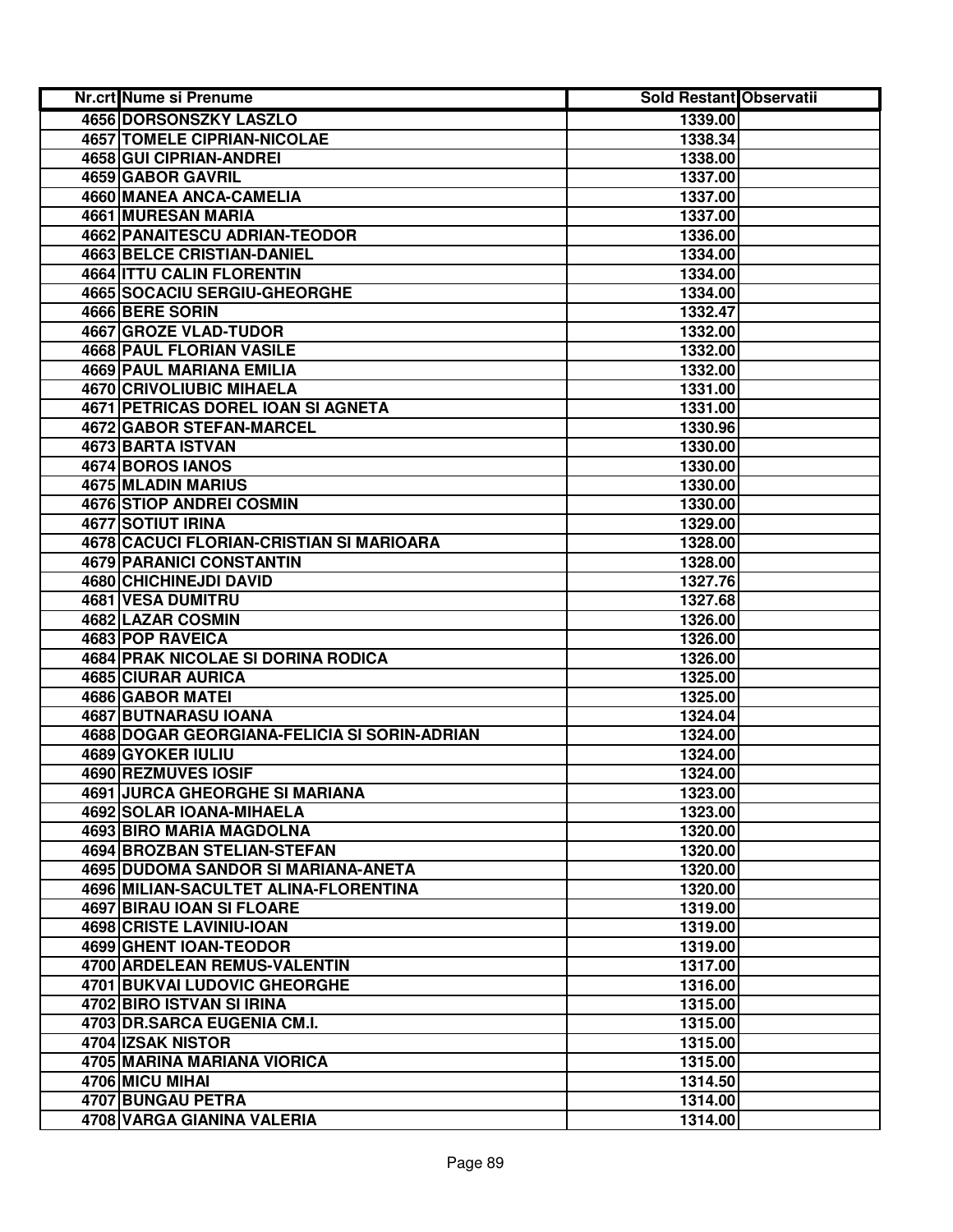| Nr.crt | Nume si Prenume | Sold Restant | Observatii |
|---|---|---|---|
| 4656 | DORSONSZKY LASZLO | 1339.00 | |
| 4657 | TOMELE CIPRIAN-NICOLAE | 1338.34 | |
| 4658 | GUI CIPRIAN-ANDREI | 1338.00 | |
| 4659 | GABOR GAVRIL | 1337.00 | |
| 4660 | MANEA ANCA-CAMELIA | 1337.00 | |
| 4661 | MURESAN MARIA | 1337.00 | |
| 4662 | PANAITESCU ADRIAN-TEODOR | 1336.00 | |
| 4663 | BELCE CRISTIAN-DANIEL | 1334.00 | |
| 4664 | ITTU CALIN FLORENTIN | 1334.00 | |
| 4665 | SOCACIU SERGIU-GHEORGHE | 1334.00 | |
| 4666 | BERE SORIN | 1332.47 | |
| 4667 | GROZE VLAD-TUDOR | 1332.00 | |
| 4668 | PAUL FLORIAN VASILE | 1332.00 | |
| 4669 | PAUL MARIANA EMILIA | 1332.00 | |
| 4670 | CRIVOLIUBIC MIHAELA | 1331.00 | |
| 4671 | PETRICAS DOREL IOAN SI AGNETA | 1331.00 | |
| 4672 | GABOR STEFAN-MARCEL | 1330.96 | |
| 4673 | BARTA ISTVAN | 1330.00 | |
| 4674 | BOROS IANOS | 1330.00 | |
| 4675 | MLADIN MARIUS | 1330.00 | |
| 4676 | STIOP ANDREI COSMIN | 1330.00 | |
| 4677 | SOTIUT IRINA | 1329.00 | |
| 4678 | CACUCI FLORIAN-CRISTIAN SI MARIOARA | 1328.00 | |
| 4679 | PARANICI CONSTANTIN | 1328.00 | |
| 4680 | CHICHINEJDI DAVID | 1327.76 | |
| 4681 | VESA DUMITRU | 1327.68 | |
| 4682 | LAZAR COSMIN | 1326.00 | |
| 4683 | POP RAVEICA | 1326.00 | |
| 4684 | PRAK NICOLAE SI DORINA RODICA | 1326.00 | |
| 4685 | CIURAR AURICA | 1325.00 | |
| 4686 | GABOR MATEI | 1325.00 | |
| 4687 | BUTNARASU IOANA | 1324.04 | |
| 4688 | DOGAR GEORGIANA-FELICIA SI SORIN-ADRIAN | 1324.00 | |
| 4689 | GYOKER IULIU | 1324.00 | |
| 4690 | REZMUVES IOSIF | 1324.00 | |
| 4691 | JURCA GHEORGHE SI MARIANA | 1323.00 | |
| 4692 | SOLAR IOANA-MIHAELA | 1323.00 | |
| 4693 | BIRO MARIA MAGDOLNA | 1320.00 | |
| 4694 | BROZBAN STELIAN-STEFAN | 1320.00 | |
| 4695 | DUDOMA SANDOR SI MARIANA-ANETA | 1320.00 | |
| 4696 | MILIAN-SACULTET ALINA-FLORENTINA | 1320.00 | |
| 4697 | BIRAU IOAN SI FLOARE | 1319.00 | |
| 4698 | CRISTE LAVINIU-IOAN | 1319.00 | |
| 4699 | GHENT IOAN-TEODOR | 1319.00 | |
| 4700 | ARDELEAN REMUS-VALENTIN | 1317.00 | |
| 4701 | BUKVAI LUDOVIC GHEORGHE | 1316.00 | |
| 4702 | BIRO ISTVAN SI IRINA | 1315.00 | |
| 4703 | DR.SARCA EUGENIA CM.I. | 1315.00 | |
| 4704 | IZSAK NISTOR | 1315.00 | |
| 4705 | MARINA MARIANA VIORICA | 1315.00 | |
| 4706 | MICU MIHAI | 1314.50 | |
| 4707 | BUNGAU PETRA | 1314.00 | |
| 4708 | VARGA GIANINA VALERIA | 1314.00 | |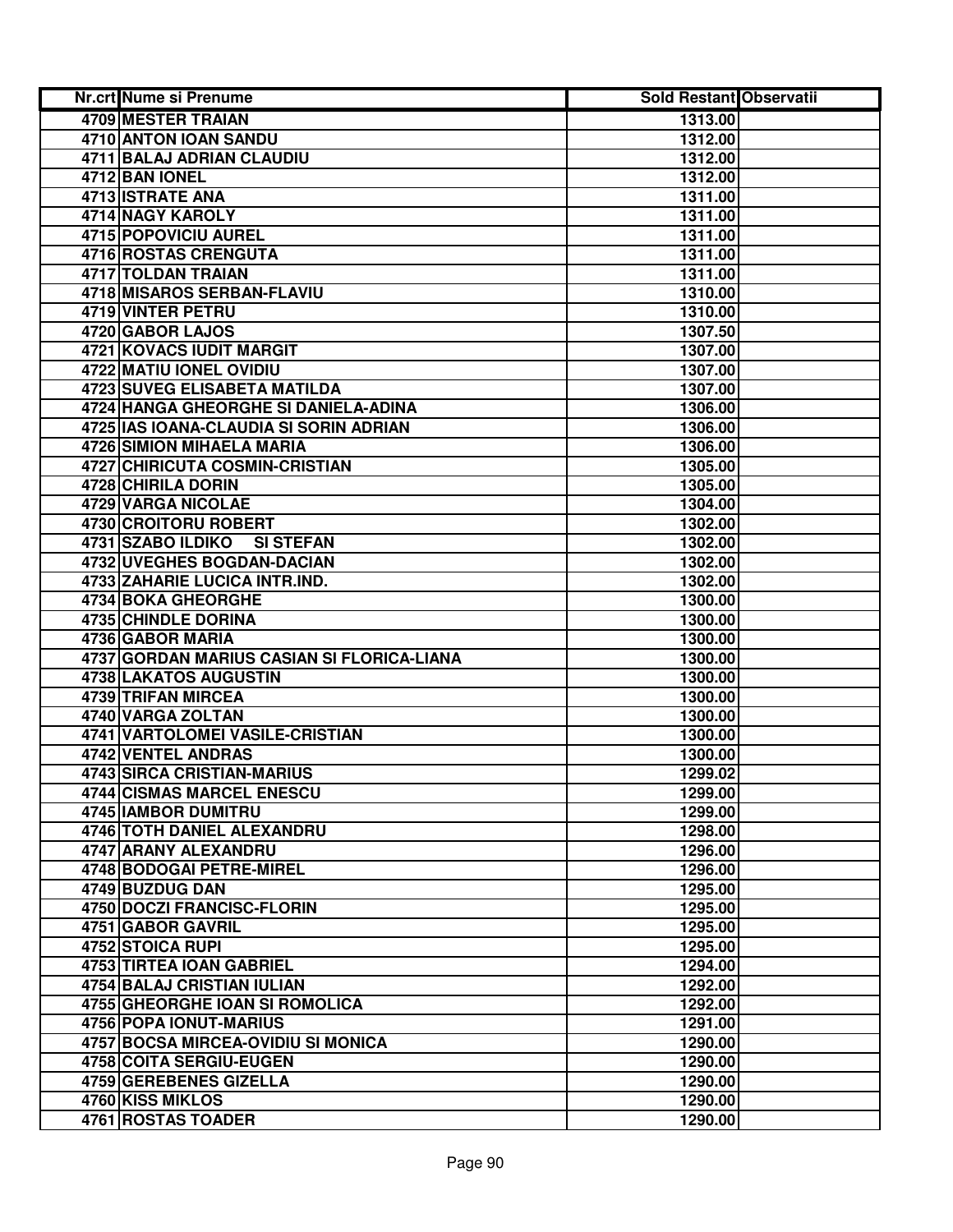| Nr.crt | Nume si Prenume | Sold Restant | Observatii |
|---|---|---|---|
| 4709 | MESTER TRAIAN | 1313.00 | |
| 4710 | ANTON IOAN SANDU | 1312.00 | |
| 4711 | BALAJ ADRIAN CLAUDIU | 1312.00 | |
| 4712 | BAN IONEL | 1312.00 | |
| 4713 | ISTRATE ANA | 1311.00 | |
| 4714 | NAGY KAROLY | 1311.00 | |
| 4715 | POPOVICIU AUREL | 1311.00 | |
| 4716 | ROSTAS CRENGUTA | 1311.00 | |
| 4717 | TOLDAN TRAIAN | 1311.00 | |
| 4718 | MISAROS SERBAN-FLAVIU | 1310.00 | |
| 4719 | VINTER PETRU | 1310.00 | |
| 4720 | GABOR LAJOS | 1307.50 | |
| 4721 | KOVACS IUDIT MARGIT | 1307.00 | |
| 4722 | MATIU IONEL OVIDIU | 1307.00 | |
| 4723 | SUVEG ELISABETA MATILDA | 1307.00 | |
| 4724 | HANGA GHEORGHE SI DANIELA-ADINA | 1306.00 | |
| 4725 | IAS IOANA-CLAUDIA SI SORIN ADRIAN | 1306.00 | |
| 4726 | SIMION MIHAELA MARIA | 1306.00 | |
| 4727 | CHIRICUTA COSMIN-CRISTIAN | 1305.00 | |
| 4728 | CHIRILA DORIN | 1305.00 | |
| 4729 | VARGA NICOLAE | 1304.00 | |
| 4730 | CROITORU ROBERT | 1302.00 | |
| 4731 | SZABO ILDIKO SI STEFAN | 1302.00 | |
| 4732 | UVEGHES BOGDAN-DACIAN | 1302.00 | |
| 4733 | ZAHARIE LUCICA INTR.IND. | 1302.00 | |
| 4734 | BOKA GHEORGHE | 1300.00 | |
| 4735 | CHINDLE DORINA | 1300.00 | |
| 4736 | GABOR MARIA | 1300.00 | |
| 4737 | GORDAN MARIUS CASIAN SI FLORICA-LIANA | 1300.00 | |
| 4738 | LAKATOS AUGUSTIN | 1300.00 | |
| 4739 | TRIFAN MIRCEA | 1300.00 | |
| 4740 | VARGA ZOLTAN | 1300.00 | |
| 4741 | VARTOLOMEI VASILE-CRISTIAN | 1300.00 | |
| 4742 | VENTEL ANDRAS | 1300.00 | |
| 4743 | SIRCA CRISTIAN-MARIUS | 1299.02 | |
| 4744 | CISMAS MARCEL ENESCU | 1299.00 | |
| 4745 | IAMBOR DUMITRU | 1299.00 | |
| 4746 | TOTH DANIEL ALEXANDRU | 1298.00 | |
| 4747 | ARANY ALEXANDRU | 1296.00 | |
| 4748 | BODOGAI PETRE-MIREL | 1296.00 | |
| 4749 | BUZDUG DAN | 1295.00 | |
| 4750 | DOCZI FRANCISC-FLORIN | 1295.00 | |
| 4751 | GABOR GAVRIL | 1295.00 | |
| 4752 | STOICA RUPI | 1295.00 | |
| 4753 | TIRTEA IOAN GABRIEL | 1294.00 | |
| 4754 | BALAJ CRISTIAN IULIAN | 1292.00 | |
| 4755 | GHEORGHE IOAN SI ROMOLICA | 1292.00 | |
| 4756 | POPA IONUT-MARIUS | 1291.00 | |
| 4757 | BOCSA MIRCEA-OVIDIU SI MONICA | 1290.00 | |
| 4758 | COITA SERGIU-EUGEN | 1290.00 | |
| 4759 | GEREBENES GIZELLA | 1290.00 | |
| 4760 | KISS MIKLOS | 1290.00 | |
| 4761 | ROSTAS TOADER | 1290.00 | |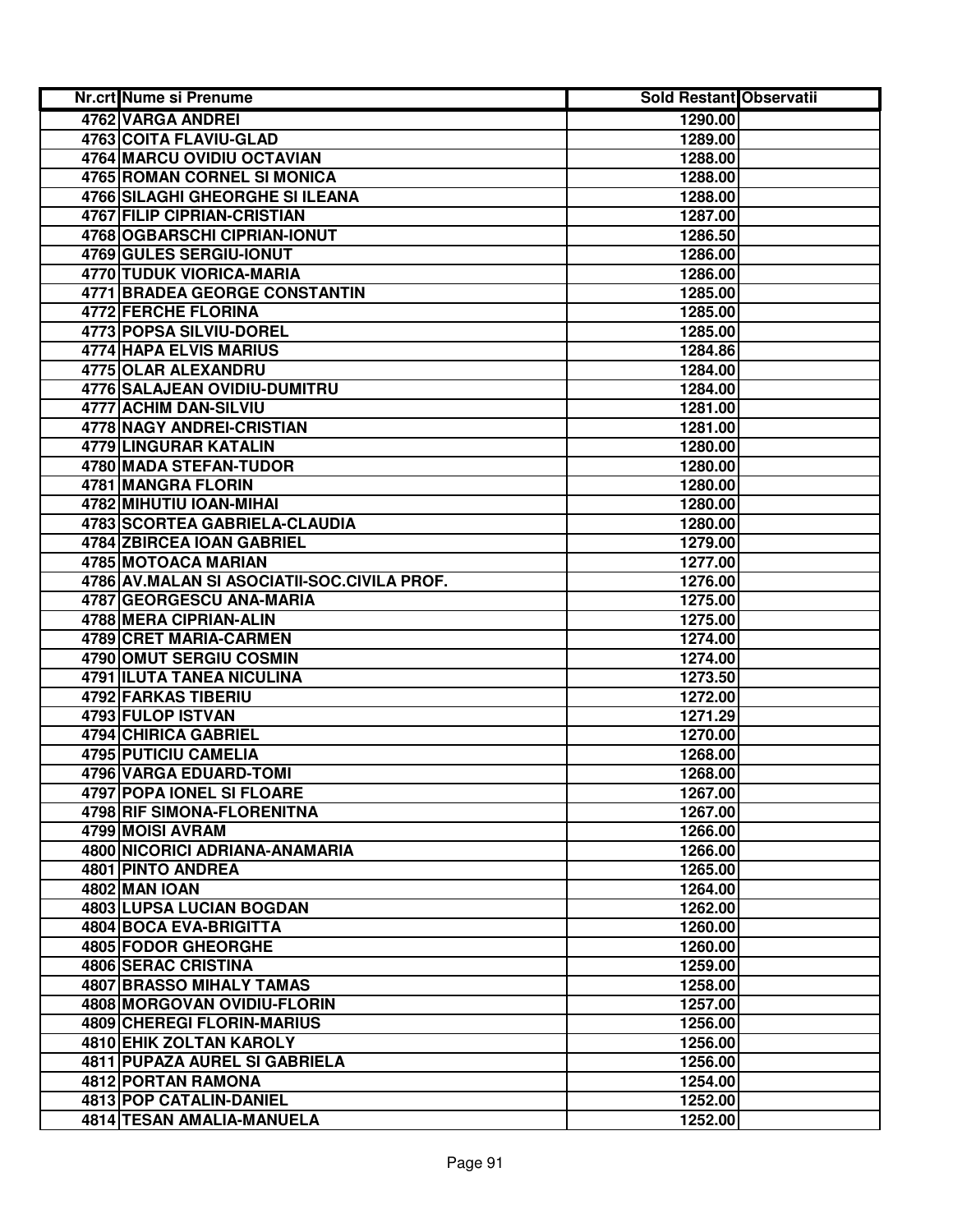| Nr.crt | Nume si Prenume | Sold Restant | Observatii |
|---|---|---|---|
| 4762 | VARGA ANDREI | 1290.00 | |
| 4763 | COITA FLAVIU-GLAD | 1289.00 | |
| 4764 | MARCU OVIDIU OCTAVIAN | 1288.00 | |
| 4765 | ROMAN CORNEL SI MONICA | 1288.00 | |
| 4766 | SILAGHI GHEORGHE SI ILEANA | 1288.00 | |
| 4767 | FILIP CIPRIAN-CRISTIAN | 1287.00 | |
| 4768 | OGBARSCHI CIPRIAN-IONUT | 1286.50 | |
| 4769 | GULES SERGIU-IONUT | 1286.00 | |
| 4770 | TUDUK VIORICA-MARIA | 1286.00 | |
| 4771 | BRADEA GEORGE CONSTANTIN | 1285.00 | |
| 4772 | FERCHE FLORINA | 1285.00 | |
| 4773 | POPSA SILVIU-DOREL | 1285.00 | |
| 4774 | HAPA ELVIS MARIUS | 1284.86 | |
| 4775 | OLAR ALEXANDRU | 1284.00 | |
| 4776 | SALAJEAN OVIDIU-DUMITRU | 1284.00 | |
| 4777 | ACHIM DAN-SILVIU | 1281.00 | |
| 4778 | NAGY ANDREI-CRISTIAN | 1281.00 | |
| 4779 | LINGURAR KATALIN | 1280.00 | |
| 4780 | MADA STEFAN-TUDOR | 1280.00 | |
| 4781 | MANGRA FLORIN | 1280.00 | |
| 4782 | MIHUTIU IOAN-MIHAI | 1280.00 | |
| 4783 | SCORTEA GABRIELA-CLAUDIA | 1280.00 | |
| 4784 | ZBIRCEA IOAN GABRIEL | 1279.00 | |
| 4785 | MOTOACA MARIAN | 1277.00 | |
| 4786 | AV.MALAN SI ASOCIATII-SOC.CIVILA PROF. | 1276.00 | |
| 4787 | GEORGESCU ANA-MARIA | 1275.00 | |
| 4788 | MERA CIPRIAN-ALIN | 1275.00 | |
| 4789 | CRET MARIA-CARMEN | 1274.00 | |
| 4790 | OMUT SERGIU COSMIN | 1274.00 | |
| 4791 | ILUTA TANEA NICULINA | 1273.50 | |
| 4792 | FARKAS TIBERIU | 1272.00 | |
| 4793 | FULOP ISTVAN | 1271.29 | |
| 4794 | CHIRICA GABRIEL | 1270.00 | |
| 4795 | PUTICIU CAMELIA | 1268.00 | |
| 4796 | VARGA EDUARD-TOMI | 1268.00 | |
| 4797 | POPA IONEL SI FLOARE | 1267.00 | |
| 4798 | RIF SIMONA-FLORENITNA | 1267.00 | |
| 4799 | MOISI AVRAM | 1266.00 | |
| 4800 | NICORICI ADRIANA-ANAMARIA | 1266.00 | |
| 4801 | PINTO ANDREA | 1265.00 | |
| 4802 | MAN IOAN | 1264.00 | |
| 4803 | LUPSA LUCIAN BOGDAN | 1262.00 | |
| 4804 | BOCA EVA-BRIGITTA | 1260.00 | |
| 4805 | FODOR GHEORGHE | 1260.00 | |
| 4806 | SERAC CRISTINA | 1259.00 | |
| 4807 | BRASSO MIHALY TAMAS | 1258.00 | |
| 4808 | MORGOVAN OVIDIU-FLORIN | 1257.00 | |
| 4809 | CHEREGI FLORIN-MARIUS | 1256.00 | |
| 4810 | EHIK ZOLTAN KAROLY | 1256.00 | |
| 4811 | PUPAZA AUREL SI GABRIELA | 1256.00 | |
| 4812 | PORTAN RAMONA | 1254.00 | |
| 4813 | POP CATALIN-DANIEL | 1252.00 | |
| 4814 | TESAN AMALIA-MANUELA | 1252.00 | |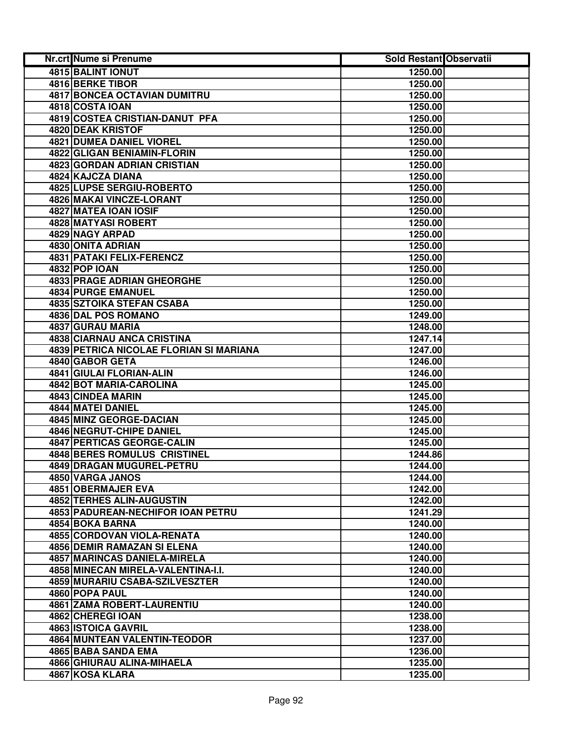| Nr.crt | Nume si Prenume | Sold Restant | Observatii |
|---|---|---|---|
| 4815 | BALINT IONUT | 1250.00 | |
| 4816 | BERKE TIBOR | 1250.00 | |
| 4817 | BONCEA OCTAVIAN DUMITRU | 1250.00 | |
| 4818 | COSTA IOAN | 1250.00 | |
| 4819 | COSTEA CRISTIAN-DANUT PFA | 1250.00 | |
| 4820 | DEAK KRISTOF | 1250.00 | |
| 4821 | DUMEA DANIEL VIOREL | 1250.00 | |
| 4822 | GLIGAN BENIAMIN-FLORIN | 1250.00 | |
| 4823 | GORDAN ADRIAN CRISTIAN | 1250.00 | |
| 4824 | KAJCZA DIANA | 1250.00 | |
| 4825 | LUPSE SERGIU-ROBERTO | 1250.00 | |
| 4826 | MAKAI VINCZE-LORANT | 1250.00 | |
| 4827 | MATEA IOAN IOSIF | 1250.00 | |
| 4828 | MATYASI ROBERT | 1250.00 | |
| 4829 | NAGY ARPAD | 1250.00 | |
| 4830 | ONITA ADRIAN | 1250.00 | |
| 4831 | PATAKI FELIX-FERENCZ | 1250.00 | |
| 4832 | POP IOAN | 1250.00 | |
| 4833 | PRAGE ADRIAN GHEORGHE | 1250.00 | |
| 4834 | PURGE EMANUEL | 1250.00 | |
| 4835 | SZTOIKA STEFAN CSABA | 1250.00 | |
| 4836 | DAL POS ROMANO | 1249.00 | |
| 4837 | GURAU MARIA | 1248.00 | |
| 4838 | CIARNAU ANCA CRISTINA | 1247.14 | |
| 4839 | PETRICA NICOLAE FLORIAN SI MARIANA | 1247.00 | |
| 4840 | GABOR GETA | 1246.00 | |
| 4841 | GIULAI FLORIAN-ALIN | 1246.00 | |
| 4842 | BOT MARIA-CAROLINA | 1245.00 | |
| 4843 | CINDEA MARIN | 1245.00 | |
| 4844 | MATEI DANIEL | 1245.00 | |
| 4845 | MINZ GEORGE-DACIAN | 1245.00 | |
| 4846 | NEGRUT-CHIPE DANIEL | 1245.00 | |
| 4847 | PERTICAS GEORGE-CALIN | 1245.00 | |
| 4848 | BERES ROMULUS CRISTINEL | 1244.86 | |
| 4849 | DRAGAN MUGUREL-PETRU | 1244.00 | |
| 4850 | VARGA JANOS | 1244.00 | |
| 4851 | OBERMAJER EVA | 1242.00 | |
| 4852 | TERHES ALIN-AUGUSTIN | 1242.00 | |
| 4853 | PADUREAN-NECHIFOR IOAN PETRU | 1241.29 | |
| 4854 | BOKA BARNA | 1240.00 | |
| 4855 | CORDOVAN VIOLA-RENATA | 1240.00 | |
| 4856 | DEMIR RAMAZAN SI ELENA | 1240.00 | |
| 4857 | MARINCAS DANIELA-MIRELA | 1240.00 | |
| 4858 | MINECAN MIRELA-VALENTINA-I.I. | 1240.00 | |
| 4859 | MURARIU CSABA-SZILVESZTER | 1240.00 | |
| 4860 | POPA PAUL | 1240.00 | |
| 4861 | ZAMA ROBERT-LAURENTIU | 1240.00 | |
| 4862 | CHEREGI IOAN | 1238.00 | |
| 4863 | ISTOICA GAVRIL | 1238.00 | |
| 4864 | MUNTEAN VALENTIN-TEODOR | 1237.00 | |
| 4865 | BABA SANDA EMA | 1236.00 | |
| 4866 | GHIURAU ALINA-MIHAELA | 1235.00 | |
| 4867 | KOSA KLARA | 1235.00 | |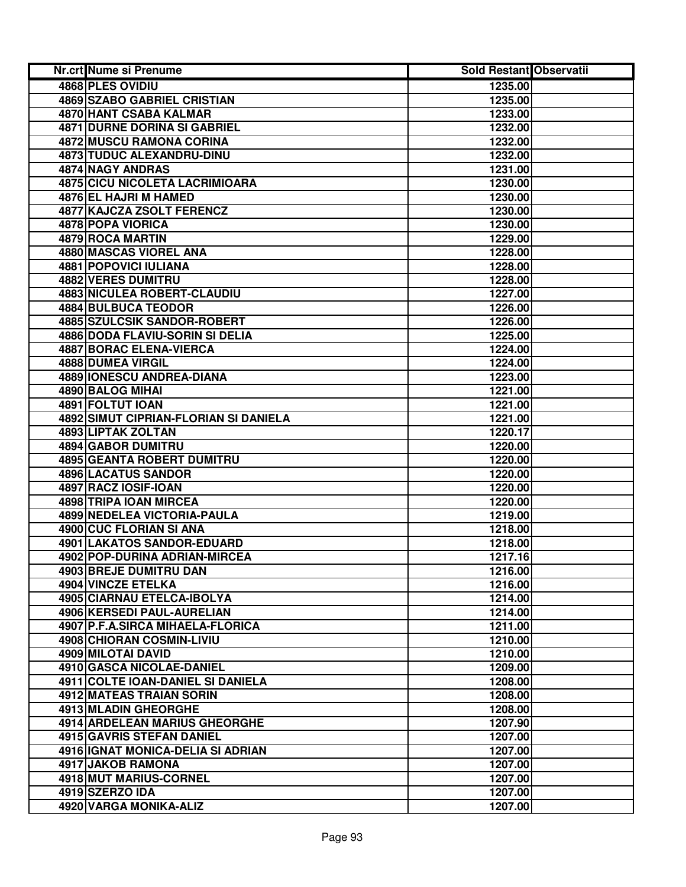| Nr.crt | Nume si Prenume | Sold Restant | Observatii |
|---|---|---|---|
| 4868 | PLES OVIDIU | 1235.00 | |
| 4869 | SZABO GABRIEL CRISTIAN | 1235.00 | |
| 4870 | HANT CSABA KALMAR | 1233.00 | |
| 4871 | DURNE DORINA SI GABRIEL | 1232.00 | |
| 4872 | MUSCU RAMONA CORINA | 1232.00 | |
| 4873 | TUDUC ALEXANDRU-DINU | 1232.00 | |
| 4874 | NAGY ANDRAS | 1231.00 | |
| 4875 | CICU NICOLETA LACRIMIOARA | 1230.00 | |
| 4876 | EL HAJRI M HAMED | 1230.00 | |
| 4877 | KAJCZA ZSOLT FERENCZ | 1230.00 | |
| 4878 | POPA VIORICA | 1230.00 | |
| 4879 | ROCA MARTIN | 1229.00 | |
| 4880 | MASCAS VIOREL ANA | 1228.00 | |
| 4881 | POPOVICI IULIANA | 1228.00 | |
| 4882 | VERES DUMITRU | 1228.00 | |
| 4883 | NICULEA ROBERT-CLAUDIU | 1227.00 | |
| 4884 | BULBUCA TEODOR | 1226.00 | |
| 4885 | SZULCSIK SANDOR-ROBERT | 1226.00 | |
| 4886 | DODA FLAVIU-SORIN SI DELIA | 1225.00 | |
| 4887 | BORAC ELENA-VIERCA | 1224.00 | |
| 4888 | DUMEA VIRGIL | 1224.00 | |
| 4889 | IONESCU ANDREA-DIANA | 1223.00 | |
| 4890 | BALOG MIHAI | 1221.00 | |
| 4891 | FOLTUT IOAN | 1221.00 | |
| 4892 | SIMUT CIPRIAN-FLORIAN SI DANIELA | 1221.00 | |
| 4893 | LIPTAK ZOLTAN | 1220.17 | |
| 4894 | GABOR DUMITRU | 1220.00 | |
| 4895 | GEANTA ROBERT DUMITRU | 1220.00 | |
| 4896 | LACATUS SANDOR | 1220.00 | |
| 4897 | RACZ IOSIF-IOAN | 1220.00 | |
| 4898 | TRIPA IOAN MIRCEA | 1220.00 | |
| 4899 | NEDELEA VICTORIA-PAULA | 1219.00 | |
| 4900 | CUC FLORIAN SI ANA | 1218.00 | |
| 4901 | LAKATOS SANDOR-EDUARD | 1218.00 | |
| 4902 | POP-DURINA ADRIAN-MIRCEA | 1217.16 | |
| 4903 | BREJE DUMITRU DAN | 1216.00 | |
| 4904 | VINCZE ETELKA | 1216.00 | |
| 4905 | CIARNAU ETELCA-IBOLYA | 1214.00 | |
| 4906 | KERSEDI PAUL-AURELIAN | 1214.00 | |
| 4907 | P.F.A.SIRCA MIHAELA-FLORICA | 1211.00 | |
| 4908 | CHIORAN COSMIN-LIVIU | 1210.00 | |
| 4909 | MILOTAI DAVID | 1210.00 | |
| 4910 | GASCA NICOLAE-DANIEL | 1209.00 | |
| 4911 | COLTE IOAN-DANIEL SI DANIELA | 1208.00 | |
| 4912 | MATEAS TRAIAN SORIN | 1208.00 | |
| 4913 | MLADIN GHEORGHE | 1208.00 | |
| 4914 | ARDELEAN MARIUS GHEORGHE | 1207.90 | |
| 4915 | GAVRIS STEFAN DANIEL | 1207.00 | |
| 4916 | IGNAT MONICA-DELIA SI ADRIAN | 1207.00 | |
| 4917 | JAKOB RAMONA | 1207.00 | |
| 4918 | MUT MARIUS-CORNEL | 1207.00 | |
| 4919 | SZERZO IDA | 1207.00 | |
| 4920 | VARGA MONIKA-ALIZ | 1207.00 | |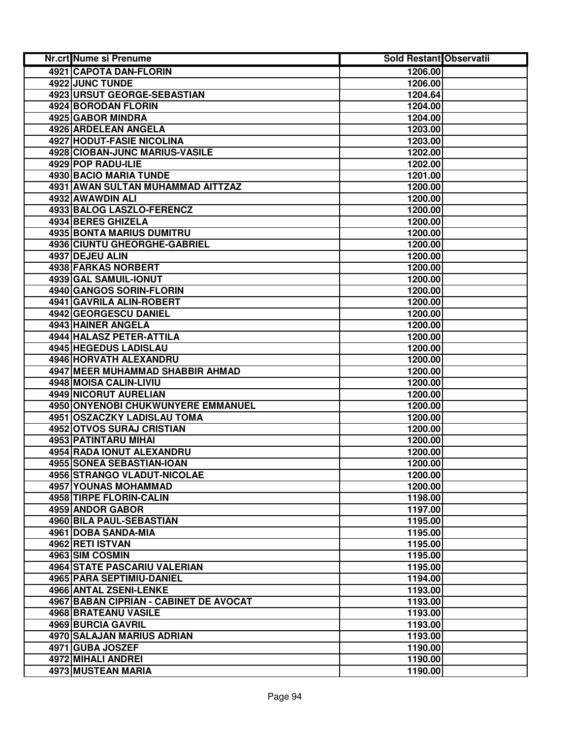| Nr.crt | Nume si Prenume | Sold Restant | Observatii |
|---|---|---|---|
| 4921 | CAPOTA DAN-FLORIN | 1206.00 | |
| 4922 | JUNC TUNDE | 1206.00 | |
| 4923 | URSUT GEORGE-SEBASTIAN | 1204.64 | |
| 4924 | BORODAN FLORIN | 1204.00 | |
| 4925 | GABOR MINDRA | 1204.00 | |
| 4926 | ARDELEAN ANGELA | 1203.00 | |
| 4927 | HODUT-FASIE NICOLINA | 1203.00 | |
| 4928 | CIOBAN-JUNC MARIUS-VASILE | 1202.00 | |
| 4929 | POP RADU-ILIE | 1202.00 | |
| 4930 | BACIO MARIA TUNDE | 1201.00 | |
| 4931 | AWAN SULTAN MUHAMMAD AITTZAZ | 1200.00 | |
| 4932 | AWAWDIN ALI | 1200.00 | |
| 4933 | BALOG LASZLO-FERENCZ | 1200.00 | |
| 4934 | BERES GHIZELA | 1200.00 | |
| 4935 | BONTA MARIUS DUMITRU | 1200.00 | |
| 4936 | CIUNTU GHEORGHE-GABRIEL | 1200.00 | |
| 4937 | DEJEU ALIN | 1200.00 | |
| 4938 | FARKAS NORBERT | 1200.00 | |
| 4939 | GAL SAMUIL-IONUT | 1200.00 | |
| 4940 | GANGOS SORIN-FLORIN | 1200.00 | |
| 4941 | GAVRILA ALIN-ROBERT | 1200.00 | |
| 4942 | GEORGESCU DANIEL | 1200.00 | |
| 4943 | HAINER ANGELA | 1200.00 | |
| 4944 | HALASZ PETER-ATTILA | 1200.00 | |
| 4945 | HEGEDUS LADISLAU | 1200.00 | |
| 4946 | HORVATH ALEXANDRU | 1200.00 | |
| 4947 | MEER MUHAMMAD SHABBIR AHMAD | 1200.00 | |
| 4948 | MOISA CALIN-LIVIU | 1200.00 | |
| 4949 | NICORUT AURELIAN | 1200.00 | |
| 4950 | ONYENOBI CHUKWUNYERE EMMANUEL | 1200.00 | |
| 4951 | OSZACZKY LADISLAU TOMA | 1200.00 | |
| 4952 | OTVOS SURAJ CRISTIAN | 1200.00 | |
| 4953 | PATINTARU MIHAI | 1200.00 | |
| 4954 | RADA IONUT ALEXANDRU | 1200.00 | |
| 4955 | SONEA SEBASTIAN-IOAN | 1200.00 | |
| 4956 | STRANGO VLADUT-NICOLAE | 1200.00 | |
| 4957 | YOUNAS MOHAMMAD | 1200.00 | |
| 4958 | TIRPE FLORIN-CALIN | 1198.00 | |
| 4959 | ANDOR GABOR | 1197.00 | |
| 4960 | BILA PAUL-SEBASTIAN | 1195.00 | |
| 4961 | DOBA SANDA-MIA | 1195.00 | |
| 4962 | RETI ISTVAN | 1195.00 | |
| 4963 | SIM COSMIN | 1195.00 | |
| 4964 | STATE PASCARIU VALERIAN | 1195.00 | |
| 4965 | PARA SEPTIMIU-DANIEL | 1194.00 | |
| 4966 | ANTAL ZSENI-LENKE | 1193.00 | |
| 4967 | BABAN CIPRIAN - CABINET DE AVOCAT | 1193.00 | |
| 4968 | BRATEANU VASILE | 1193.00 | |
| 4969 | BURCIA GAVRIL | 1193.00 | |
| 4970 | SALAJAN MARIUS ADRIAN | 1193.00 | |
| 4971 | GUBA JOSZEF | 1190.00 | |
| 4972 | MIHALI ANDREI | 1190.00 | |
| 4973 | MUSTEAN MARIA | 1190.00 | |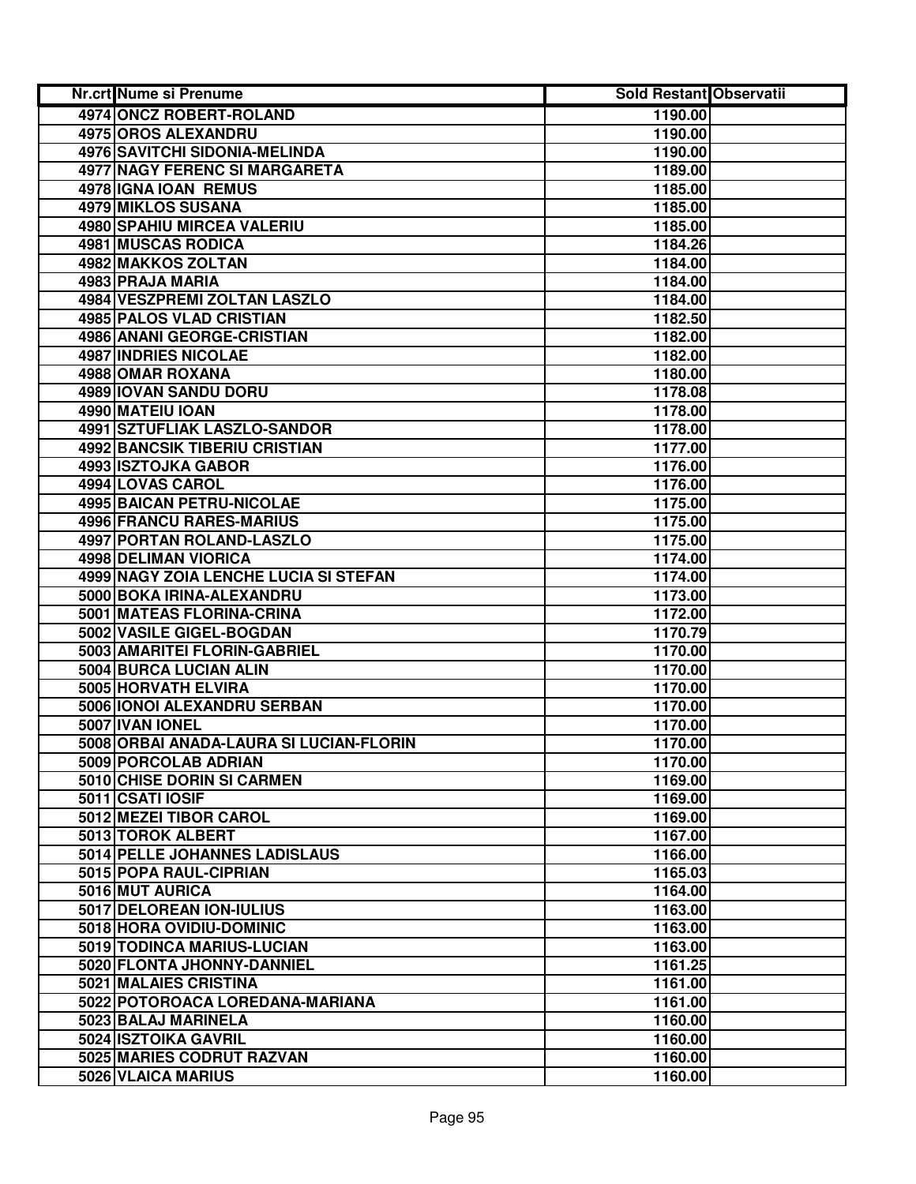| Nr.crt | Nume si Prenume | Sold Restant | Observatii |
|---|---|---|---|
| 4974 | ONCZ ROBERT-ROLAND | 1190.00 | |
| 4975 | OROS ALEXANDRU | 1190.00 | |
| 4976 | SAVITCHI SIDONIA-MELINDA | 1190.00 | |
| 4977 | NAGY FERENC SI MARGARETA | 1189.00 | |
| 4978 | IGNA IOAN REMUS | 1185.00 | |
| 4979 | MIKLOS SUSANA | 1185.00 | |
| 4980 | SPAHIU MIRCEA VALERIU | 1185.00 | |
| 4981 | MUSCAS RODICA | 1184.26 | |
| 4982 | MAKKOS ZOLTAN | 1184.00 | |
| 4983 | PRAJA MARIA | 1184.00 | |
| 4984 | VESZPREMI ZOLTAN LASZLO | 1184.00 | |
| 4985 | PALOS VLAD CRISTIAN | 1182.50 | |
| 4986 | ANANI GEORGE-CRISTIAN | 1182.00 | |
| 4987 | INDRIES NICOLAE | 1182.00 | |
| 4988 | OMAR ROXANA | 1180.00 | |
| 4989 | IOVAN SANDU DORU | 1178.08 | |
| 4990 | MATEIU IOAN | 1178.00 | |
| 4991 | SZTUFLIAK LASZLO-SANDOR | 1178.00 | |
| 4992 | BANCSIK TIBERIU CRISTIAN | 1177.00 | |
| 4993 | ISZTOJKA GABOR | 1176.00 | |
| 4994 | LOVAS CAROL | 1176.00 | |
| 4995 | BAICAN PETRU-NICOLAE | 1175.00 | |
| 4996 | FRANCU RARES-MARIUS | 1175.00 | |
| 4997 | PORTAN ROLAND-LASZLO | 1175.00 | |
| 4998 | DELIMAN VIORICA | 1174.00 | |
| 4999 | NAGY ZOIA LENCHE LUCIA SI STEFAN | 1174.00 | |
| 5000 | BOKA IRINA-ALEXANDRU | 1173.00 | |
| 5001 | MATEAS FLORINA-CRINA | 1172.00 | |
| 5002 | VASILE GIGEL-BOGDAN | 1170.79 | |
| 5003 | AMARITEI FLORIN-GABRIEL | 1170.00 | |
| 5004 | BURCA LUCIAN ALIN | 1170.00 | |
| 5005 | HORVATH ELVIRA | 1170.00 | |
| 5006 | IONOI ALEXANDRU SERBAN | 1170.00 | |
| 5007 | IVAN IONEL | 1170.00 | |
| 5008 | ORBAI ANADA-LAURA SI LUCIAN-FLORIN | 1170.00 | |
| 5009 | PORCOLAB ADRIAN | 1170.00 | |
| 5010 | CHISE DORIN SI CARMEN | 1169.00 | |
| 5011 | CSATI IOSIF | 1169.00 | |
| 5012 | MEZEI TIBOR CAROL | 1169.00 | |
| 5013 | TOROK ALBERT | 1167.00 | |
| 5014 | PELLE JOHANNES LADISLAUS | 1166.00 | |
| 5015 | POPA RAUL-CIPRIAN | 1165.03 | |
| 5016 | MUT AURICA | 1164.00 | |
| 5017 | DELOREAN ION-IULIUS | 1163.00 | |
| 5018 | HORA OVIDIU-DOMINIC | 1163.00 | |
| 5019 | TODINCA MARIUS-LUCIAN | 1163.00 | |
| 5020 | FLONTA JHONNY-DANNIEL | 1161.25 | |
| 5021 | MALAIES CRISTINA | 1161.00 | |
| 5022 | POTOROACA LOREDANA-MARIANA | 1161.00 | |
| 5023 | BALAJ MARINELA | 1160.00 | |
| 5024 | ISZTOIKA GAVRIL | 1160.00 | |
| 5025 | MARIES CODRUT RAZVAN | 1160.00 | |
| 5026 | VLAICA MARIUS | 1160.00 | |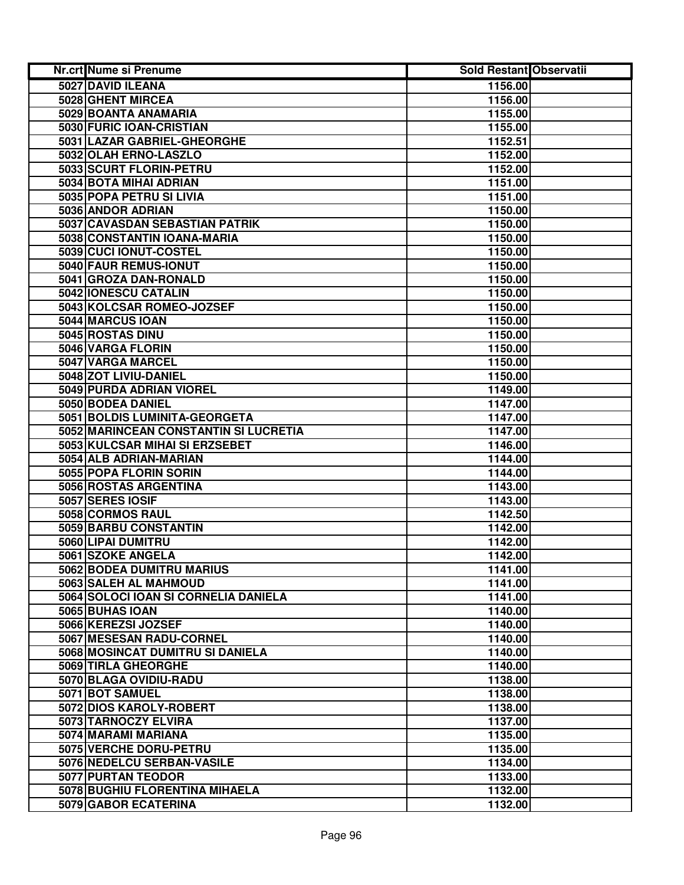| Nr.crt | Nume si Prenume | Sold Restant | Observatii |
|---|---|---|---|
| 5027 | DAVID ILEANA | 1156.00 | |
| 5028 | GHENT MIRCEA | 1156.00 | |
| 5029 | BOANTA ANAMARIA | 1155.00 | |
| 5030 | FURIC IOAN-CRISTIAN | 1155.00 | |
| 5031 | LAZAR GABRIEL-GHEORGHE | 1152.51 | |
| 5032 | OLAH ERNO-LASZLO | 1152.00 | |
| 5033 | SCURT FLORIN-PETRU | 1152.00 | |
| 5034 | BOTA MIHAI ADRIAN | 1151.00 | |
| 5035 | POPA PETRU SI LIVIA | 1151.00 | |
| 5036 | ANDOR ADRIAN | 1150.00 | |
| 5037 | CAVASDAN SEBASTIAN PATRIK | 1150.00 | |
| 5038 | CONSTANTIN IOANA-MARIA | 1150.00 | |
| 5039 | CUCI IONUT-COSTEL | 1150.00 | |
| 5040 | FAUR REMUS-IONUT | 1150.00 | |
| 5041 | GROZA DAN-RONALD | 1150.00 | |
| 5042 | IONESCU CATALIN | 1150.00 | |
| 5043 | KOLCSAR ROMEO-JOZSEF | 1150.00 | |
| 5044 | MARCUS IOAN | 1150.00 | |
| 5045 | ROSTAS DINU | 1150.00 | |
| 5046 | VARGA FLORIN | 1150.00 | |
| 5047 | VARGA MARCEL | 1150.00 | |
| 5048 | ZOT LIVIU-DANIEL | 1150.00 | |
| 5049 | PURDA ADRIAN VIOREL | 1149.00 | |
| 5050 | BODEA DANIEL | 1147.00 | |
| 5051 | BOLDIS LUMINITA-GEORGETA | 1147.00 | |
| 5052 | MARINCEAN CONSTANTIN SI LUCRETIA | 1147.00 | |
| 5053 | KULCSAR MIHAI SI ERZSEBET | 1146.00 | |
| 5054 | ALB ADRIAN-MARIAN | 1144.00 | |
| 5055 | POPA FLORIN SORIN | 1144.00 | |
| 5056 | ROSTAS ARGENTINA | 1143.00 | |
| 5057 | SERES IOSIF | 1143.00 | |
| 5058 | CORMOS RAUL | 1142.50 | |
| 5059 | BARBU CONSTANTIN | 1142.00 | |
| 5060 | LIPAI DUMITRU | 1142.00 | |
| 5061 | SZOKE ANGELA | 1142.00 | |
| 5062 | BODEA DUMITRU MARIUS | 1141.00 | |
| 5063 | SALEH AL MAHMOUD | 1141.00 | |
| 5064 | SOLOCI IOAN SI CORNELIA DANIELA | 1141.00 | |
| 5065 | BUHAS IOAN | 1140.00 | |
| 5066 | KEREZSI JOZSEF | 1140.00 | |
| 5067 | MESESAN RADU-CORNEL | 1140.00 | |
| 5068 | MOSINCAT DUMITRU SI DANIELA | 1140.00 | |
| 5069 | TIRLA GHEORGHE | 1140.00 | |
| 5070 | BLAGA OVIDIU-RADU | 1138.00 | |
| 5071 | BOT SAMUEL | 1138.00 | |
| 5072 | DIOS KAROLY-ROBERT | 1138.00 | |
| 5073 | TARNOCZY ELVIRA | 1137.00 | |
| 5074 | MARAMI MARIANA | 1135.00 | |
| 5075 | VERCHE DORU-PETRU | 1135.00 | |
| 5076 | NEDELCU SERBAN-VASILE | 1134.00 | |
| 5077 | PURTAN TEODOR | 1133.00 | |
| 5078 | BUGHIU FLORENTINA MIHAELA | 1132.00 | |
| 5079 | GABOR ECATERINA | 1132.00 | |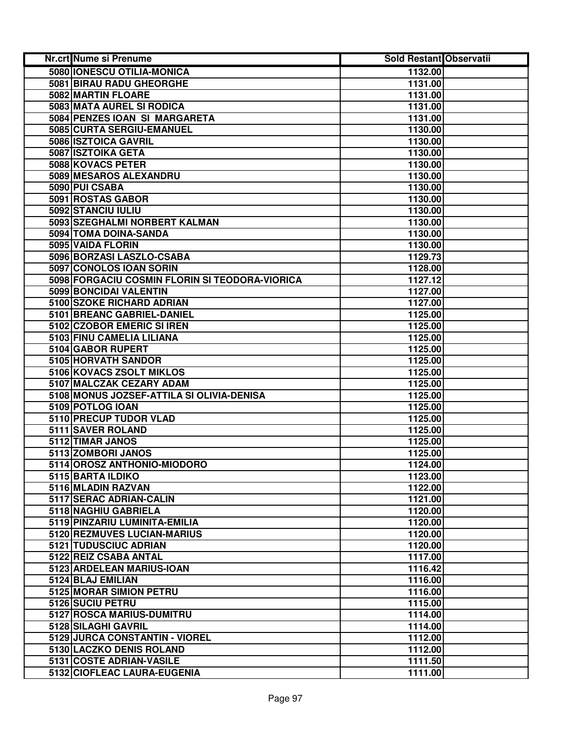| Nr.crt | Nume si Prenume | Sold Restant | Observatii |
|---|---|---|---|
| 5080 | IONESCU OTILIA-MONICA | 1132.00 | |
| 5081 | BIRAU RADU GHEORGHE | 1131.00 | |
| 5082 | MARTIN FLOARE | 1131.00 | |
| 5083 | MATA AUREL SI RODICA | 1131.00 | |
| 5084 | PENZES IOAN SI MARGARETA | 1131.00 | |
| 5085 | CURTA SERGIU-EMANUEL | 1130.00 | |
| 5086 | ISZTOICA GAVRIL | 1130.00 | |
| 5087 | ISZTOIKA GETA | 1130.00 | |
| 5088 | KOVACS PETER | 1130.00 | |
| 5089 | MESAROS ALEXANDRU | 1130.00 | |
| 5090 | PUI CSABA | 1130.00 | |
| 5091 | ROSTAS GABOR | 1130.00 | |
| 5092 | STANCIU IULIU | 1130.00 | |
| 5093 | SZEGHALMI NORBERT KALMAN | 1130.00 | |
| 5094 | TOMA DOINA-SANDA | 1130.00 | |
| 5095 | VAIDA FLORIN | 1130.00 | |
| 5096 | BORZASI LASZLO-CSABA | 1129.73 | |
| 5097 | CONOLOS IOAN SORIN | 1128.00 | |
| 5098 | FORGACIU COSMIN FLORIN SI TEODORA-VIORICA | 1127.12 | |
| 5099 | BONCIDAI VALENTIN | 1127.00 | |
| 5100 | SZOKE RICHARD ADRIAN | 1127.00 | |
| 5101 | BREANC GABRIEL-DANIEL | 1125.00 | |
| 5102 | CZOBOR EMERIC SI IREN | 1125.00 | |
| 5103 | FINU CAMELIA LILIANA | 1125.00 | |
| 5104 | GABOR RUPERT | 1125.00 | |
| 5105 | HORVATH SANDOR | 1125.00 | |
| 5106 | KOVACS ZSOLT MIKLOS | 1125.00 | |
| 5107 | MALCZAK CEZARY ADAM | 1125.00 | |
| 5108 | MONUS JOZSEF-ATTILA SI OLIVIA-DENISA | 1125.00 | |
| 5109 | POTLOG IOAN | 1125.00 | |
| 5110 | PRECUP TUDOR VLAD | 1125.00 | |
| 5111 | SAVER ROLAND | 1125.00 | |
| 5112 | TIMAR JANOS | 1125.00 | |
| 5113 | ZOMBORI JANOS | 1125.00 | |
| 5114 | OROSZ ANTHONIO-MIODORO | 1124.00 | |
| 5115 | BARTA ILDIKO | 1123.00 | |
| 5116 | MLADIN RAZVAN | 1122.00 | |
| 5117 | SERAC ADRIAN-CALIN | 1121.00 | |
| 5118 | NAGHIU GABRIELA | 1120.00 | |
| 5119 | PINZARIU LUMINITA-EMILIA | 1120.00 | |
| 5120 | REZMUVES LUCIAN-MARIUS | 1120.00 | |
| 5121 | TUDUSCIUC ADRIAN | 1120.00 | |
| 5122 | REIZ CSABA ANTAL | 1117.00 | |
| 5123 | ARDELEAN MARIUS-IOAN | 1116.42 | |
| 5124 | BLAJ EMILIAN | 1116.00 | |
| 5125 | MORAR SIMION PETRU | 1116.00 | |
| 5126 | SUCIU PETRU | 1115.00 | |
| 5127 | ROSCA MARIUS-DUMITRU | 1114.00 | |
| 5128 | SILAGHI GAVRIL | 1114.00 | |
| 5129 | JURCA CONSTANTIN - VIOREL | 1112.00 | |
| 5130 | LACZKO DENIS ROLAND | 1112.00 | |
| 5131 | COSTE ADRIAN-VASILE | 1111.50 | |
| 5132 | CIOFLEAC LAURA-EUGENIA | 1111.00 | |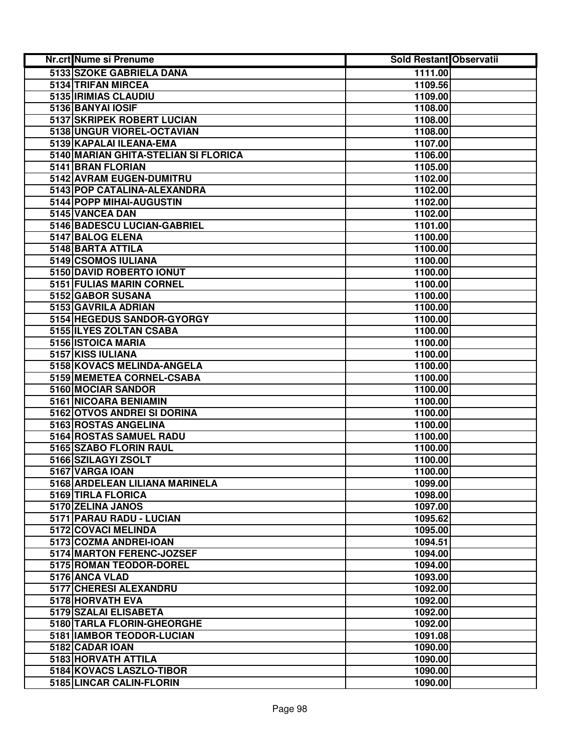| Nr.crt | Nume si Prenume | Sold Restant | Observatii |
|---|---|---|---|
| 5133 | SZOKE GABRIELA DANA | 1111.00 | |
| 5134 | TRIFAN MIRCEA | 1109.56 | |
| 5135 | IRIMIAS CLAUDIU | 1109.00 | |
| 5136 | BANYAI IOSIF | 1108.00 | |
| 5137 | SKRIPEK ROBERT LUCIAN | 1108.00 | |
| 5138 | UNGUR VIOREL-OCTAVIAN | 1108.00 | |
| 5139 | KAPALAI ILEANA-EMA | 1107.00 | |
| 5140 | MARIAN GHITA-STELIAN SI FLORICA | 1106.00 | |
| 5141 | BRAN FLORIAN | 1105.00 | |
| 5142 | AVRAM EUGEN-DUMITRU | 1102.00 | |
| 5143 | POP CATALINA-ALEXANDRA | 1102.00 | |
| 5144 | POPP MIHAI-AUGUSTIN | 1102.00 | |
| 5145 | VANCEA DAN | 1102.00 | |
| 5146 | BADESCU LUCIAN-GABRIEL | 1101.00 | |
| 5147 | BALOG ELENA | 1100.00 | |
| 5148 | BARTA ATTILA | 1100.00 | |
| 5149 | CSOMOS IULIANA | 1100.00 | |
| 5150 | DAVID ROBERTO IONUT | 1100.00 | |
| 5151 | FULIAS MARIN CORNEL | 1100.00 | |
| 5152 | GABOR SUSANA | 1100.00 | |
| 5153 | GAVRILA ADRIAN | 1100.00 | |
| 5154 | HEGEDUS SANDOR-GYORGY | 1100.00 | |
| 5155 | ILYES ZOLTAN CSABA | 1100.00 | |
| 5156 | ISTOICA MARIA | 1100.00 | |
| 5157 | KISS IULIANA | 1100.00 | |
| 5158 | KOVACS MELINDA-ANGELA | 1100.00 | |
| 5159 | MEMETEA CORNEL-CSABA | 1100.00 | |
| 5160 | MOCIAR SANDOR | 1100.00 | |
| 5161 | NICOARA BENIAMIN | 1100.00 | |
| 5162 | OTVOS ANDREI SI DORINA | 1100.00 | |
| 5163 | ROSTAS ANGELINA | 1100.00 | |
| 5164 | ROSTAS SAMUEL RADU | 1100.00 | |
| 5165 | SZABO FLORIN RAUL | 1100.00 | |
| 5166 | SZILAGYI ZSOLT | 1100.00 | |
| 5167 | VARGA IOAN | 1100.00 | |
| 5168 | ARDELEAN LILIANA MARINELA | 1099.00 | |
| 5169 | TIRLA FLORICA | 1098.00 | |
| 5170 | ZELINA JANOS | 1097.00 | |
| 5171 | PARAU RADU - LUCIAN | 1095.62 | |
| 5172 | COVACI MELINDA | 1095.00 | |
| 5173 | COZMA ANDREI-IOAN | 1094.51 | |
| 5174 | MARTON FERENC-JOZSEF | 1094.00 | |
| 5175 | ROMAN TEODOR-DOREL | 1094.00 | |
| 5176 | ANCA VLAD | 1093.00 | |
| 5177 | CHERESI ALEXANDRU | 1092.00 | |
| 5178 | HORVATH EVA | 1092.00 | |
| 5179 | SZALAI ELISABETA | 1092.00 | |
| 5180 | TARLA FLORIN-GHEORGHE | 1092.00 | |
| 5181 | IAMBOR TEODOR-LUCIAN | 1091.08 | |
| 5182 | CADAR IOAN | 1090.00 | |
| 5183 | HORVATH ATTILA | 1090.00 | |
| 5184 | KOVACS LASZLO-TIBOR | 1090.00 | |
| 5185 | LINCAR CALIN-FLORIN | 1090.00 | |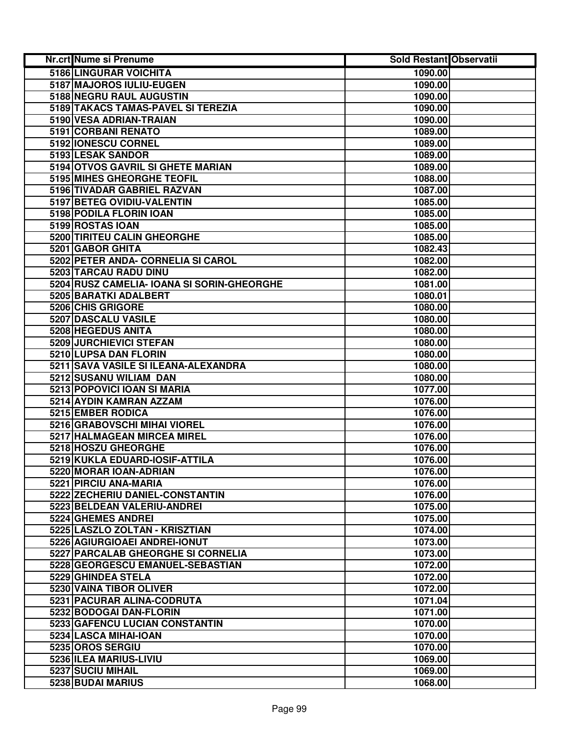| Nr.crt | Nume si Prenume | Sold Restant | Observatii |
|---|---|---|---|
| 5186 | LINGURAR VOICHITA | 1090.00 | |
| 5187 | MAJOROS IULIU-EUGEN | 1090.00 | |
| 5188 | NEGRU RAUL AUGUSTIN | 1090.00 | |
| 5189 | TAKACS TAMAS-PAVEL SI TEREZIA | 1090.00 | |
| 5190 | VESA ADRIAN-TRAIAN | 1090.00 | |
| 5191 | CORBANI RENATO | 1089.00 | |
| 5192 | IONESCU CORNEL | 1089.00 | |
| 5193 | LESAK SANDOR | 1089.00 | |
| 5194 | OTVOS GAVRIL SI GHETE MARIAN | 1089.00 | |
| 5195 | MIHES GHEORGHE TEOFIL | 1088.00 | |
| 5196 | TIVADAR GABRIEL RAZVAN | 1087.00 | |
| 5197 | BETEG OVIDIU-VALENTIN | 1085.00 | |
| 5198 | PODILA FLORIN IOAN | 1085.00 | |
| 5199 | ROSTAS IOAN | 1085.00 | |
| 5200 | TIRITEU CALIN GHEORGHE | 1085.00 | |
| 5201 | GABOR GHITA | 1082.43 | |
| 5202 | PETER ANDA- CORNELIA SI CAROL | 1082.00 | |
| 5203 | TARCAU RADU DINU | 1082.00 | |
| 5204 | RUSZ CAMELIA- IOANA SI SORIN-GHEORGHE | 1081.00 | |
| 5205 | BARATKI ADALBERT | 1080.01 | |
| 5206 | CHIS GRIGORE | 1080.00 | |
| 5207 | DASCALU VASILE | 1080.00 | |
| 5208 | HEGEDUS ANITA | 1080.00 | |
| 5209 | JURCHIEVICI STEFAN | 1080.00 | |
| 5210 | LUPSA DAN FLORIN | 1080.00 | |
| 5211 | SAVA VASILE SI ILEANA-ALEXANDRA | 1080.00 | |
| 5212 | SUSANU WILIAM DAN | 1080.00 | |
| 5213 | POPOVICI IOAN SI MARIA | 1077.00 | |
| 5214 | AYDIN KAMRAN AZZAM | 1076.00 | |
| 5215 | EMBER RODICA | 1076.00 | |
| 5216 | GRABOVSCHI MIHAI VIOREL | 1076.00 | |
| 5217 | HALMAGEAN MIRCEA MIREL | 1076.00 | |
| 5218 | HOSZU GHEORGHE | 1076.00 | |
| 5219 | KUKLA EDUARD-IOSIF-ATTILA | 1076.00 | |
| 5220 | MORAR IOAN-ADRIAN | 1076.00 | |
| 5221 | PIRCIU ANA-MARIA | 1076.00 | |
| 5222 | ZECHERIU DANIEL-CONSTANTIN | 1076.00 | |
| 5223 | BELDEAN VALERIU-ANDREI | 1075.00 | |
| 5224 | GHEMES ANDREI | 1075.00 | |
| 5225 | LASZLO ZOLTAN - KRISZTIAN | 1074.00 | |
| 5226 | AGIURGIOAEI ANDREI-IONUT | 1073.00 | |
| 5227 | PARCALAB GHEORGHE SI CORNELIA | 1073.00 | |
| 5228 | GEORGESCU EMANUEL-SEBASTIAN | 1072.00 | |
| 5229 | GHINDEA STELA | 1072.00 | |
| 5230 | VAINA TIBOR OLIVER | 1072.00 | |
| 5231 | PACURAR ALINA-CODRUTA | 1071.04 | |
| 5232 | BODOGAI DAN-FLORIN | 1071.00 | |
| 5233 | GAFENCU LUCIAN CONSTANTIN | 1070.00 | |
| 5234 | LASCA MIHAI-IOAN | 1070.00 | |
| 5235 | OROS SERGIU | 1070.00 | |
| 5236 | ILEA MARIUS-LIVIU | 1069.00 | |
| 5237 | SUCIU MIHAIL | 1069.00 | |
| 5238 | BUDAI MARIUS | 1068.00 | |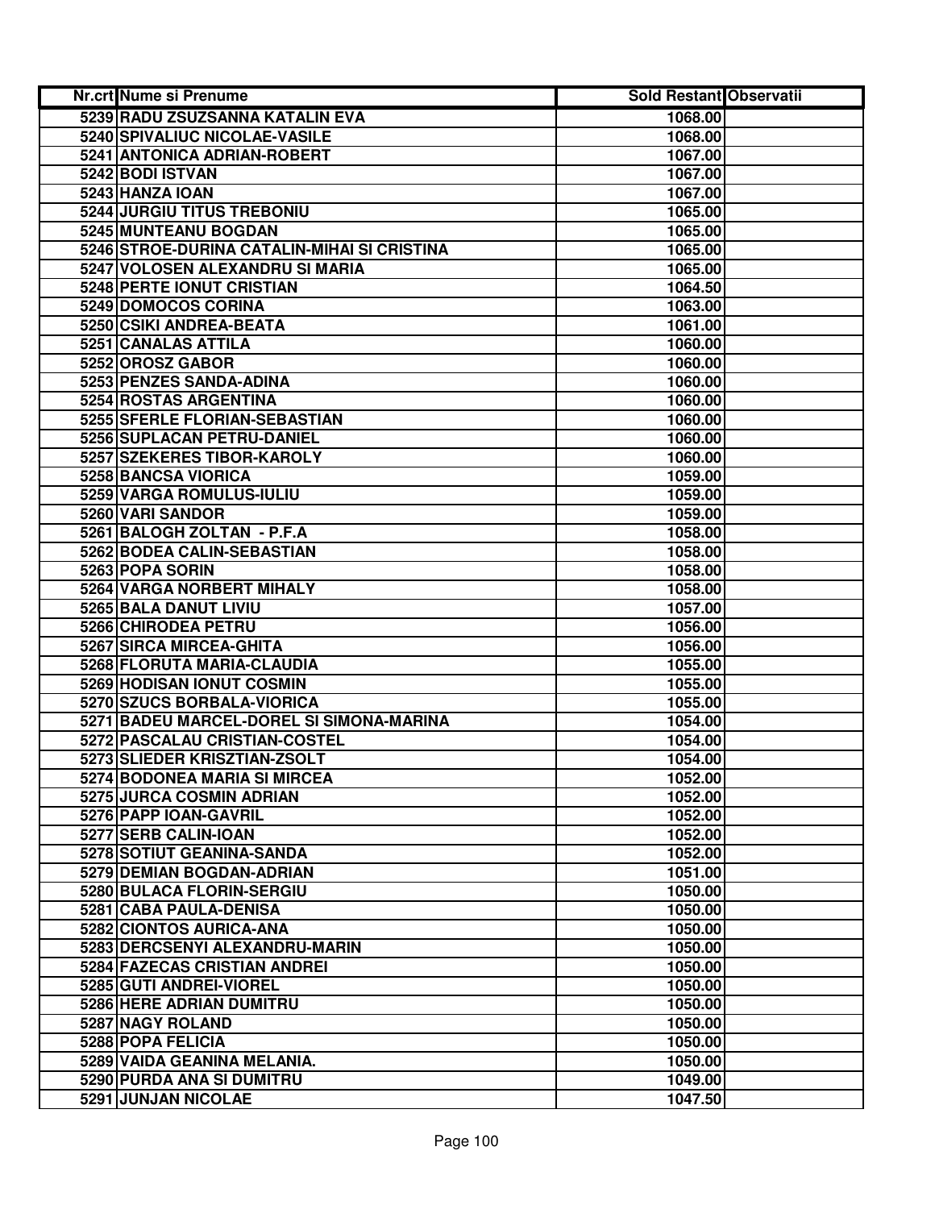| Nr.crt | Nume si Prenume | Sold Restant | Observatii |
|---|---|---|---|
| 5239 | RADU ZSUZSANNA KATALIN EVA | 1068.00 | |
| 5240 | SPIVALIUC NICOLAE-VASILE | 1068.00 | |
| 5241 | ANTONICA ADRIAN-ROBERT | 1067.00 | |
| 5242 | BODI ISTVAN | 1067.00 | |
| 5243 | HANZA IOAN | 1067.00 | |
| 5244 | JURGIU TITUS TREBONIU | 1065.00 | |
| 5245 | MUNTEANU BOGDAN | 1065.00 | |
| 5246 | STROE-DURINA CATALIN-MIHAI SI CRISTINA | 1065.00 | |
| 5247 | VOLOSEN ALEXANDRU SI MARIA | 1065.00 | |
| 5248 | PERTE IONUT CRISTIAN | 1064.50 | |
| 5249 | DOMOCOS CORINA | 1063.00 | |
| 5250 | CSIKI ANDREA-BEATA | 1061.00 | |
| 5251 | CANALAS ATTILA | 1060.00 | |
| 5252 | OROSZ GABOR | 1060.00 | |
| 5253 | PENZES SANDA-ADINA | 1060.00 | |
| 5254 | ROSTAS ARGENTINA | 1060.00 | |
| 5255 | SFERLE FLORIAN-SEBASTIAN | 1060.00 | |
| 5256 | SUPLACAN PETRU-DANIEL | 1060.00 | |
| 5257 | SZEKERES TIBOR-KAROLY | 1060.00 | |
| 5258 | BANCSA VIORICA | 1059.00 | |
| 5259 | VARGA ROMULUS-IULIU | 1059.00 | |
| 5260 | VARI SANDOR | 1059.00 | |
| 5261 | BALOGH ZOLTAN - P.F.A | 1058.00 | |
| 5262 | BODEA CALIN-SEBASTIAN | 1058.00 | |
| 5263 | POPA SORIN | 1058.00 | |
| 5264 | VARGA NORBERT MIHALY | 1058.00 | |
| 5265 | BALA DANUT LIVIU | 1057.00 | |
| 5266 | CHIRODEA PETRU | 1056.00 | |
| 5267 | SIRCA MIRCEA-GHITA | 1056.00 | |
| 5268 | FLORUTA MARIA-CLAUDIA | 1055.00 | |
| 5269 | HODISAN IONUT COSMIN | 1055.00 | |
| 5270 | SZUCS BORBALA-VIORICA | 1055.00 | |
| 5271 | BADEU MARCEL-DOREL SI SIMONA-MARINA | 1054.00 | |
| 5272 | PASCALAU CRISTIAN-COSTEL | 1054.00 | |
| 5273 | SLIEDER KRISZTIAN-ZSOLT | 1054.00 | |
| 5274 | BODONEA MARIA SI MIRCEA | 1052.00 | |
| 5275 | JURCA COSMIN ADRIAN | 1052.00 | |
| 5276 | PAPP IOAN-GAVRIL | 1052.00 | |
| 5277 | SERB CALIN-IOAN | 1052.00 | |
| 5278 | SOTIUT GEANINA-SANDA | 1052.00 | |
| 5279 | DEMIAN BOGDAN-ADRIAN | 1051.00 | |
| 5280 | BULACA FLORIN-SERGIU | 1050.00 | |
| 5281 | CABA PAULA-DENISA | 1050.00 | |
| 5282 | CIONTOS AURICA-ANA | 1050.00 | |
| 5283 | DERCSENYI ALEXANDRU-MARIN | 1050.00 | |
| 5284 | FAZECAS CRISTIAN ANDREI | 1050.00 | |
| 5285 | GUTI ANDREI-VIOREL | 1050.00 | |
| 5286 | HERE ADRIAN DUMITRU | 1050.00 | |
| 5287 | NAGY ROLAND | 1050.00 | |
| 5288 | POPA FELICIA | 1050.00 | |
| 5289 | VAIDA GEANINA MELANIA. | 1050.00 | |
| 5290 | PURDA ANA SI DUMITRU | 1049.00 | |
| 5291 | JUNJAN NICOLAE | 1047.50 | |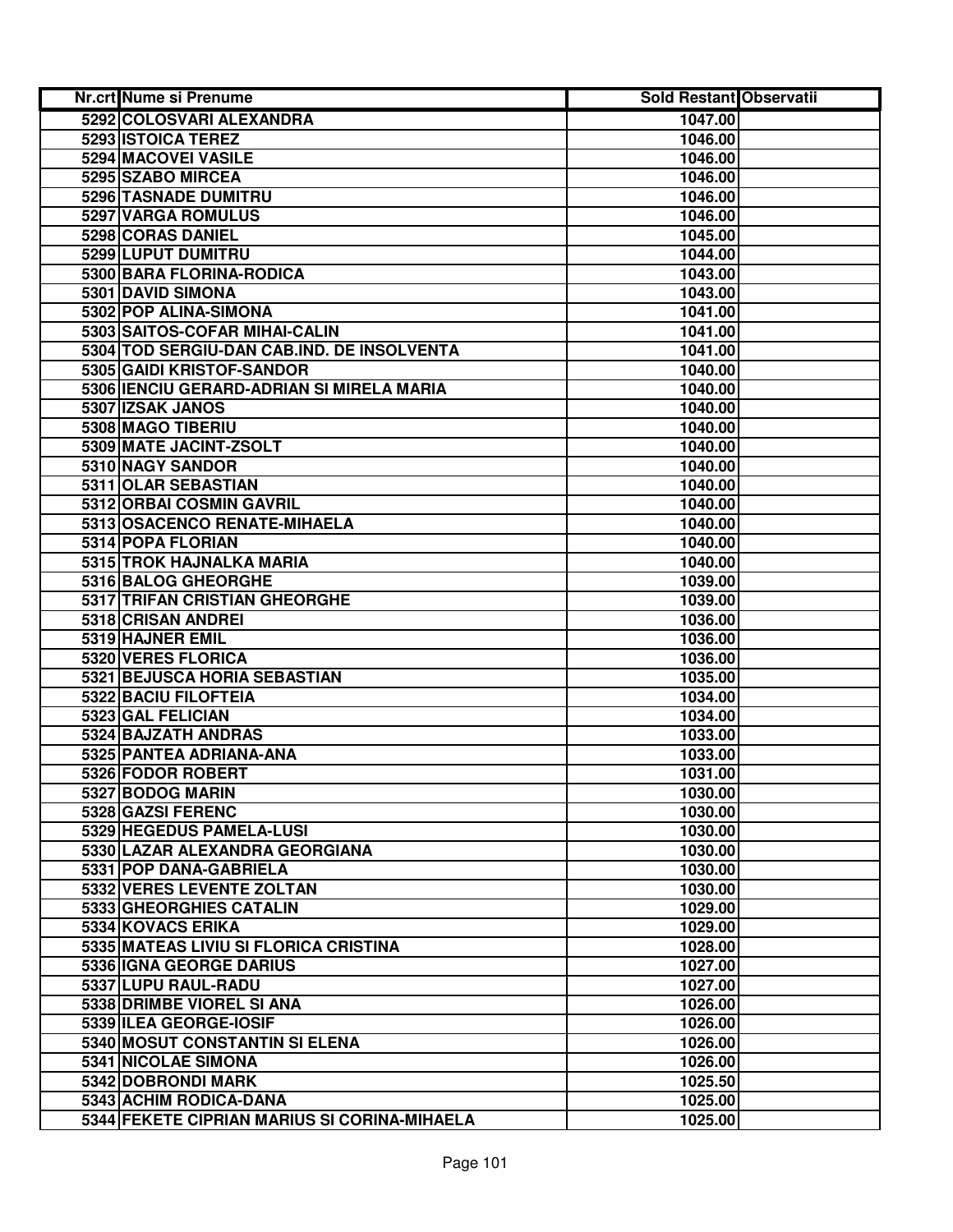| Nr.crt | Nume si Prenume | Sold Restant | Observatii |
|---|---|---|---|
| 5292 | COLOSVARI ALEXANDRA | 1047.00 | |
| 5293 | ISTOICA TEREZ | 1046.00 | |
| 5294 | MACOVEI VASILE | 1046.00 | |
| 5295 | SZABO MIRCEA | 1046.00 | |
| 5296 | TASNADE DUMITRU | 1046.00 | |
| 5297 | VARGA ROMULUS | 1046.00 | |
| 5298 | CORAS DANIEL | 1045.00 | |
| 5299 | LUPUT DUMITRU | 1044.00 | |
| 5300 | BARA FLORINA-RODICA | 1043.00 | |
| 5301 | DAVID SIMONA | 1043.00 | |
| 5302 | POP ALINA-SIMONA | 1041.00 | |
| 5303 | SAITOS-COFAR MIHAI-CALIN | 1041.00 | |
| 5304 | TOD SERGIU-DAN CAB.IND. DE INSOLVENTA | 1041.00 | |
| 5305 | GAIDI KRISTOF-SANDOR | 1040.00 | |
| 5306 | IENCIU GERARD-ADRIAN SI MIRELA MARIA | 1040.00 | |
| 5307 | IZSAK JANOS | 1040.00 | |
| 5308 | MAGO TIBERIU | 1040.00 | |
| 5309 | MATE JACINT-ZSOLT | 1040.00 | |
| 5310 | NAGY SANDOR | 1040.00 | |
| 5311 | OLAR SEBASTIAN | 1040.00 | |
| 5312 | ORBAI COSMIN GAVRIL | 1040.00 | |
| 5313 | OSACENCO RENATE-MIHAELA | 1040.00 | |
| 5314 | POPA FLORIAN | 1040.00 | |
| 5315 | TROK HAJNALKA MARIA | 1040.00 | |
| 5316 | BALOG GHEORGHE | 1039.00 | |
| 5317 | TRIFAN CRISTIAN GHEORGHE | 1039.00 | |
| 5318 | CRISAN ANDREI | 1036.00 | |
| 5319 | HAJNER EMIL | 1036.00 | |
| 5320 | VERES FLORICA | 1036.00 | |
| 5321 | BEJUSCA HORIA SEBASTIAN | 1035.00 | |
| 5322 | BACIU FILOFTEIA | 1034.00 | |
| 5323 | GAL FELICIAN | 1034.00 | |
| 5324 | BAJZATH ANDRAS | 1033.00 | |
| 5325 | PANTEA ADRIANA-ANA | 1033.00 | |
| 5326 | FODOR ROBERT | 1031.00 | |
| 5327 | BODOG MARIN | 1030.00 | |
| 5328 | GAZSI FERENC | 1030.00 | |
| 5329 | HEGEDUS PAMELA-LUSI | 1030.00 | |
| 5330 | LAZAR ALEXANDRA GEORGIANA | 1030.00 | |
| 5331 | POP DANA-GABRIELA | 1030.00 | |
| 5332 | VERES LEVENTE ZOLTAN | 1030.00 | |
| 5333 | GHEORGHIES CATALIN | 1029.00 | |
| 5334 | KOVACS ERIKA | 1029.00 | |
| 5335 | MATEAS LIVIU SI FLORICA CRISTINA | 1028.00 | |
| 5336 | IGNA GEORGE DARIUS | 1027.00 | |
| 5337 | LUPU RAUL-RADU | 1027.00 | |
| 5338 | DRIMBE VIOREL SI ANA | 1026.00 | |
| 5339 | ILEA GEORGE-IOSIF | 1026.00 | |
| 5340 | MOSUT CONSTANTIN SI ELENA | 1026.00 | |
| 5341 | NICOLAE SIMONA | 1026.00 | |
| 5342 | DOBRONDI MARK | 1025.50 | |
| 5343 | ACHIM RODICA-DANA | 1025.00 | |
| 5344 | FEKETE CIPRIAN MARIUS SI CORINA-MIHAELA | 1025.00 | |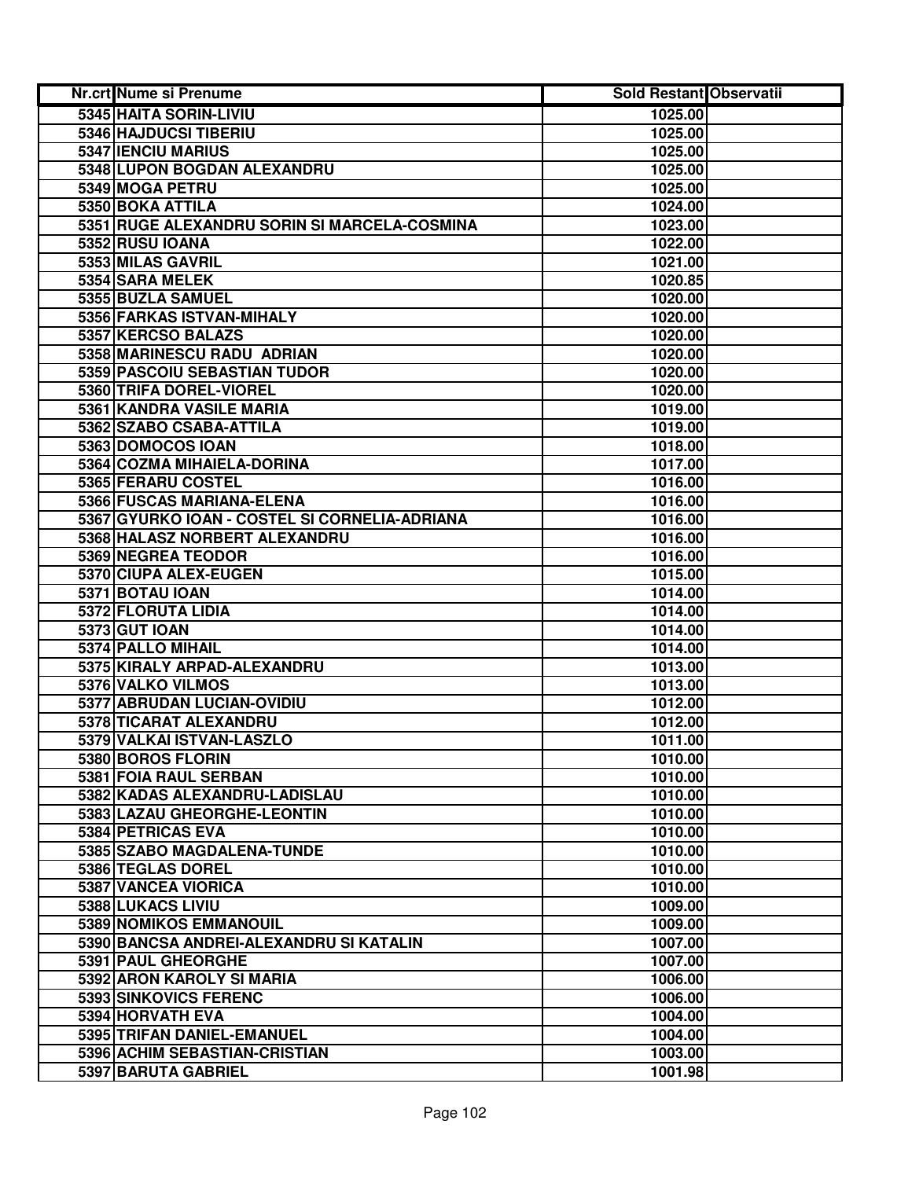| Nr.crt | Nume si Prenume | Sold Restant | Observatii |
|---|---|---|---|
| 5345 | HAITA SORIN-LIVIU | 1025.00 | |
| 5346 | HAJDUCSI TIBERIU | 1025.00 | |
| 5347 | IENCIU MARIUS | 1025.00 | |
| 5348 | LUPON BOGDAN ALEXANDRU | 1025.00 | |
| 5349 | MOGA PETRU | 1025.00 | |
| 5350 | BOKA ATTILA | 1024.00 | |
| 5351 | RUGE ALEXANDRU SORIN SI MARCELA-COSMINA | 1023.00 | |
| 5352 | RUSU IOANA | 1022.00 | |
| 5353 | MILAS GAVRIL | 1021.00 | |
| 5354 | SARA MELEK | 1020.85 | |
| 5355 | BUZLA SAMUEL | 1020.00 | |
| 5356 | FARKAS ISTVAN-MIHALY | 1020.00 | |
| 5357 | KERCSO BALAZS | 1020.00 | |
| 5358 | MARINESCU RADU ADRIAN | 1020.00 | |
| 5359 | PASCOIU SEBASTIAN TUDOR | 1020.00 | |
| 5360 | TRIFA DOREL-VIOREL | 1020.00 | |
| 5361 | KANDRA VASILE MARIA | 1019.00 | |
| 5362 | SZABO CSABA-ATTILA | 1019.00 | |
| 5363 | DOMOCOS IOAN | 1018.00 | |
| 5364 | COZMA MIHAIELA-DORINA | 1017.00 | |
| 5365 | FERARU COSTEL | 1016.00 | |
| 5366 | FUSCAS MARIANA-ELENA | 1016.00 | |
| 5367 | GYURKO IOAN - COSTEL SI CORNELIA-ADRIANA | 1016.00 | |
| 5368 | HALASZ NORBERT ALEXANDRU | 1016.00 | |
| 5369 | NEGREA TEODOR | 1016.00 | |
| 5370 | CIUPA ALEX-EUGEN | 1015.00 | |
| 5371 | BOTAU IOAN | 1014.00 | |
| 5372 | FLORUTA LIDIA | 1014.00 | |
| 5373 | GUT IOAN | 1014.00 | |
| 5374 | PALLO MIHAIL | 1014.00 | |
| 5375 | KIRALY ARPAD-ALEXANDRU | 1013.00 | |
| 5376 | VALKO VILMOS | 1013.00 | |
| 5377 | ABRUDAN LUCIAN-OVIDIU | 1012.00 | |
| 5378 | TICARAT ALEXANDRU | 1012.00 | |
| 5379 | VALKAI ISTVAN-LASZLO | 1011.00 | |
| 5380 | BOROS FLORIN | 1010.00 | |
| 5381 | FOIA RAUL SERBAN | 1010.00 | |
| 5382 | KADAS ALEXANDRU-LADISLAU | 1010.00 | |
| 5383 | LAZAU GHEORGHE-LEONTIN | 1010.00 | |
| 5384 | PETRICAS EVA | 1010.00 | |
| 5385 | SZABO MAGDALENA-TUNDE | 1010.00 | |
| 5386 | TEGLAS DOREL | 1010.00 | |
| 5387 | VANCEA VIORICA | 1010.00 | |
| 5388 | LUKACS LIVIU | 1009.00 | |
| 5389 | NOMIKOS EMMANOUIL | 1009.00 | |
| 5390 | BANCSA ANDREI-ALEXANDRU SI KATALIN | 1007.00 | |
| 5391 | PAUL GHEORGHE | 1007.00 | |
| 5392 | ARON KAROLY SI MARIA | 1006.00 | |
| 5393 | SINKOVICS FERENC | 1006.00 | |
| 5394 | HORVATH EVA | 1004.00 | |
| 5395 | TRIFAN DANIEL-EMANUEL | 1004.00 | |
| 5396 | ACHIM SEBASTIAN-CRISTIAN | 1003.00 | |
| 5397 | BARUTA GABRIEL | 1001.98 | |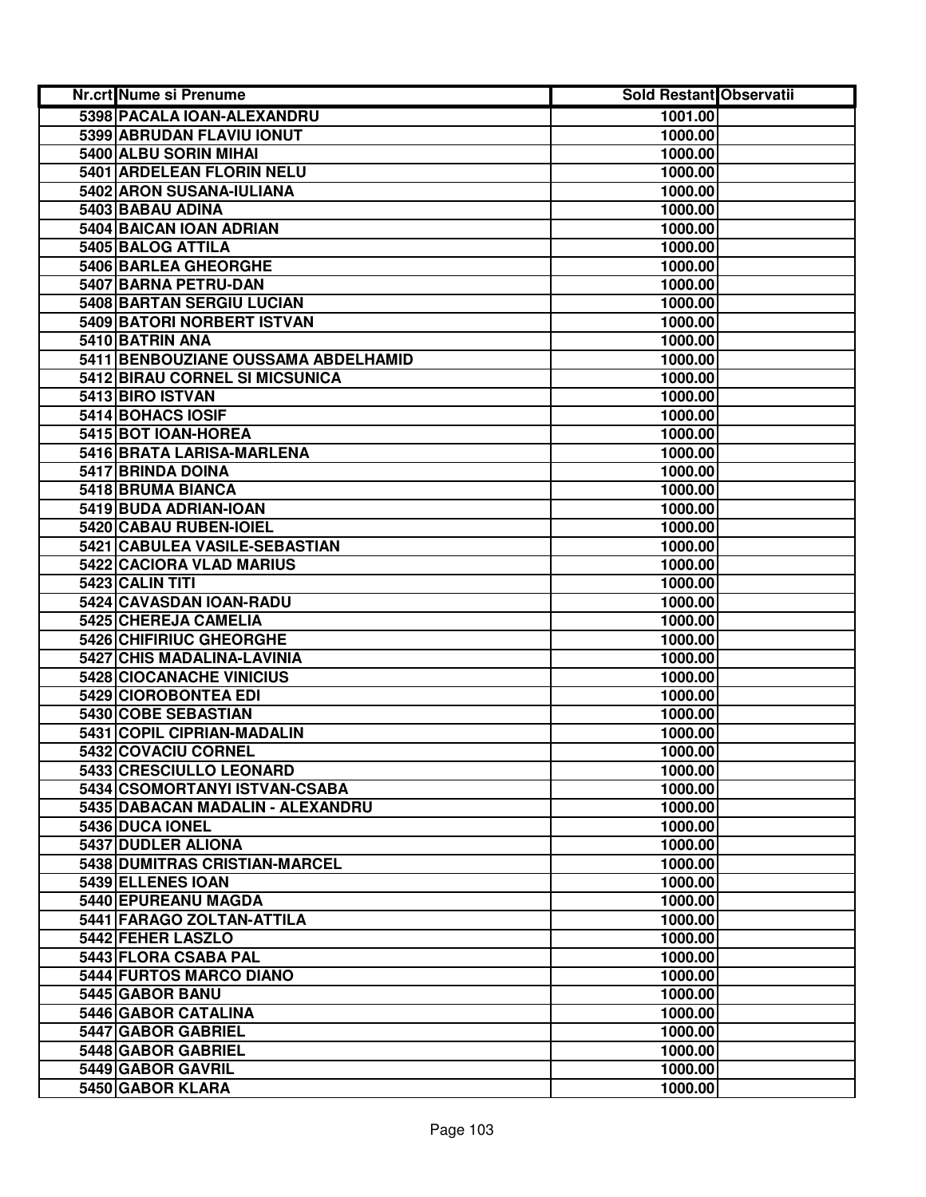| Nr.crt | Nume si Prenume | Sold Restant | Observatii |
|---|---|---|---|
| 5398 | PACALA IOAN-ALEXANDRU | 1001.00 | |
| 5399 | ABRUDAN FLAVIU IONUT | 1000.00 | |
| 5400 | ALBU SORIN MIHAI | 1000.00 | |
| 5401 | ARDELEAN FLORIN NELU | 1000.00 | |
| 5402 | ARON SUSANA-IULIANA | 1000.00 | |
| 5403 | BABAU ADINA | 1000.00 | |
| 5404 | BAICAN IOAN ADRIAN | 1000.00 | |
| 5405 | BALOG ATTILA | 1000.00 | |
| 5406 | BARLEA GHEORGHE | 1000.00 | |
| 5407 | BARNA PETRU-DAN | 1000.00 | |
| 5408 | BARTAN SERGIU LUCIAN | 1000.00 | |
| 5409 | BATORI NORBERT ISTVAN | 1000.00 | |
| 5410 | BATRIN ANA | 1000.00 | |
| 5411 | BENBOUZIANE OUSSAMA ABDELHAMID | 1000.00 | |
| 5412 | BIRAU CORNEL SI MICSUNICA | 1000.00 | |
| 5413 | BIRO ISTVAN | 1000.00 | |
| 5414 | BOHACS IOSIF | 1000.00 | |
| 5415 | BOT IOAN-HOREA | 1000.00 | |
| 5416 | BRATA LARISA-MARLENA | 1000.00 | |
| 5417 | BRINDA DOINA | 1000.00 | |
| 5418 | BRUMA BIANCA | 1000.00 | |
| 5419 | BUDA ADRIAN-IOAN | 1000.00 | |
| 5420 | CABAU RUBEN-IOIEL | 1000.00 | |
| 5421 | CABULEA VASILE-SEBASTIAN | 1000.00 | |
| 5422 | CACIORA VLAD MARIUS | 1000.00 | |
| 5423 | CALIN TITI | 1000.00 | |
| 5424 | CAVASDAN IOAN-RADU | 1000.00 | |
| 5425 | CHEREJA CAMELIA | 1000.00 | |
| 5426 | CHIFIRIUC GHEORGHE | 1000.00 | |
| 5427 | CHIS MADALINA-LAVINIA | 1000.00 | |
| 5428 | CIOCANACHE VINICIUS | 1000.00 | |
| 5429 | CIOROBONTEA EDI | 1000.00 | |
| 5430 | COBE SEBASTIAN | 1000.00 | |
| 5431 | COPIL CIPRIAN-MADALIN | 1000.00 | |
| 5432 | COVACIU CORNEL | 1000.00 | |
| 5433 | CRESCIULLO LEONARD | 1000.00 | |
| 5434 | CSOMORTANYI ISTVAN-CSABA | 1000.00 | |
| 5435 | DABACAN MADALIN - ALEXANDRU | 1000.00 | |
| 5436 | DUCA IONEL | 1000.00 | |
| 5437 | DUDLER ALIONA | 1000.00 | |
| 5438 | DUMITRAS CRISTIAN-MARCEL | 1000.00 | |
| 5439 | ELLENES IOAN | 1000.00 | |
| 5440 | EPUREANU MAGDA | 1000.00 | |
| 5441 | FARAGO ZOLTAN-ATTILA | 1000.00 | |
| 5442 | FEHER LASZLO | 1000.00 | |
| 5443 | FLORA CSABA PAL | 1000.00 | |
| 5444 | FURTOS MARCO DIANO | 1000.00 | |
| 5445 | GABOR BANU | 1000.00 | |
| 5446 | GABOR CATALINA | 1000.00 | |
| 5447 | GABOR GABRIEL | 1000.00 | |
| 5448 | GABOR GABRIEL | 1000.00 | |
| 5449 | GABOR GAVRIL | 1000.00 | |
| 5450 | GABOR KLARA | 1000.00 | |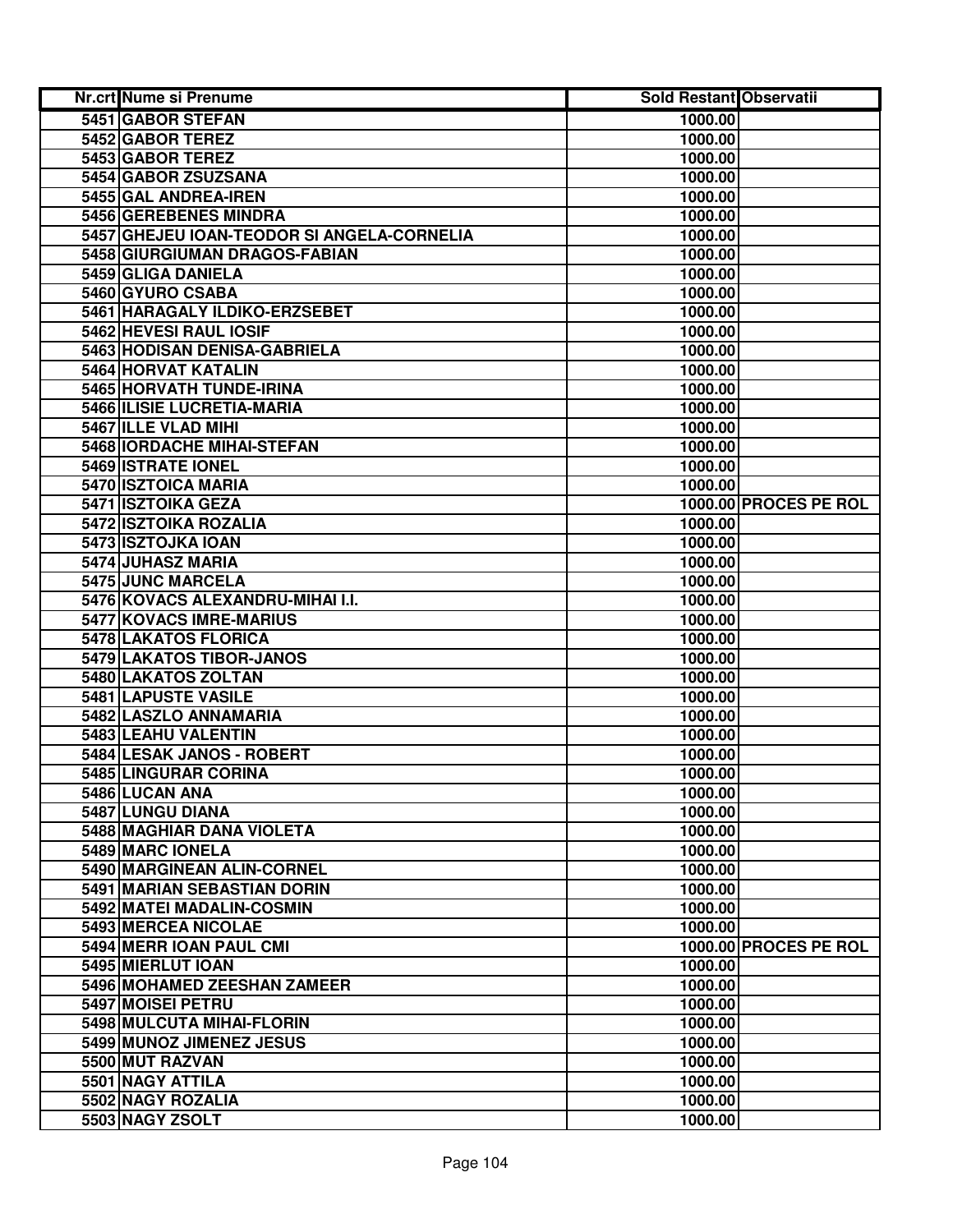| Nr.crt | Nume si Prenume | Sold Restant | Observatii |
|---|---|---|---|
| 5451 | GABOR STEFAN | 1000.00 | |
| 5452 | GABOR TEREZ | 1000.00 | |
| 5453 | GABOR TEREZ | 1000.00 | |
| 5454 | GABOR ZSUZSANA | 1000.00 | |
| 5455 | GAL ANDREA-IREN | 1000.00 | |
| 5456 | GEREBENES MINDRA | 1000.00 | |
| 5457 | GHEJEU IOAN-TEODOR SI ANGELA-CORNELIA | 1000.00 | |
| 5458 | GIURGIUMAN DRAGOS-FABIAN | 1000.00 | |
| 5459 | GLIGA DANIELA | 1000.00 | |
| 5460 | GYURO CSABA | 1000.00 | |
| 5461 | HARAGALY ILDIKO-ERZSEBET | 1000.00 | |
| 5462 | HEVESI RAUL IOSIF | 1000.00 | |
| 5463 | HODISAN DENISA-GABRIELA | 1000.00 | |
| 5464 | HORVAT KATALIN | 1000.00 | |
| 5465 | HORVATH TUNDE-IRINA | 1000.00 | |
| 5466 | ILISIE LUCRETIA-MARIA | 1000.00 | |
| 5467 | ILLE VLAD MIHI | 1000.00 | |
| 5468 | IORDACHE MIHAI-STEFAN | 1000.00 | |
| 5469 | ISTRATE IONEL | 1000.00 | |
| 5470 | ISZTOICA MARIA | 1000.00 | |
| 5471 | ISZTOIKA GEZA | 1000.00 | PROCES PE ROL |
| 5472 | ISZTOIKA ROZALIA | 1000.00 | |
| 5473 | ISZTOJKA IOAN | 1000.00 | |
| 5474 | JUHASZ MARIA | 1000.00 | |
| 5475 | JUNC MARCELA | 1000.00 | |
| 5476 | KOVACS ALEXANDRU-MIHAI I.I. | 1000.00 | |
| 5477 | KOVACS IMRE-MARIUS | 1000.00 | |
| 5478 | LAKATOS FLORICA | 1000.00 | |
| 5479 | LAKATOS TIBOR-JANOS | 1000.00 | |
| 5480 | LAKATOS ZOLTAN | 1000.00 | |
| 5481 | LAPUSTE VASILE | 1000.00 | |
| 5482 | LASZLO ANNAMARIA | 1000.00 | |
| 5483 | LEAHU VALENTIN | 1000.00 | |
| 5484 | LESAK JANOS - ROBERT | 1000.00 | |
| 5485 | LINGURAR CORINA | 1000.00 | |
| 5486 | LUCAN ANA | 1000.00 | |
| 5487 | LUNGU DIANA | 1000.00 | |
| 5488 | MAGHIAR DANA VIOLETA | 1000.00 | |
| 5489 | MARC IONELA | 1000.00 | |
| 5490 | MARGINEAN ALIN-CORNEL | 1000.00 | |
| 5491 | MARIAN SEBASTIAN DORIN | 1000.00 | |
| 5492 | MATEI MADALIN-COSMIN | 1000.00 | |
| 5493 | MERCEA NICOLAE | 1000.00 | |
| 5494 | MERR IOAN PAUL CMI | 1000.00 | PROCES PE ROL |
| 5495 | MIERLUT IOAN | 1000.00 | |
| 5496 | MOHAMED ZEESHAN ZAMEER | 1000.00 | |
| 5497 | MOISEI PETRU | 1000.00 | |
| 5498 | MULCUTA MIHAI-FLORIN | 1000.00 | |
| 5499 | MUNOZ JIMENEZ JESUS | 1000.00 | |
| 5500 | MUT RAZVAN | 1000.00 | |
| 5501 | NAGY ATTILA | 1000.00 | |
| 5502 | NAGY ROZALIA | 1000.00 | |
| 5503 | NAGY ZSOLT | 1000.00 | |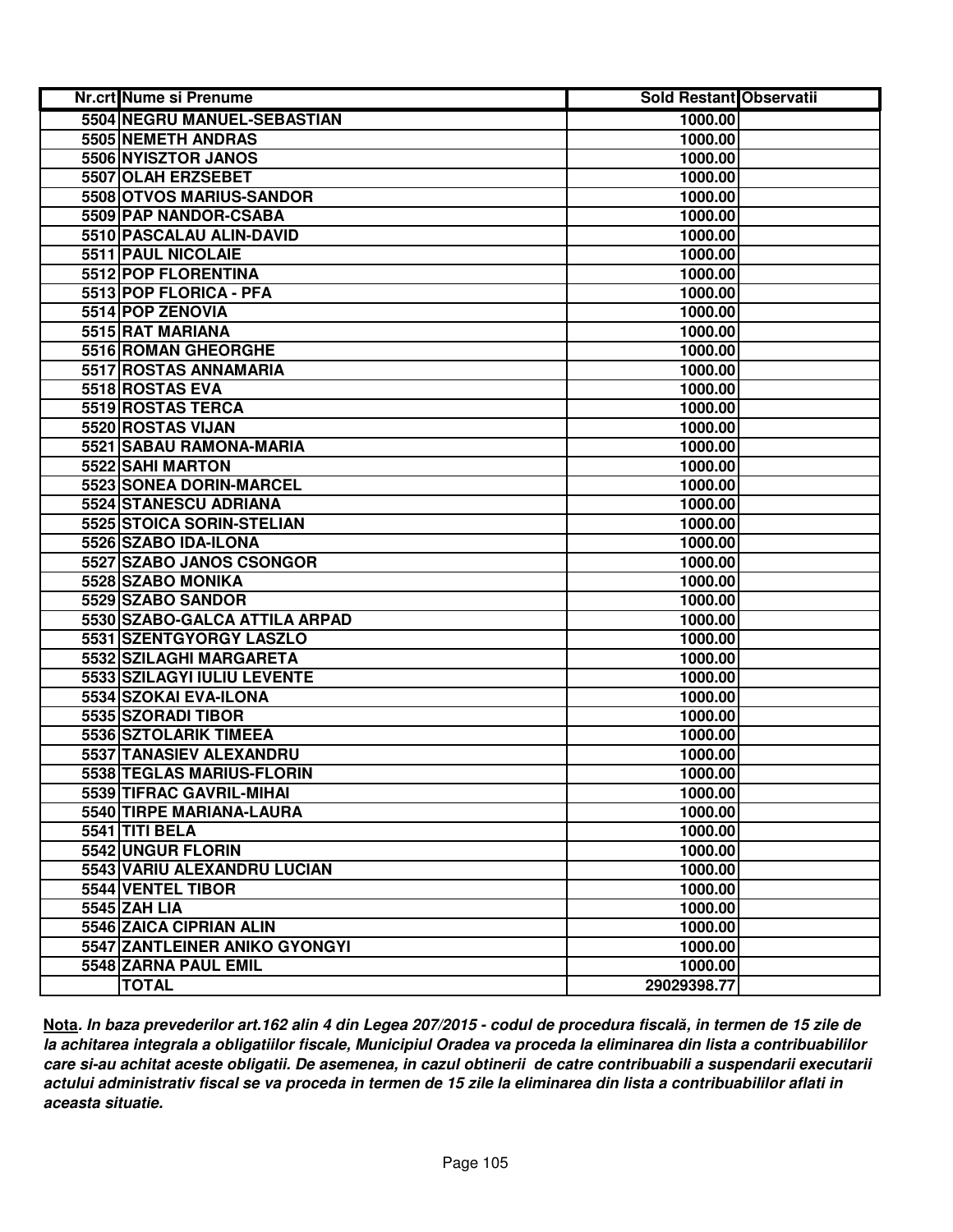| Nr.crt | Nume si Prenume | Sold Restant | Observatii |
|---|---|---|---|
| 5504 | NEGRU MANUEL-SEBASTIAN | 1000.00 | |
| 5505 | NEMETH ANDRAS | 1000.00 | |
| 5506 | NYISZTOR JANOS | 1000.00 | |
| 5507 | OLAH ERZSEBET | 1000.00 | |
| 5508 | OTVOS MARIUS-SANDOR | 1000.00 | |
| 5509 | PAP NANDOR-CSABA | 1000.00 | |
| 5510 | PASCALAU ALIN-DAVID | 1000.00 | |
| 5511 | PAUL NICOLAIE | 1000.00 | |
| 5512 | POP FLORENTINA | 1000.00 | |
| 5513 | POP FLORICA - PFA | 1000.00 | |
| 5514 | POP ZENOVIA | 1000.00 | |
| 5515 | RAT MARIANA | 1000.00 | |
| 5516 | ROMAN GHEORGHE | 1000.00 | |
| 5517 | ROSTAS ANNAMARIA | 1000.00 | |
| 5518 | ROSTAS EVA | 1000.00 | |
| 5519 | ROSTAS TERCA | 1000.00 | |
| 5520 | ROSTAS VIJAN | 1000.00 | |
| 5521 | SABAU RAMONA-MARIA | 1000.00 | |
| 5522 | SAHI MARTON | 1000.00 | |
| 5523 | SONEA DORIN-MARCEL | 1000.00 | |
| 5524 | STANESCU ADRIANA | 1000.00 | |
| 5525 | STOICA SORIN-STELIAN | 1000.00 | |
| 5526 | SZABO IDA-ILONA | 1000.00 | |
| 5527 | SZABO JANOS CSONGOR | 1000.00 | |
| 5528 | SZABO MONIKA | 1000.00 | |
| 5529 | SZABO SANDOR | 1000.00 | |
| 5530 | SZABO-GALCA ATTILA ARPAD | 1000.00 | |
| 5531 | SZENTGYORGY LASZLO | 1000.00 | |
| 5532 | SZILAGHI MARGARETA | 1000.00 | |
| 5533 | SZILAGYI IULIU LEVENTE | 1000.00 | |
| 5534 | SZOKAI EVA-ILONA | 1000.00 | |
| 5535 | SZORADI TIBOR | 1000.00 | |
| 5536 | SZTOLARIK TIMEEA | 1000.00 | |
| 5537 | TANASIEV ALEXANDRU | 1000.00 | |
| 5538 | TEGLAS MARIUS-FLORIN | 1000.00 | |
| 5539 | TIFRAC GAVRIL-MIHAI | 1000.00 | |
| 5540 | TIRPE MARIANA-LAURA | 1000.00 | |
| 5541 | TITI BELA | 1000.00 | |
| 5542 | UNGUR FLORIN | 1000.00 | |
| 5543 | VARIU ALEXANDRU LUCIAN | 1000.00 | |
| 5544 | VENTEL TIBOR | 1000.00 | |
| 5545 | ZAH LIA | 1000.00 | |
| 5546 | ZAICA CIPRIAN ALIN | 1000.00 | |
| 5547 | ZANTLEINER ANIKO GYONGYI | 1000.00 | |
| 5548 | ZARNA PAUL EMIL | 1000.00 | |
| | TOTAL | 29029398.77 | |

**Nota**. ***In baza prevederilor art.162 alin 4 din Legea 207/2015 - codul de procedura fiscală, in termen de 15 zile de la achitarea integrala a obligatiilor fiscale, Municipiul Oradea va proceda la eliminarea din lista a contribuabililor care si-au achitat aceste obligatii. De asemenea, in cazul obtinerii de catre contribuabili a suspendarii executarii actului administrativ fiscal se va proceda in termen de 15 zile la eliminarea din lista a contribuabililor aflati in aceasta situatie.***